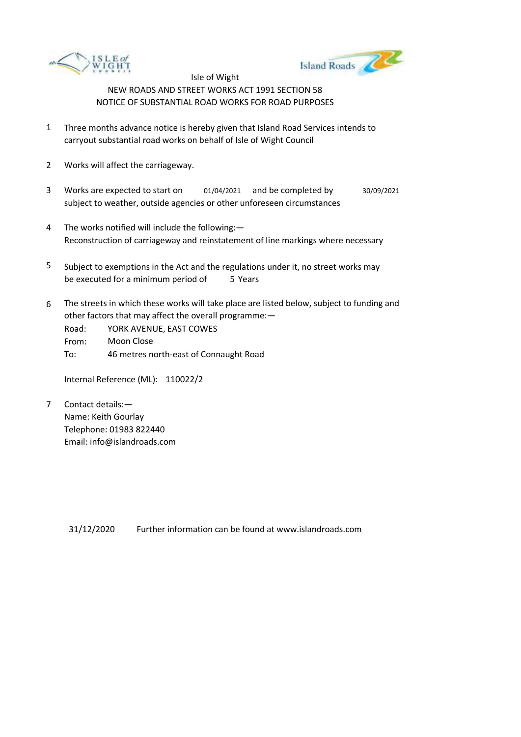Isle of Wight

NEW ROADS AND STREET WORKS ACT 1991 SECTION 58

NOTICE OF SUBSTANTIAL ROAD WORKS FOR ROAD PURPOSES

1. Three months advance notice is hereby given that Island Road Services intends to carryout substantial road works on behalf of Isle of Wight Council

2. Works will affect the carriageway.

3. Works are expected to start on 01/04/2021 and be completed by 30/09/2021 subject to weather, outside agencies or other unforeseen circumstances

4. The works notified will include the following:—
   Reconstruction of carriageway and reinstatement of line markings where necessary

5. Subject to exemptions in the Act and the regulations under it, no street works may be executed for a minimum period of 5 Years

6. The streets in which these works will take place are listed below, subject to funding and other factors that may affect the overall programme:—

   Road: YORK AVENUE, EAST COWES
   From: Moon Close
   To: 46 metres north-east of Connaught Road

   Internal Reference (ML): 110022/2

7. Contact details:—
   Name: Keith Gourlay
   Telephone: 01983 822440
   Email: info@islandroads.com

31/12/2020 Further information can be found at www.islandroads.com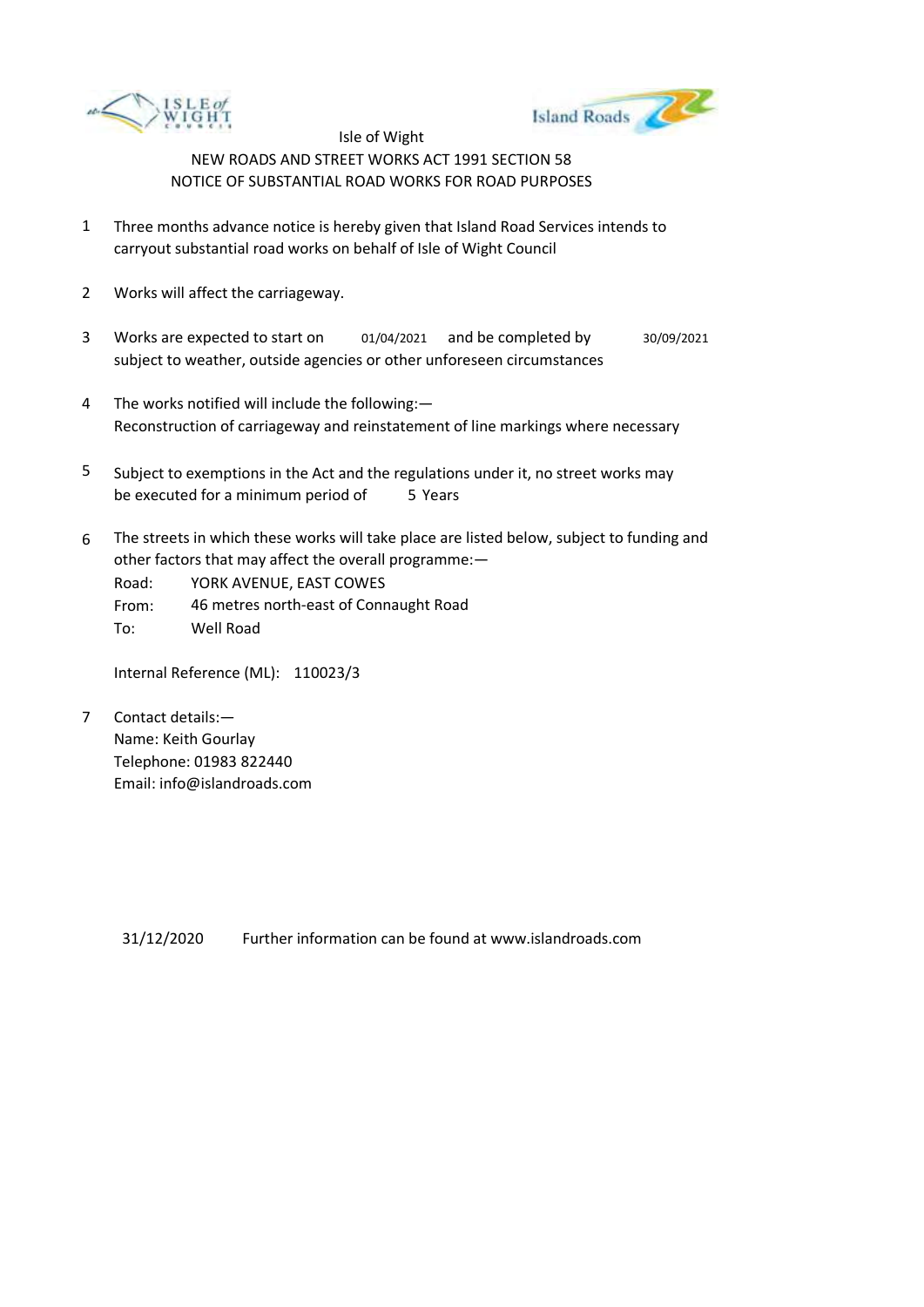Isle of Wight

NEW ROADS AND STREET WORKS ACT 1991 SECTION 58

NOTICE OF SUBSTANTIAL ROAD WORKS FOR ROAD PURPOSES

1. Three months advance notice is hereby given that Island Road Services intends to carryout substantial road works on behalf of Isle of Wight Council

2. Works will affect the carriageway.

3. Works are expected to start on 01/04/2021 and be completed by 30/09/2021 subject to weather, outside agencies or other unforeseen circumstances

4. The works notified will include the following:—
Reconstruction of carriageway and reinstatement of line markings where necessary

5. Subject to exemptions in the Act and the regulations under it, no street works may be executed for a minimum period of 5 Years

6. The streets in which these works will take place are listed below, subject to funding and other factors that may affect the overall programme:—
Road: YORK AVENUE, EAST COWES
From: 46 metres north-east of Connaught Road
To: Well Road

   Internal Reference (ML): 110023/3

7. Contact details:—
Name: Keith Gourlay
Telephone: 01983 822440
Email: info@islandroads.com

31/12/2020 Further information can be found at www.islandroads.com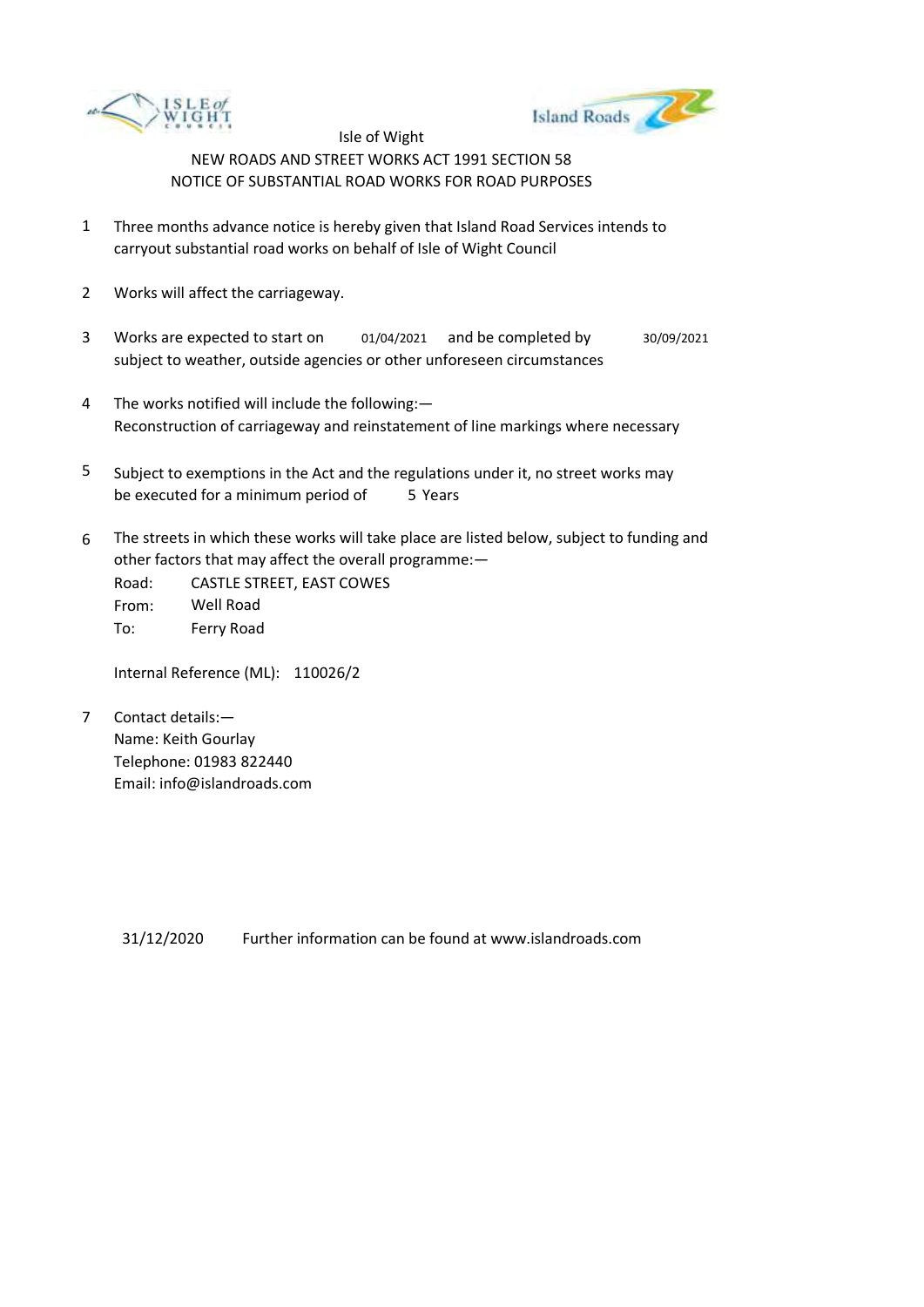Isle of Wight

NEW ROADS AND STREET WORKS ACT 1991 SECTION 58

NOTICE OF SUBSTANTIAL ROAD WORKS FOR ROAD PURPOSES

1. Three months advance notice is hereby given that Island Road Services intends to carryout substantial road works on behalf of Isle of Wight Council

2. Works will affect the carriageway.

3. Works are expected to start on 01/04/2021 and be completed by 30/09/2021 subject to weather, outside agencies or other unforeseen circumstances

4. The works notified will include the following:—
   Reconstruction of carriageway and reinstatement of line markings where necessary

5. Subject to exemptions in the Act and the regulations under it, no street works may be executed for a minimum period of 5 Years

6. The streets in which these works will take place are listed below, subject to funding and other factors that may affect the overall programme:—
   Road: CASTLE STREET, EAST COWES
   From: Well Road
   To: Ferry Road

   Internal Reference (ML): 110026/2

7. Contact details:—
   Name: Keith Gourlay
   Telephone: 01983 822440
   Email: info@islandroads.com

31/12/2020 Further information can be found at www.islandroads.com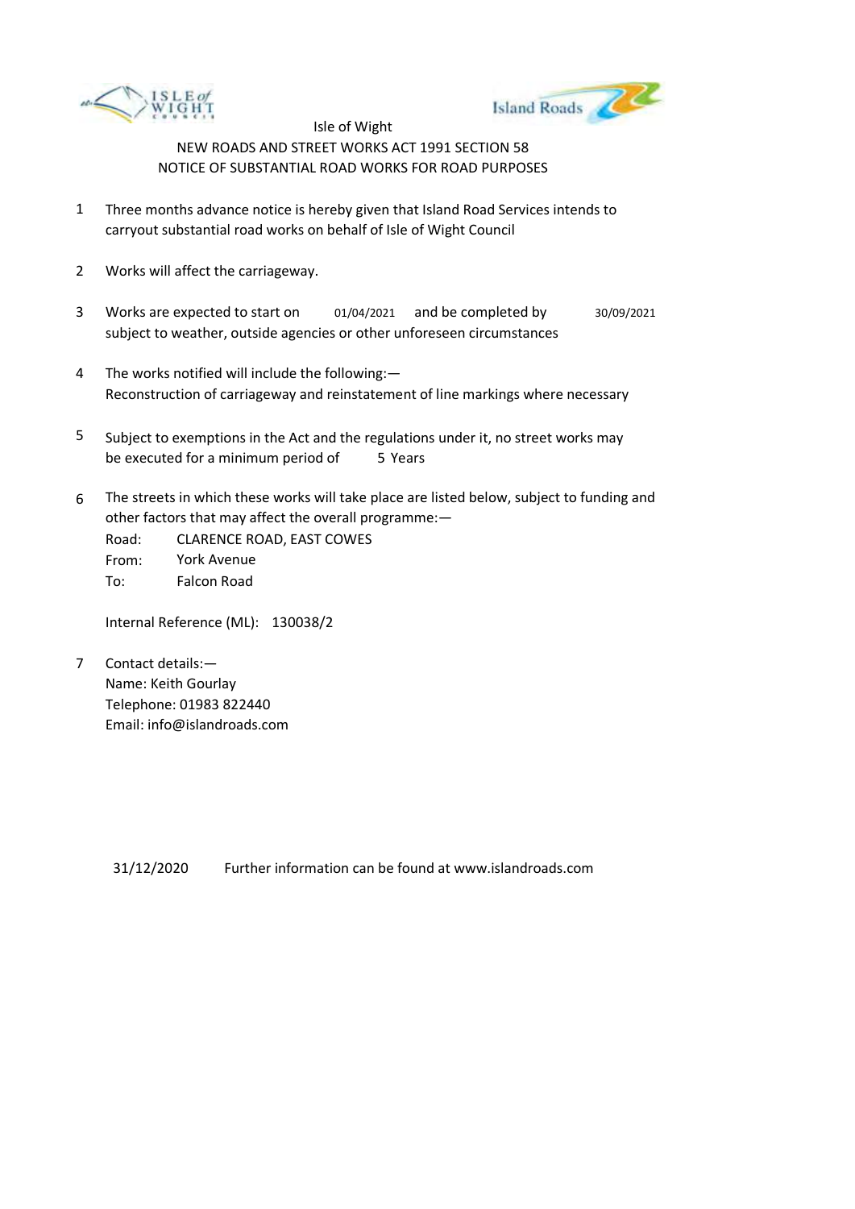Isle of Wight

NEW ROADS AND STREET WORKS ACT 1991 SECTION 58

NOTICE OF SUBSTANTIAL ROAD WORKS FOR ROAD PURPOSES

1. Three months advance notice is hereby given that Island Road Services intends to carryout substantial road works on behalf of Isle of Wight Council

2. Works will affect the carriageway.

3. Works are expected to start on 01/04/2021 and be completed by 30/09/2021 subject to weather, outside agencies or other unforeseen circumstances

4. The works notified will include the following:—
   Reconstruction of carriageway and reinstatement of line markings where necessary

5. Subject to exemptions in the Act and the regulations under it, no street works may be executed for a minimum period of 5 Years

6. The streets in which these works will take place are listed below, subject to funding and other factors that may affect the overall programme:—
   Road: CLARENCE ROAD, EAST COWES
   From: York Avenue
   To: Falcon Road

   Internal Reference (ML): 130038/2

7. Contact details:—
   Name: Keith Gourlay
   Telephone: 01983 822440
   Email: info@islandroads.com

31/12/2020 Further information can be found at www.islandroads.com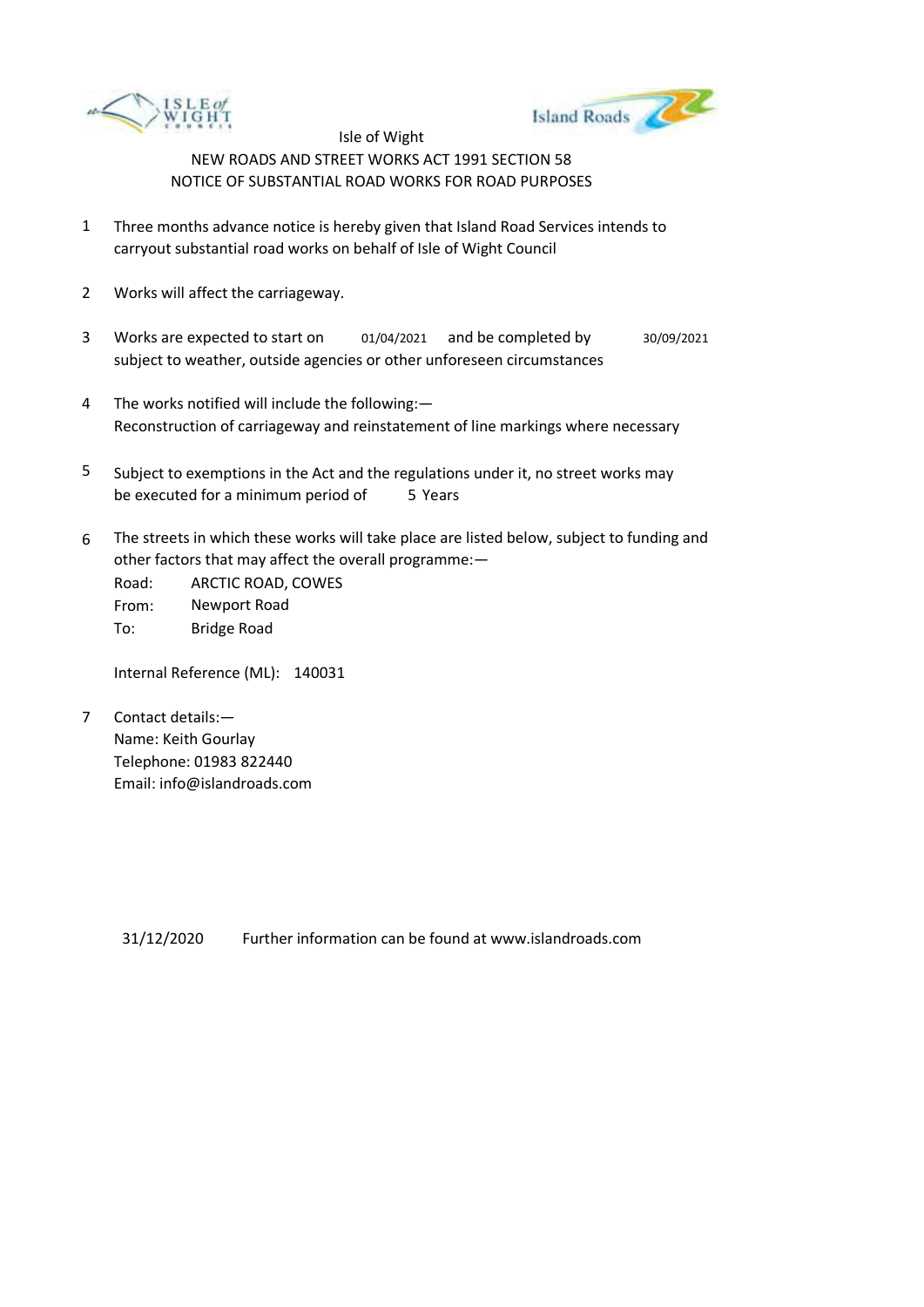Isle of Wight

NEW ROADS AND STREET WORKS ACT 1991 SECTION 58

NOTICE OF SUBSTANTIAL ROAD WORKS FOR ROAD PURPOSES

1. Three months advance notice is hereby given that Island Road Services intends to carryout substantial road works on behalf of Isle of Wight Council

2. Works will affect the carriageway.

3. Works are expected to start on 01/04/2021 and be completed by 30/09/2021 subject to weather, outside agencies or other unforeseen circumstances

4. The works notified will include the following:—
Reconstruction of carriageway and reinstatement of line markings where necessary

5. Subject to exemptions in the Act and the regulations under it, no street works may be executed for a minimum period of 5 Years

6. The streets in which these works will take place are listed below, subject to funding and other factors that may affect the overall programme:—
Road: ARCTIC ROAD, COWES
From: Newport Road
To: Bridge Road

   Internal Reference (ML): 140031

7. Contact details:—
Name: Keith Gourlay
Telephone: 01983 822440
Email: info@islandroads.com

31/12/2020 Further information can be found at www.islandroads.com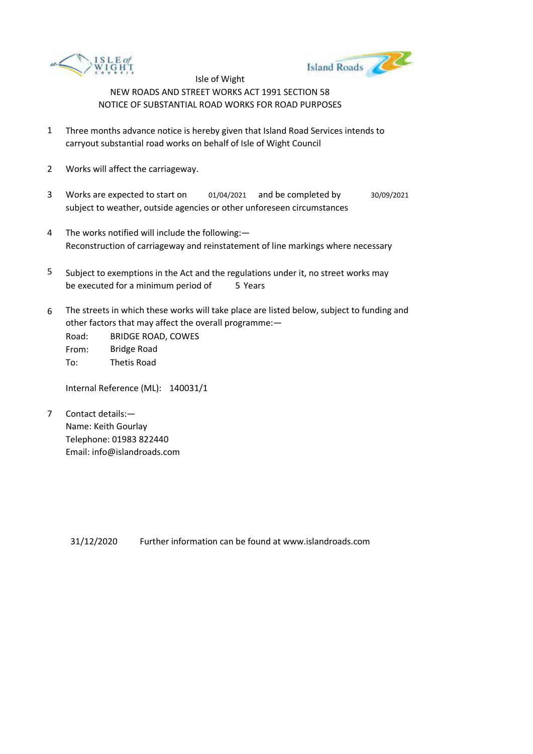Isle of Wight

NEW ROADS AND STREET WORKS ACT 1991 SECTION 58

NOTICE OF SUBSTANTIAL ROAD WORKS FOR ROAD PURPOSES

1. Three months advance notice is hereby given that Island Road Services intends to carryout substantial road works on behalf of Isle of Wight Council

2. Works will affect the carriageway.

3. Works are expected to start on 01/04/2021 and be completed by 30/09/2021 subject to weather, outside agencies or other unforeseen circumstances

4. The works notified will include the following:—
   Reconstruction of carriageway and reinstatement of line markings where necessary

5. Subject to exemptions in the Act and the regulations under it, no street works may be executed for a minimum period of 5 Years

6. The streets in which these works will take place are listed below, subject to funding and other factors that may affect the overall programme:—

   Road: BRIDGE ROAD, COWES
   From: Bridge Road
   To: Thetis Road

   Internal Reference (ML): 140031/1

7. Contact details:—
   Name: Keith Gourlay
   Telephone: 01983 822440
   Email: info@islandroads.com

31/12/2020 Further information can be found at www.islandroads.com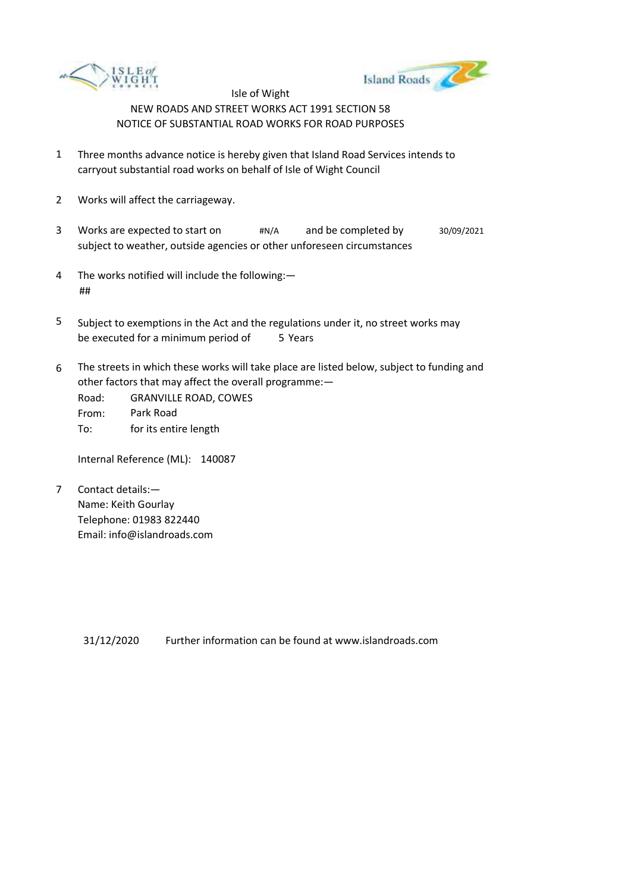Isle of Wight

NEW ROADS AND STREET WORKS ACT 1991 SECTION 58

NOTICE OF SUBSTANTIAL ROAD WORKS FOR ROAD PURPOSES

1. Three months advance notice is hereby given that Island Road Services intends to carryout substantial road works on behalf of Isle of Wight Council

2. Works will affect the carriageway.

3. Works are expected to start on #N/A and be completed by 30/09/2021 subject to weather, outside agencies or other unforeseen circumstances

4. The works notified will include the following:—
   ##

5. Subject to exemptions in the Act and the regulations under it, no street works may be executed for a minimum period of 5 Years

6. The streets in which these works will take place are listed below, subject to funding and other factors that may affect the overall programme:—

   Road: GRANVILLE ROAD, COWES
   From: Park Road
   To: for its entire length

   Internal Reference (ML): 140087

7. Contact details:—
   Name: Keith Gourlay
   Telephone: 01983 822440
   Email: info@islandroads.com

31/12/2020 Further information can be found at www.islandroads.com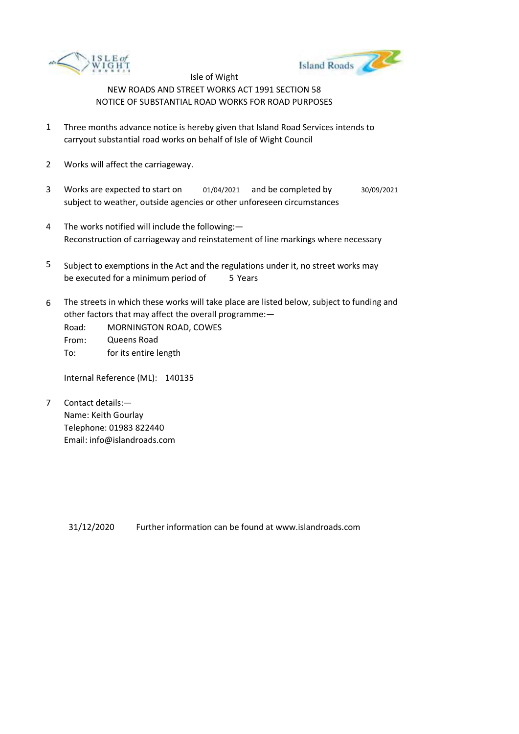Isle of Wight

NEW ROADS AND STREET WORKS ACT 1991 SECTION 58

NOTICE OF SUBSTANTIAL ROAD WORKS FOR ROAD PURPOSES

1. Three months advance notice is hereby given that Island Road Services intends to carryout substantial road works on behalf of Isle of Wight Council

2. Works will affect the carriageway.

3. Works are expected to start on 01/04/2021 and be completed by 30/09/2021 subject to weather, outside agencies or other unforeseen circumstances

4. The works notified will include the following:—
   Reconstruction of carriageway and reinstatement of line markings where necessary

5. Subject to exemptions in the Act and the regulations under it, no street works may be executed for a minimum period of 5 Years

6. The streets in which these works will take place are listed below, subject to funding and other factors that may affect the overall programme:—
   Road: MORNINGTON ROAD, COWES
   From: Queens Road
   To: for its entire length

   Internal Reference (ML): 140135

7. Contact details:—
   Name: Keith Gourlay
   Telephone: 01983 822440
   Email: info@islandroads.com

31/12/2020 Further information can be found at www.islandroads.com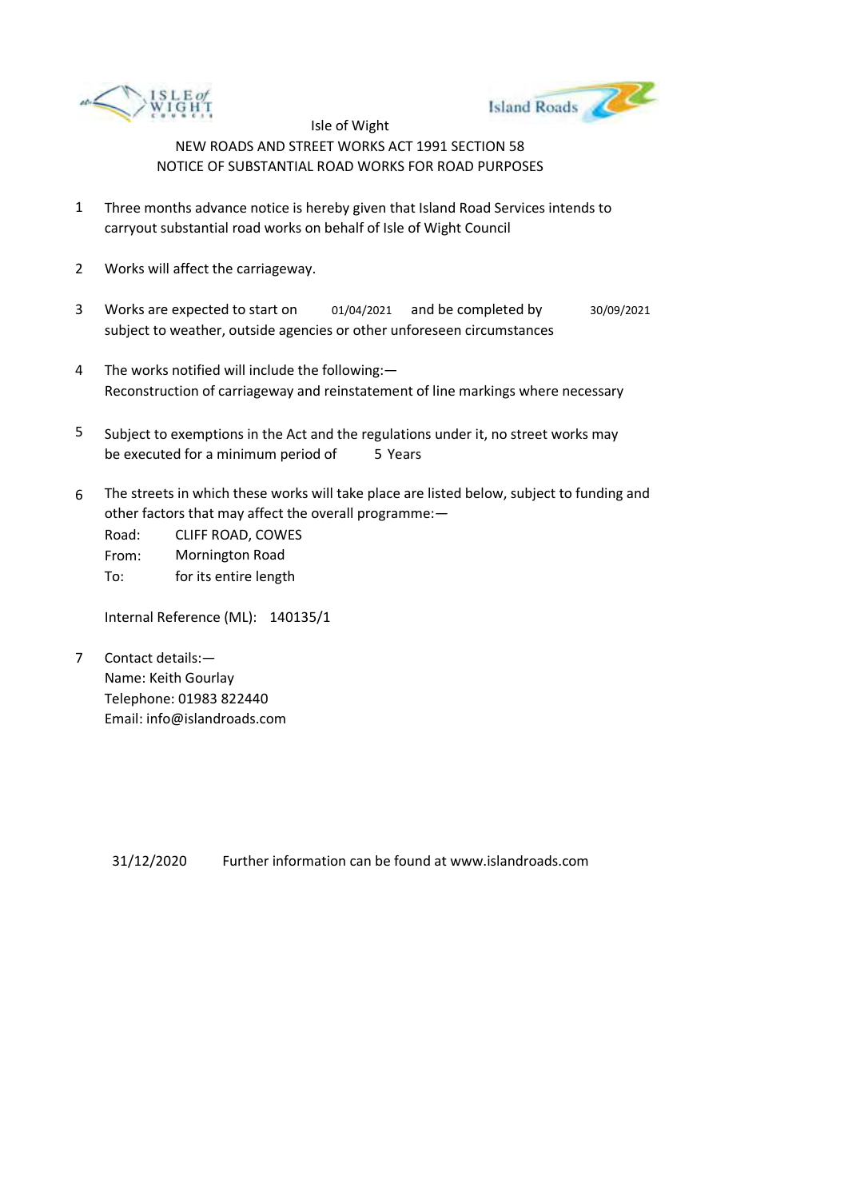Isle of Wight

NEW ROADS AND STREET WORKS ACT 1991 SECTION 58

NOTICE OF SUBSTANTIAL ROAD WORKS FOR ROAD PURPOSES

1. Three months advance notice is hereby given that Island Road Services intends to carryout substantial road works on behalf of Isle of Wight Council

2. Works will affect the carriageway.

3. Works are expected to start on 01/04/2021 and be completed by 30/09/2021 subject to weather, outside agencies or other unforeseen circumstances

4. The works notified will include the following:—
   Reconstruction of carriageway and reinstatement of line markings where necessary

5. Subject to exemptions in the Act and the regulations under it, no street works may be executed for a minimum period of 5 Years

6. The streets in which these works will take place are listed below, subject to funding and other factors that may affect the overall programme:—

   Road: CLIFF ROAD, COWES
   From: Mornington Road
   To: for its entire length

   Internal Reference (ML): 140135/1

7. Contact details:—
   Name: Keith Gourlay
   Telephone: 01983 822440
   Email: info@islandroads.com

31/12/2020 Further information can be found at www.islandroads.com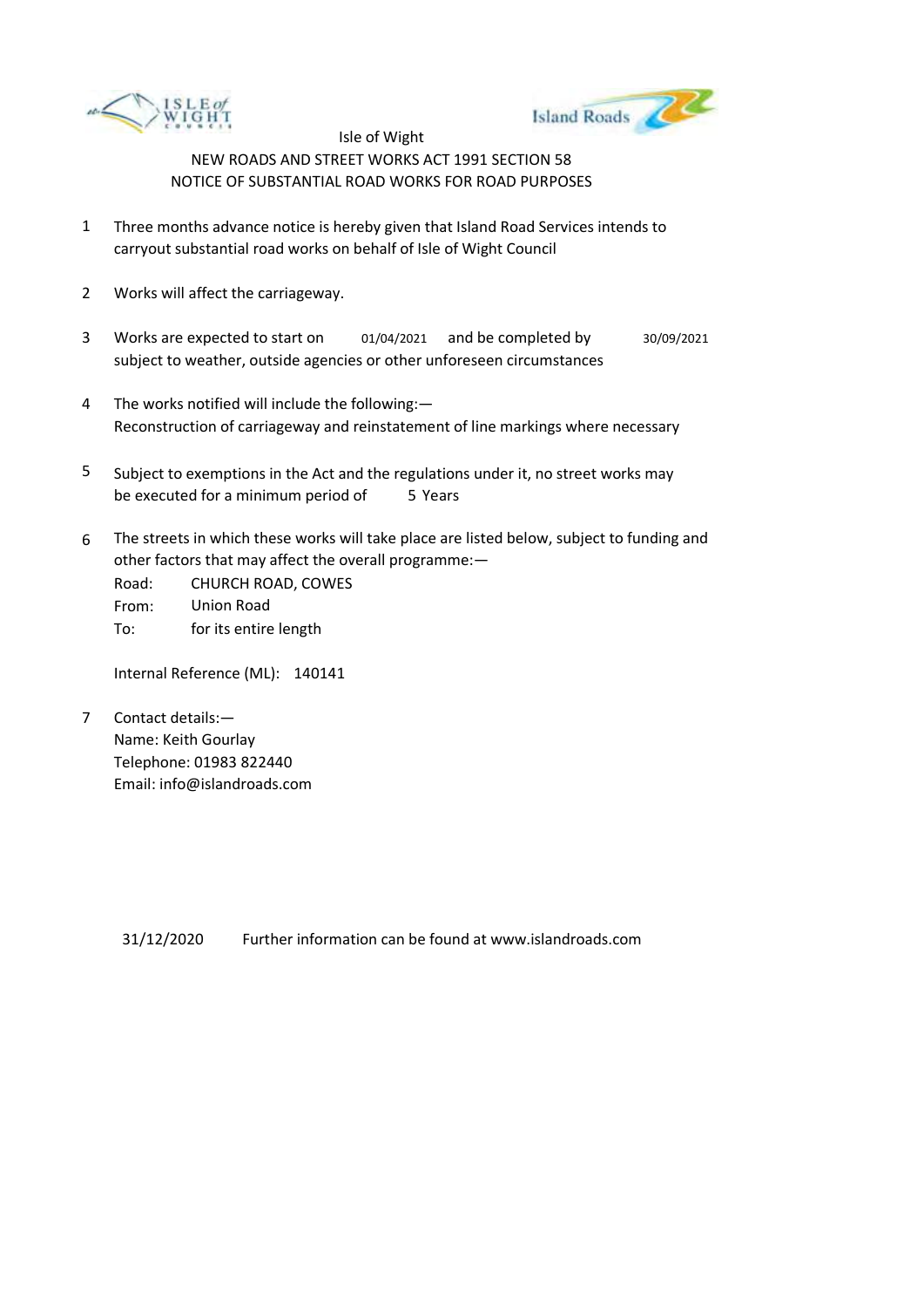Isle of Wight

NEW ROADS AND STREET WORKS ACT 1991 SECTION 58

NOTICE OF SUBSTANTIAL ROAD WORKS FOR ROAD PURPOSES

1. Three months advance notice is hereby given that Island Road Services intends to carryout substantial road works on behalf of Isle of Wight Council

2. Works will affect the carriageway.

3. Works are expected to start on 01/04/2021 and be completed by 30/09/2021 subject to weather, outside agencies or other unforeseen circumstances

4. The works notified will include the following:—
   Reconstruction of carriageway and reinstatement of line markings where necessary

5. Subject to exemptions in the Act and the regulations under it, no street works may be executed for a minimum period of 5 Years

6. The streets in which these works will take place are listed below, subject to funding and other factors that may affect the overall programme:—

   Road: CHURCH ROAD, COWES
   From: Union Road
   To: for its entire length

   Internal Reference (ML): 140141

7. Contact details:—
   Name: Keith Gourlay
   Telephone: 01983 822440
   Email: info@islandroads.com

31/12/2020 Further information can be found at www.islandroads.com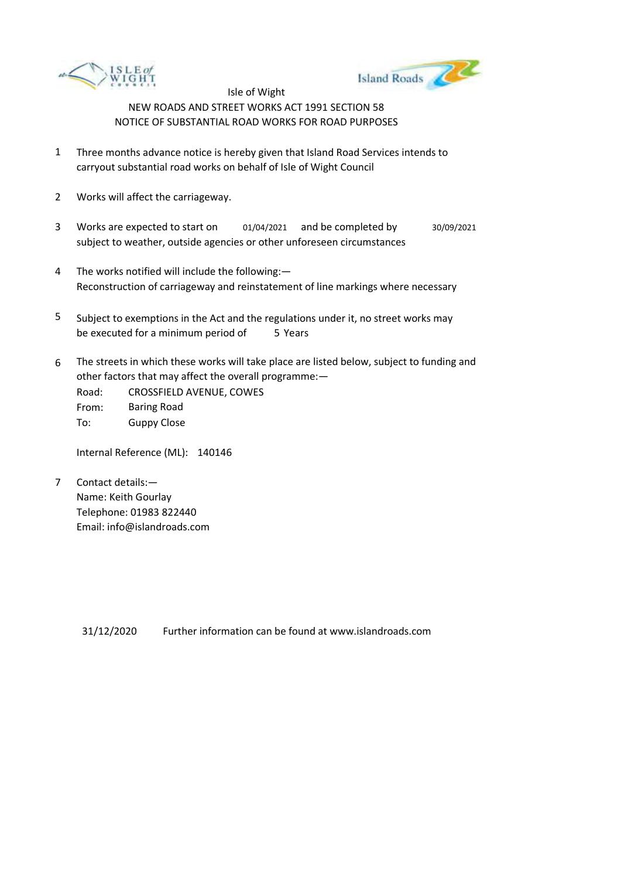Isle of Wight

NEW ROADS AND STREET WORKS ACT 1991 SECTION 58

NOTICE OF SUBSTANTIAL ROAD WORKS FOR ROAD PURPOSES

1. Three months advance notice is hereby given that Island Road Services intends to carryout substantial road works on behalf of Isle of Wight Council

2. Works will affect the carriageway.

3. Works are expected to start on 01/04/2021 and be completed by 30/09/2021 subject to weather, outside agencies or other unforeseen circumstances

4. The works notified will include the following:—
   Reconstruction of carriageway and reinstatement of line markings where necessary

5. Subject to exemptions in the Act and the regulations under it, no street works may be executed for a minimum period of 5 Years

6. The streets in which these works will take place are listed below, subject to funding and other factors that may affect the overall programme:—

   Road: CROSSFIELD AVENUE, COWES
   From: Baring Road
   To: Guppy Close

   Internal Reference (ML): 140146

7. Contact details:—
   Name: Keith Gourlay
   Telephone: 01983 822440
   Email: info@islandroads.com

31/12/2020 Further information can be found at www.islandroads.com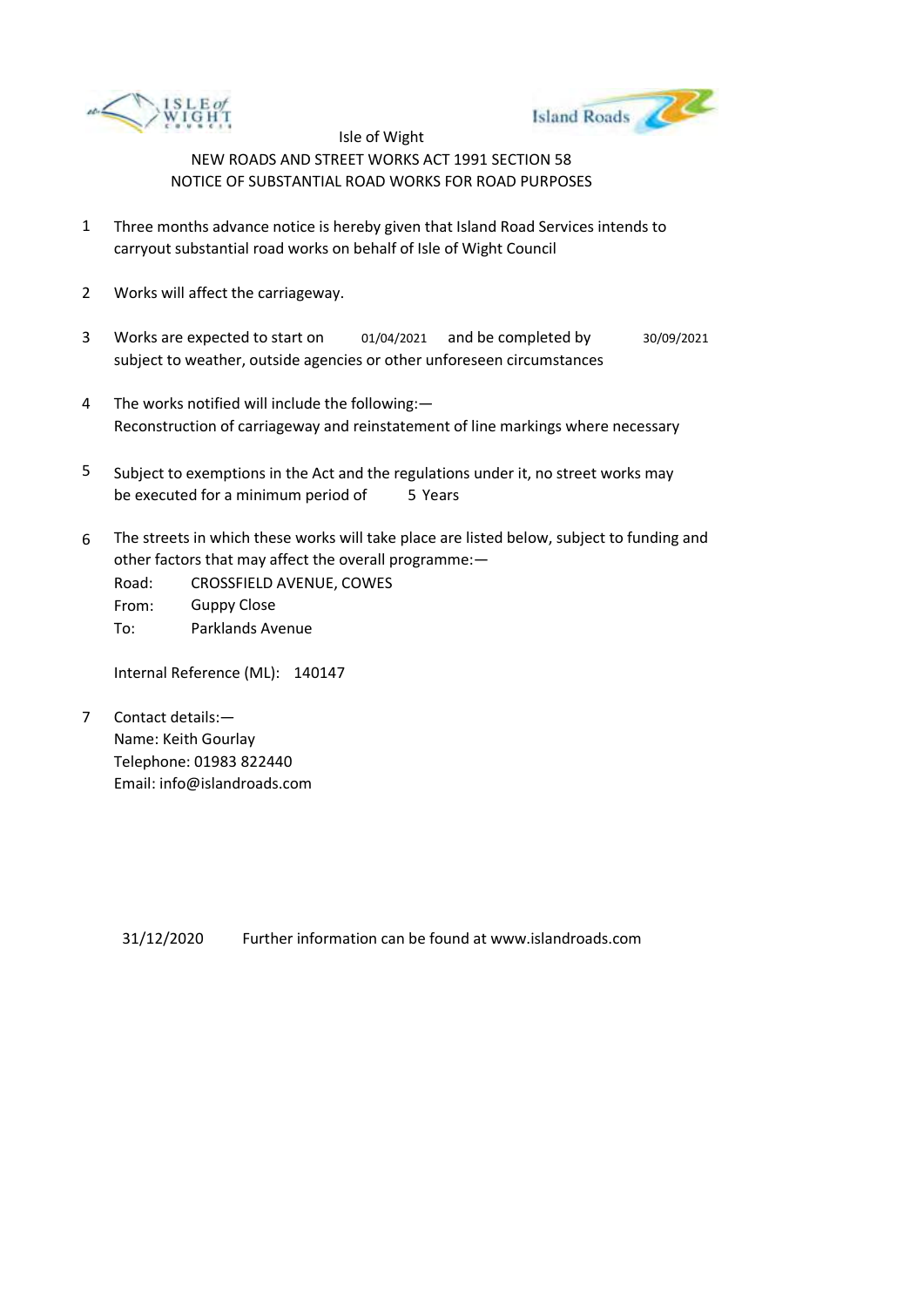Isle of Wight

NEW ROADS AND STREET WORKS ACT 1991 SECTION 58

NOTICE OF SUBSTANTIAL ROAD WORKS FOR ROAD PURPOSES

1. Three months advance notice is hereby given that Island Road Services intends to carryout substantial road works on behalf of Isle of Wight Council

2. Works will affect the carriageway.

3. Works are expected to start on 01/04/2021 and be completed by 30/09/2021 subject to weather, outside agencies or other unforeseen circumstances

4. The works notified will include the following:—
   Reconstruction of carriageway and reinstatement of line markings where necessary

5. Subject to exemptions in the Act and the regulations under it, no street works may be executed for a minimum period of 5 Years

6. The streets in which these works will take place are listed below, subject to funding and other factors that may affect the overall programme:—
   Road: CROSSFIELD AVENUE, COWES
   From: Guppy Close
   To: Parklands Avenue

   Internal Reference (ML): 140147

7. Contact details:—
   Name: Keith Gourlay
   Telephone: 01983 822440
   Email: info@islandroads.com

31/12/2020 Further information can be found at www.islandroads.com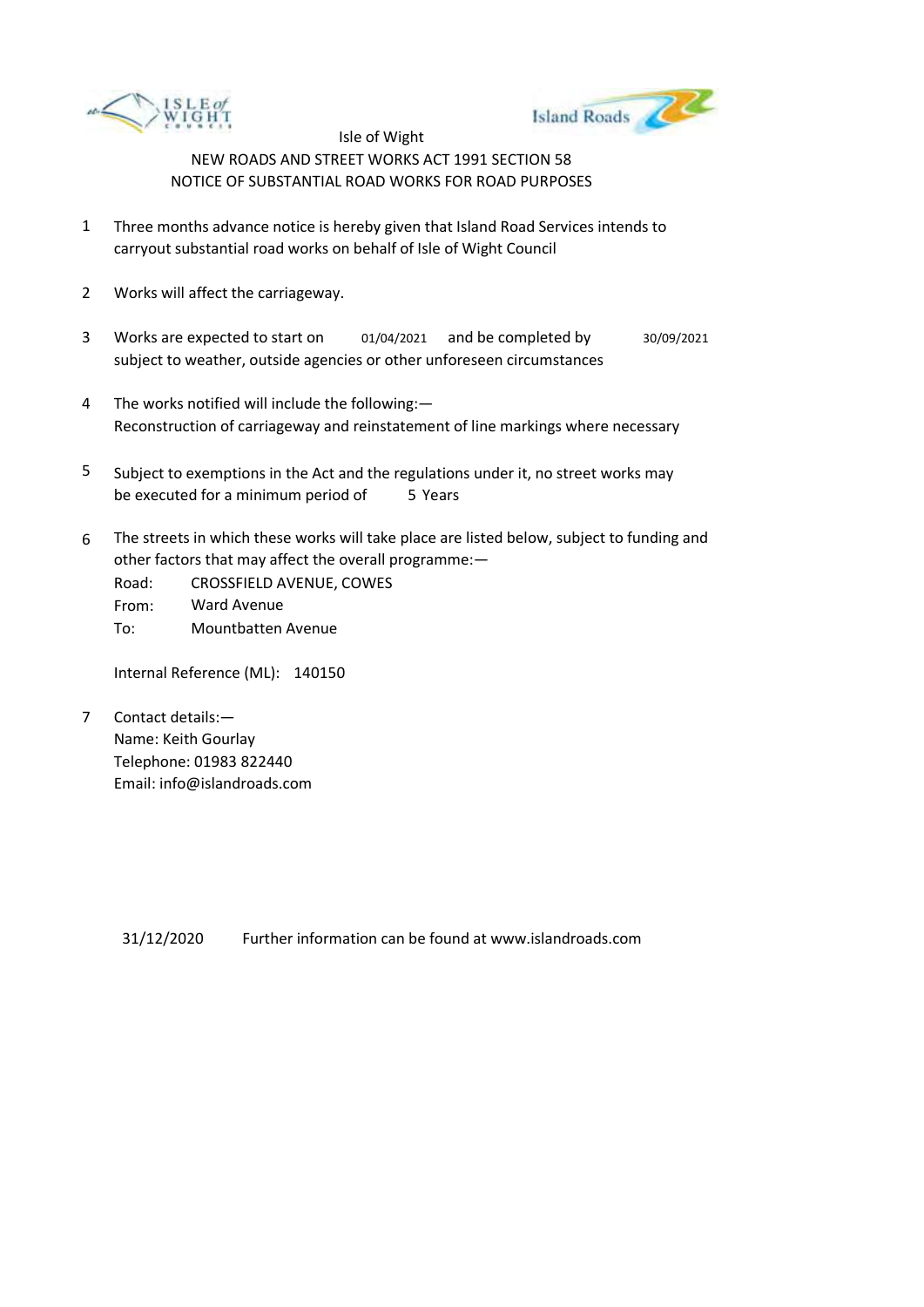Isle of Wight

NEW ROADS AND STREET WORKS ACT 1991 SECTION 58

NOTICE OF SUBSTANTIAL ROAD WORKS FOR ROAD PURPOSES

1. Three months advance notice is hereby given that Island Road Services intends to carryout substantial road works on behalf of Isle of Wight Council

2. Works will affect the carriageway.

3. Works are expected to start on 01/04/2021 and be completed by 30/09/2021 subject to weather, outside agencies or other unforeseen circumstances

4. The works notified will include the following:—
   Reconstruction of carriageway and reinstatement of line markings where necessary

5. Subject to exemptions in the Act and the regulations under it, no street works may be executed for a minimum period of 5 Years

6. The streets in which these works will take place are listed below, subject to funding and other factors that may affect the overall programme:—
   Road: CROSSFIELD AVENUE, COWES
   From: Ward Avenue
   To: Mountbatten Avenue

   Internal Reference (ML): 140150

7. Contact details:—
   Name: Keith Gourlay
   Telephone: 01983 822440
   Email: info@islandroads.com

31/12/2020 Further information can be found at www.islandroads.com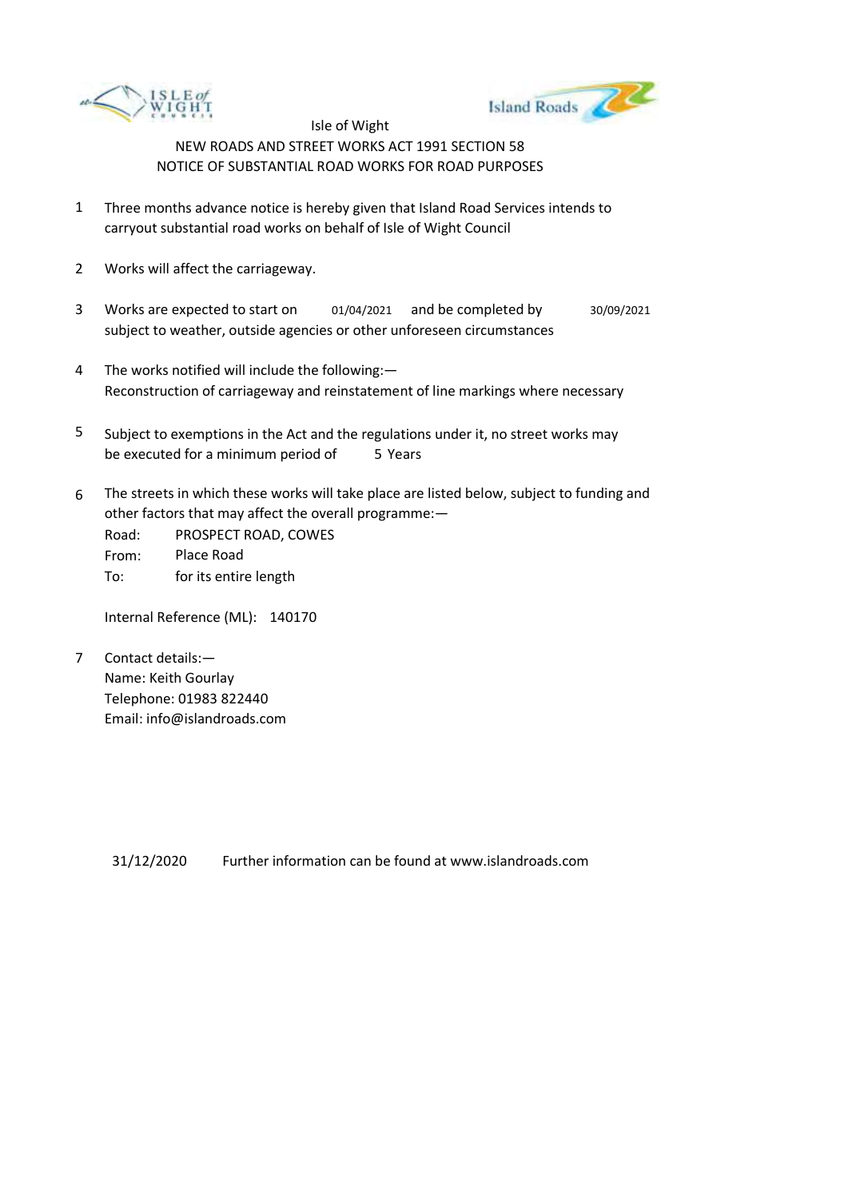Isle of Wight

NEW ROADS AND STREET WORKS ACT 1991 SECTION 58

NOTICE OF SUBSTANTIAL ROAD WORKS FOR ROAD PURPOSES

1. Three months advance notice is hereby given that Island Road Services intends to carryout substantial road works on behalf of Isle of Wight Council

2. Works will affect the carriageway.

3. Works are expected to start on 01/04/2021 and be completed by 30/09/2021 subject to weather, outside agencies or other unforeseen circumstances

4. The works notified will include the following:—
   Reconstruction of carriageway and reinstatement of line markings where necessary

5. Subject to exemptions in the Act and the regulations under it, no street works may be executed for a minimum period of 5 Years

6. The streets in which these works will take place are listed below, subject to funding and other factors that may affect the overall programme:—

   Road: PROSPECT ROAD, COWES
   From: Place Road
   To: for its entire length

   Internal Reference (ML): 140170

7. Contact details:—
   Name: Keith Gourlay
   Telephone: 01983 822440
   Email: info@islandroads.com

31/12/2020 Further information can be found at www.islandroads.com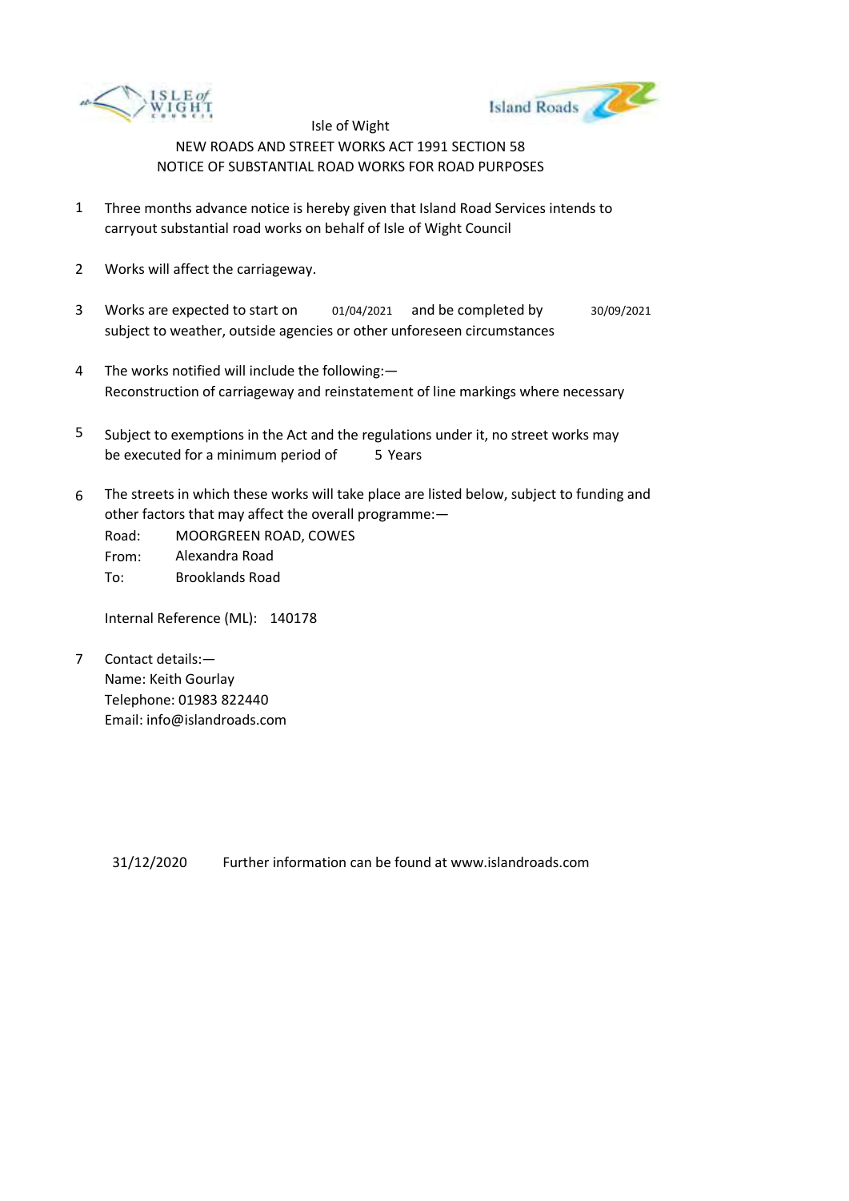Isle of Wight

NEW ROADS AND STREET WORKS ACT 1991 SECTION 58

NOTICE OF SUBSTANTIAL ROAD WORKS FOR ROAD PURPOSES

1. Three months advance notice is hereby given that Island Road Services intends to carryout substantial road works on behalf of Isle of Wight Council

2. Works will affect the carriageway.

3. Works are expected to start on 01/04/2021 and be completed by 30/09/2021 subject to weather, outside agencies or other unforeseen circumstances

4. The works notified will include the following:—
   Reconstruction of carriageway and reinstatement of line markings where necessary

5. Subject to exemptions in the Act and the regulations under it, no street works may be executed for a minimum period of 5 Years

6. The streets in which these works will take place are listed below, subject to funding and other factors that may affect the overall programme:—

   Road: MOORGREEN ROAD, COWES
   From: Alexandra Road
   To: Brooklands Road

   Internal Reference (ML): 140178

7. Contact details:—
   Name: Keith Gourlay
   Telephone: 01983 822440
   Email: info@islandroads.com

31/12/2020 Further information can be found at www.islandroads.com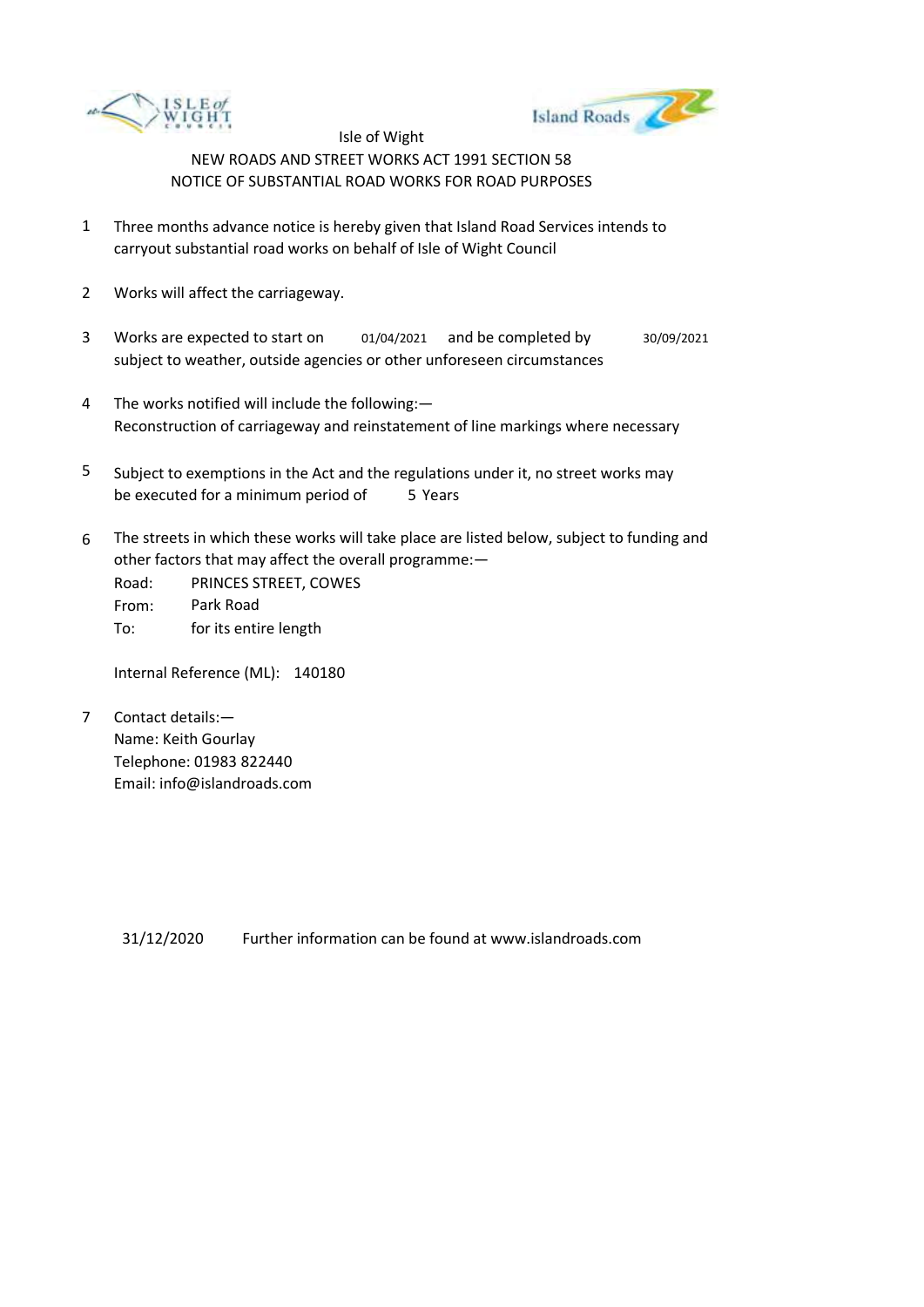Isle of Wight

NEW ROADS AND STREET WORKS ACT 1991 SECTION 58

NOTICE OF SUBSTANTIAL ROAD WORKS FOR ROAD PURPOSES

1. Three months advance notice is hereby given that Island Road Services intends to carryout substantial road works on behalf of Isle of Wight Council

2. Works will affect the carriageway.

3. Works are expected to start on 01/04/2021 and be completed by 30/09/2021 subject to weather, outside agencies or other unforeseen circumstances

4. The works notified will include the following:—
Reconstruction of carriageway and reinstatement of line markings where necessary

5. Subject to exemptions in the Act and the regulations under it, no street works may be executed for a minimum period of 5 Years

6. The streets in which these works will take place are listed below, subject to funding and other factors that may affect the overall programme:—
Road: PRINCES STREET, COWES
From: Park Road
To: for its entire length

   Internal Reference (ML): 140180

7. Contact details:—
Name: Keith Gourlay
Telephone: 01983 822440
Email: info@islandroads.com

31/12/2020 Further information can be found at www.islandroads.com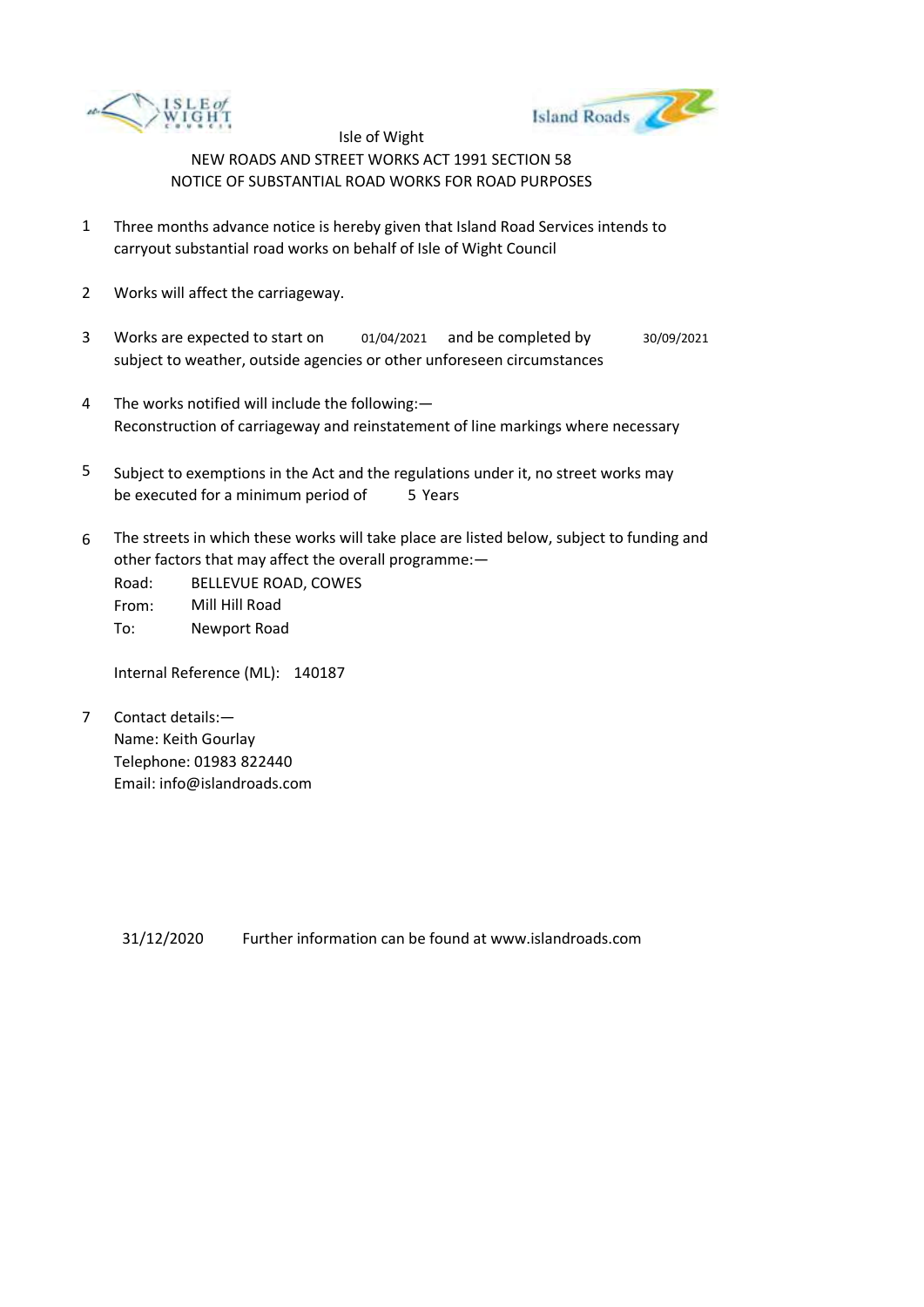Isle of Wight

NEW ROADS AND STREET WORKS ACT 1991 SECTION 58

NOTICE OF SUBSTANTIAL ROAD WORKS FOR ROAD PURPOSES

1. Three months advance notice is hereby given that Island Road Services intends to carryout substantial road works on behalf of Isle of Wight Council

2. Works will affect the carriageway.

3. Works are expected to start on 01/04/2021 and be completed by 30/09/2021 subject to weather, outside agencies or other unforeseen circumstances

4. The works notified will include the following:—
   Reconstruction of carriageway and reinstatement of line markings where necessary

5. Subject to exemptions in the Act and the regulations under it, no street works may be executed for a minimum period of 5 Years

6. The streets in which these works will take place are listed below, subject to funding and other factors that may affect the overall programme:—

   Road: BELLEVUE ROAD, COWES
   From: Mill Hill Road
   To: Newport Road

   Internal Reference (ML): 140187

7. Contact details:—
   Name: Keith Gourlay
   Telephone: 01983 822440
   Email: info@islandroads.com

31/12/2020 Further information can be found at www.islandroads.com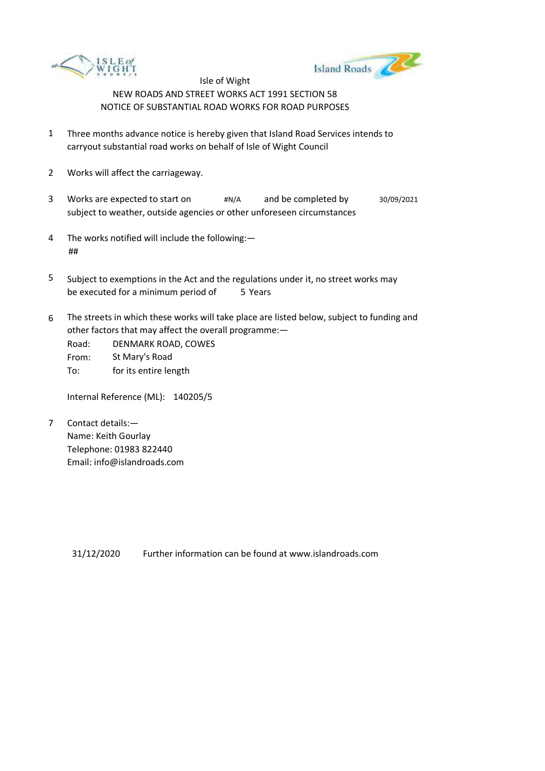Isle of Wight

NEW ROADS AND STREET WORKS ACT 1991 SECTION 58

NOTICE OF SUBSTANTIAL ROAD WORKS FOR ROAD PURPOSES

1. Three months advance notice is hereby given that Island Road Services intends to carryout substantial road works on behalf of Isle of Wight Council

2. Works will affect the carriageway.

3. Works are expected to start on #N/A and be completed by 30/09/2021 subject to weather, outside agencies or other unforeseen circumstances

4. The works notified will include the following:—
   ##

5. Subject to exemptions in the Act and the regulations under it, no street works may be executed for a minimum period of 5 Years

6. The streets in which these works will take place are listed below, subject to funding and other factors that may affect the overall programme:—

   Road: DENMARK ROAD, COWES
   From: St Mary's Road
   To: for its entire length

   Internal Reference (ML): 140205/5

7. Contact details:—
   Name: Keith Gourlay
   Telephone: 01983 822440
   Email: info@islandroads.com

31/12/2020 Further information can be found at www.islandroads.com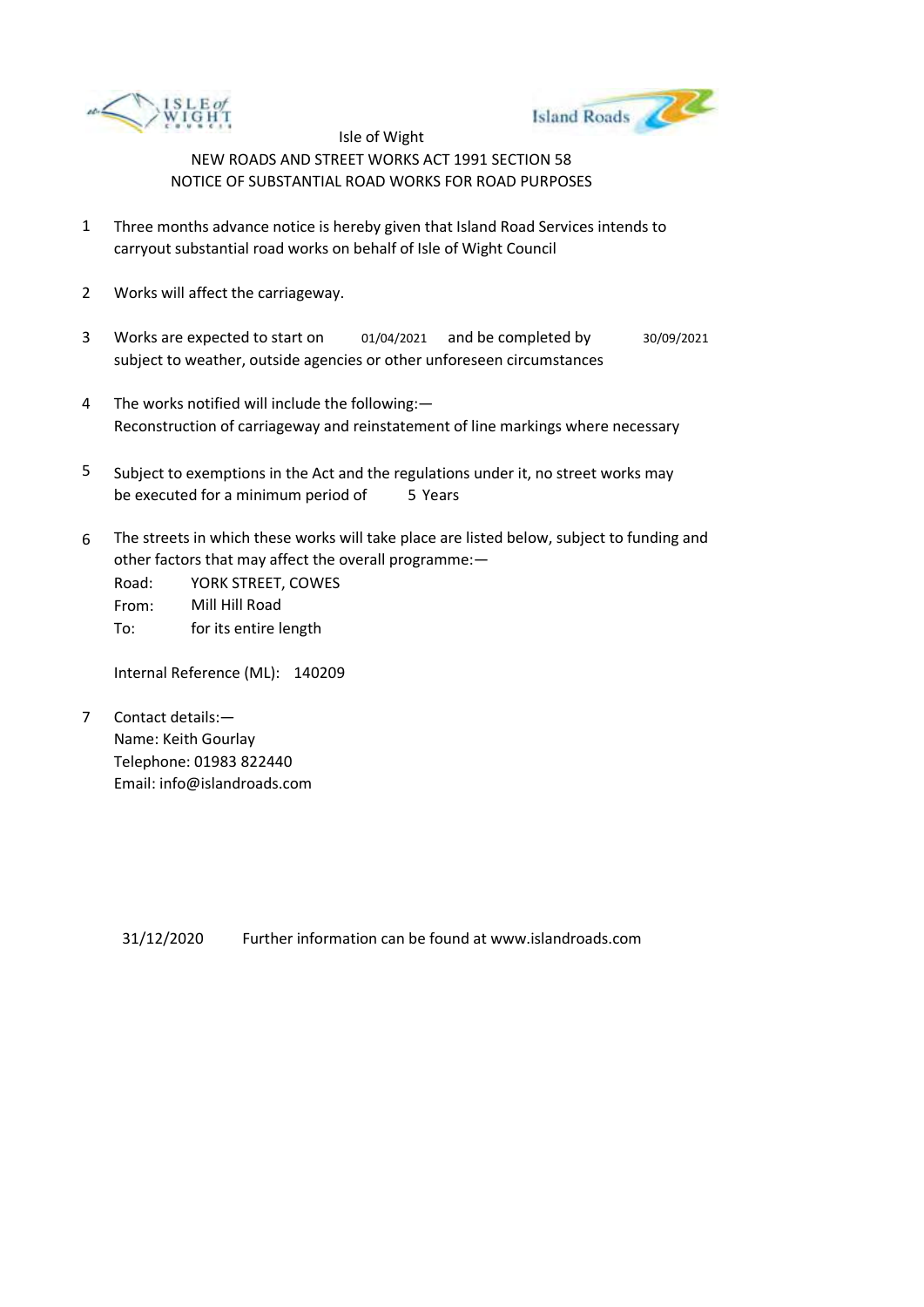Isle of Wight

NEW ROADS AND STREET WORKS ACT 1991 SECTION 58

NOTICE OF SUBSTANTIAL ROAD WORKS FOR ROAD PURPOSES

1. Three months advance notice is hereby given that Island Road Services intends to carryout substantial road works on behalf of Isle of Wight Council

2. Works will affect the carriageway.

3. Works are expected to start on 01/04/2021 and be completed by 30/09/2021 subject to weather, outside agencies or other unforeseen circumstances

4. The works notified will include the following:—
   Reconstruction of carriageway and reinstatement of line markings where necessary

5. Subject to exemptions in the Act and the regulations under it, no street works may be executed for a minimum period of 5 Years

6. The streets in which these works will take place are listed below, subject to funding and other factors that may affect the overall programme:—
   
   Road: YORK STREET, COWES
   
   From: Mill Hill Road
   
   To: for its entire length
   
   Internal Reference (ML): 140209

7. Contact details:—
   
   Name: Keith Gourlay
   
   Telephone: 01983 822440
   
   Email: info@islandroads.com

31/12/2020 Further information can be found at www.islandroads.com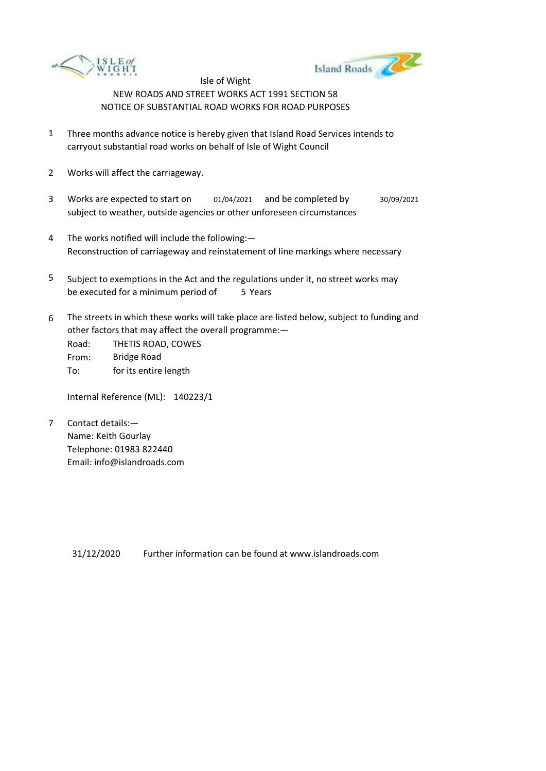Isle of Wight

NEW ROADS AND STREET WORKS ACT 1991 SECTION 58

NOTICE OF SUBSTANTIAL ROAD WORKS FOR ROAD PURPOSES

1. Three months advance notice is hereby given that Island Road Services intends to carryout substantial road works on behalf of Isle of Wight Council

2. Works will affect the carriageway.

3. Works are expected to start on 01/04/2021 and be completed by 30/09/2021 subject to weather, outside agencies or other unforeseen circumstances

4. The works notified will include the following:—
   Reconstruction of carriageway and reinstatement of line markings where necessary

5. Subject to exemptions in the Act and the regulations under it, no street works may be executed for a minimum period of 5 Years

6. The streets in which these works will take place are listed below, subject to funding and other factors that may affect the overall programme:—

   Road: THETIS ROAD, COWES
   From: Bridge Road
   To: for its entire length

   Internal Reference (ML): 140223/1

7. Contact details:—
   Name: Keith Gourlay
   Telephone: 01983 822440
   Email: info@islandroads.com

31/12/2020 Further information can be found at www.islandroads.com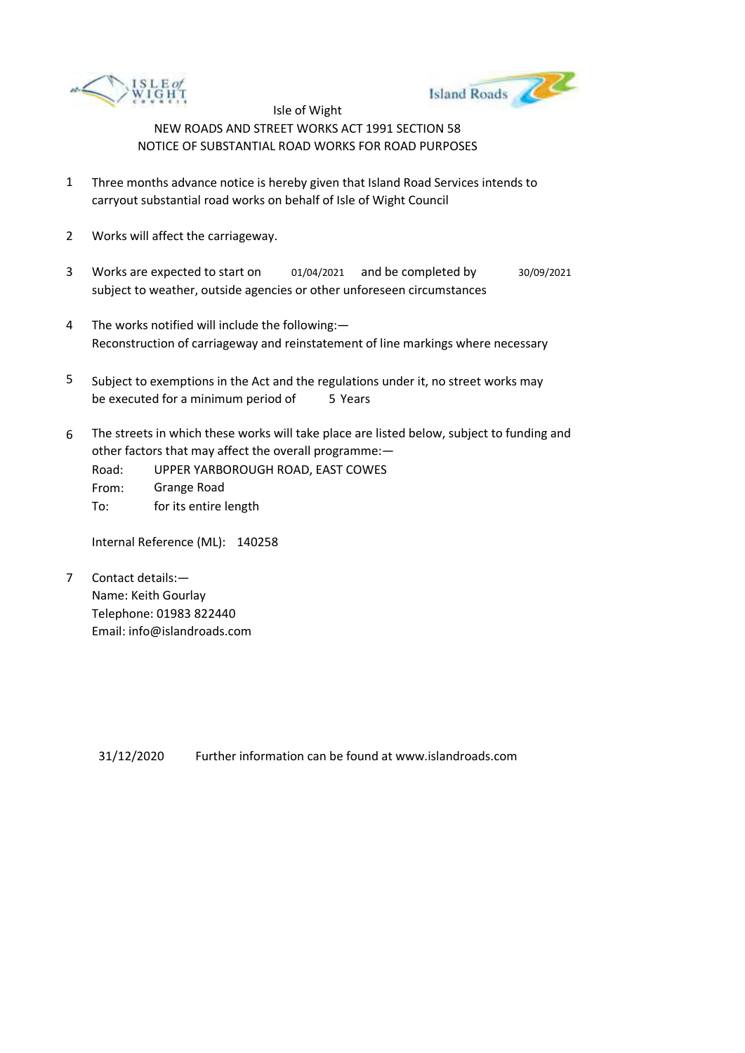Isle of Wight

NEW ROADS AND STREET WORKS ACT 1991 SECTION 58

NOTICE OF SUBSTANTIAL ROAD WORKS FOR ROAD PURPOSES

1. Three months advance notice is hereby given that Island Road Services intends to carryout substantial road works on behalf of Isle of Wight Council

2. Works will affect the carriageway.

3. Works are expected to start on 01/04/2021 and be completed by 30/09/2021 subject to weather, outside agencies or other unforeseen circumstances

4. The works notified will include the following:— Reconstruction of carriageway and reinstatement of line markings where necessary

5. Subject to exemptions in the Act and the regulations under it, no street works may be executed for a minimum period of 5 Years

6. The streets in which these works will take place are listed below, subject to funding and other factors that may affect the overall programme:—

   Road: UPPER YARBOROUGH ROAD, EAST COWES
   From: Grange Road
   To: for its entire length

   Internal Reference (ML): 140258

7. Contact details:—
   Name: Keith Gourlay
   Telephone: 01983 822440
   Email: info@islandroads.com

31/12/2020 Further information can be found at www.islandroads.com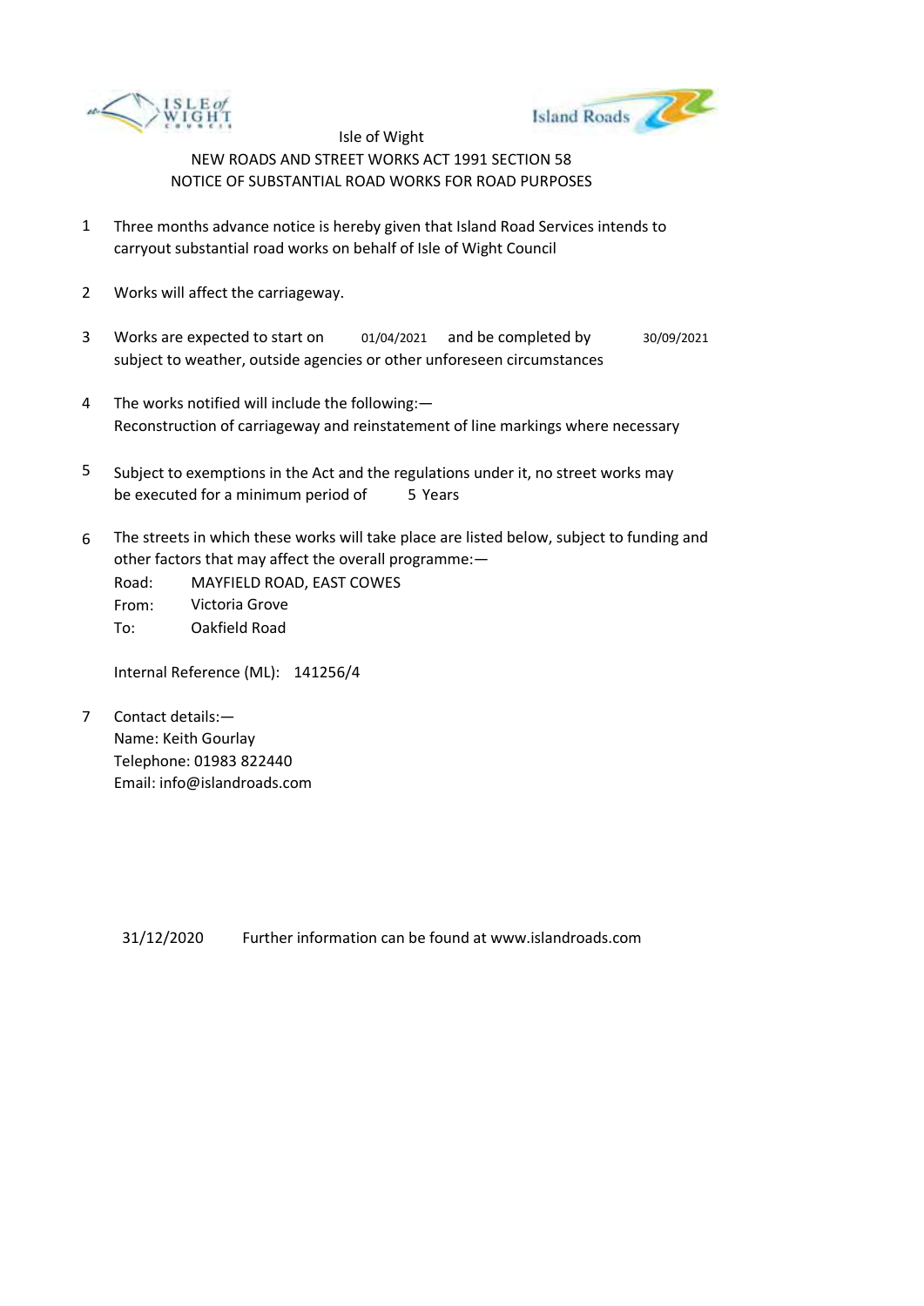Isle of Wight

NEW ROADS AND STREET WORKS ACT 1991 SECTION 58

NOTICE OF SUBSTANTIAL ROAD WORKS FOR ROAD PURPOSES

1. Three months advance notice is hereby given that Island Road Services intends to carryout substantial road works on behalf of Isle of Wight Council

2. Works will affect the carriageway.

3. Works are expected to start on 01/04/2021 and be completed by 30/09/2021 subject to weather, outside agencies or other unforeseen circumstances

4. The works notified will include the following:—
Reconstruction of carriageway and reinstatement of line markings where necessary

5. Subject to exemptions in the Act and the regulations under it, no street works may be executed for a minimum period of 5 Years

6. The streets in which these works will take place are listed below, subject to funding and other factors that may affect the overall programme:—
Road: MAYFIELD ROAD, EAST COWES
From: Victoria Grove
To: Oakfield Road

   Internal Reference (ML): 141256/4

7. Contact details:—
Name: Keith Gourlay
Telephone: 01983 822440
Email: info@islandroads.com

31/12/2020 Further information can be found at www.islandroads.com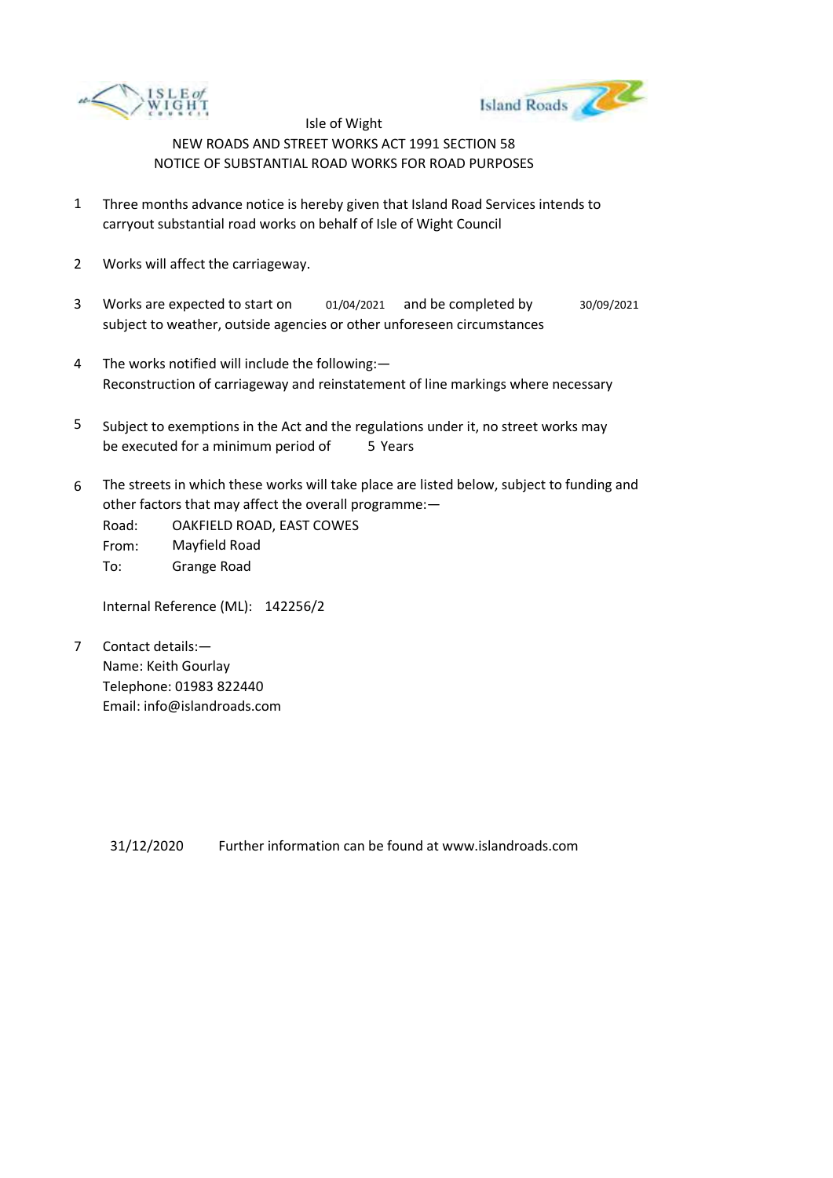Isle of Wight

NEW ROADS AND STREET WORKS ACT 1991 SECTION 58

NOTICE OF SUBSTANTIAL ROAD WORKS FOR ROAD PURPOSES

1. Three months advance notice is hereby given that Island Road Services intends to carryout substantial road works on behalf of Isle of Wight Council

2. Works will affect the carriageway.

3. Works are expected to start on 01/04/2021 and be completed by 30/09/2021 subject to weather, outside agencies or other unforeseen circumstances

4. The works notified will include the following:—
   Reconstruction of carriageway and reinstatement of line markings where necessary

5. Subject to exemptions in the Act and the regulations under it, no street works may be executed for a minimum period of 5 Years

6. The streets in which these works will take place are listed below, subject to funding and other factors that may affect the overall programme:—

   Road: OAKFIELD ROAD, EAST COWES
   From: Mayfield Road
   To: Grange Road

   Internal Reference (ML): 142256/2

7. Contact details:—
   Name: Keith Gourlay
   Telephone: 01983 822440
   Email: info@islandroads.com

31/12/2020 Further information can be found at www.islandroads.com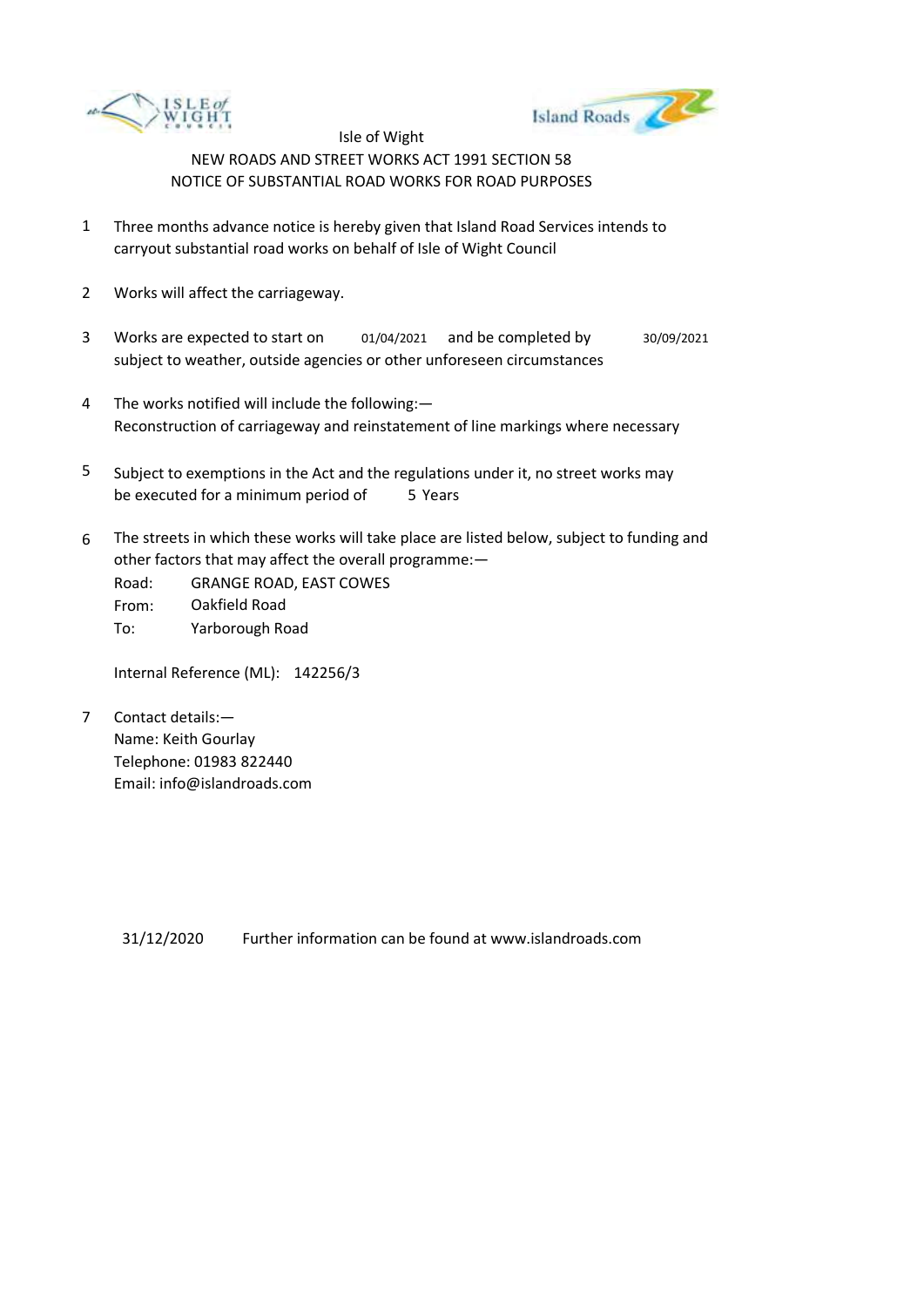Isle of Wight

NEW ROADS AND STREET WORKS ACT 1991 SECTION 58

NOTICE OF SUBSTANTIAL ROAD WORKS FOR ROAD PURPOSES

1. Three months advance notice is hereby given that Island Road Services intends to carryout substantial road works on behalf of Isle of Wight Council

2. Works will affect the carriageway.

3. Works are expected to start on 01/04/2021 and be completed by 30/09/2021 subject to weather, outside agencies or other unforeseen circumstances

4. The works notified will include the following:—
   Reconstruction of carriageway and reinstatement of line markings where necessary

5. Subject to exemptions in the Act and the regulations under it, no street works may be executed for a minimum period of 5 Years

6. The streets in which these works will take place are listed below, subject to funding and other factors that may affect the overall programme:—

   Road: GRANGE ROAD, EAST COWES
   From: Oakfield Road
   To: Yarborough Road

   Internal Reference (ML): 142256/3

7. Contact details:—
   Name: Keith Gourlay
   Telephone: 01983 822440
   Email: info@islandroads.com

31/12/2020 Further information can be found at www.islandroads.com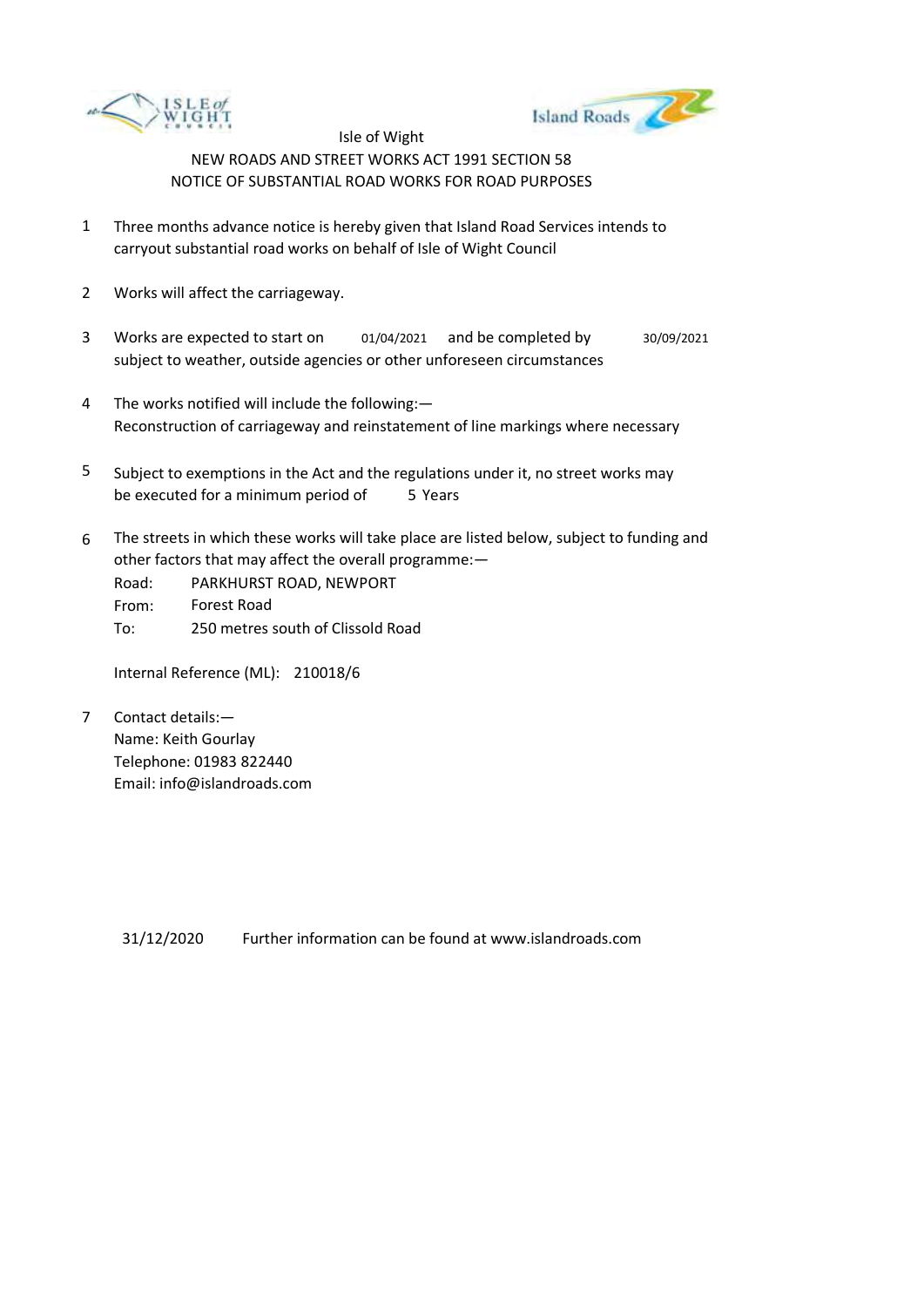Isle of Wight

NEW ROADS AND STREET WORKS ACT 1991 SECTION 58

NOTICE OF SUBSTANTIAL ROAD WORKS FOR ROAD PURPOSES

1. Three months advance notice is hereby given that Island Road Services intends to carryout substantial road works on behalf of Isle of Wight Council

2. Works will affect the carriageway.

3. Works are expected to start on 01/04/2021 and be completed by 30/09/2021 subject to weather, outside agencies or other unforeseen circumstances

4. The works notified will include the following:—
   Reconstruction of carriageway and reinstatement of line markings where necessary

5. Subject to exemptions in the Act and the regulations under it, no street works may be executed for a minimum period of 5 Years

6. The streets in which these works will take place are listed below, subject to funding and other factors that may affect the overall programme:—

   Road: PARKHURST ROAD, NEWPORT
   From: Forest Road
   To: 250 metres south of Clissold Road

   Internal Reference (ML): 210018/6

7. Contact details:—
   Name: Keith Gourlay
   Telephone: 01983 822440
   Email: info@islandroads.com

31/12/2020 Further information can be found at www.islandroads.com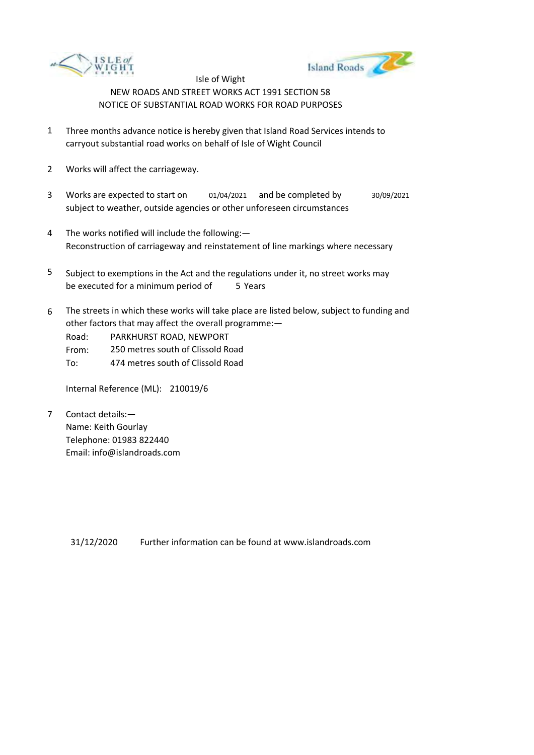Isle of Wight

NEW ROADS AND STREET WORKS ACT 1991 SECTION 58

NOTICE OF SUBSTANTIAL ROAD WORKS FOR ROAD PURPOSES

1. Three months advance notice is hereby given that Island Road Services intends to carryout substantial road works on behalf of Isle of Wight Council

2. Works will affect the carriageway.

3. Works are expected to start on 01/04/2021 and be completed by 30/09/2021 subject to weather, outside agencies or other unforeseen circumstances

4. The works notified will include the following:— Reconstruction of carriageway and reinstatement of line markings where necessary

5. Subject to exemptions in the Act and the regulations under it, no street works may be executed for a minimum period of 5 Years

6. The streets in which these works will take place are listed below, subject to funding and other factors that may affect the overall programme:—

   Road: PARKHURST ROAD, NEWPORT
   From: 250 metres south of Clissold Road
   To: 474 metres south of Clissold Road

   Internal Reference (ML): 210019/6

7. Contact details:—
   Name: Keith Gourlay
   Telephone: 01983 822440
   Email: info@islandroads.com

31/12/2020 Further information can be found at www.islandroads.com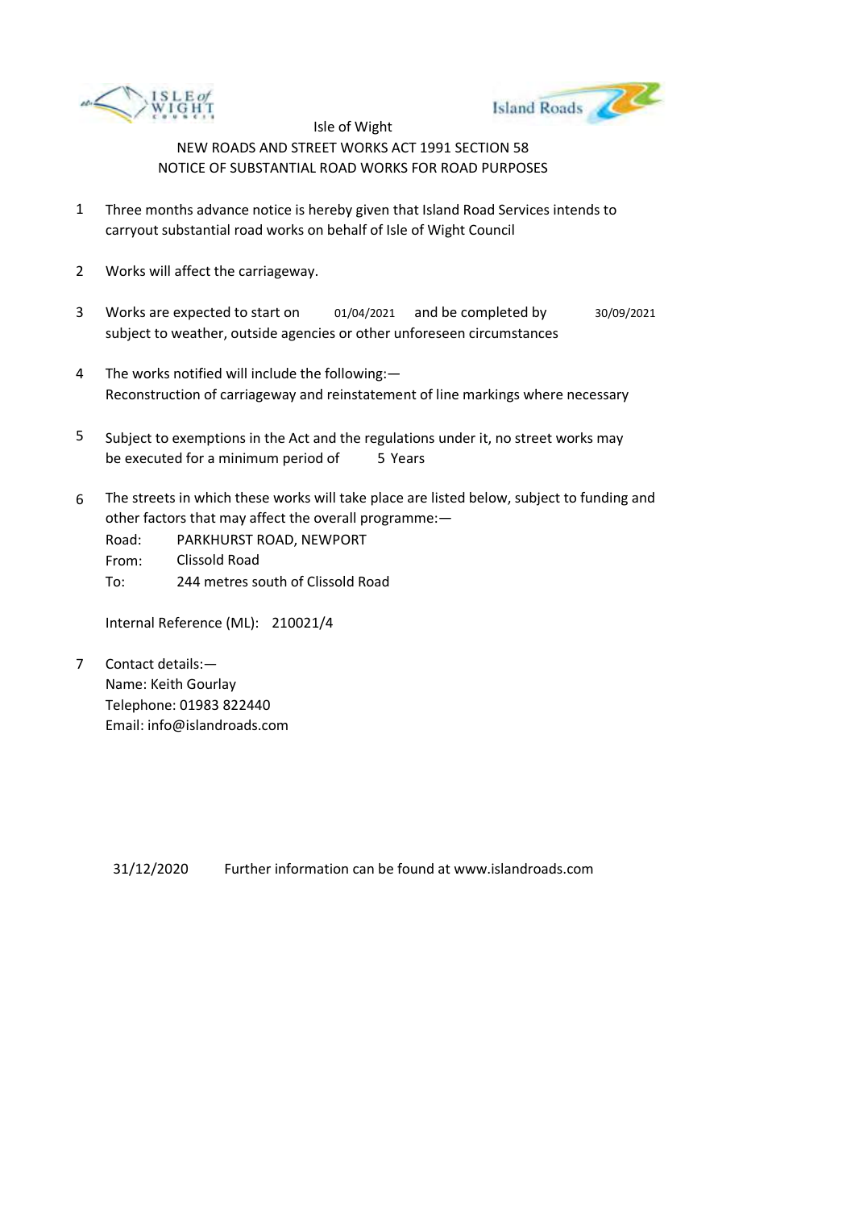Isle of Wight

NEW ROADS AND STREET WORKS ACT 1991 SECTION 58

NOTICE OF SUBSTANTIAL ROAD WORKS FOR ROAD PURPOSES

1. Three months advance notice is hereby given that Island Road Services intends to carryout substantial road works on behalf of Isle of Wight Council

2. Works will affect the carriageway.

3. Works are expected to start on 01/04/2021 and be completed by 30/09/2021 subject to weather, outside agencies or other unforeseen circumstances

4. The works notified will include the following:—
   Reconstruction of carriageway and reinstatement of line markings where necessary

5. Subject to exemptions in the Act and the regulations under it, no street works may be executed for a minimum period of 5 Years

6. The streets in which these works will take place are listed below, subject to funding and other factors that may affect the overall programme:—

   Road: PARKHURST ROAD, NEWPORT
   From: Clissold Road
   To: 244 metres south of Clissold Road

   Internal Reference (ML): 210021/4

7. Contact details:—
   Name: Keith Gourlay
   Telephone: 01983 822440
   Email: info@islandroads.com

31/12/2020 Further information can be found at www.islandroads.com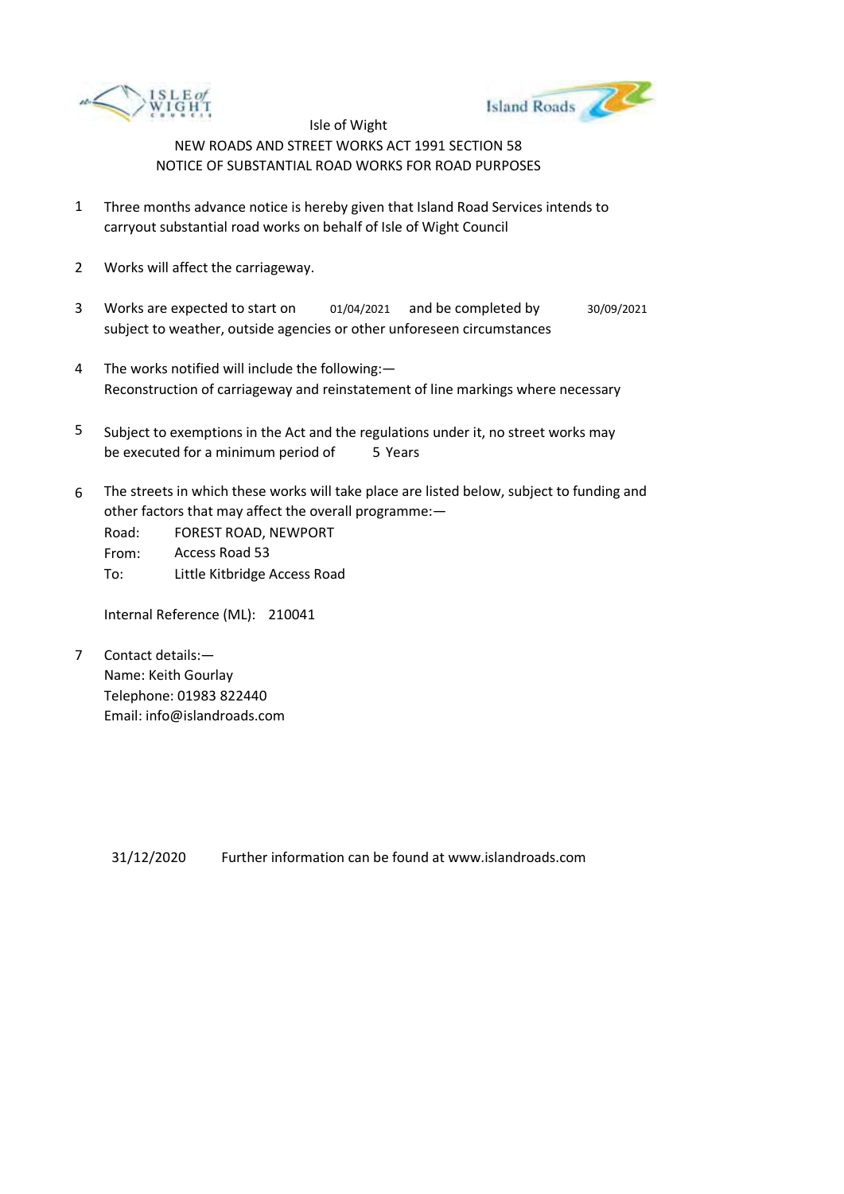Isle of Wight

NEW ROADS AND STREET WORKS ACT 1991 SECTION 58

NOTICE OF SUBSTANTIAL ROAD WORKS FOR ROAD PURPOSES

1. Three months advance notice is hereby given that Island Road Services intends to carryout substantial road works on behalf of Isle of Wight Council

2. Works will affect the carriageway.

3. Works are expected to start on 01/04/2021 and be completed by 30/09/2021 subject to weather, outside agencies or other unforeseen circumstances

4. The works notified will include the following:—
   Reconstruction of carriageway and reinstatement of line markings where necessary

5. Subject to exemptions in the Act and the regulations under it, no street works may be executed for a minimum period of 5 Years

6. The streets in which these works will take place are listed below, subject to funding and other factors that may affect the overall programme:—

   Road: FOREST ROAD, NEWPORT
   From: Access Road 53
   To: Little Kitbridge Access Road

   Internal Reference (ML): 210041

7. Contact details:—
   Name: Keith Gourlay
   Telephone: 01983 822440
   Email: info@islandroads.com

31/12/2020 Further information can be found at www.islandroads.com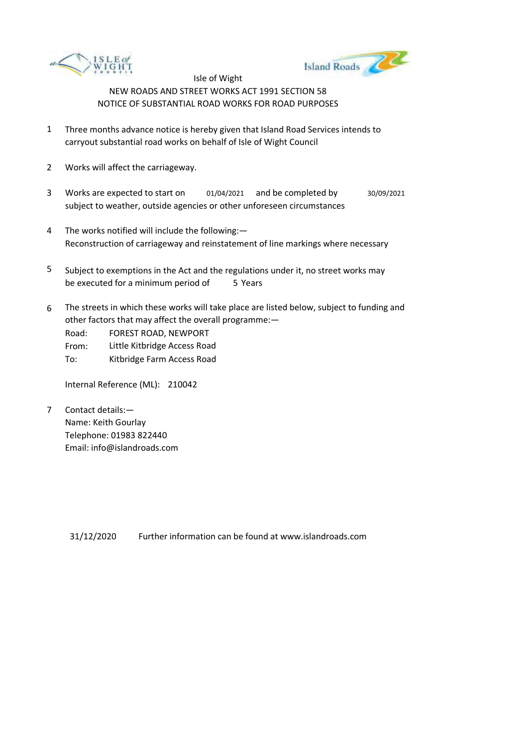Isle of Wight

NEW ROADS AND STREET WORKS ACT 1991 SECTION 58

NOTICE OF SUBSTANTIAL ROAD WORKS FOR ROAD PURPOSES

1. Three months advance notice is hereby given that Island Road Services intends to carryout substantial road works on behalf of Isle of Wight Council

2. Works will affect the carriageway.

3. Works are expected to start on 01/04/2021 and be completed by 30/09/2021 subject to weather, outside agencies or other unforeseen circumstances

4. The works notified will include the following:—
   Reconstruction of carriageway and reinstatement of line markings where necessary

5. Subject to exemptions in the Act and the regulations under it, no street works may be executed for a minimum period of 5 Years

6. The streets in which these works will take place are listed below, subject to funding and other factors that may affect the overall programme:—

   Road: FOREST ROAD, NEWPORT
   From: Little Kitbridge Access Road
   To: Kitbridge Farm Access Road

   Internal Reference (ML): 210042

7. Contact details:—
   Name: Keith Gourlay
   Telephone: 01983 822440
   Email: info@islandroads.com

31/12/2020 Further information can be found at www.islandroads.com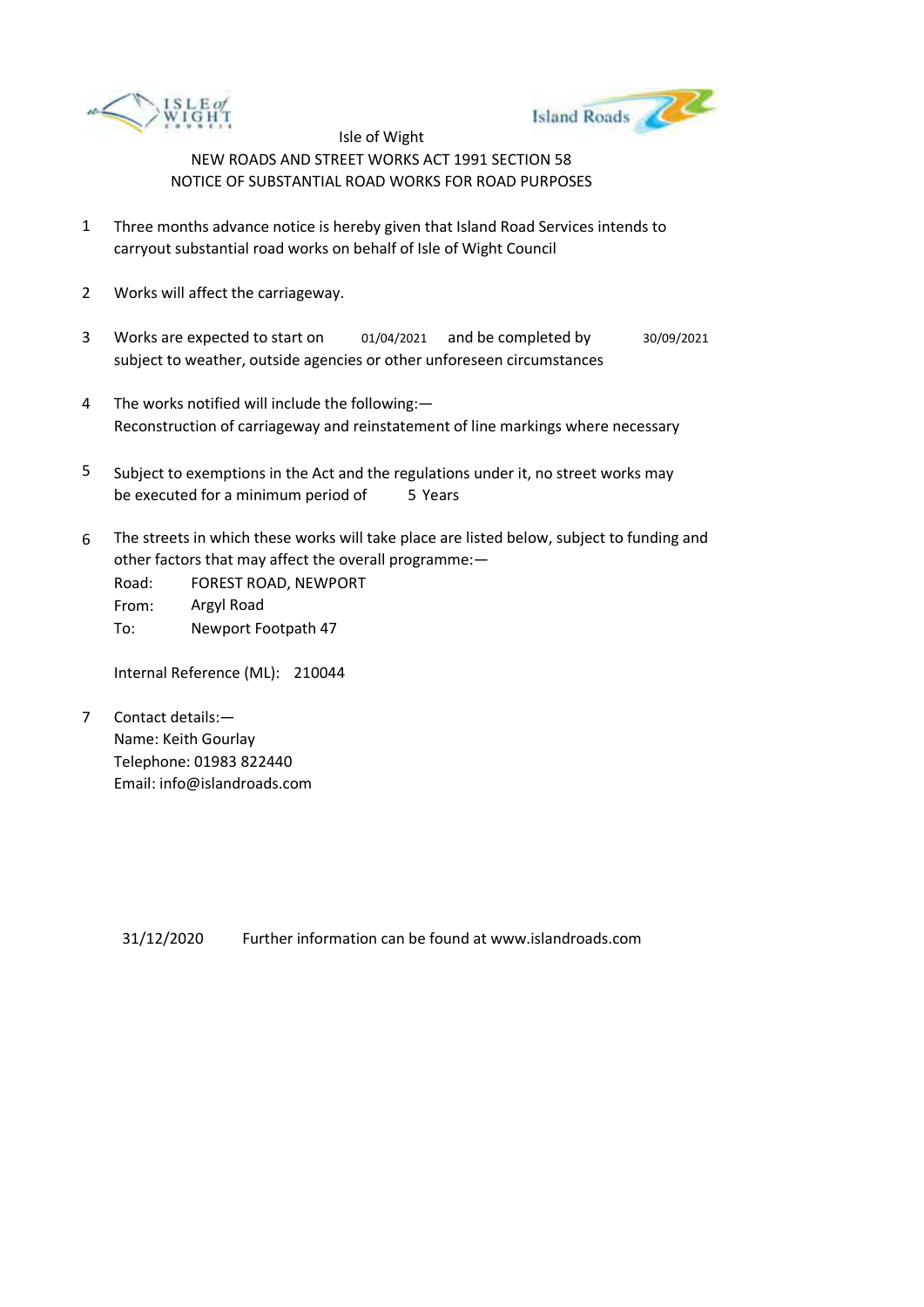Isle of Wight

NEW ROADS AND STREET WORKS ACT 1991 SECTION 58

NOTICE OF SUBSTANTIAL ROAD WORKS FOR ROAD PURPOSES

1. Three months advance notice is hereby given that Island Road Services intends to carryout substantial road works on behalf of Isle of Wight Council

2. Works will affect the carriageway.

3. Works are expected to start on 01/04/2021 and be completed by 30/09/2021 subject to weather, outside agencies or other unforeseen circumstances

4. The works notified will include the following:—
   Reconstruction of carriageway and reinstatement of line markings where necessary

5. Subject to exemptions in the Act and the regulations under it, no street works may be executed for a minimum period of 5 Years

6. The streets in which these works will take place are listed below, subject to funding and other factors that may affect the overall programme:—

   Road: FOREST ROAD, NEWPORT
   From: Argyl Road
   To: Newport Footpath 47

   Internal Reference (ML): 210044

7. Contact details:—
   Name: Keith Gourlay
   Telephone: 01983 822440
   Email: info@islandroads.com

31/12/2020 Further information can be found at www.islandroads.com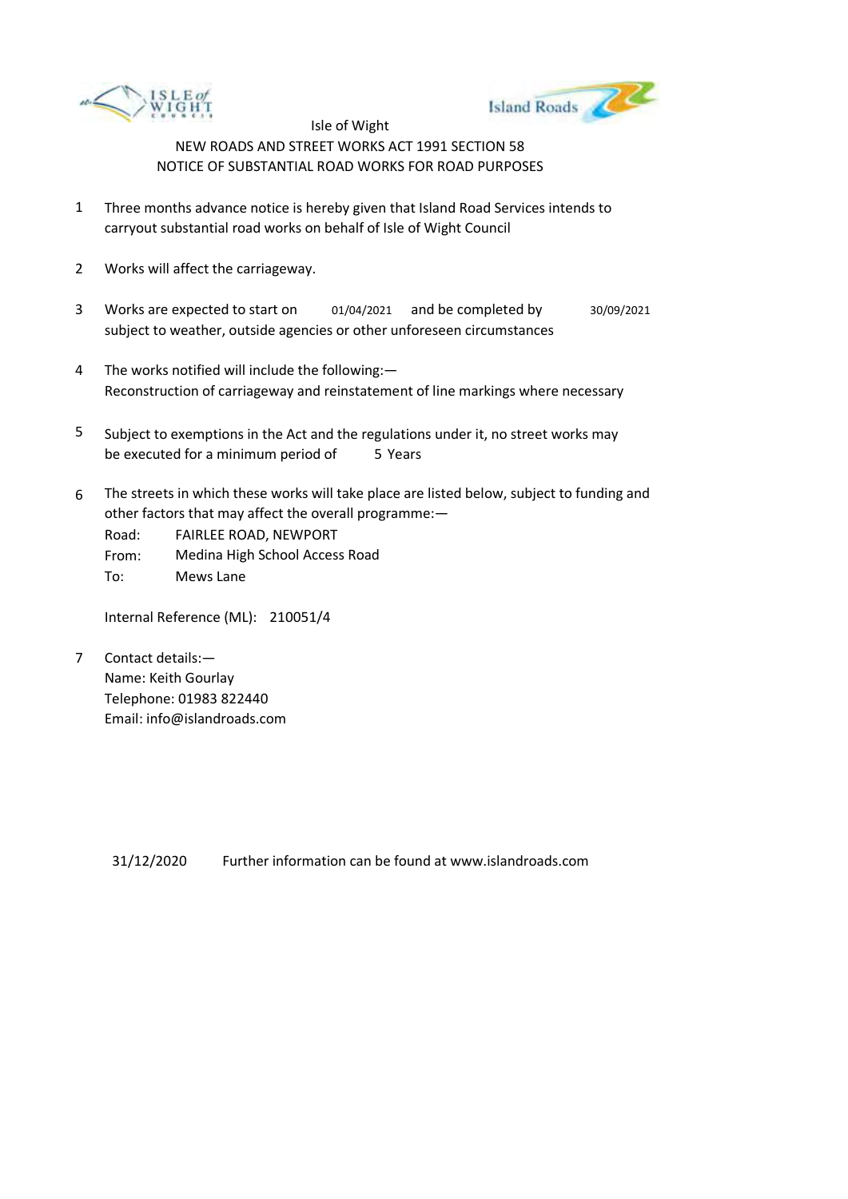Isle of Wight

NEW ROADS AND STREET WORKS ACT 1991 SECTION 58

NOTICE OF SUBSTANTIAL ROAD WORKS FOR ROAD PURPOSES

1. Three months advance notice is hereby given that Island Road Services intends to carryout substantial road works on behalf of Isle of Wight Council

2. Works will affect the carriageway.

3. Works are expected to start on 01/04/2021 and be completed by 30/09/2021 subject to weather, outside agencies or other unforeseen circumstances

4. The works notified will include the following:— Reconstruction of carriageway and reinstatement of line markings where necessary

5. Subject to exemptions in the Act and the regulations under it, no street works may be executed for a minimum period of 5 Years

6. The streets in which these works will take place are listed below, subject to funding and other factors that may affect the overall programme:—

   Road: FAIRLEE ROAD, NEWPORT
   From: Medina High School Access Road
   To: Mews Lane

   Internal Reference (ML): 210051/4

7. Contact details:—
   Name: Keith Gourlay
   Telephone: 01983 822440
   Email: info@islandroads.com

31/12/2020 Further information can be found at www.islandroads.com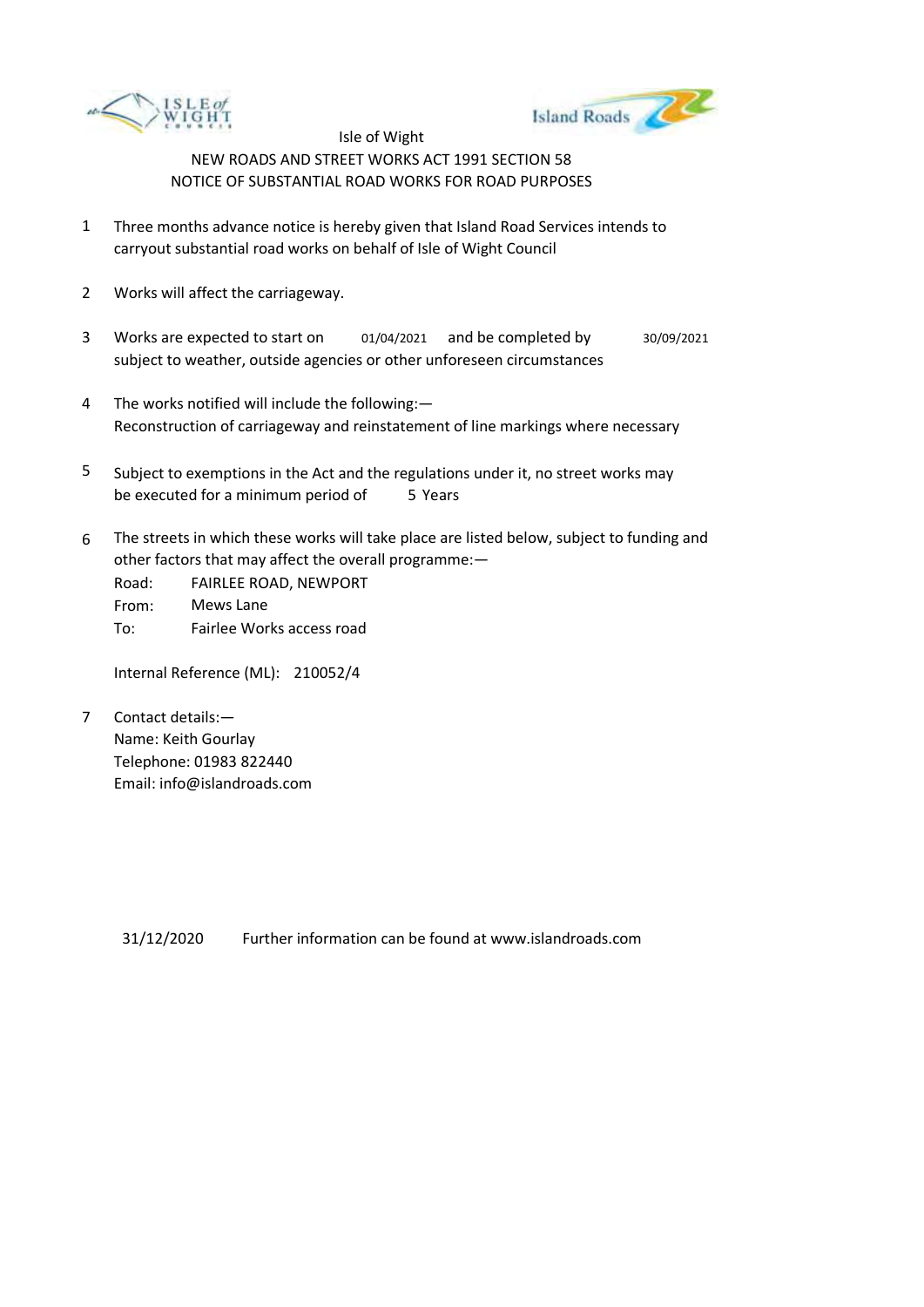Isle of Wight

NEW ROADS AND STREET WORKS ACT 1991 SECTION 58

NOTICE OF SUBSTANTIAL ROAD WORKS FOR ROAD PURPOSES

1. Three months advance notice is hereby given that Island Road Services intends to carryout substantial road works on behalf of Isle of Wight Council

2. Works will affect the carriageway.

3. Works are expected to start on 01/04/2021 and be completed by 30/09/2021 subject to weather, outside agencies or other unforeseen circumstances

4. The works notified will include the following:—
   Reconstruction of carriageway and reinstatement of line markings where necessary

5. Subject to exemptions in the Act and the regulations under it, no street works may be executed for a minimum period of 5 Years

6. The streets in which these works will take place are listed below, subject to funding and other factors that may affect the overall programme:—

   Road: FAIRLEE ROAD, NEWPORT
   From: Mews Lane
   To: Fairlee Works access road

   Internal Reference (ML): 210052/4

7. Contact details:—
   Name: Keith Gourlay
   Telephone: 01983 822440
   Email: info@islandroads.com

31/12/2020 Further information can be found at www.islandroads.com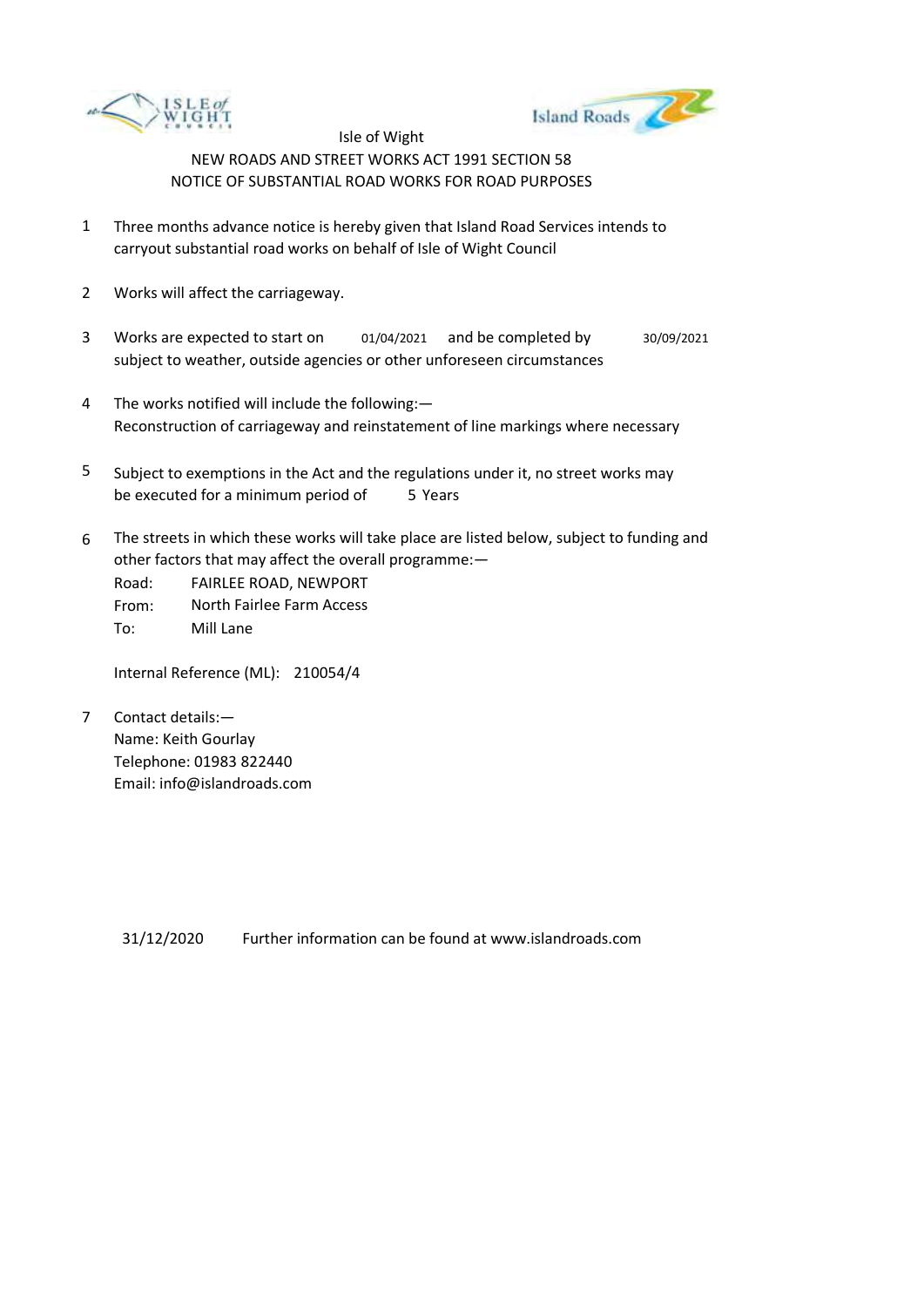Isle of Wight

NEW ROADS AND STREET WORKS ACT 1991 SECTION 58

NOTICE OF SUBSTANTIAL ROAD WORKS FOR ROAD PURPOSES

1. Three months advance notice is hereby given that Island Road Services intends to carryout substantial road works on behalf of Isle of Wight Council

2. Works will affect the carriageway.

3. Works are expected to start on 01/04/2021 and be completed by 30/09/2021 subject to weather, outside agencies or other unforeseen circumstances

4. The works notified will include the following:—
   Reconstruction of carriageway and reinstatement of line markings where necessary

5. Subject to exemptions in the Act and the regulations under it, no street works may be executed for a minimum period of 5 Years

6. The streets in which these works will take place are listed below, subject to funding and other factors that may affect the overall programme:—
   Road: FAIRLEE ROAD, NEWPORT
   From: North Fairlee Farm Access
   To: Mill Lane

   Internal Reference (ML): 210054/4

7. Contact details:—
   Name: Keith Gourlay
   Telephone: 01983 822440
   Email: info@islandroads.com

31/12/2020 Further information can be found at www.islandroads.com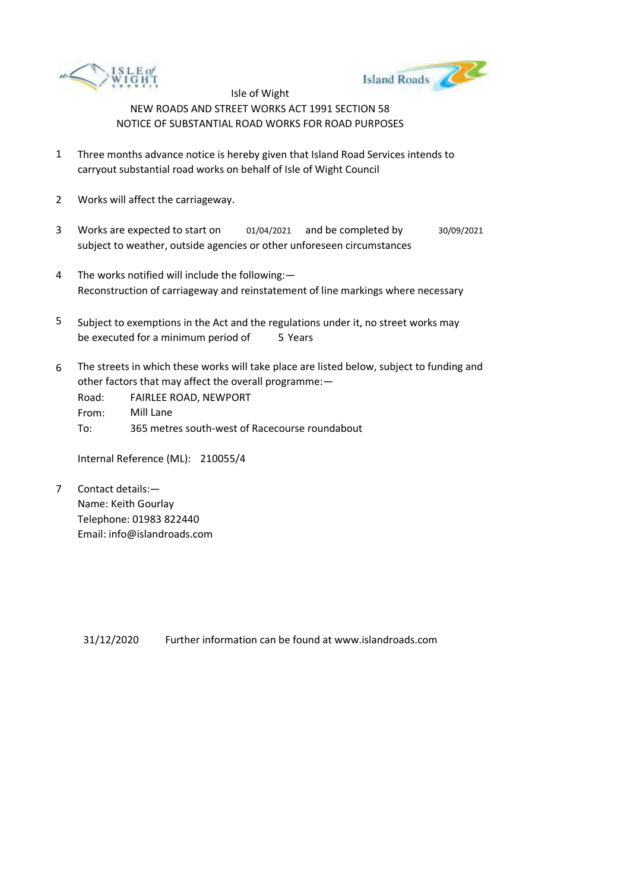Isle of Wight

NEW ROADS AND STREET WORKS ACT 1991 SECTION 58

NOTICE OF SUBSTANTIAL ROAD WORKS FOR ROAD PURPOSES

1. Three months advance notice is hereby given that Island Road Services intends to carryout substantial road works on behalf of Isle of Wight Council

2. Works will affect the carriageway.

3. Works are expected to start on 01/04/2021 and be completed by 30/09/2021 subject to weather, outside agencies or other unforeseen circumstances

4. The works notified will include the following:— Reconstruction of carriageway and reinstatement of line markings where necessary

5. Subject to exemptions in the Act and the regulations under it, no street works may be executed for a minimum period of 5 Years

6. The streets in which these works will take place are listed below, subject to funding and other factors that may affect the overall programme:—

   Road: FAIRLEE ROAD, NEWPORT
   From: Mill Lane
   To: 365 metres south-west of Racecourse roundabout

   Internal Reference (ML): 210055/4

7. Contact details:—
   Name: Keith Gourlay
   Telephone: 01983 822440
   Email: info@islandroads.com

31/12/2020 Further information can be found at www.islandroads.com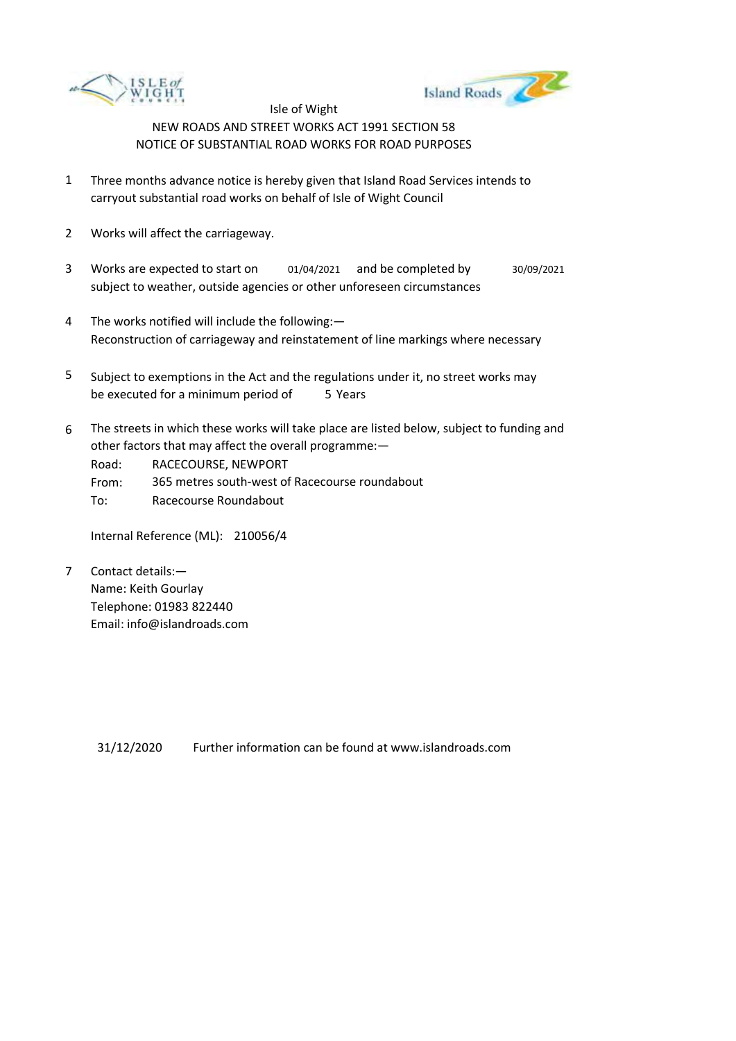Isle of Wight

NEW ROADS AND STREET WORKS ACT 1991 SECTION 58

NOTICE OF SUBSTANTIAL ROAD WORKS FOR ROAD PURPOSES

1. Three months advance notice is hereby given that Island Road Services intends to carryout substantial road works on behalf of Isle of Wight Council

2. Works will affect the carriageway.

3. Works are expected to start on 01/04/2021 and be completed by 30/09/2021 subject to weather, outside agencies or other unforeseen circumstances

4. The works notified will include the following:—
   Reconstruction of carriageway and reinstatement of line markings where necessary

5. Subject to exemptions in the Act and the regulations under it, no street works may be executed for a minimum period of 5 Years

6. The streets in which these works will take place are listed below, subject to funding and other factors that may affect the overall programme:—

   Road: RACECOURSE, NEWPORT
   From: 365 metres south-west of Racecourse roundabout
   To: Racecourse Roundabout

   Internal Reference (ML): 210056/4

7. Contact details:—
   Name: Keith Gourlay
   Telephone: 01983 822440
   Email: info@islandroads.com

31/12/2020 Further information can be found at www.islandroads.com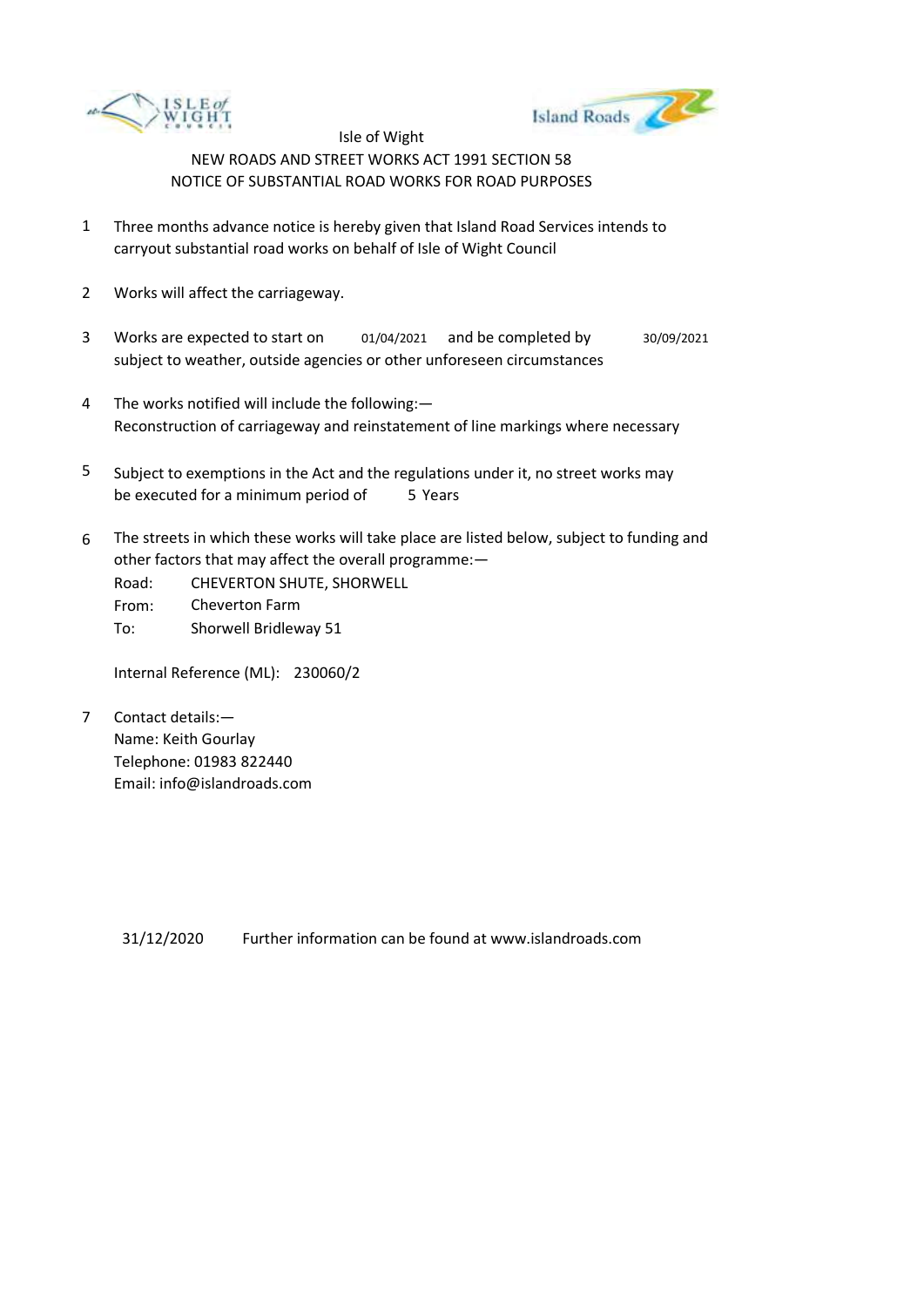Isle of Wight

NEW ROADS AND STREET WORKS ACT 1991 SECTION 58

NOTICE OF SUBSTANTIAL ROAD WORKS FOR ROAD PURPOSES

1. Three months advance notice is hereby given that Island Road Services intends to carryout substantial road works on behalf of Isle of Wight Council

2. Works will affect the carriageway.

3. Works are expected to start on 01/04/2021 and be completed by 30/09/2021 subject to weather, outside agencies or other unforeseen circumstances

4. The works notified will include the following:—
Reconstruction of carriageway and reinstatement of line markings where necessary

5. Subject to exemptions in the Act and the regulations under it, no street works may be executed for a minimum period of 5 Years

6. The streets in which these works will take place are listed below, subject to funding and other factors that may affect the overall programme:—
Road: CHEVERTON SHUTE, SHORWELL
From: Cheverton Farm
To: Shorwell Bridleway 51

   Internal Reference (ML): 230060/2

7. Contact details:—
Name: Keith Gourlay
Telephone: 01983 822440
Email: info@islandroads.com

31/12/2020 Further information can be found at www.islandroads.com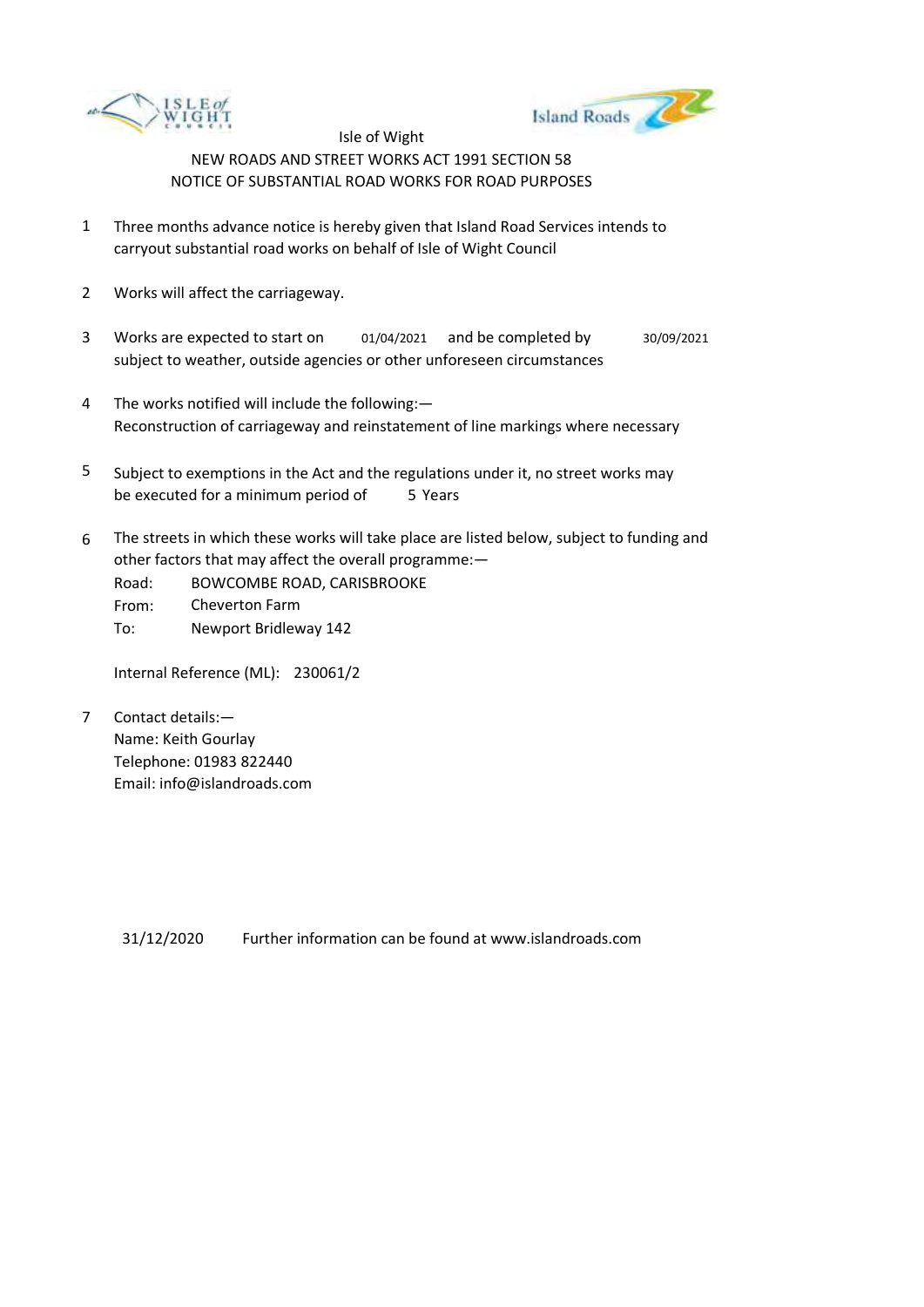Isle of Wight

NEW ROADS AND STREET WORKS ACT 1991 SECTION 58

NOTICE OF SUBSTANTIAL ROAD WORKS FOR ROAD PURPOSES

1. Three months advance notice is hereby given that Island Road Services intends to carryout substantial road works on behalf of Isle of Wight Council

2. Works will affect the carriageway.

3. Works are expected to start on 01/04/2021 and be completed by 30/09/2021 subject to weather, outside agencies or other unforeseen circumstances

4. The works notified will include the following:—
   Reconstruction of carriageway and reinstatement of line markings where necessary

5. Subject to exemptions in the Act and the regulations under it, no street works may be executed for a minimum period of 5 Years

6. The streets in which these works will take place are listed below, subject to funding and other factors that may affect the overall programme:—

   Road: BOWCOMBE ROAD, CARISBROOKE
   From: Cheverton Farm
   To: Newport Bridleway 142

   Internal Reference (ML): 230061/2

7. Contact details:—
   Name: Keith Gourlay
   Telephone: 01983 822440
   Email: info@islandroads.com

31/12/2020 Further information can be found at www.islandroads.com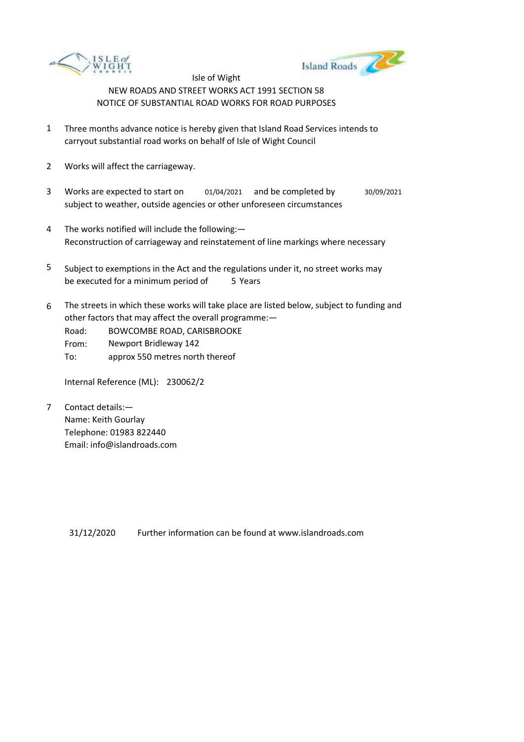Isle of Wight

NEW ROADS AND STREET WORKS ACT 1991 SECTION 58

NOTICE OF SUBSTANTIAL ROAD WORKS FOR ROAD PURPOSES

1. Three months advance notice is hereby given that Island Road Services intends to carryout substantial road works on behalf of Isle of Wight Council

2. Works will affect the carriageway.

3. Works are expected to start on 01/04/2021 and be completed by 30/09/2021 subject to weather, outside agencies or other unforeseen circumstances

4. The works notified will include the following:—
Reconstruction of carriageway and reinstatement of line markings where necessary

5. Subject to exemptions in the Act and the regulations under it, no street works may be executed for a minimum period of 5 Years

6. The streets in which these works will take place are listed below, subject to funding and other factors that may affect the overall programme:—
Road: BOWCOMBE ROAD, CARISBROOKE
From: Newport Bridleway 142
To: approx 550 metres north thereof

   Internal Reference (ML): 230062/2

7. Contact details:—
Name: Keith Gourlay
Telephone: 01983 822440
Email: info@islandroads.com

31/12/2020 Further information can be found at www.islandroads.com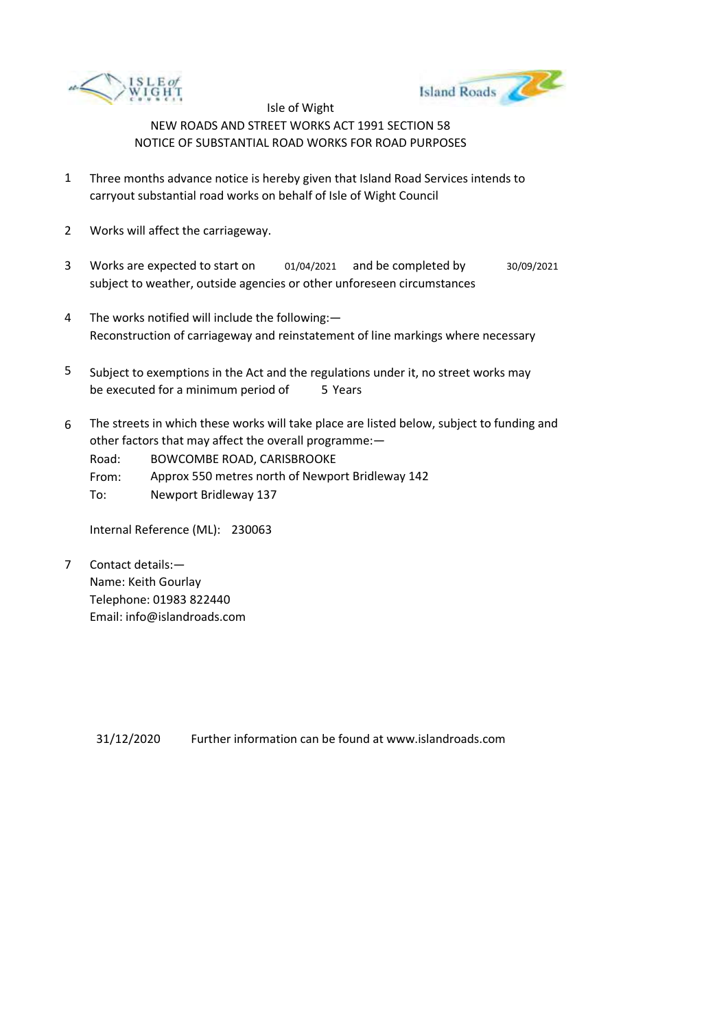Isle of Wight

NEW ROADS AND STREET WORKS ACT 1991 SECTION 58

NOTICE OF SUBSTANTIAL ROAD WORKS FOR ROAD PURPOSES

1. Three months advance notice is hereby given that Island Road Services intends to carryout substantial road works on behalf of Isle of Wight Council

2. Works will affect the carriageway.

3. Works are expected to start on 01/04/2021 and be completed by 30/09/2021 subject to weather, outside agencies or other unforeseen circumstances

4. The works notified will include the following:—
   Reconstruction of carriageway and reinstatement of line markings where necessary

5. Subject to exemptions in the Act and the regulations under it, no street works may be executed for a minimum period of 5 Years

6. The streets in which these works will take place are listed below, subject to funding and other factors that may affect the overall programme:—

   Road: BOWCOMBE ROAD, CARISBROOKE
   From: Approx 550 metres north of Newport Bridleway 142
   To: Newport Bridleway 137

   Internal Reference (ML): 230063

7. Contact details:—
   Name: Keith Gourlay
   Telephone: 01983 822440
   Email: info@islandroads.com

31/12/2020 Further information can be found at www.islandroads.com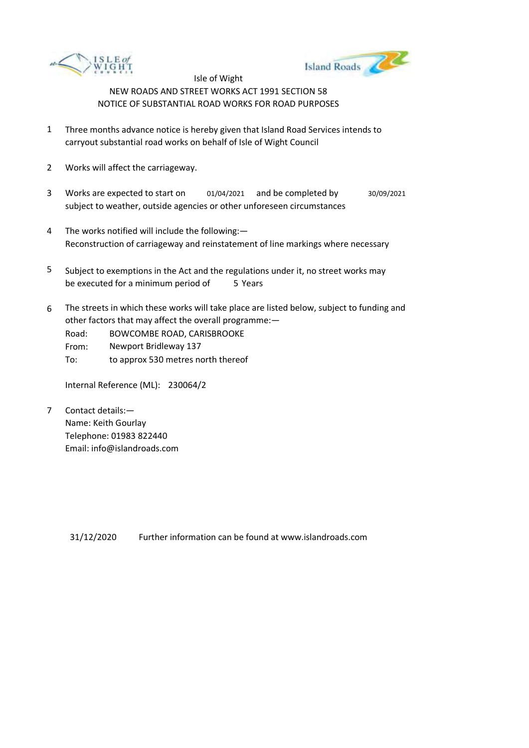Isle of Wight

NEW ROADS AND STREET WORKS ACT 1991 SECTION 58

NOTICE OF SUBSTANTIAL ROAD WORKS FOR ROAD PURPOSES

1. Three months advance notice is hereby given that Island Road Services intends to carryout substantial road works on behalf of Isle of Wight Council

2. Works will affect the carriageway.

3. Works are expected to start on 01/04/2021 and be completed by 30/09/2021 subject to weather, outside agencies or other unforeseen circumstances

4. The works notified will include the following:—
   Reconstruction of carriageway and reinstatement of line markings where necessary

5. Subject to exemptions in the Act and the regulations under it, no street works may be executed for a minimum period of 5 Years

6. The streets in which these works will take place are listed below, subject to funding and other factors that may affect the overall programme:—

   Road: BOWCOMBE ROAD, CARISBROOKE
   From: Newport Bridleway 137
   To: to approx 530 metres north thereof

   Internal Reference (ML): 230064/2

7. Contact details:—
   Name: Keith Gourlay
   Telephone: 01983 822440
   Email: info@islandroads.com

31/12/2020 Further information can be found at www.islandroads.com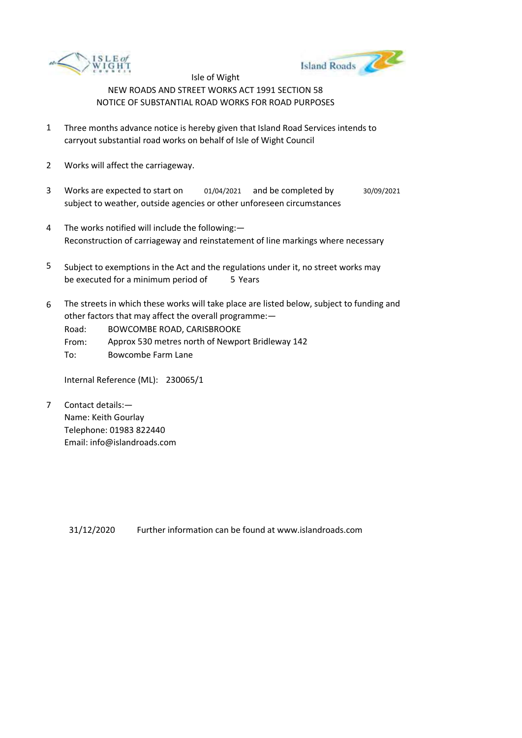Isle of Wight

NEW ROADS AND STREET WORKS ACT 1991 SECTION 58

NOTICE OF SUBSTANTIAL ROAD WORKS FOR ROAD PURPOSES

1. Three months advance notice is hereby given that Island Road Services intends to carryout substantial road works on behalf of Isle of Wight Council

2. Works will affect the carriageway.

3. Works are expected to start on 01/04/2021 and be completed by 30/09/2021 subject to weather, outside agencies or other unforeseen circumstances

4. The works notified will include the following:—
Reconstruction of carriageway and reinstatement of line markings where necessary

5. Subject to exemptions in the Act and the regulations under it, no street works may be executed for a minimum period of 5 Years

6. The streets in which these works will take place are listed below, subject to funding and other factors that may affect the overall programme:—
Road: BOWCOMBE ROAD, CARISBROOKE
From: Approx 530 metres north of Newport Bridleway 142
To: Bowcombe Farm Lane

   Internal Reference (ML): 230065/1

7. Contact details:—
Name: Keith Gourlay
Telephone: 01983 822440
Email: info@islandroads.com

31/12/2020 Further information can be found at www.islandroads.com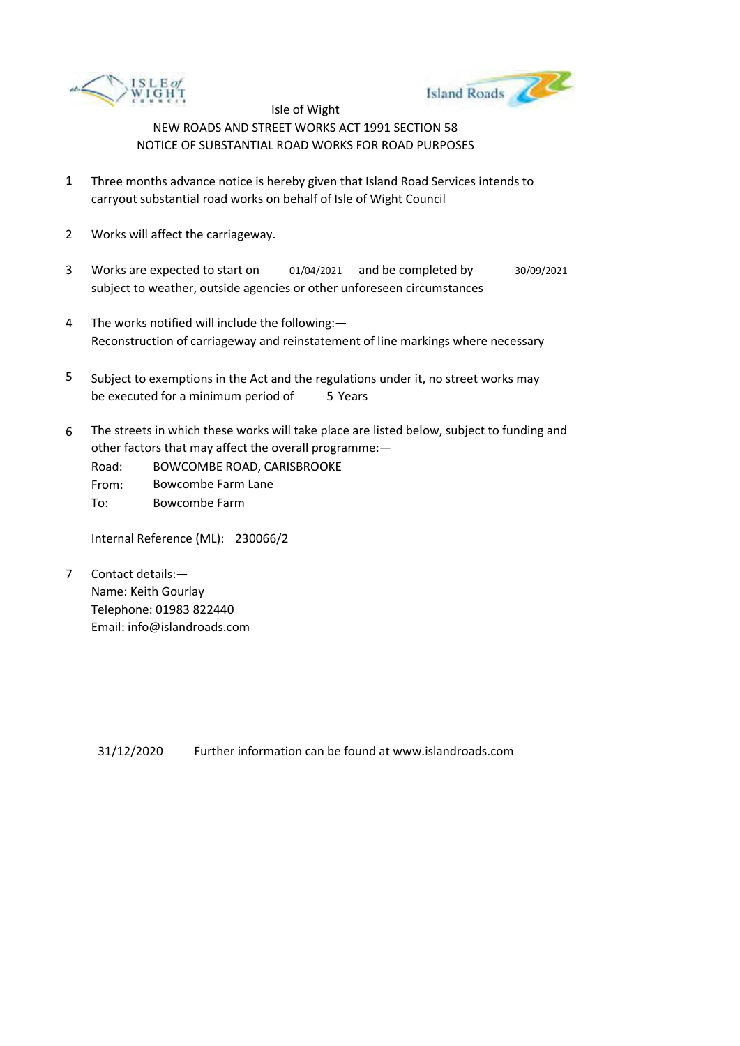Isle of Wight

NEW ROADS AND STREET WORKS ACT 1991 SECTION 58

NOTICE OF SUBSTANTIAL ROAD WORKS FOR ROAD PURPOSES

1. Three months advance notice is hereby given that Island Road Services intends to carryout substantial road works on behalf of Isle of Wight Council

2. Works will affect the carriageway.

3. Works are expected to start on 01/04/2021 and be completed by 30/09/2021 subject to weather, outside agencies or other unforeseen circumstances

4. The works notified will include the following:—
   Reconstruction of carriageway and reinstatement of line markings where necessary

5. Subject to exemptions in the Act and the regulations under it, no street works may be executed for a minimum period of 5 Years

6. The streets in which these works will take place are listed below, subject to funding and other factors that may affect the overall programme:—

   Road: BOWCOMBE ROAD, CARISBROOKE
   From: Bowcombe Farm Lane
   To: Bowcombe Farm

   Internal Reference (ML): 230066/2

7. Contact details:—
   Name: Keith Gourlay
   Telephone: 01983 822440
   Email: info@islandroads.com

31/12/2020 Further information can be found at www.islandroads.com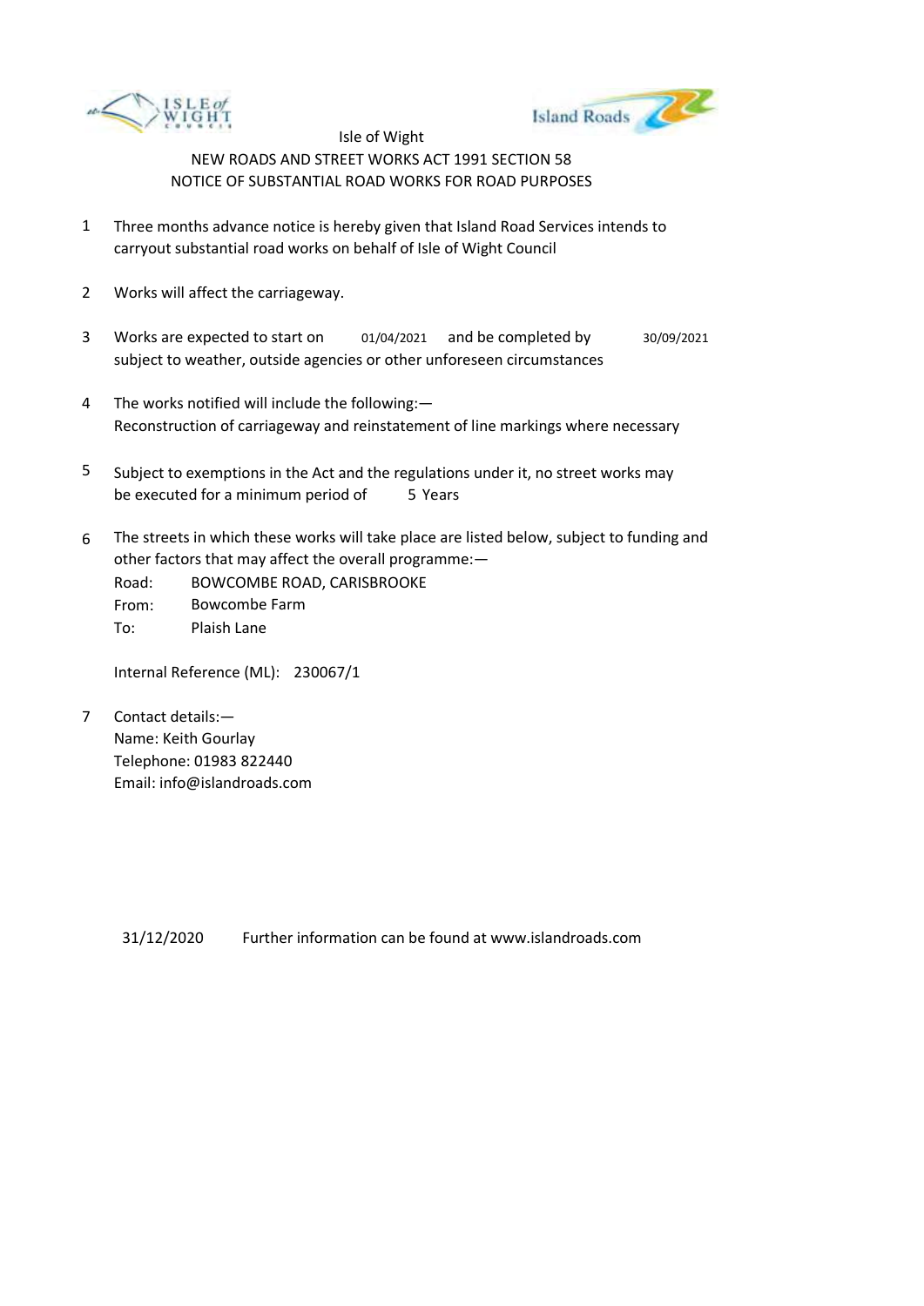Isle of Wight

NEW ROADS AND STREET WORKS ACT 1991 SECTION 58

NOTICE OF SUBSTANTIAL ROAD WORKS FOR ROAD PURPOSES

1. Three months advance notice is hereby given that Island Road Services intends to carryout substantial road works on behalf of Isle of Wight Council

2. Works will affect the carriageway.

3. Works are expected to start on 01/04/2021 and be completed by 30/09/2021 subject to weather, outside agencies or other unforeseen circumstances

4. The works notified will include the following:—
   Reconstruction of carriageway and reinstatement of line markings where necessary

5. Subject to exemptions in the Act and the regulations under it, no street works may be executed for a minimum period of 5 Years

6. The streets in which these works will take place are listed below, subject to funding and other factors that may affect the overall programme:—

   Road: BOWCOMBE ROAD, CARISBROOKE
   From: Bowcombe Farm
   To: Plaish Lane

   Internal Reference (ML): 230067/1

7. Contact details:—
   Name: Keith Gourlay
   Telephone: 01983 822440
   Email: info@islandroads.com

31/12/2020 Further information can be found at www.islandroads.com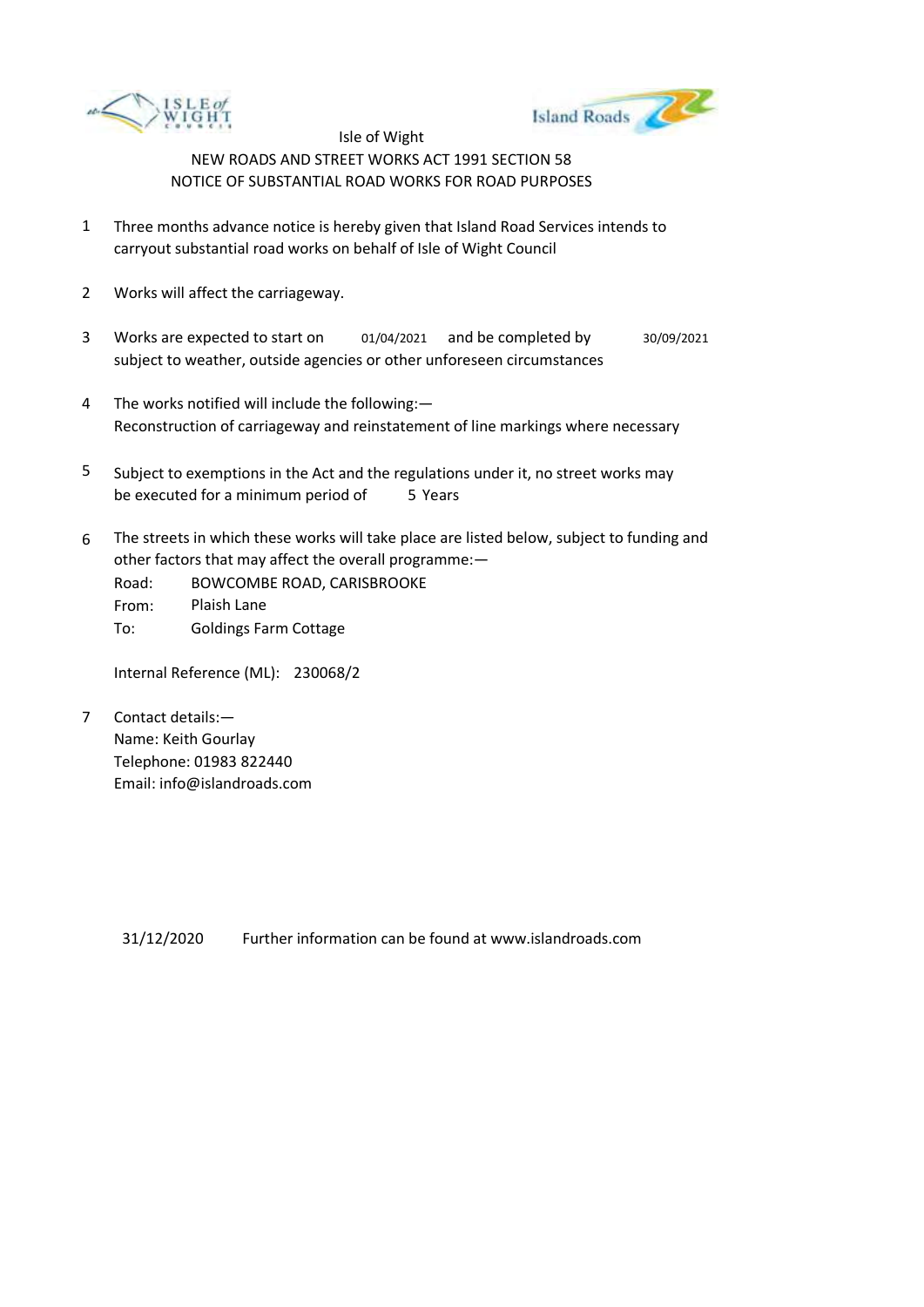Isle of Wight

NEW ROADS AND STREET WORKS ACT 1991 SECTION 58

NOTICE OF SUBSTANTIAL ROAD WORKS FOR ROAD PURPOSES

1. Three months advance notice is hereby given that Island Road Services intends to carryout substantial road works on behalf of Isle of Wight Council

2. Works will affect the carriageway.

3. Works are expected to start on 01/04/2021 and be completed by 30/09/2021 subject to weather, outside agencies or other unforeseen circumstances

4. The works notified will include the following:—
   Reconstruction of carriageway and reinstatement of line markings where necessary

5. Subject to exemptions in the Act and the regulations under it, no street works may be executed for a minimum period of 5 Years

6. The streets in which these works will take place are listed below, subject to funding and other factors that may affect the overall programme:—

   Road: BOWCOMBE ROAD, CARISBROOKE
   From: Plaish Lane
   To: Goldings Farm Cottage

   Internal Reference (ML): 230068/2

7. Contact details:—
   Name: Keith Gourlay
   Telephone: 01983 822440
   Email: info@islandroads.com

31/12/2020 Further information can be found at www.islandroads.com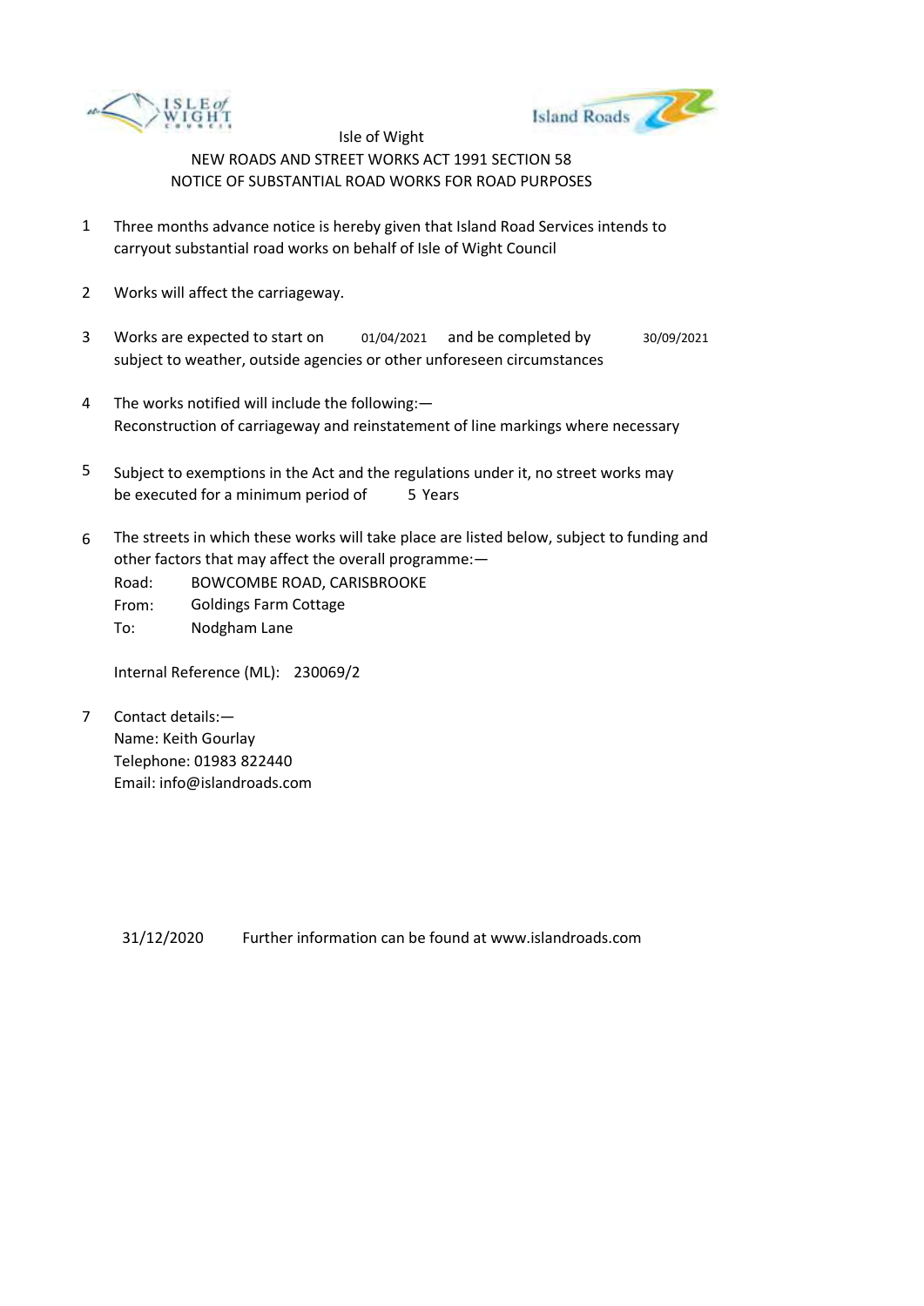Isle of Wight

NEW ROADS AND STREET WORKS ACT 1991 SECTION 58

NOTICE OF SUBSTANTIAL ROAD WORKS FOR ROAD PURPOSES

1. Three months advance notice is hereby given that Island Road Services intends to carryout substantial road works on behalf of Isle of Wight Council

2. Works will affect the carriageway.

3. Works are expected to start on 01/04/2021 and be completed by 30/09/2021 subject to weather, outside agencies or other unforeseen circumstances

4. The works notified will include the following:—
   Reconstruction of carriageway and reinstatement of line markings where necessary

5. Subject to exemptions in the Act and the regulations under it, no street works may be executed for a minimum period of 5 Years

6. The streets in which these works will take place are listed below, subject to funding and other factors that may affect the overall programme:—
   Road: BOWCOMBE ROAD, CARISBROOKE
   From: Goldings Farm Cottage
   To: Nodgham Lane

   Internal Reference (ML): 230069/2

7. Contact details:—
   Name: Keith Gourlay
   Telephone: 01983 822440
   Email: info@islandroads.com

31/12/2020 Further information can be found at www.islandroads.com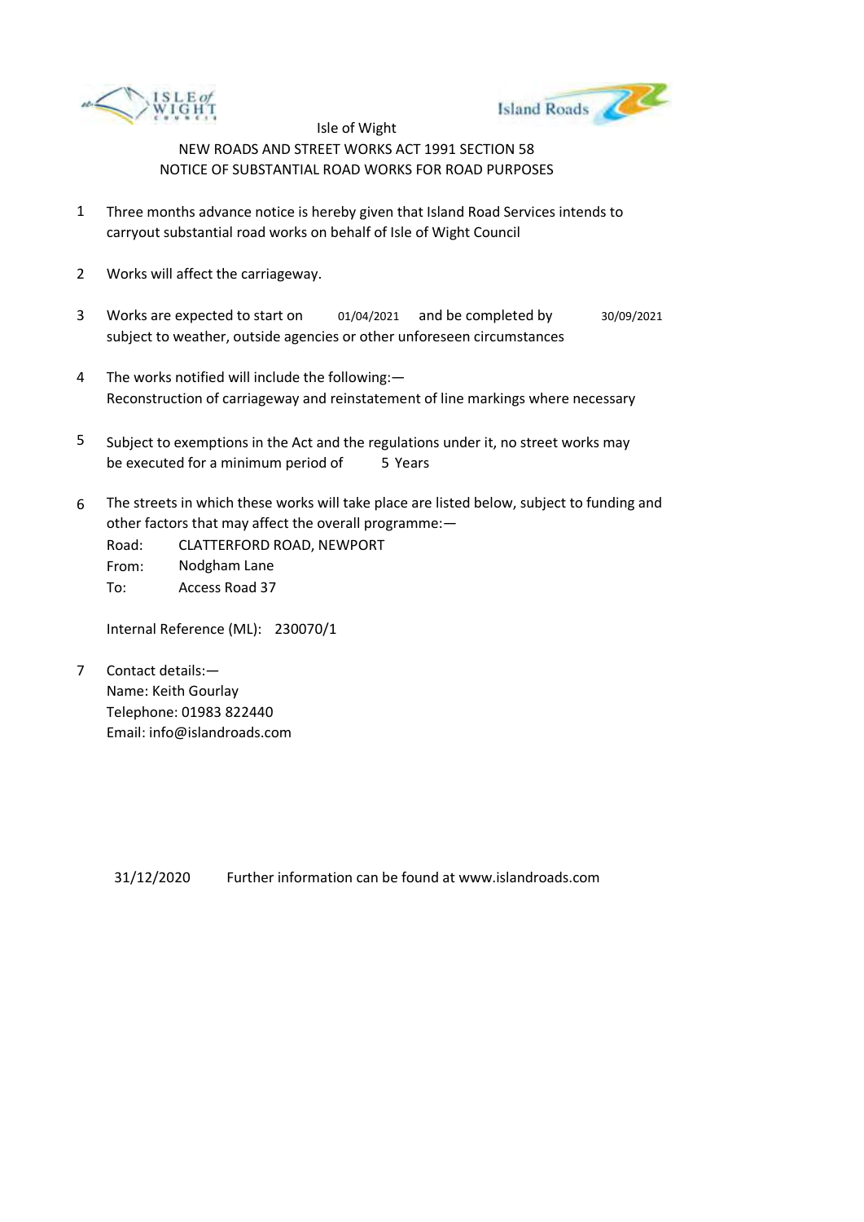Isle of Wight

NEW ROADS AND STREET WORKS ACT 1991 SECTION 58

NOTICE OF SUBSTANTIAL ROAD WORKS FOR ROAD PURPOSES

1. Three months advance notice is hereby given that Island Road Services intends to carryout substantial road works on behalf of Isle of Wight Council

2. Works will affect the carriageway.

3. Works are expected to start on 01/04/2021 and be completed by 30/09/2021 subject to weather, outside agencies or other unforeseen circumstances

4. The works notified will include the following:—
   Reconstruction of carriageway and reinstatement of line markings where necessary

5. Subject to exemptions in the Act and the regulations under it, no street works may be executed for a minimum period of 5 Years

6. The streets in which these works will take place are listed below, subject to funding and other factors that may affect the overall programme:—
   Road: CLATTERFORD ROAD, NEWPORT
   From: Nodgham Lane
   To: Access Road 37

   Internal Reference (ML): 230070/1

7. Contact details:—
   Name: Keith Gourlay
   Telephone: 01983 822440
   Email: info@islandroads.com

31/12/2020 Further information can be found at www.islandroads.com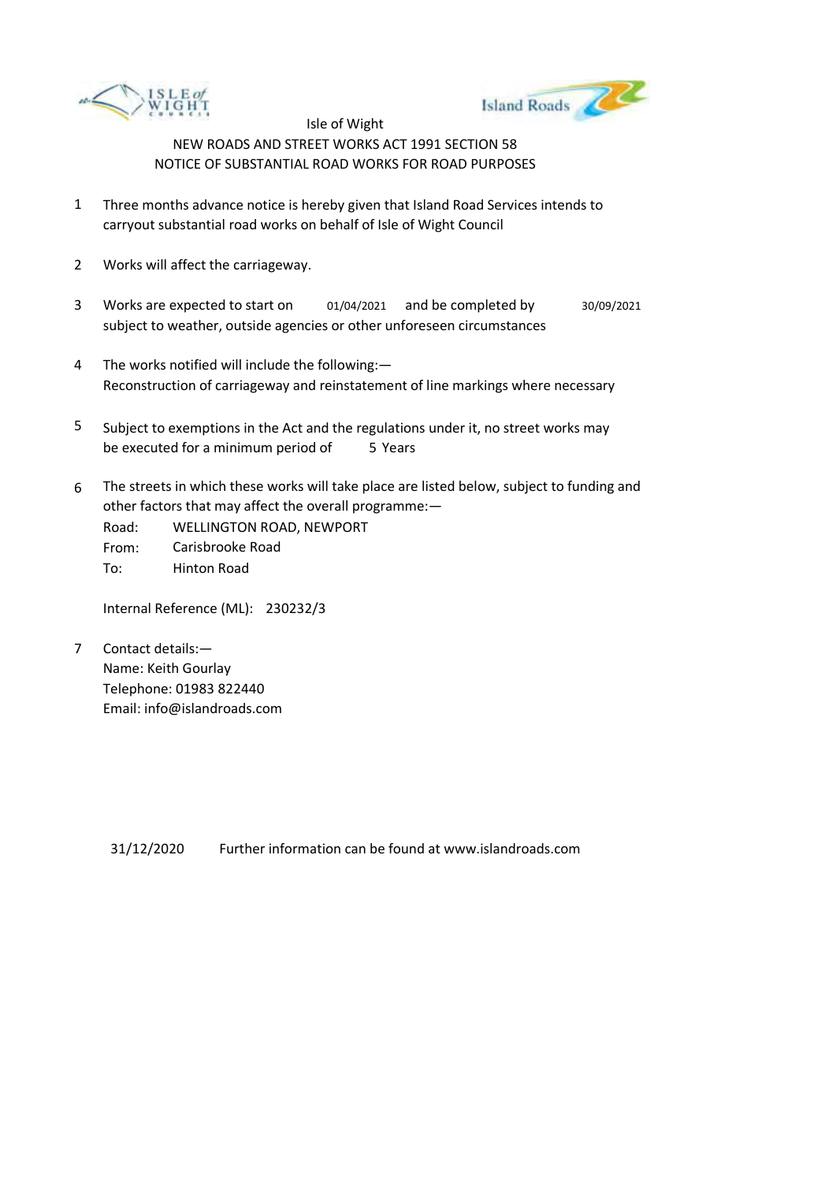Isle of Wight

NEW ROADS AND STREET WORKS ACT 1991 SECTION 58

NOTICE OF SUBSTANTIAL ROAD WORKS FOR ROAD PURPOSES

1. Three months advance notice is hereby given that Island Road Services intends to carryout substantial road works on behalf of Isle of Wight Council

2. Works will affect the carriageway.

3. Works are expected to start on 01/04/2021 and be completed by 30/09/2021 subject to weather, outside agencies or other unforeseen circumstances

4. The works notified will include the following:—
   Reconstruction of carriageway and reinstatement of line markings where necessary

5. Subject to exemptions in the Act and the regulations under it, no street works may be executed for a minimum period of 5 Years

6. The streets in which these works will take place are listed below, subject to funding and other factors that may affect the overall programme:—
   Road: WELLINGTON ROAD, NEWPORT
   From: Carisbrooke Road
   To: Hinton Road

   Internal Reference (ML): 230232/3

7. Contact details:—
   Name: Keith Gourlay
   Telephone: 01983 822440
   Email: info@islandroads.com

31/12/2020 Further information can be found at www.islandroads.com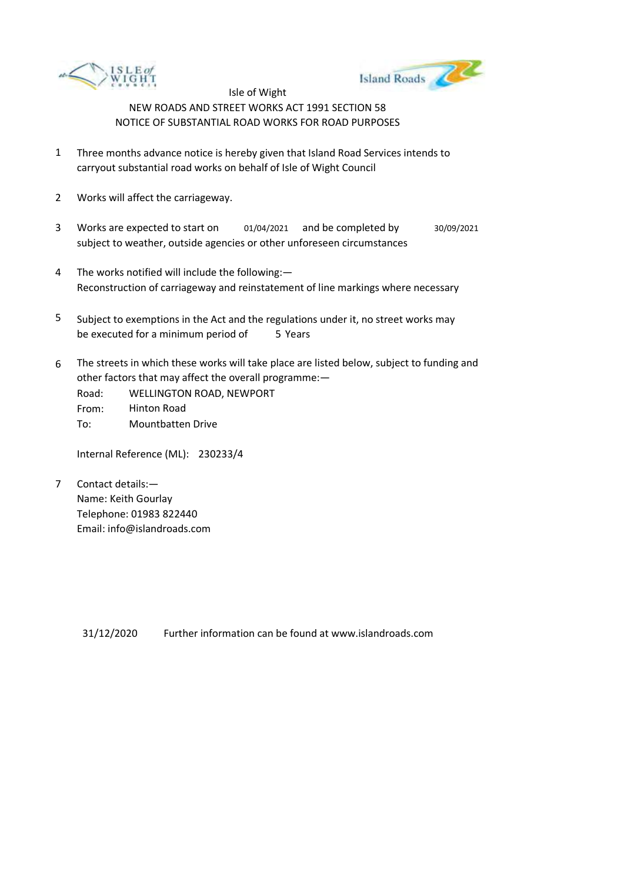Isle of Wight

NEW ROADS AND STREET WORKS ACT 1991 SECTION 58

NOTICE OF SUBSTANTIAL ROAD WORKS FOR ROAD PURPOSES

1. Three months advance notice is hereby given that Island Road Services intends to carryout substantial road works on behalf of Isle of Wight Council

2. Works will affect the carriageway.

3. Works are expected to start on 01/04/2021 and be completed by 30/09/2021 subject to weather, outside agencies or other unforeseen circumstances

4. The works notified will include the following:—
   Reconstruction of carriageway and reinstatement of line markings where necessary

5. Subject to exemptions in the Act and the regulations under it, no street works may be executed for a minimum period of 5 Years

6. The streets in which these works will take place are listed below, subject to funding and other factors that may affect the overall programme:—

   Road: WELLINGTON ROAD, NEWPORT
   From: Hinton Road
   To: Mountbatten Drive

   Internal Reference (ML): 230233/4

7. Contact details:—
   Name: Keith Gourlay
   Telephone: 01983 822440
   Email: info@islandroads.com

31/12/2020 Further information can be found at www.islandroads.com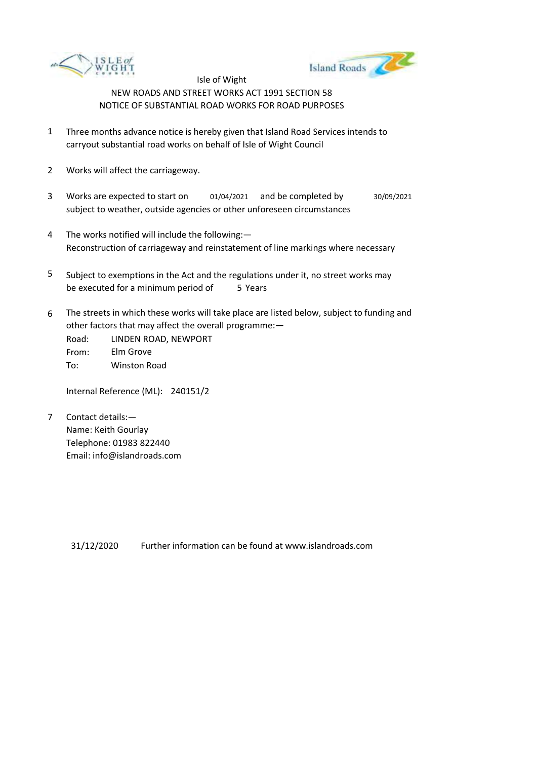Isle of Wight

NEW ROADS AND STREET WORKS ACT 1991 SECTION 58

NOTICE OF SUBSTANTIAL ROAD WORKS FOR ROAD PURPOSES

1. Three months advance notice is hereby given that Island Road Services intends to carryout substantial road works on behalf of Isle of Wight Council

2. Works will affect the carriageway.

3. Works are expected to start on 01/04/2021 and be completed by 30/09/2021 subject to weather, outside agencies or other unforeseen circumstances

4. The works notified will include the following:—
   Reconstruction of carriageway and reinstatement of line markings where necessary

5. Subject to exemptions in the Act and the regulations under it, no street works may be executed for a minimum period of 5 Years

6. The streets in which these works will take place are listed below, subject to funding and other factors that may affect the overall programme:—
   Road: LINDEN ROAD, NEWPORT
   From: Elm Grove
   To: Winston Road

   Internal Reference (ML): 240151/2

7. Contact details:—
   Name: Keith Gourlay
   Telephone: 01983 822440
   Email: info@islandroads.com

31/12/2020 Further information can be found at www.islandroads.com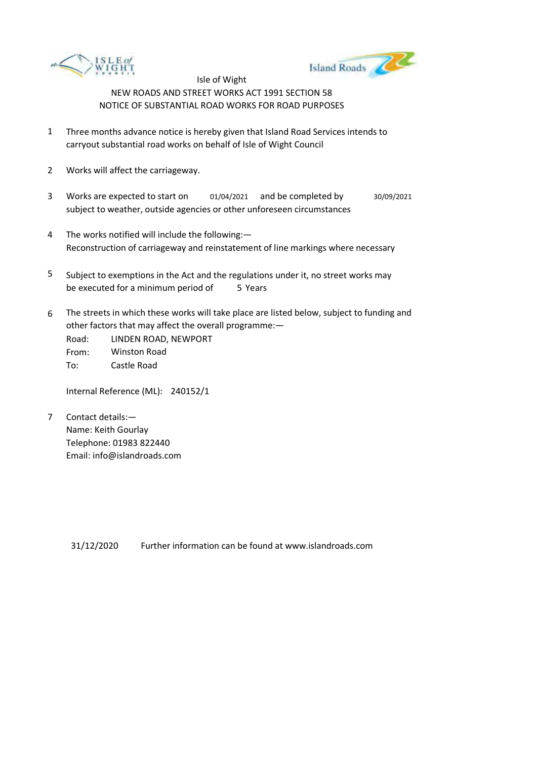Isle of Wight

NEW ROADS AND STREET WORKS ACT 1991 SECTION 58

NOTICE OF SUBSTANTIAL ROAD WORKS FOR ROAD PURPOSES

1. Three months advance notice is hereby given that Island Road Services intends to carryout substantial road works on behalf of Isle of Wight Council

2. Works will affect the carriageway.

3. Works are expected to start on 01/04/2021 and be completed by 30/09/2021 subject to weather, outside agencies or other unforeseen circumstances

4. The works notified will include the following:—
   Reconstruction of carriageway and reinstatement of line markings where necessary

5. Subject to exemptions in the Act and the regulations under it, no street works may be executed for a minimum period of 5 Years

6. The streets in which these works will take place are listed below, subject to funding and other factors that may affect the overall programme:—

   Road: LINDEN ROAD, NEWPORT
   From: Winston Road
   To: Castle Road

   Internal Reference (ML): 240152/1

7. Contact details:—
   Name: Keith Gourlay
   Telephone: 01983 822440
   Email: info@islandroads.com

31/12/2020 Further information can be found at www.islandroads.com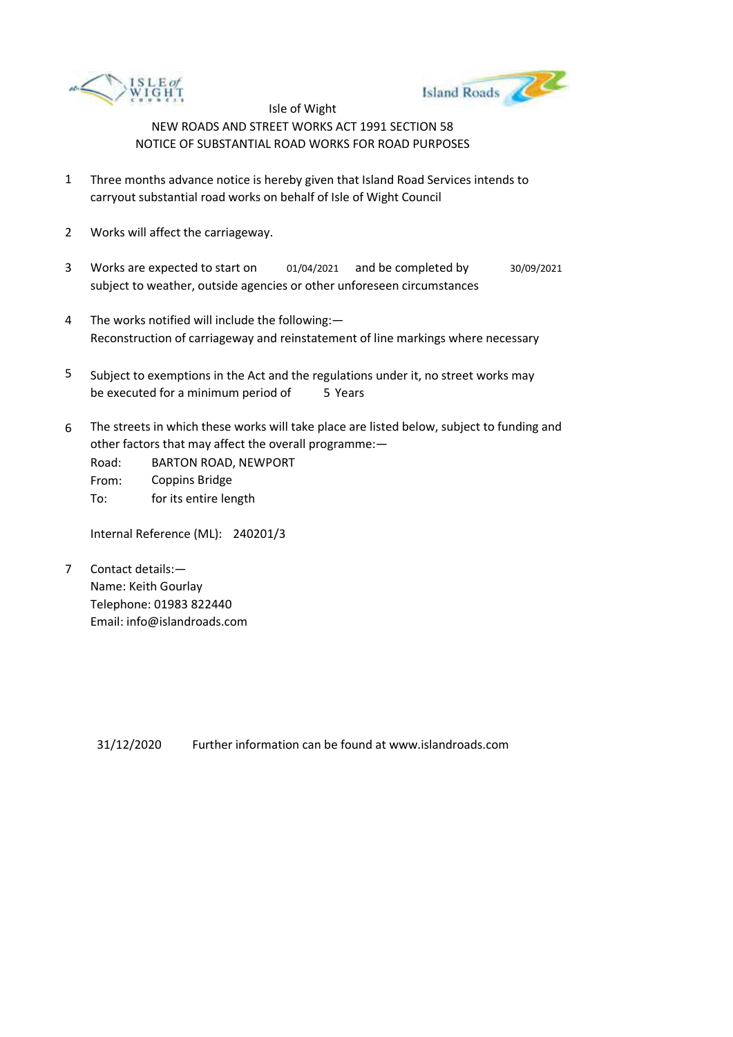Isle of Wight

NEW ROADS AND STREET WORKS ACT 1991 SECTION 58

NOTICE OF SUBSTANTIAL ROAD WORKS FOR ROAD PURPOSES

1. Three months advance notice is hereby given that Island Road Services intends to carryout substantial road works on behalf of Isle of Wight Council

2. Works will affect the carriageway.

3. Works are expected to start on 01/04/2021 and be completed by 30/09/2021 subject to weather, outside agencies or other unforeseen circumstances

4. The works notified will include the following:—
   Reconstruction of carriageway and reinstatement of line markings where necessary

5. Subject to exemptions in the Act and the regulations under it, no street works may be executed for a minimum period of 5 Years

6. The streets in which these works will take place are listed below, subject to funding and other factors that may affect the overall programme:—

   Road: BARTON ROAD, NEWPORT
   From: Coppins Bridge
   To: for its entire length

   Internal Reference (ML): 240201/3

7. Contact details:—
   Name: Keith Gourlay
   Telephone: 01983 822440
   Email: info@islandroads.com

31/12/2020 Further information can be found at www.islandroads.com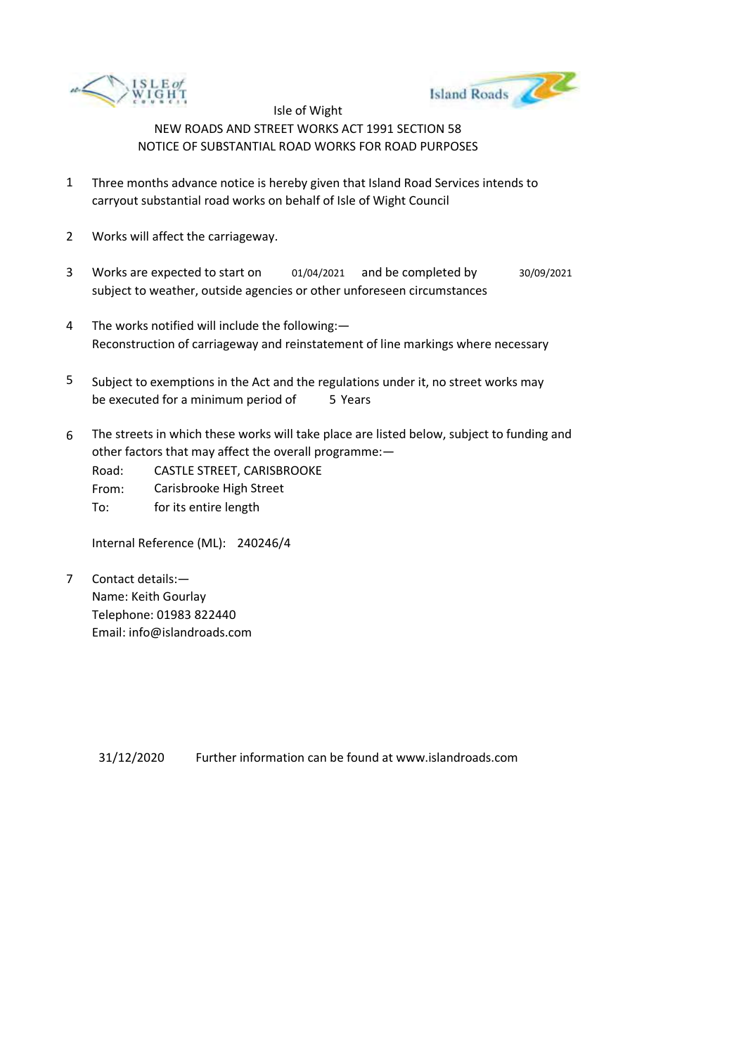Isle of Wight

NEW ROADS AND STREET WORKS ACT 1991 SECTION 58

NOTICE OF SUBSTANTIAL ROAD WORKS FOR ROAD PURPOSES

1. Three months advance notice is hereby given that Island Road Services intends to carryout substantial road works on behalf of Isle of Wight Council

2. Works will affect the carriageway.

3. Works are expected to start on 01/04/2021 and be completed by 30/09/2021 subject to weather, outside agencies or other unforeseen circumstances

4. The works notified will include the following:— Reconstruction of carriageway and reinstatement of line markings where necessary

5. Subject to exemptions in the Act and the regulations under it, no street works may be executed for a minimum period of 5 Years

6. The streets in which these works will take place are listed below, subject to funding and other factors that may affect the overall programme:—

   Road: CASTLE STREET, CARISBROOKE
   From: Carisbrooke High Street
   To: for its entire length

   Internal Reference (ML): 240246/4

7. Contact details:—
   Name: Keith Gourlay
   Telephone: 01983 822440
   Email: info@islandroads.com

31/12/2020 Further information can be found at www.islandroads.com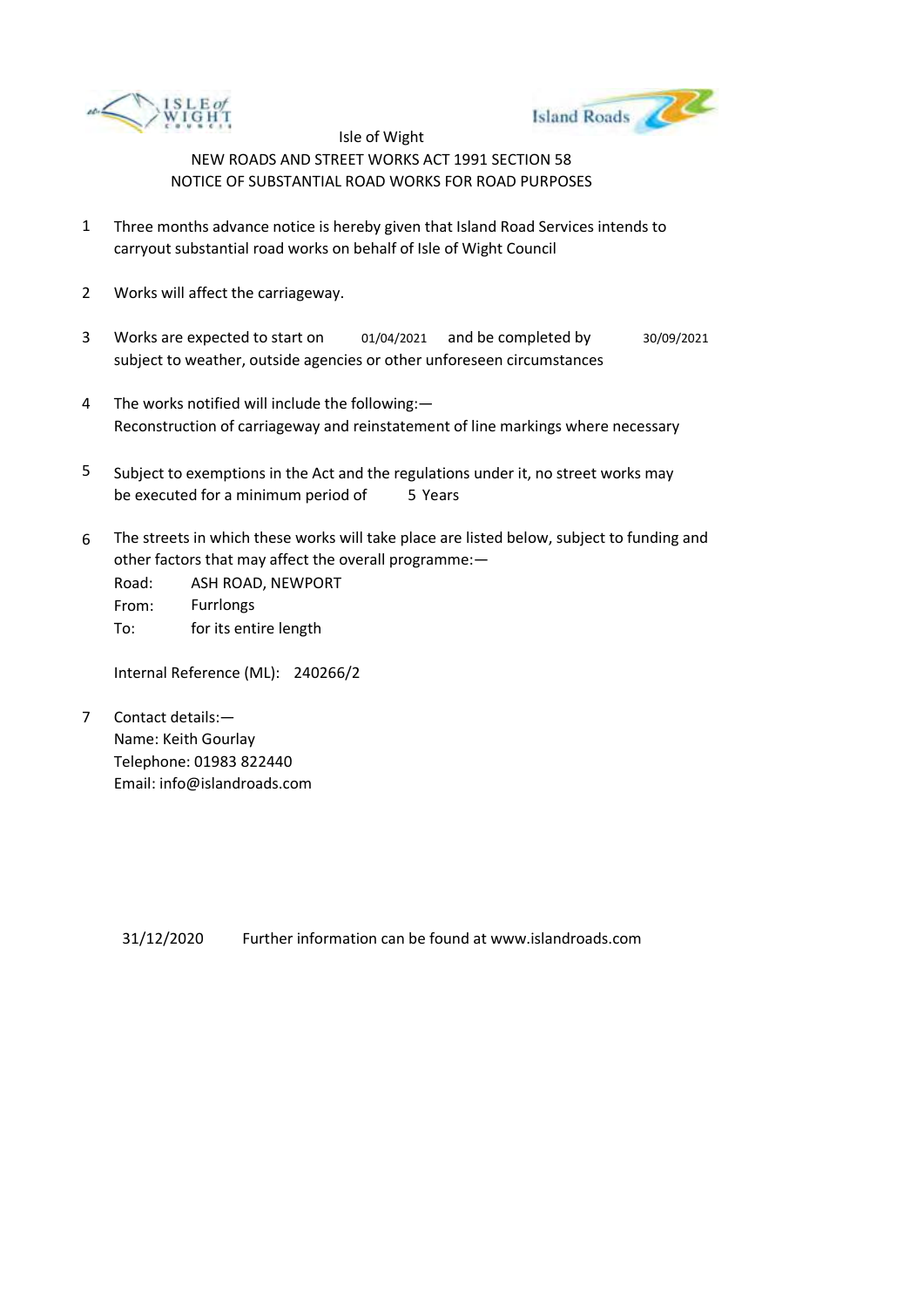Isle of Wight

NEW ROADS AND STREET WORKS ACT 1991 SECTION 58

NOTICE OF SUBSTANTIAL ROAD WORKS FOR ROAD PURPOSES

1. Three months advance notice is hereby given that Island Road Services intends to carryout substantial road works on behalf of Isle of Wight Council

2. Works will affect the carriageway.

3. Works are expected to start on 01/04/2021 and be completed by 30/09/2021 subject to weather, outside agencies or other unforeseen circumstances

4. The works notified will include the following:—
   Reconstruction of carriageway and reinstatement of line markings where necessary

5. Subject to exemptions in the Act and the regulations under it, no street works may be executed for a minimum period of 5 Years

6. The streets in which these works will take place are listed below, subject to funding and other factors that may affect the overall programme:—
   Road: ASH ROAD, NEWPORT
   From: Furrlongs
   To: for its entire length

   Internal Reference (ML): 240266/2

7. Contact details:—
   Name: Keith Gourlay
   Telephone: 01983 822440
   Email: info@islandroads.com

31/12/2020 Further information can be found at www.islandroads.com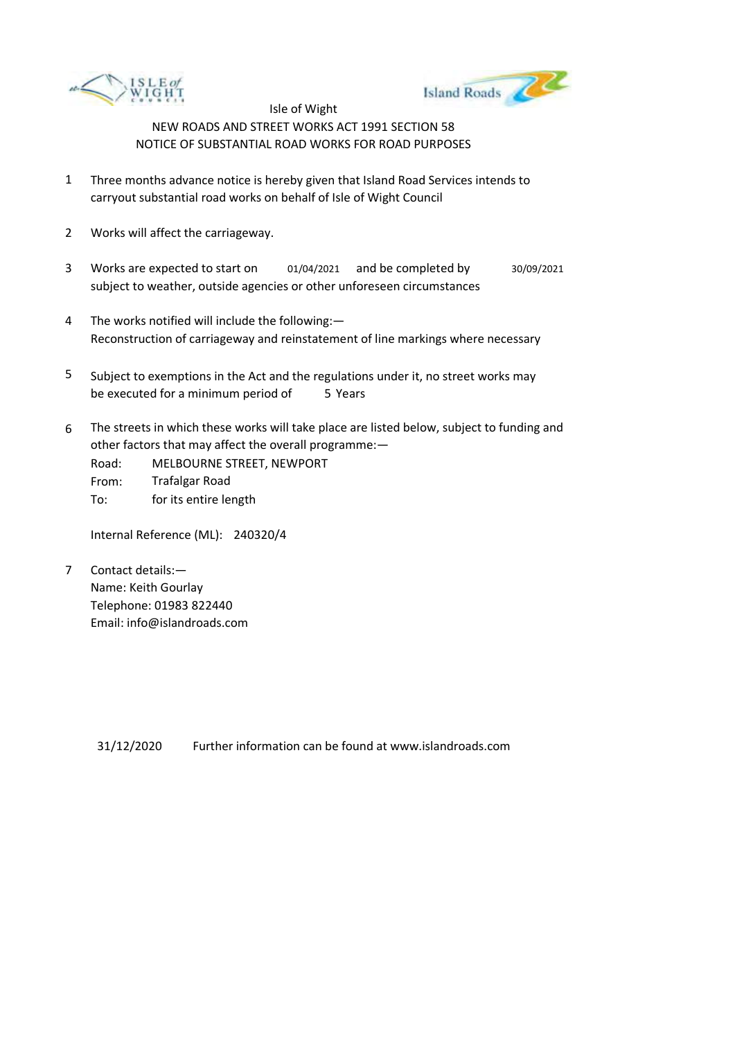Isle of Wight

NEW ROADS AND STREET WORKS ACT 1991 SECTION 58

NOTICE OF SUBSTANTIAL ROAD WORKS FOR ROAD PURPOSES

1. Three months advance notice is hereby given that Island Road Services intends to carryout substantial road works on behalf of Isle of Wight Council

2. Works will affect the carriageway.

3. Works are expected to start on 01/04/2021 and be completed by 30/09/2021 subject to weather, outside agencies or other unforeseen circumstances

4. The works notified will include the following:—
Reconstruction of carriageway and reinstatement of line markings where necessary

5. Subject to exemptions in the Act and the regulations under it, no street works may be executed for a minimum period of 5 Years

6. The streets in which these works will take place are listed below, subject to funding and other factors that may affect the overall programme:—
Road: MELBOURNE STREET, NEWPORT
From: Trafalgar Road
To: for its entire length

   Internal Reference (ML): 240320/4

7. Contact details:—
Name: Keith Gourlay
Telephone: 01983 822440
Email: info@islandroads.com

31/12/2020 Further information can be found at www.islandroads.com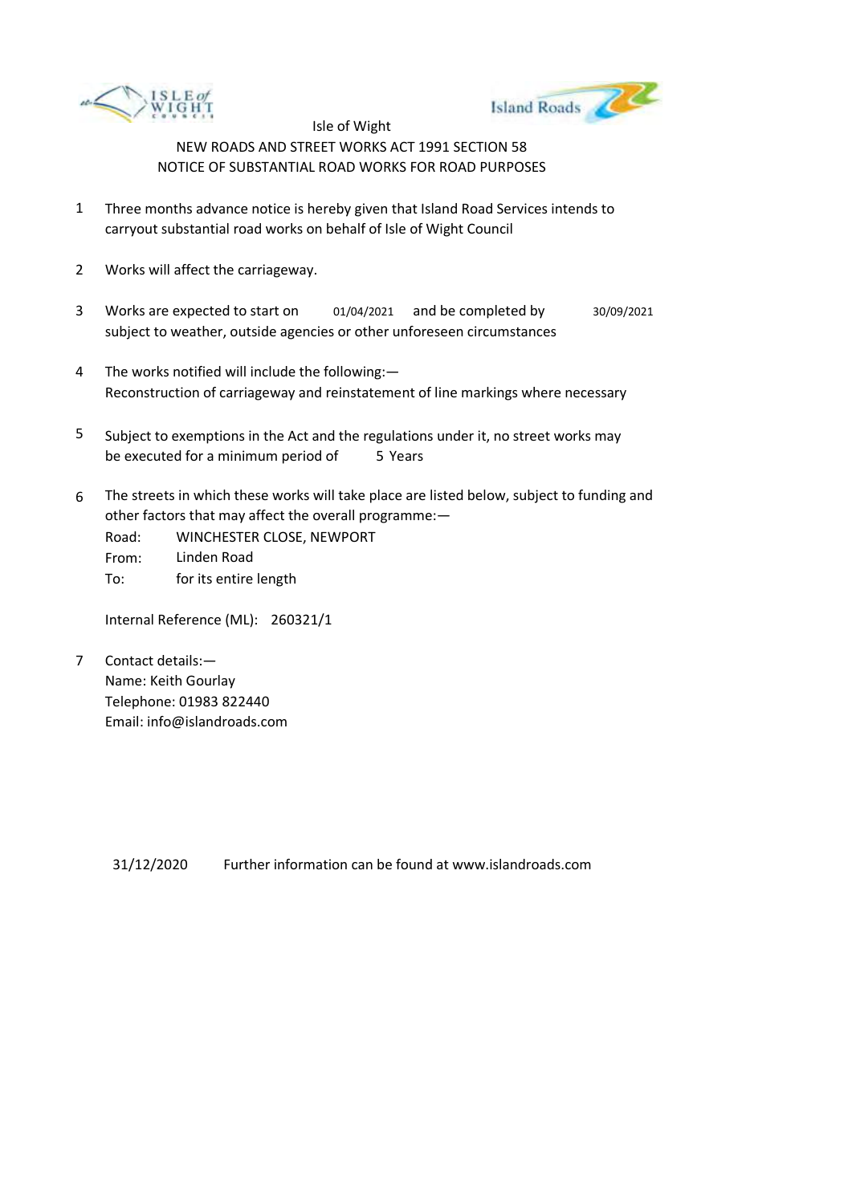Isle of Wight

NEW ROADS AND STREET WORKS ACT 1991 SECTION 58

NOTICE OF SUBSTANTIAL ROAD WORKS FOR ROAD PURPOSES

1. Three months advance notice is hereby given that Island Road Services intends to carryout substantial road works on behalf of Isle of Wight Council

2. Works will affect the carriageway.

3. Works are expected to start on 01/04/2021 and be completed by 30/09/2021 subject to weather, outside agencies or other unforeseen circumstances

4. The works notified will include the following:—
   Reconstruction of carriageway and reinstatement of line markings where necessary

5. Subject to exemptions in the Act and the regulations under it, no street works may be executed for a minimum period of 5 Years

6. The streets in which these works will take place are listed below, subject to funding and other factors that may affect the overall programme:—

   Road: WINCHESTER CLOSE, NEWPORT
   From: Linden Road
   To: for its entire length

   Internal Reference (ML): 260321/1

7. Contact details:—
   Name: Keith Gourlay
   Telephone: 01983 822440
   Email: info@islandroads.com

31/12/2020 Further information can be found at www.islandroads.com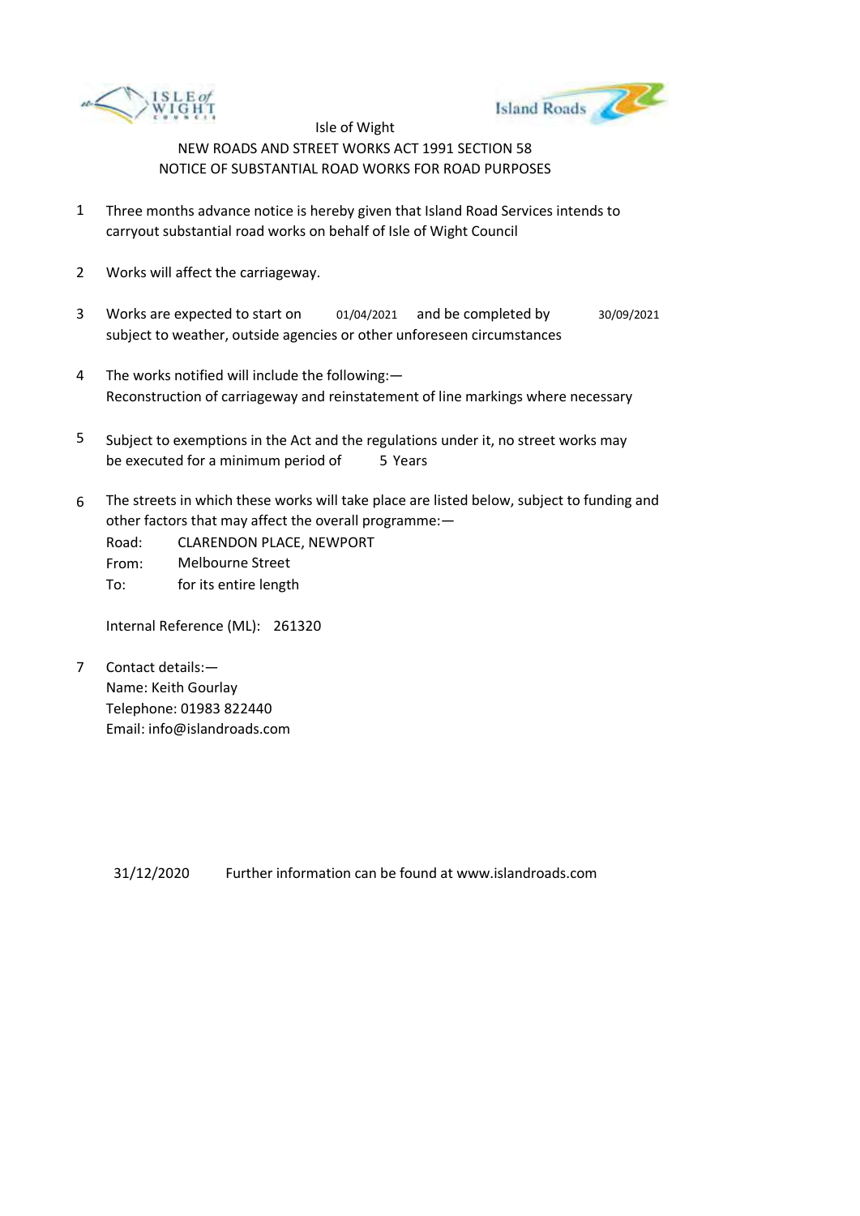Isle of Wight

NEW ROADS AND STREET WORKS ACT 1991 SECTION 58

NOTICE OF SUBSTANTIAL ROAD WORKS FOR ROAD PURPOSES

1. Three months advance notice is hereby given that Island Road Services intends to carryout substantial road works on behalf of Isle of Wight Council

2. Works will affect the carriageway.

3. Works are expected to start on 01/04/2021 and be completed by 30/09/2021 subject to weather, outside agencies or other unforeseen circumstances

4. The works notified will include the following:—
   Reconstruction of carriageway and reinstatement of line markings where necessary

5. Subject to exemptions in the Act and the regulations under it, no street works may be executed for a minimum period of 5 Years

6. The streets in which these works will take place are listed below, subject to funding and other factors that may affect the overall programme:—
   Road: CLARENDON PLACE, NEWPORT
   From: Melbourne Street
   To: for its entire length

   Internal Reference (ML): 261320

7. Contact details:—
   Name: Keith Gourlay
   Telephone: 01983 822440
   Email: info@islandroads.com

31/12/2020 Further information can be found at www.islandroads.com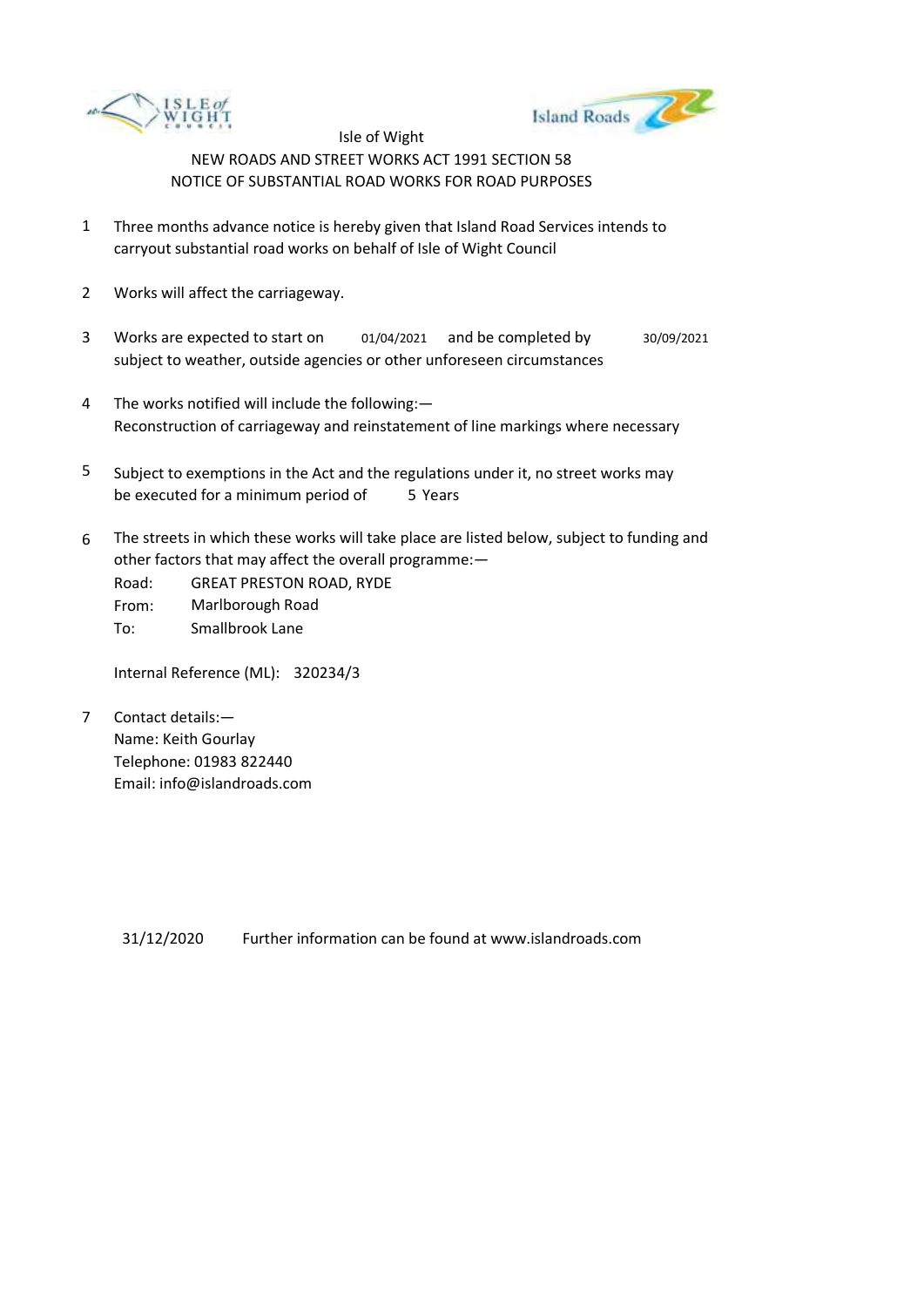Isle of Wight

NEW ROADS AND STREET WORKS ACT 1991 SECTION 58

NOTICE OF SUBSTANTIAL ROAD WORKS FOR ROAD PURPOSES

1. Three months advance notice is hereby given that Island Road Services intends to carryout substantial road works on behalf of Isle of Wight Council

2. Works will affect the carriageway.

3. Works are expected to start on 01/04/2021 and be completed by 30/09/2021 subject to weather, outside agencies or other unforeseen circumstances

4. The works notified will include the following:—
   Reconstruction of carriageway and reinstatement of line markings where necessary

5. Subject to exemptions in the Act and the regulations under it, no street works may be executed for a minimum period of 5 Years

6. The streets in which these works will take place are listed below, subject to funding and other factors that may affect the overall programme:—
   Road: GREAT PRESTON ROAD, RYDE
   From: Marlborough Road
   To: Smallbrook Lane

   Internal Reference (ML): 320234/3

7. Contact details:—
   Name: Keith Gourlay
   Telephone: 01983 822440
   Email: info@islandroads.com

31/12/2020 Further information can be found at www.islandroads.com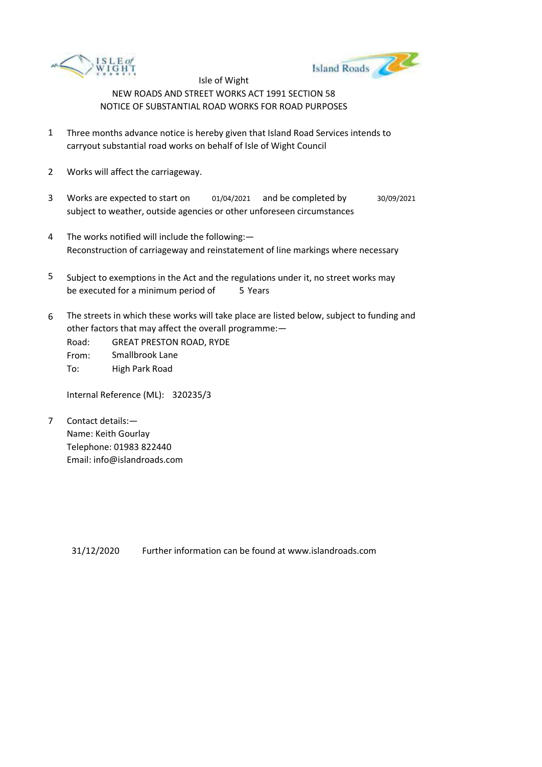Isle of Wight

NEW ROADS AND STREET WORKS ACT 1991 SECTION 58

NOTICE OF SUBSTANTIAL ROAD WORKS FOR ROAD PURPOSES

1. Three months advance notice is hereby given that Island Road Services intends to carryout substantial road works on behalf of Isle of Wight Council

2. Works will affect the carriageway.

3. Works are expected to start on 01/04/2021 and be completed by 30/09/2021 subject to weather, outside agencies or other unforeseen circumstances

4. The works notified will include the following:—
Reconstruction of carriageway and reinstatement of line markings where necessary

5. Subject to exemptions in the Act and the regulations under it, no street works may be executed for a minimum period of 5 Years

6. The streets in which these works will take place are listed below, subject to funding and other factors that may affect the overall programme:—
Road: GREAT PRESTON ROAD, RYDE
From: Smallbrook Lane
To: High Park Road

   Internal Reference (ML): 320235/3

7. Contact details:—
Name: Keith Gourlay
Telephone: 01983 822440
Email: info@islandroads.com

31/12/2020 Further information can be found at www.islandroads.com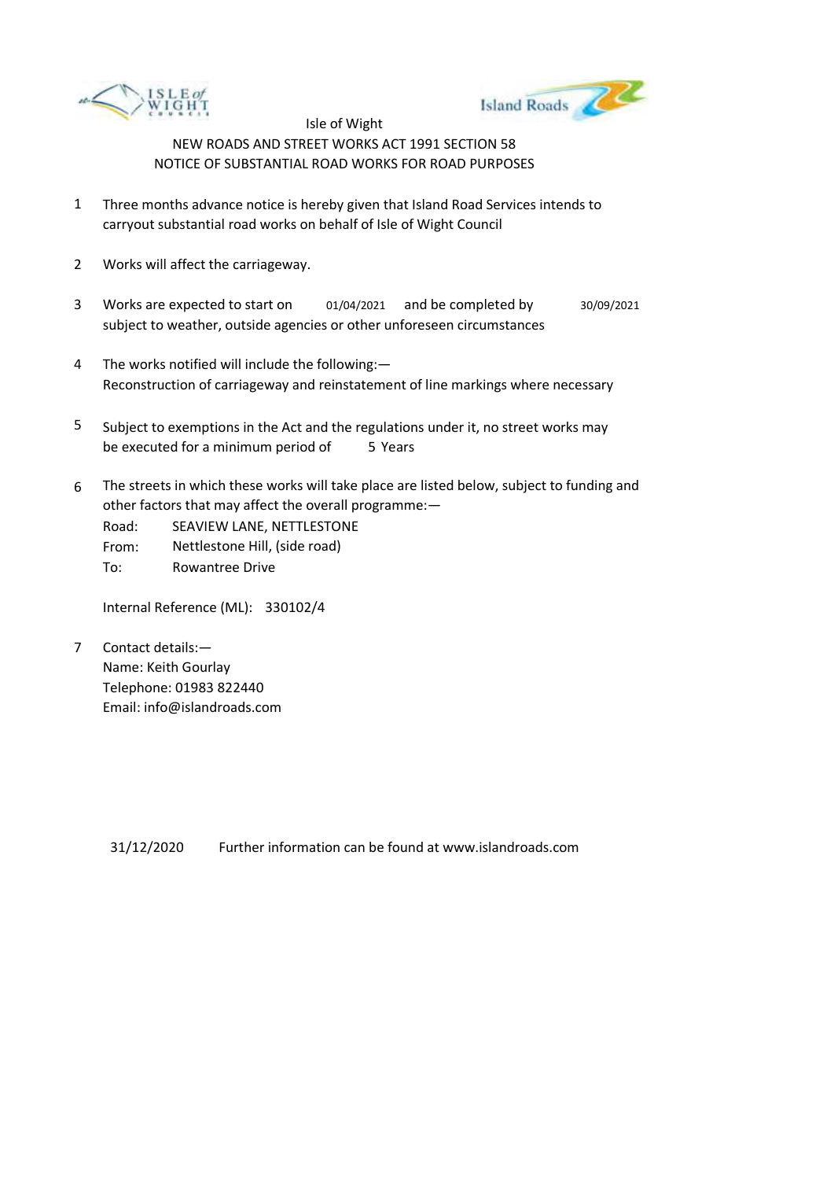Isle of Wight

NEW ROADS AND STREET WORKS ACT 1991 SECTION 58

NOTICE OF SUBSTANTIAL ROAD WORKS FOR ROAD PURPOSES

1. Three months advance notice is hereby given that Island Road Services intends to carryout substantial road works on behalf of Isle of Wight Council

2. Works will affect the carriageway.

3. Works are expected to start on 01/04/2021 and be completed by 30/09/2021 subject to weather, outside agencies or other unforeseen circumstances

4. The works notified will include the following:—
   Reconstruction of carriageway and reinstatement of line markings where necessary

5. Subject to exemptions in the Act and the regulations under it, no street works may be executed for a minimum period of 5 Years

6. The streets in which these works will take place are listed below, subject to funding and other factors that may affect the overall programme:—

   Road: SEAVIEW LANE, NETTLESTONE
   From: Nettlestone Hill, (side road)
   To: Rowantree Drive

   Internal Reference (ML): 330102/4

7. Contact details:—
   Name: Keith Gourlay
   Telephone: 01983 822440
   Email: info@islandroads.com

31/12/2020 Further information can be found at www.islandroads.com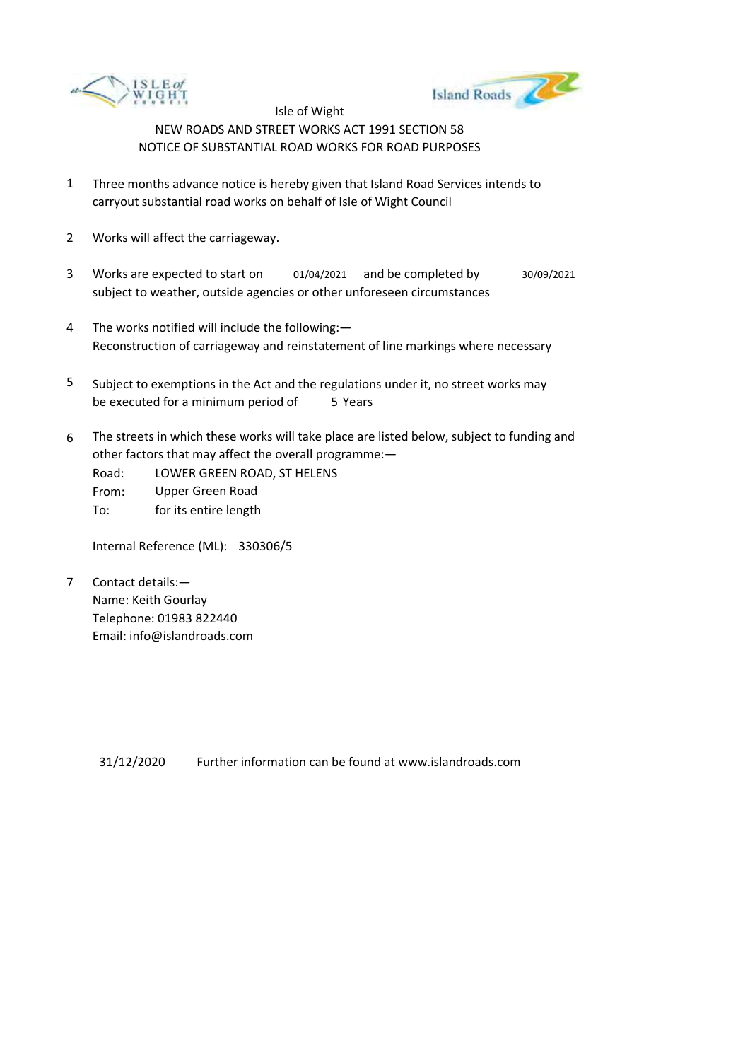Isle of Wight

NEW ROADS AND STREET WORKS ACT 1991 SECTION 58

NOTICE OF SUBSTANTIAL ROAD WORKS FOR ROAD PURPOSES

1. Three months advance notice is hereby given that Island Road Services intends to carryout substantial road works on behalf of Isle of Wight Council

2. Works will affect the carriageway.

3. Works are expected to start on 01/04/2021 and be completed by 30/09/2021 subject to weather, outside agencies or other unforeseen circumstances

4. The works notified will include the following:— Reconstruction of carriageway and reinstatement of line markings where necessary

5. Subject to exemptions in the Act and the regulations under it, no street works may be executed for a minimum period of 5 Years

6. The streets in which these works will take place are listed below, subject to funding and other factors that may affect the overall programme:—

   Road: LOWER GREEN ROAD, ST HELENS
   From: Upper Green Road
   To: for its entire length

   Internal Reference (ML): 330306/5

7. Contact details:—
   Name: Keith Gourlay
   Telephone: 01983 822440
   Email: info@islandroads.com

31/12/2020 Further information can be found at www.islandroads.com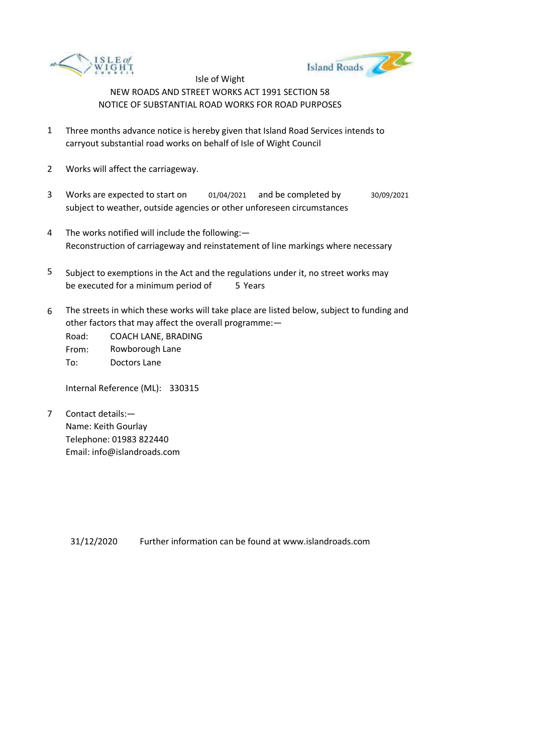Isle of Wight

NEW ROADS AND STREET WORKS ACT 1991 SECTION 58

NOTICE OF SUBSTANTIAL ROAD WORKS FOR ROAD PURPOSES

1. Three months advance notice is hereby given that Island Road Services intends to carryout substantial road works on behalf of Isle of Wight Council

2. Works will affect the carriageway.

3. Works are expected to start on 01/04/2021 and be completed by 30/09/2021 subject to weather, outside agencies or other unforeseen circumstances

4. The works notified will include the following:—
   Reconstruction of carriageway and reinstatement of line markings where necessary

5. Subject to exemptions in the Act and the regulations under it, no street works may be executed for a minimum period of 5 Years

6. The streets in which these works will take place are listed below, subject to funding and other factors that may affect the overall programme:—

   Road: COACH LANE, BRADING
   From: Rowborough Lane
   To: Doctors Lane

   Internal Reference (ML): 330315

7. Contact details:—
   Name: Keith Gourlay
   Telephone: 01983 822440
   Email: info@islandroads.com

31/12/2020 Further information can be found at www.islandroads.com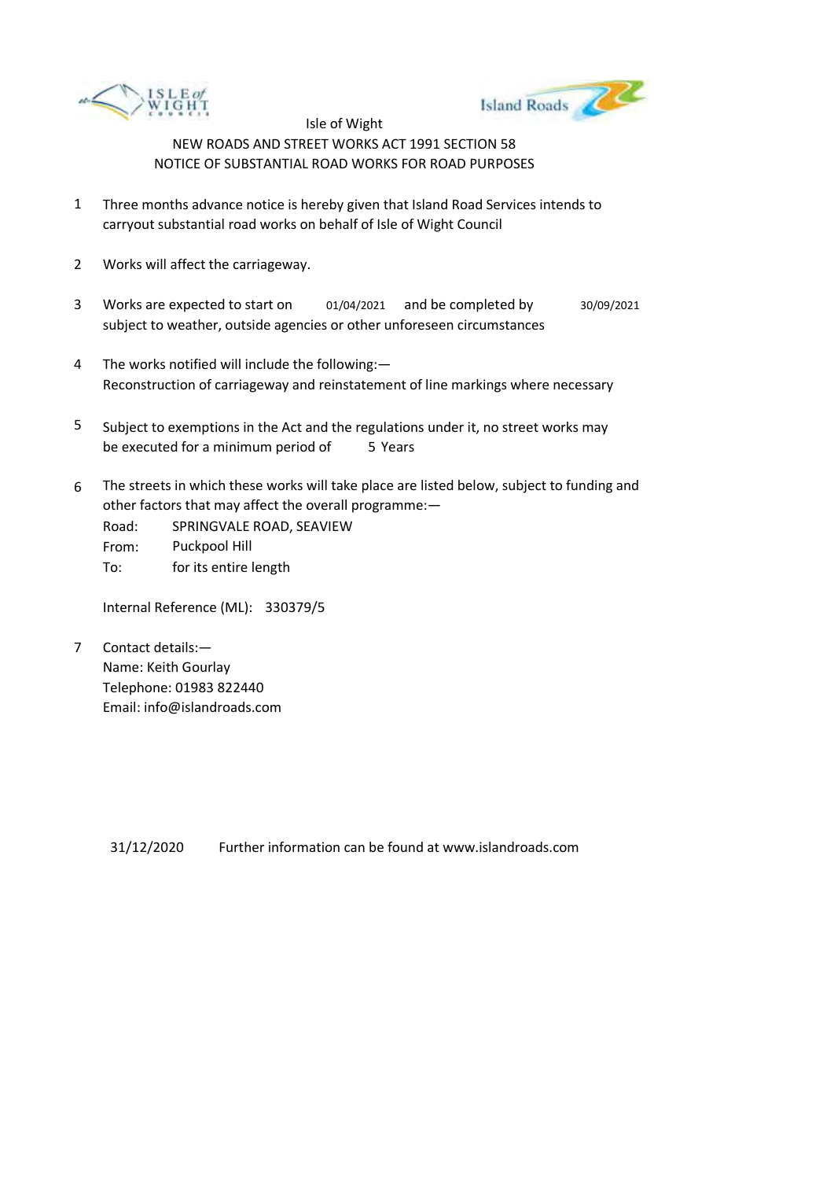Isle of Wight

NEW ROADS AND STREET WORKS ACT 1991 SECTION 58

NOTICE OF SUBSTANTIAL ROAD WORKS FOR ROAD PURPOSES

1. Three months advance notice is hereby given that Island Road Services intends to carryout substantial road works on behalf of Isle of Wight Council

2. Works will affect the carriageway.

3. Works are expected to start on 01/04/2021 and be completed by 30/09/2021 subject to weather, outside agencies or other unforeseen circumstances

4. The works notified will include the following:— Reconstruction of carriageway and reinstatement of line markings where necessary

5. Subject to exemptions in the Act and the regulations under it, no street works may be executed for a minimum period of 5 Years

6. The streets in which these works will take place are listed below, subject to funding and other factors that may affect the overall programme:—

   Road: SPRINGVALE ROAD, SEAVIEW
   From: Puckpool Hill
   To: for its entire length

   Internal Reference (ML): 330379/5

7. Contact details:—
   Name: Keith Gourlay
   Telephone: 01983 822440
   Email: info@islandroads.com

31/12/2020 Further information can be found at www.islandroads.com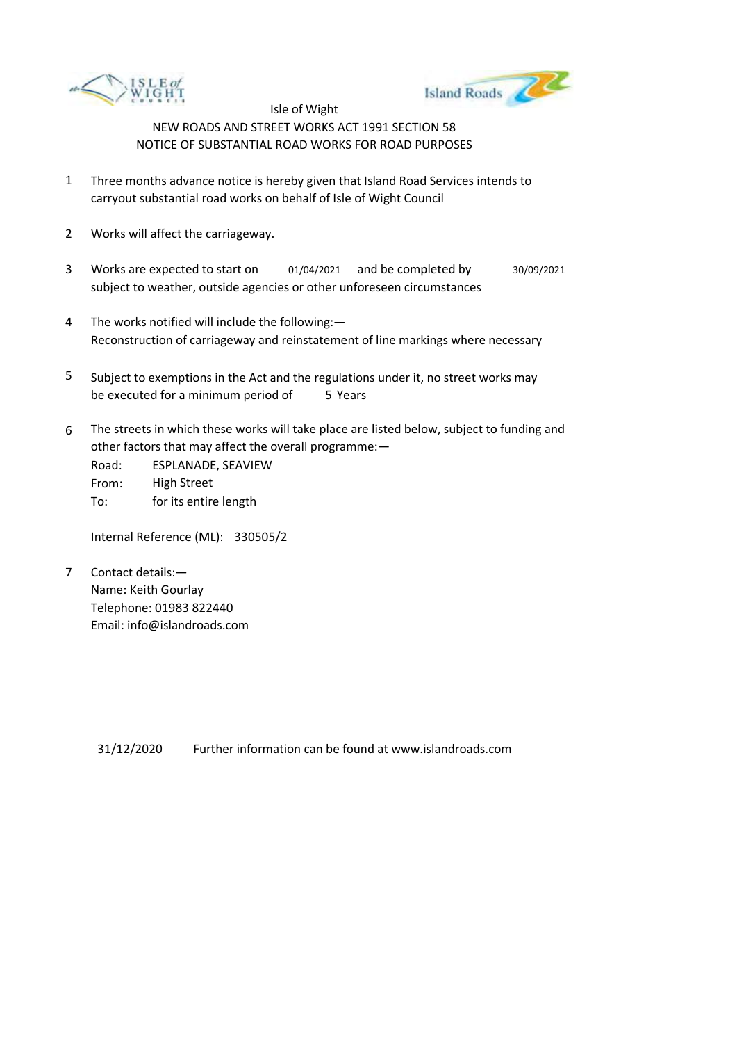Isle of Wight

NEW ROADS AND STREET WORKS ACT 1991 SECTION 58

NOTICE OF SUBSTANTIAL ROAD WORKS FOR ROAD PURPOSES

1. Three months advance notice is hereby given that Island Road Services intends to carryout substantial road works on behalf of Isle of Wight Council

2. Works will affect the carriageway.

3. Works are expected to start on 01/04/2021 and be completed by 30/09/2021 subject to weather, outside agencies or other unforeseen circumstances

4. The works notified will include the following:—
   Reconstruction of carriageway and reinstatement of line markings where necessary

5. Subject to exemptions in the Act and the regulations under it, no street works may be executed for a minimum period of 5 Years

6. The streets in which these works will take place are listed below, subject to funding and other factors that may affect the overall programme:—
   Road: ESPLANADE, SEAVIEW
   From: High Street
   To: for its entire length

   Internal Reference (ML): 330505/2

7. Contact details:—
   Name: Keith Gourlay
   Telephone: 01983 822440
   Email: info@islandroads.com

31/12/2020 Further information can be found at www.islandroads.com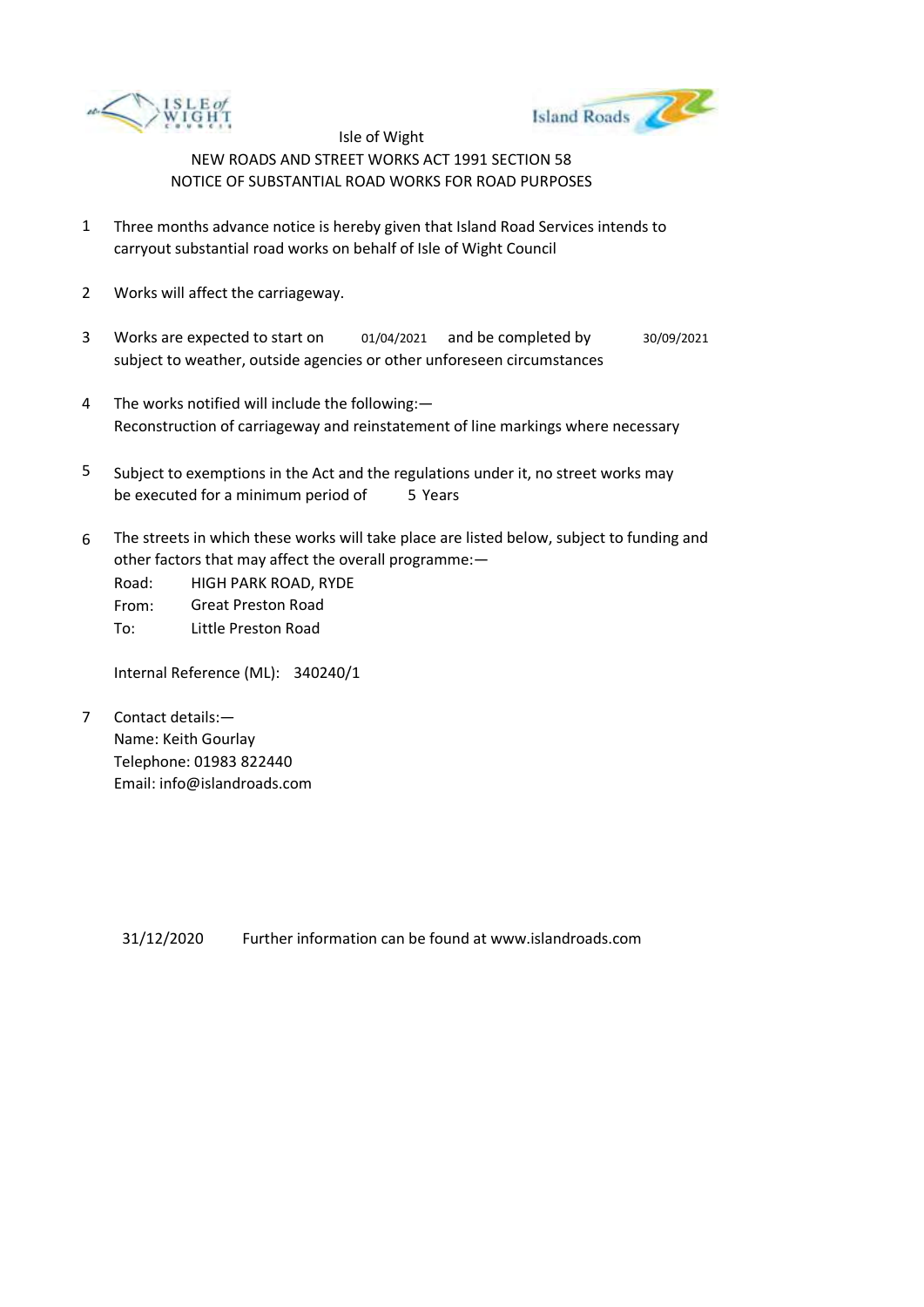Isle of Wight

NEW ROADS AND STREET WORKS ACT 1991 SECTION 58

NOTICE OF SUBSTANTIAL ROAD WORKS FOR ROAD PURPOSES

1. Three months advance notice is hereby given that Island Road Services intends to carryout substantial road works on behalf of Isle of Wight Council

2. Works will affect the carriageway.

3. Works are expected to start on 01/04/2021 and be completed by 30/09/2021 subject to weather, outside agencies or other unforeseen circumstances

4. The works notified will include the following:—
   Reconstruction of carriageway and reinstatement of line markings where necessary

5. Subject to exemptions in the Act and the regulations under it, no street works may be executed for a minimum period of 5 Years

6. The streets in which these works will take place are listed below, subject to funding and other factors that may affect the overall programme:—

   Road: HIGH PARK ROAD, RYDE
   From: Great Preston Road
   To: Little Preston Road

   Internal Reference (ML): 340240/1

7. Contact details:—
   Name: Keith Gourlay
   Telephone: 01983 822440
   Email: info@islandroads.com

31/12/2020 Further information can be found at www.islandroads.com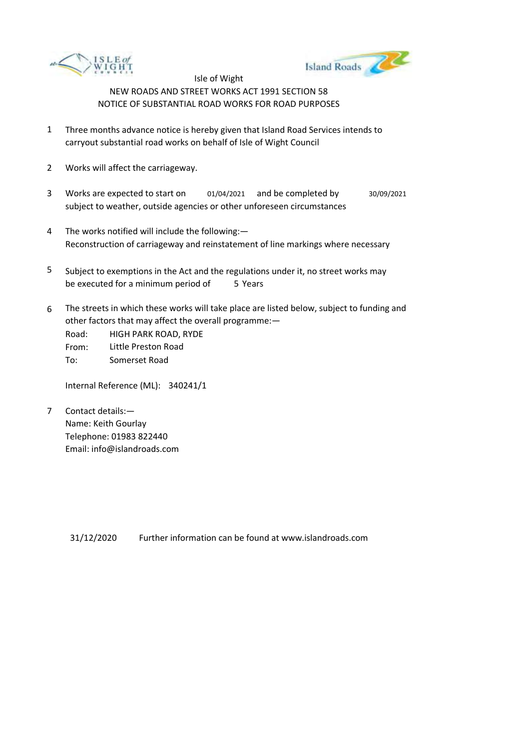Isle of Wight

NEW ROADS AND STREET WORKS ACT 1991 SECTION 58

NOTICE OF SUBSTANTIAL ROAD WORKS FOR ROAD PURPOSES

1. Three months advance notice is hereby given that Island Road Services intends to carryout substantial road works on behalf of Isle of Wight Council

2. Works will affect the carriageway.

3. Works are expected to start on 01/04/2021 and be completed by 30/09/2021 subject to weather, outside agencies or other unforeseen circumstances

4. The works notified will include the following:— Reconstruction of carriageway and reinstatement of line markings where necessary

5. Subject to exemptions in the Act and the regulations under it, no street works may be executed for a minimum period of 5 Years

6. The streets in which these works will take place are listed below, subject to funding and other factors that may affect the overall programme:—

   Road: HIGH PARK ROAD, RYDE
   From: Little Preston Road
   To: Somerset Road

   Internal Reference (ML): 340241/1

7. Contact details:—
   Name: Keith Gourlay
   Telephone: 01983 822440
   Email: info@islandroads.com

31/12/2020 Further information can be found at www.islandroads.com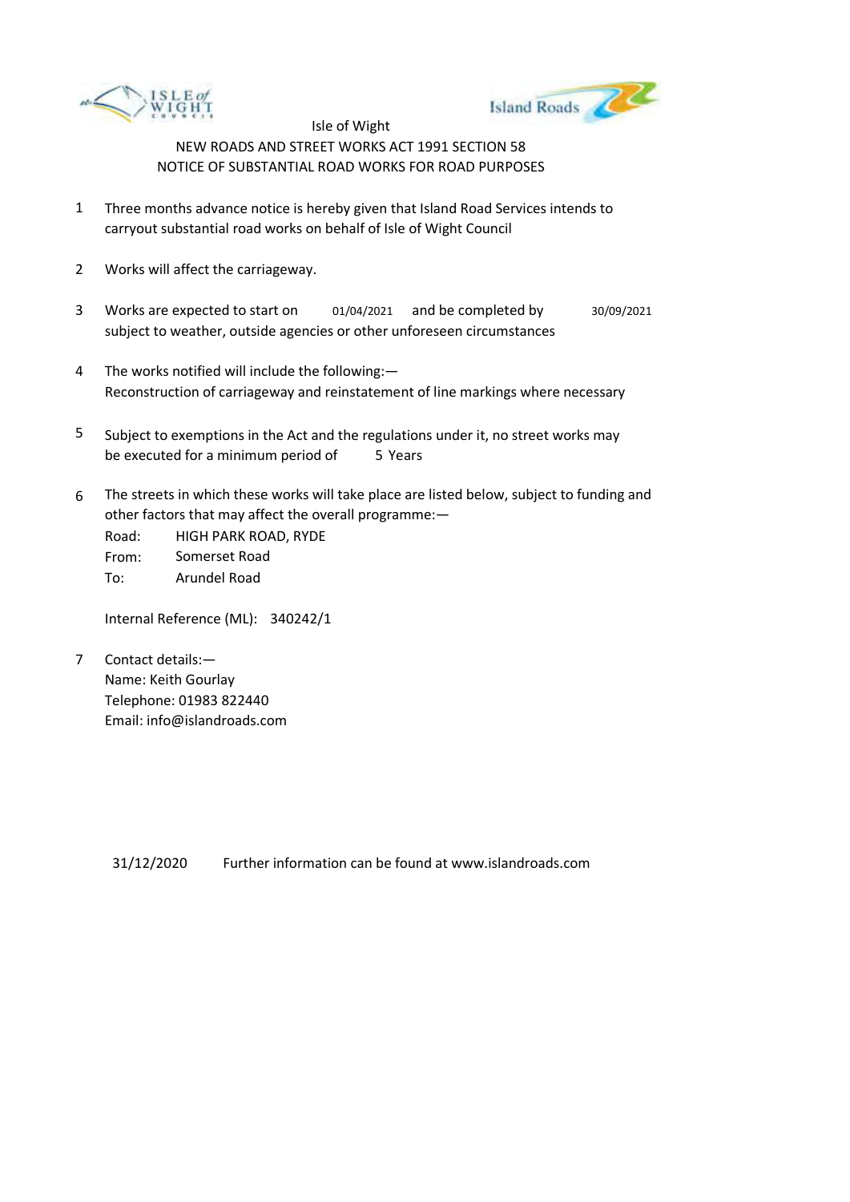Isle of Wight

NEW ROADS AND STREET WORKS ACT 1991 SECTION 58

NOTICE OF SUBSTANTIAL ROAD WORKS FOR ROAD PURPOSES

1. Three months advance notice is hereby given that Island Road Services intends to carryout substantial road works on behalf of Isle of Wight Council

2. Works will affect the carriageway.

3. Works are expected to start on 01/04/2021 and be completed by 30/09/2021 subject to weather, outside agencies or other unforeseen circumstances

4. The works notified will include the following:—
   Reconstruction of carriageway and reinstatement of line markings where necessary

5. Subject to exemptions in the Act and the regulations under it, no street works may be executed for a minimum period of 5 Years

6. The streets in which these works will take place are listed below, subject to funding and other factors that may affect the overall programme:—

   Road: HIGH PARK ROAD, RYDE
   From: Somerset Road
   To: Arundel Road

   Internal Reference (ML): 340242/1

7. Contact details:—
   Name: Keith Gourlay
   Telephone: 01983 822440
   Email: info@islandroads.com

31/12/2020 Further information can be found at www.islandroads.com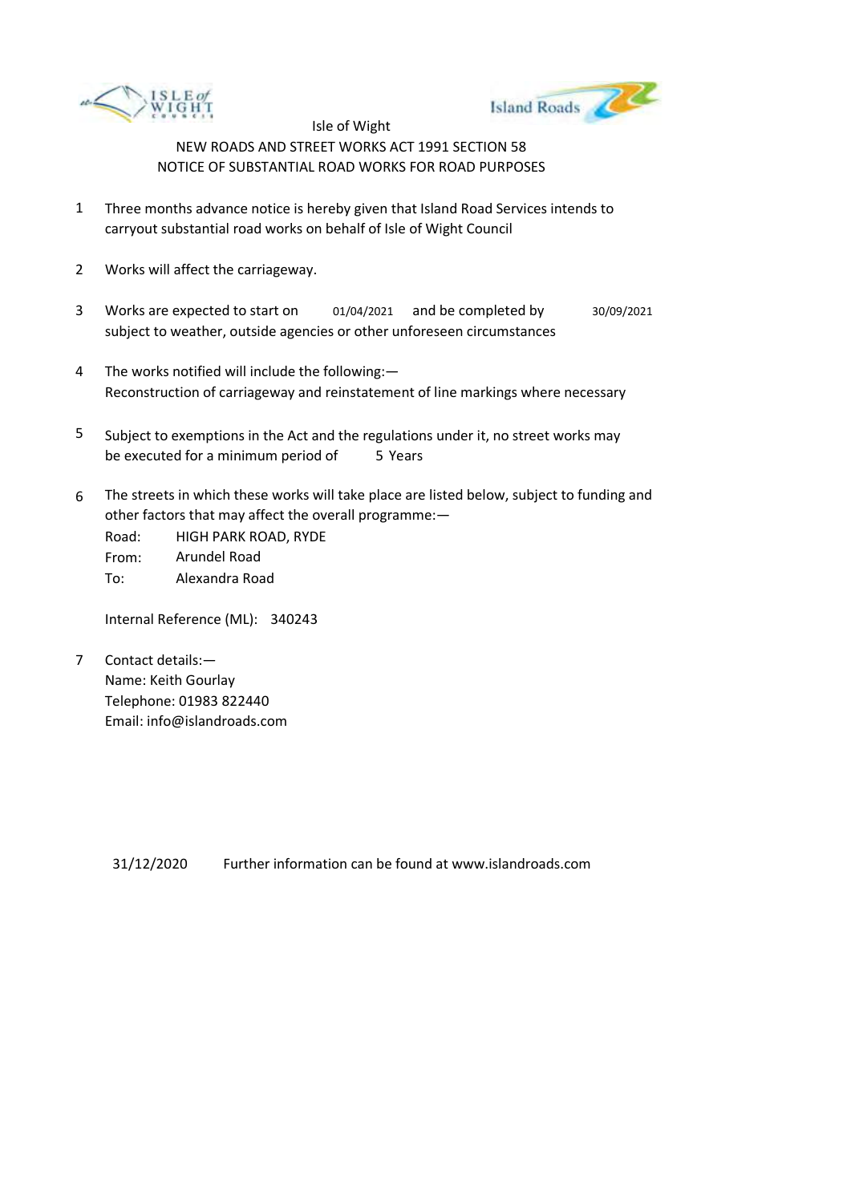Isle of Wight

NEW ROADS AND STREET WORKS ACT 1991 SECTION 58

NOTICE OF SUBSTANTIAL ROAD WORKS FOR ROAD PURPOSES

1. Three months advance notice is hereby given that Island Road Services intends to carryout substantial road works on behalf of Isle of Wight Council

2. Works will affect the carriageway.

3. Works are expected to start on 01/04/2021 and be completed by 30/09/2021 subject to weather, outside agencies or other unforeseen circumstances

4. The works notified will include the following:—
   Reconstruction of carriageway and reinstatement of line markings where necessary

5. Subject to exemptions in the Act and the regulations under it, no street works may be executed for a minimum period of 5 Years

6. The streets in which these works will take place are listed below, subject to funding and other factors that may affect the overall programme:—

   Road: HIGH PARK ROAD, RYDE
   From: Arundel Road
   To: Alexandra Road

   Internal Reference (ML): 340243

7. Contact details:—
   Name: Keith Gourlay
   Telephone: 01983 822440
   Email: info@islandroads.com

31/12/2020 Further information can be found at www.islandroads.com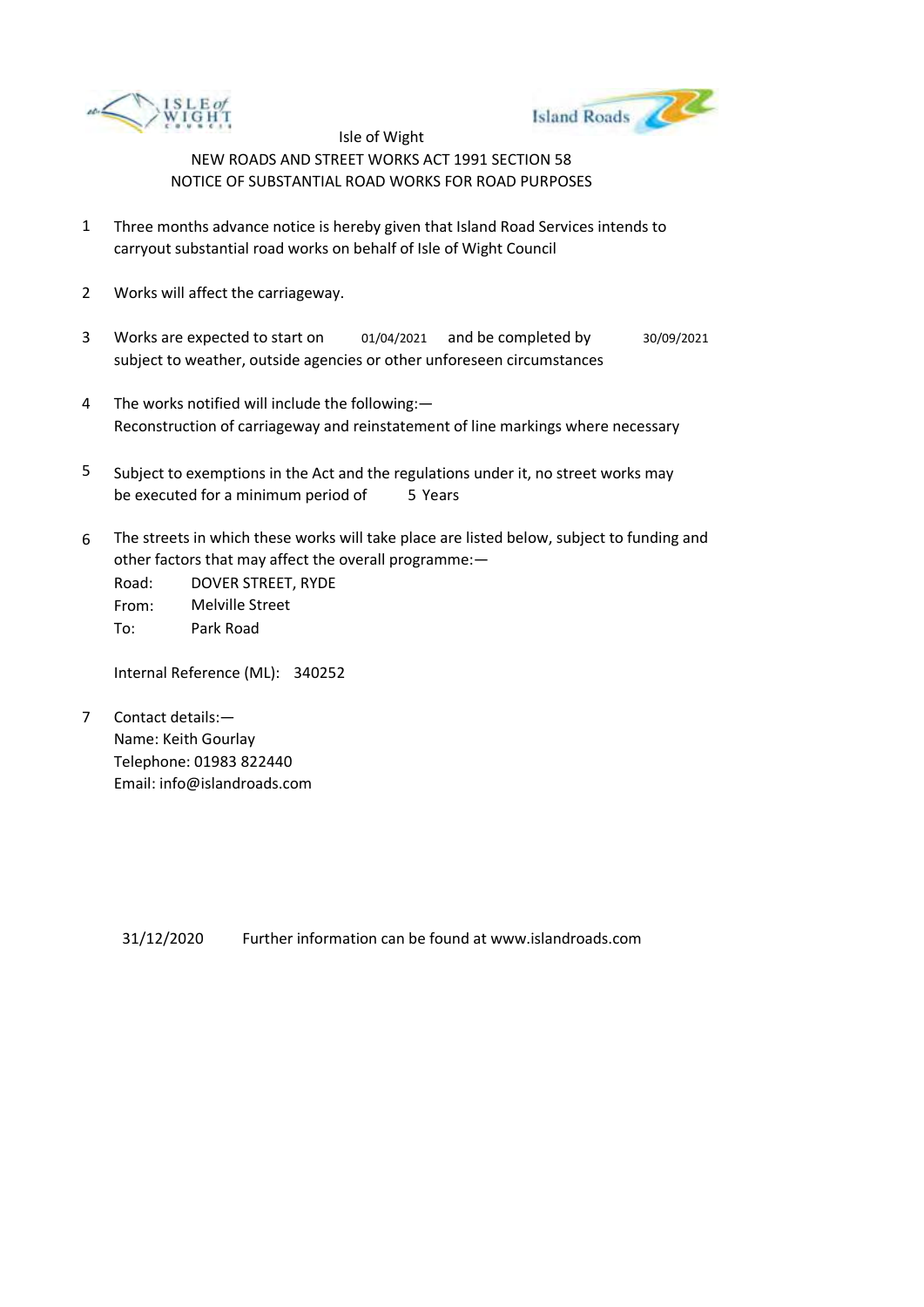Isle of Wight

NEW ROADS AND STREET WORKS ACT 1991 SECTION 58

NOTICE OF SUBSTANTIAL ROAD WORKS FOR ROAD PURPOSES

1. Three months advance notice is hereby given that Island Road Services intends to carryout substantial road works on behalf of Isle of Wight Council

2. Works will affect the carriageway.

3. Works are expected to start on 01/04/2021 and be completed by 30/09/2021 subject to weather, outside agencies or other unforeseen circumstances

4. The works notified will include the following:—
   Reconstruction of carriageway and reinstatement of line markings where necessary

5. Subject to exemptions in the Act and the regulations under it, no street works may be executed for a minimum period of 5 Years

6. The streets in which these works will take place are listed below, subject to funding and other factors that may affect the overall programme:—

   Road: DOVER STREET, RYDE
   From: Melville Street
   To: Park Road

   Internal Reference (ML): 340252

7. Contact details:—
   Name: Keith Gourlay
   Telephone: 01983 822440
   Email: info@islandroads.com

31/12/2020 Further information can be found at www.islandroads.com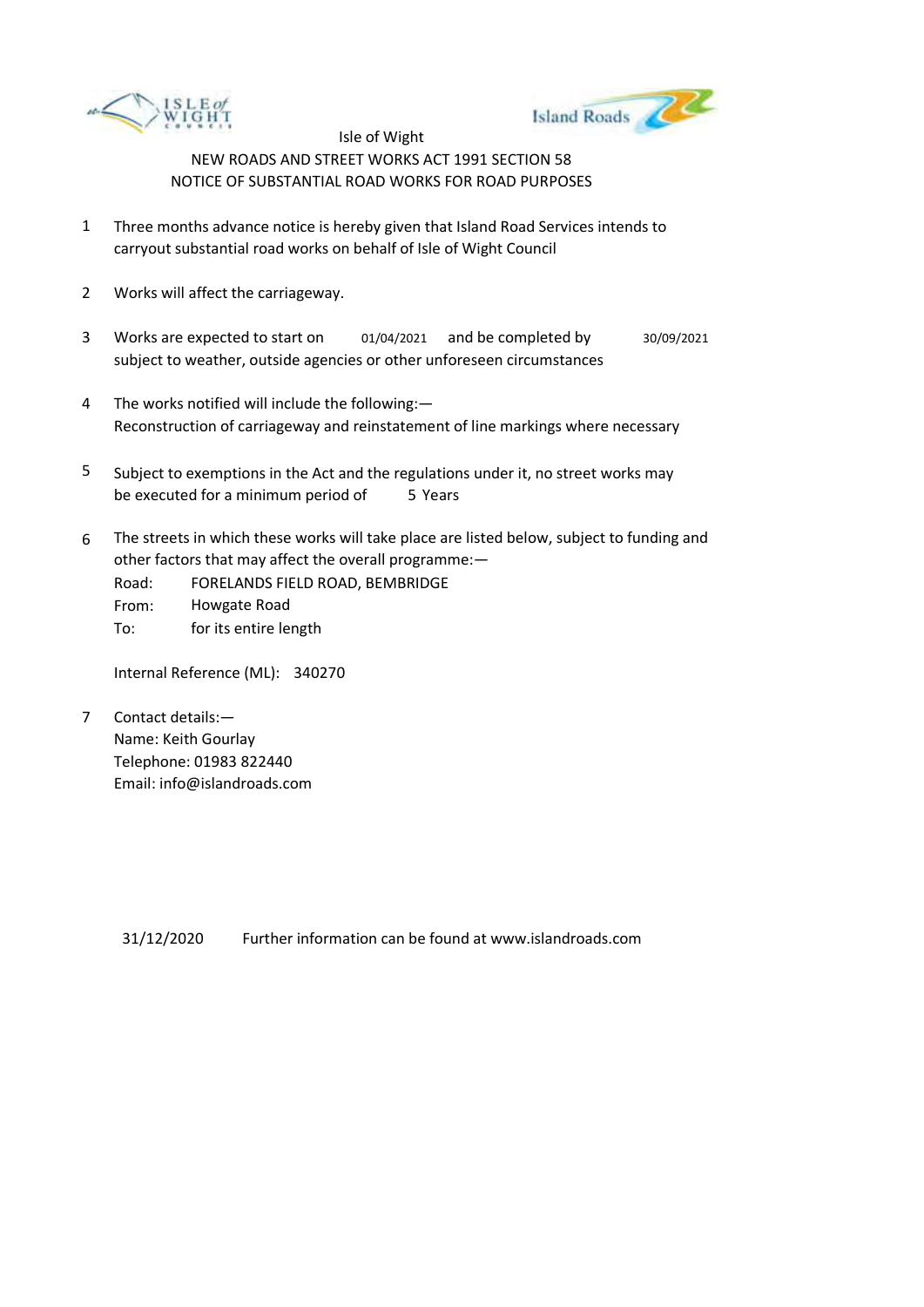Isle of Wight

NEW ROADS AND STREET WORKS ACT 1991 SECTION 58

NOTICE OF SUBSTANTIAL ROAD WORKS FOR ROAD PURPOSES

1. Three months advance notice is hereby given that Island Road Services intends to carryout substantial road works on behalf of Isle of Wight Council

2. Works will affect the carriageway.

3. Works are expected to start on 01/04/2021 and be completed by 30/09/2021 subject to weather, outside agencies or other unforeseen circumstances

4. The works notified will include the following:—
   Reconstruction of carriageway and reinstatement of line markings where necessary

5. Subject to exemptions in the Act and the regulations under it, no street works may be executed for a minimum period of 5 Years

6. The streets in which these works will take place are listed below, subject to funding and other factors that may affect the overall programme:—
   Road: FORELANDS FIELD ROAD, BEMBRIDGE
   From: Howgate Road
   To: for its entire length

   Internal Reference (ML): 340270

7. Contact details:—
   Name: Keith Gourlay
   Telephone: 01983 822440
   Email: info@islandroads.com

31/12/2020 Further information can be found at www.islandroads.com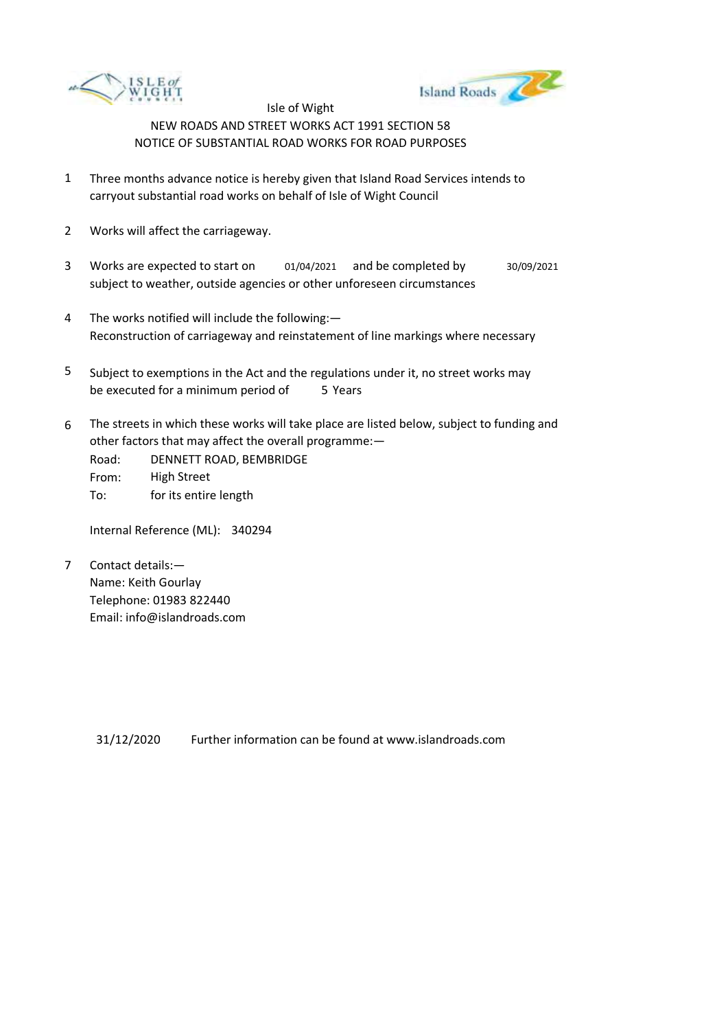Isle of Wight

NEW ROADS AND STREET WORKS ACT 1991 SECTION 58

NOTICE OF SUBSTANTIAL ROAD WORKS FOR ROAD PURPOSES

1. Three months advance notice is hereby given that Island Road Services intends to carryout substantial road works on behalf of Isle of Wight Council

2. Works will affect the carriageway.

3. Works are expected to start on 01/04/2021 and be completed by 30/09/2021 subject to weather, outside agencies or other unforeseen circumstances

4. The works notified will include the following:—
   Reconstruction of carriageway and reinstatement of line markings where necessary

5. Subject to exemptions in the Act and the regulations under it, no street works may be executed for a minimum period of 5 Years

6. The streets in which these works will take place are listed below, subject to funding and other factors that may affect the overall programme:—

   Road: DENNETT ROAD, BEMBRIDGE
   From: High Street
   To: for its entire length

   Internal Reference (ML): 340294

7. Contact details:—
   Name: Keith Gourlay
   Telephone: 01983 822440
   Email: info@islandroads.com

31/12/2020 Further information can be found at www.islandroads.com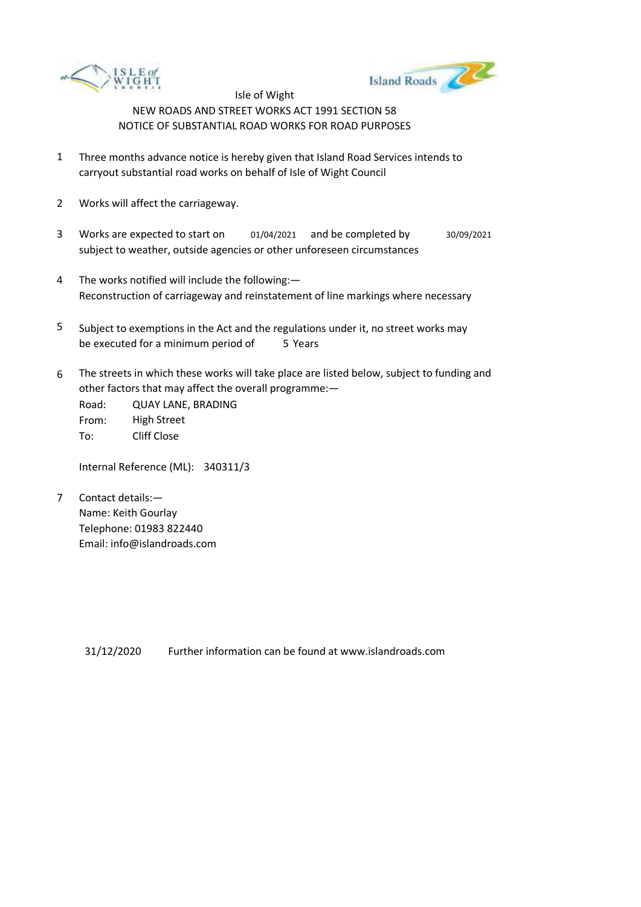Isle of Wight

NEW ROADS AND STREET WORKS ACT 1991 SECTION 58

NOTICE OF SUBSTANTIAL ROAD WORKS FOR ROAD PURPOSES

1. Three months advance notice is hereby given that Island Road Services intends to carryout substantial road works on behalf of Isle of Wight Council

2. Works will affect the carriageway.

3. Works are expected to start on 01/04/2021 and be completed by 30/09/2021 subject to weather, outside agencies or other unforeseen circumstances

4. The works notified will include the following:—
   Reconstruction of carriageway and reinstatement of line markings where necessary

5. Subject to exemptions in the Act and the regulations under it, no street works may be executed for a minimum period of 5 Years

6. The streets in which these works will take place are listed below, subject to funding and other factors that may affect the overall programme:—

   Road: QUAY LANE, BRADING
   From: High Street
   To: Cliff Close

   Internal Reference (ML): 340311/3

7. Contact details:—
   Name: Keith Gourlay
   Telephone: 01983 822440
   Email: info@islandroads.com

31/12/2020 Further information can be found at www.islandroads.com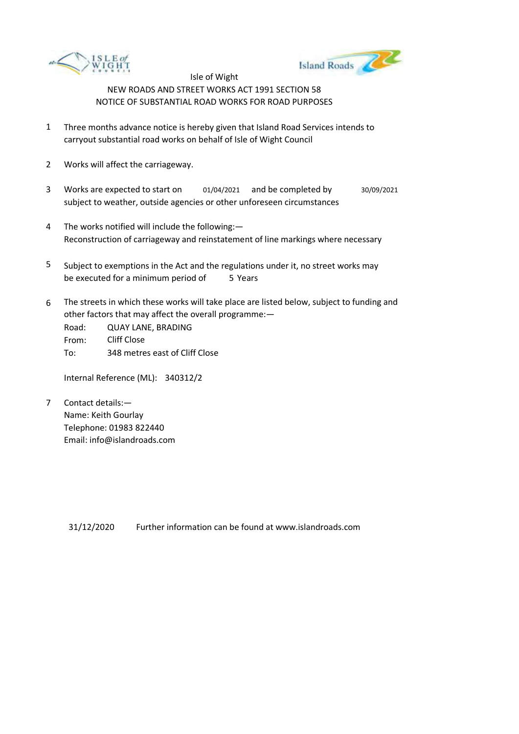Isle of Wight

NEW ROADS AND STREET WORKS ACT 1991 SECTION 58

NOTICE OF SUBSTANTIAL ROAD WORKS FOR ROAD PURPOSES

1. Three months advance notice is hereby given that Island Road Services intends to carryout substantial road works on behalf of Isle of Wight Council

2. Works will affect the carriageway.

3. Works are expected to start on 01/04/2021 and be completed by 30/09/2021 subject to weather, outside agencies or other unforeseen circumstances

4. The works notified will include the following:—
   Reconstruction of carriageway and reinstatement of line markings where necessary

5. Subject to exemptions in the Act and the regulations under it, no street works may be executed for a minimum period of 5 Years

6. The streets in which these works will take place are listed below, subject to funding and other factors that may affect the overall programme:—

   Road: QUAY LANE, BRADING
   From: Cliff Close
   To: 348 metres east of Cliff Close

   Internal Reference (ML): 340312/2

7. Contact details:—
   Name: Keith Gourlay
   Telephone: 01983 822440
   Email: info@islandroads.com

31/12/2020 Further information can be found at www.islandroads.com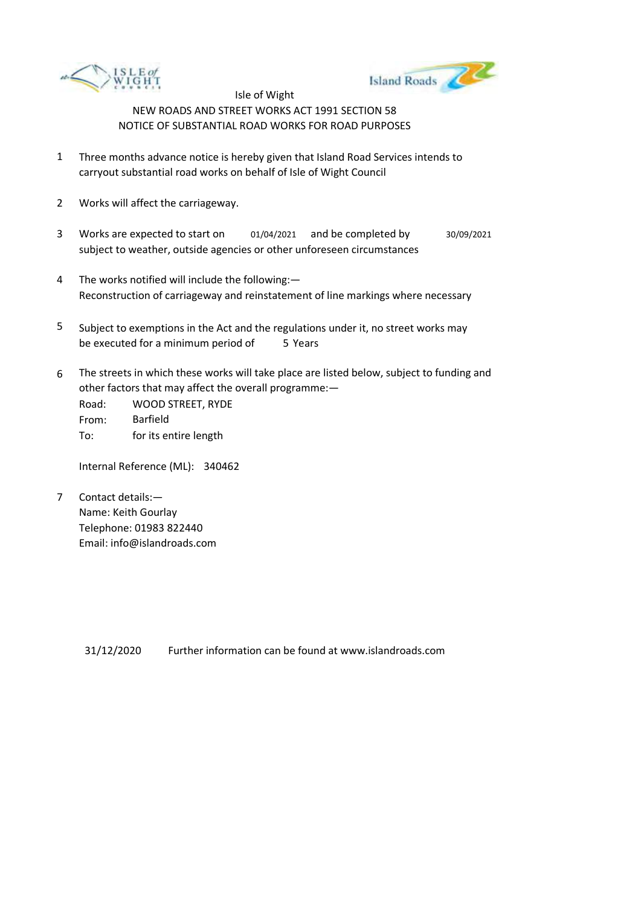Isle of Wight

NEW ROADS AND STREET WORKS ACT 1991 SECTION 58

NOTICE OF SUBSTANTIAL ROAD WORKS FOR ROAD PURPOSES

1. Three months advance notice is hereby given that Island Road Services intends to carryout substantial road works on behalf of Isle of Wight Council

2. Works will affect the carriageway.

3. Works are expected to start on 01/04/2021 and be completed by 30/09/2021 subject to weather, outside agencies or other unforeseen circumstances

4. The works notified will include the following:—
Reconstruction of carriageway and reinstatement of line markings where necessary

5. Subject to exemptions in the Act and the regulations under it, no street works may be executed for a minimum period of 5 Years

6. The streets in which these works will take place are listed below, subject to funding and other factors that may affect the overall programme:—
Road: WOOD STREET, RYDE
From: Barfield
To: for its entire length

   Internal Reference (ML): 340462

7. Contact details:—
Name: Keith Gourlay
Telephone: 01983 822440
Email: info@islandroads.com

31/12/2020 Further information can be found at www.islandroads.com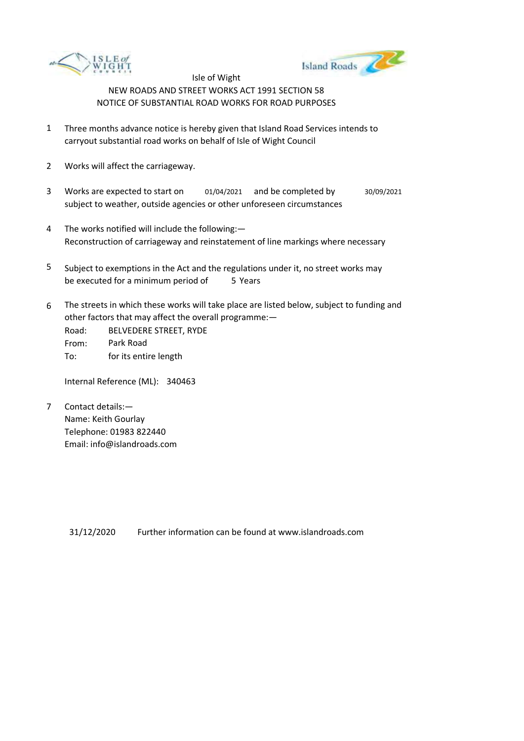Isle of Wight

NEW ROADS AND STREET WORKS ACT 1991 SECTION 58

NOTICE OF SUBSTANTIAL ROAD WORKS FOR ROAD PURPOSES

1. Three months advance notice is hereby given that Island Road Services intends to carryout substantial road works on behalf of Isle of Wight Council

2. Works will affect the carriageway.

3. Works are expected to start on 01/04/2021 and be completed by 30/09/2021 subject to weather, outside agencies or other unforeseen circumstances

4. The works notified will include the following:—
   Reconstruction of carriageway and reinstatement of line markings where necessary

5. Subject to exemptions in the Act and the regulations under it, no street works may be executed for a minimum period of 5 Years

6. The streets in which these works will take place are listed below, subject to funding and other factors that may affect the overall programme:—

   Road: BELVEDERE STREET, RYDE
   From: Park Road
   To: for its entire length

   Internal Reference (ML): 340463

7. Contact details:—
   Name: Keith Gourlay
   Telephone: 01983 822440
   Email: info@islandroads.com

31/12/2020 Further information can be found at www.islandroads.com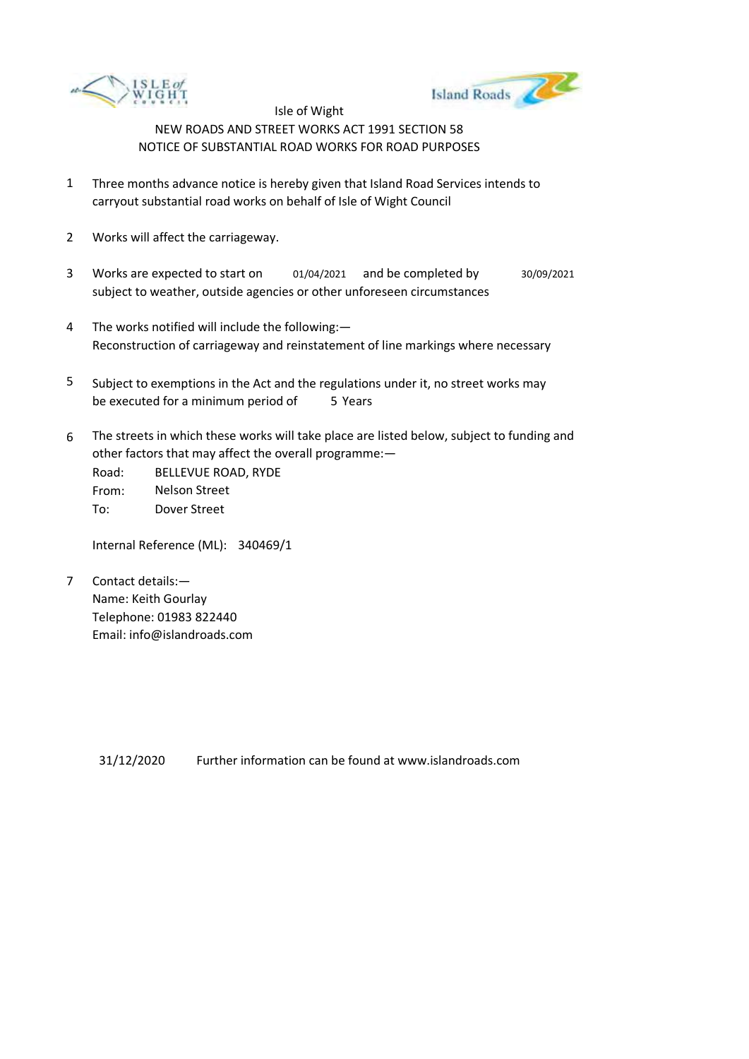Isle of Wight

NEW ROADS AND STREET WORKS ACT 1991 SECTION 58

NOTICE OF SUBSTANTIAL ROAD WORKS FOR ROAD PURPOSES

1 Three months advance notice is hereby given that Island Road Services intends to carryout substantial road works on behalf of Isle of Wight Council

2 Works will affect the carriageway.

3 Works are expected to start on 01/04/2021 and be completed by 30/09/2021 subject to weather, outside agencies or other unforeseen circumstances

4 The works notified will include the following:—
Reconstruction of carriageway and reinstatement of line markings where necessary

5 Subject to exemptions in the Act and the regulations under it, no street works may be executed for a minimum period of 5 Years

6 The streets in which these works will take place are listed below, subject to funding and other factors that may affect the overall programme:—

Road: BELLEVUE ROAD, RYDE
From: Nelson Street
To: Dover Street

Internal Reference (ML): 340469/1

7 Contact details:—
Name: Keith Gourlay
Telephone: 01983 822440
Email: info@islandroads.com

31/12/2020 Further information can be found at www.islandroads.com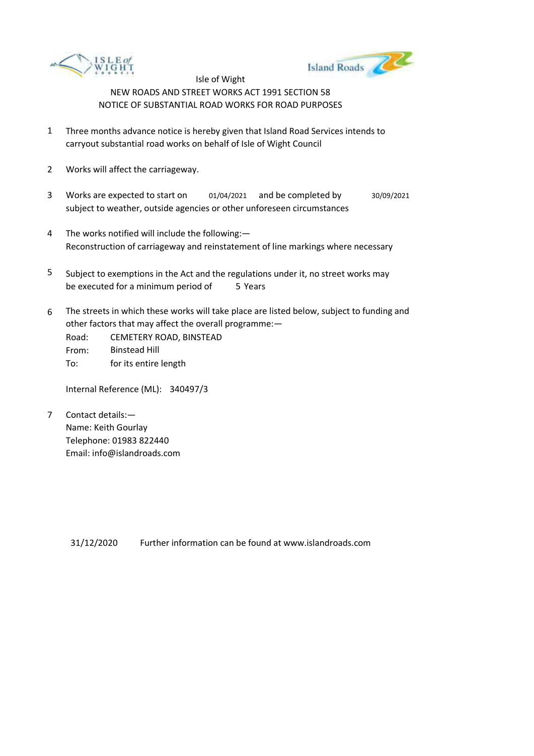Isle of Wight

NEW ROADS AND STREET WORKS ACT 1991 SECTION 58

NOTICE OF SUBSTANTIAL ROAD WORKS FOR ROAD PURPOSES

1. Three months advance notice is hereby given that Island Road Services intends to carryout substantial road works on behalf of Isle of Wight Council

2. Works will affect the carriageway.

3. Works are expected to start on 01/04/2021 and be completed by 30/09/2021 subject to weather, outside agencies or other unforeseen circumstances

4. The works notified will include the following:—
Reconstruction of carriageway and reinstatement of line markings where necessary

5. Subject to exemptions in the Act and the regulations under it, no street works may be executed for a minimum period of 5 Years

6. The streets in which these works will take place are listed below, subject to funding and other factors that may affect the overall programme:—
Road: CEMETERY ROAD, BINSTEAD
From: Binstead Hill
To: for its entire length

   Internal Reference (ML): 340497/3

7. Contact details:—
Name: Keith Gourlay
Telephone: 01983 822440
Email: info@islandroads.com

31/12/2020 Further information can be found at www.islandroads.com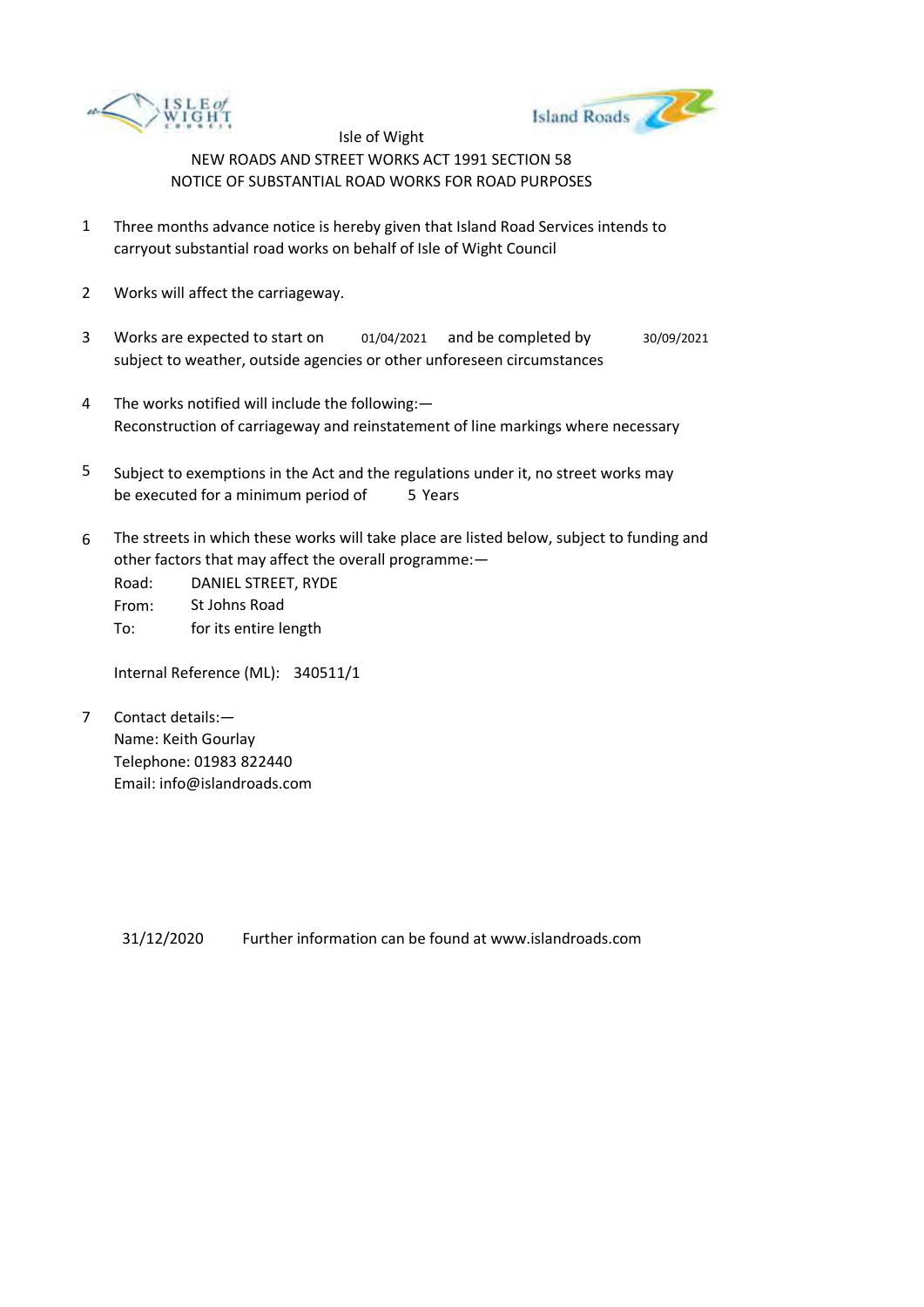Isle of Wight

NEW ROADS AND STREET WORKS ACT 1991 SECTION 58

NOTICE OF SUBSTANTIAL ROAD WORKS FOR ROAD PURPOSES

1. Three months advance notice is hereby given that Island Road Services intends to carryout substantial road works on behalf of Isle of Wight Council

2. Works will affect the carriageway.

3. Works are expected to start on 01/04/2021 and be completed by 30/09/2021 subject to weather, outside agencies or other unforeseen circumstances

4. The works notified will include the following:—
   Reconstruction of carriageway and reinstatement of line markings where necessary

5. Subject to exemptions in the Act and the regulations under it, no street works may be executed for a minimum period of 5 Years

6. The streets in which these works will take place are listed below, subject to funding and other factors that may affect the overall programme:—
   Road: DANIEL STREET, RYDE
   From: St Johns Road
   To: for its entire length

   Internal Reference (ML): 340511/1

7. Contact details:—
   Name: Keith Gourlay
   Telephone: 01983 822440
   Email: info@islandroads.com

31/12/2020 Further information can be found at www.islandroads.com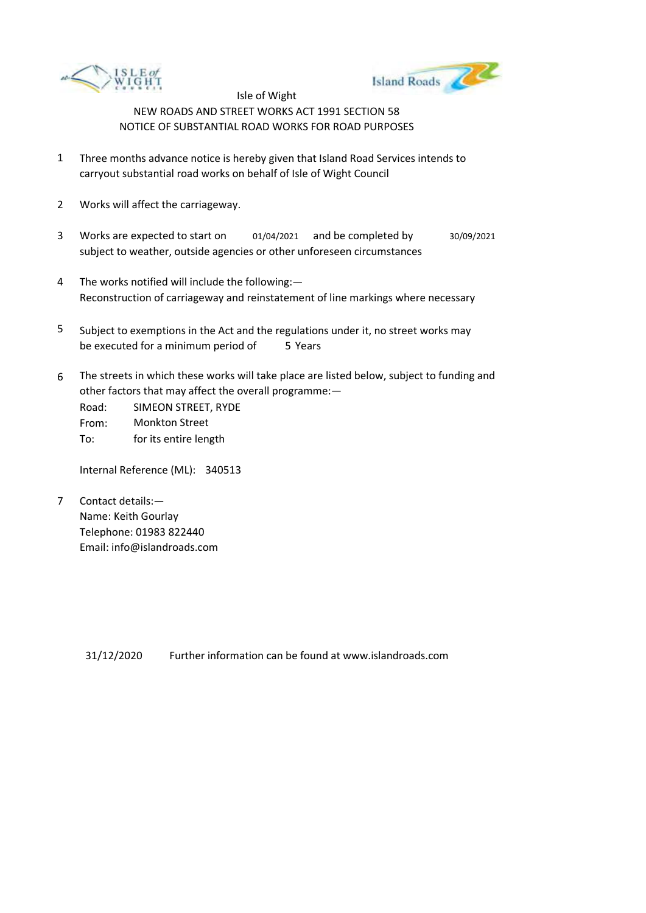Isle of Wight

NEW ROADS AND STREET WORKS ACT 1991 SECTION 58

NOTICE OF SUBSTANTIAL ROAD WORKS FOR ROAD PURPOSES

1. Three months advance notice is hereby given that Island Road Services intends to carryout substantial road works on behalf of Isle of Wight Council

2. Works will affect the carriageway.

3. Works are expected to start on 01/04/2021 and be completed by 30/09/2021 subject to weather, outside agencies or other unforeseen circumstances

4. The works notified will include the following:—
   Reconstruction of carriageway and reinstatement of line markings where necessary

5. Subject to exemptions in the Act and the regulations under it, no street works may be executed for a minimum period of 5 Years

6. The streets in which these works will take place are listed below, subject to funding and other factors that may affect the overall programme:—

   Road: SIMEON STREET, RYDE
   From: Monkton Street
   To: for its entire length

   Internal Reference (ML): 340513

7. Contact details:—
   Name: Keith Gourlay
   Telephone: 01983 822440
   Email: info@islandroads.com

31/12/2020 Further information can be found at www.islandroads.com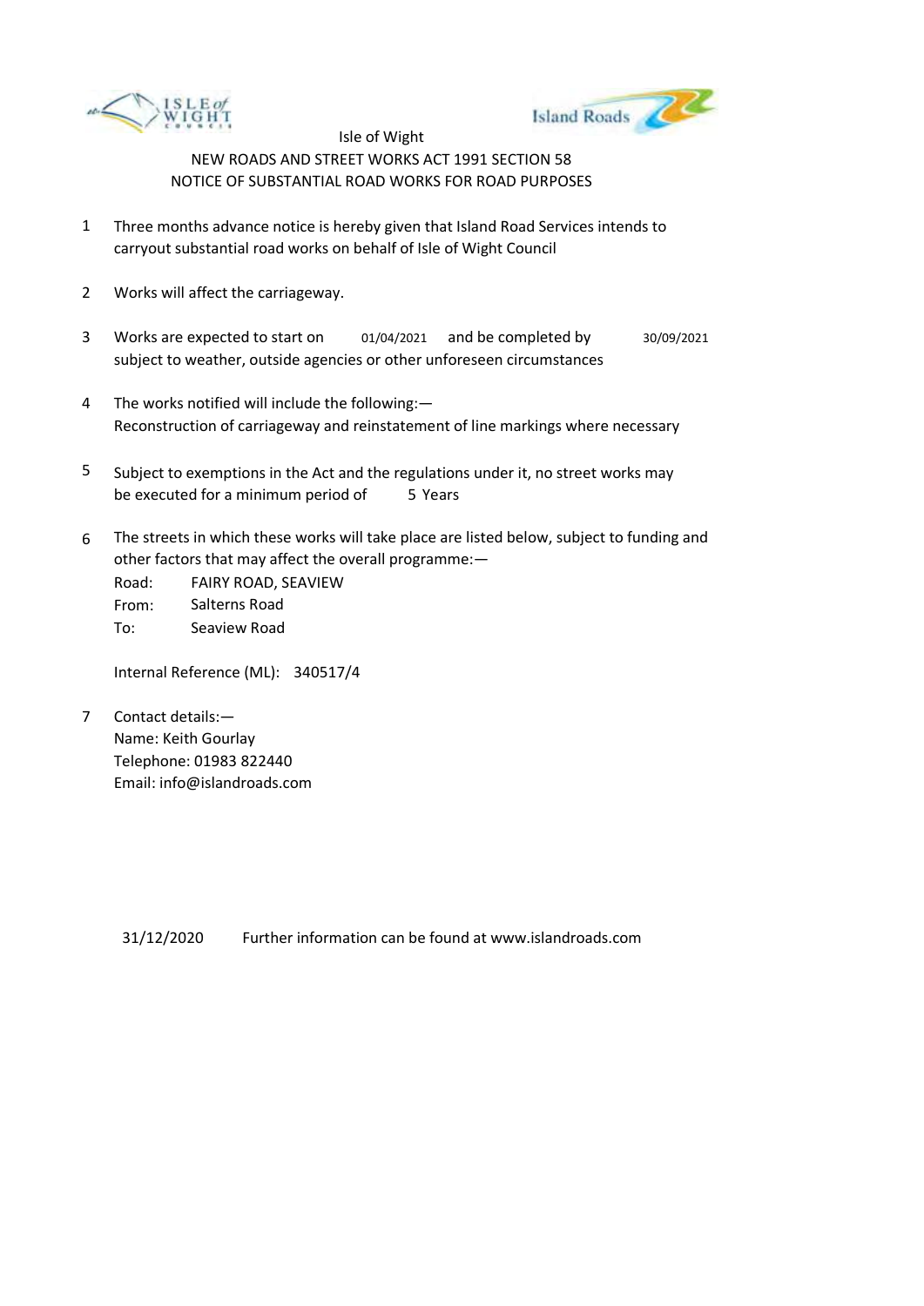Isle of Wight

NEW ROADS AND STREET WORKS ACT 1991 SECTION 58

NOTICE OF SUBSTANTIAL ROAD WORKS FOR ROAD PURPOSES

1. Three months advance notice is hereby given that Island Road Services intends to carryout substantial road works on behalf of Isle of Wight Council

2. Works will affect the carriageway.

3. Works are expected to start on 01/04/2021 and be completed by 30/09/2021 subject to weather, outside agencies or other unforeseen circumstances

4. The works notified will include the following:—
   Reconstruction of carriageway and reinstatement of line markings where necessary

5. Subject to exemptions in the Act and the regulations under it, no street works may be executed for a minimum period of 5 Years

6. The streets in which these works will take place are listed below, subject to funding and other factors that may affect the overall programme:—
   Road: FAIRY ROAD, SEAVIEW
   From: Salterns Road
   To: Seaview Road

   Internal Reference (ML): 340517/4

7. Contact details:—
   Name: Keith Gourlay
   Telephone: 01983 822440
   Email: info@islandroads.com

31/12/2020 Further information can be found at www.islandroads.com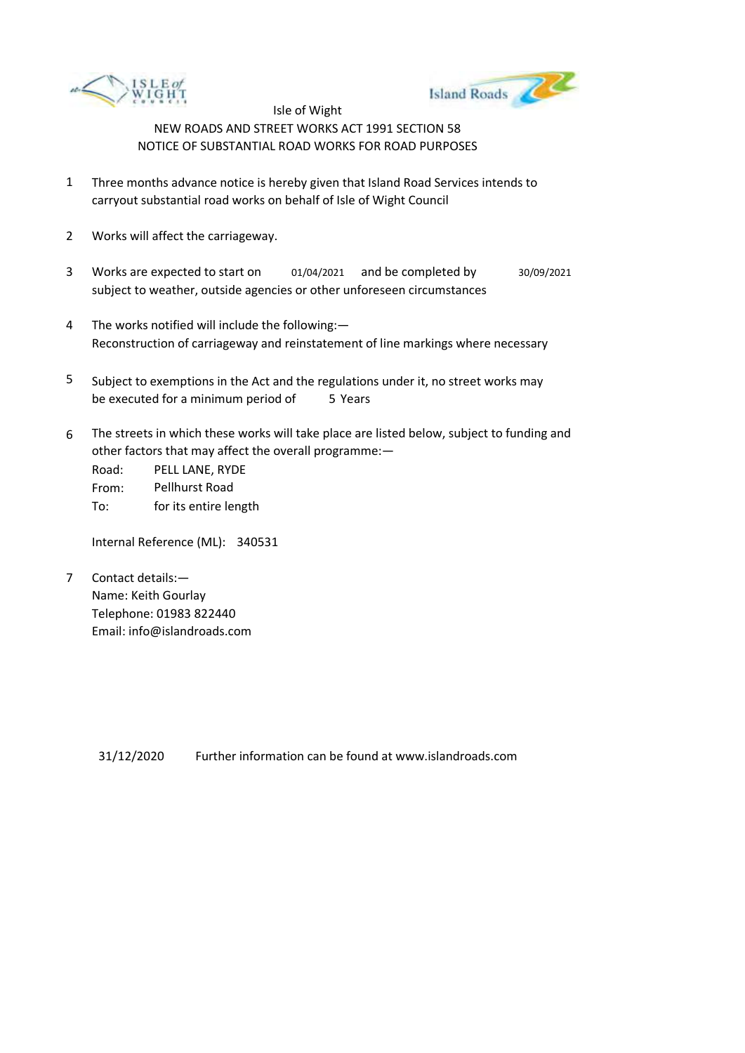Isle of Wight

NEW ROADS AND STREET WORKS ACT 1991 SECTION 58

NOTICE OF SUBSTANTIAL ROAD WORKS FOR ROAD PURPOSES

1. Three months advance notice is hereby given that Island Road Services intends to carryout substantial road works on behalf of Isle of Wight Council

2. Works will affect the carriageway.

3. Works are expected to start on 01/04/2021 and be completed by 30/09/2021 subject to weather, outside agencies or other unforeseen circumstances

4. The works notified will include the following:—
   Reconstruction of carriageway and reinstatement of line markings where necessary

5. Subject to exemptions in the Act and the regulations under it, no street works may be executed for a minimum period of 5 Years

6. The streets in which these works will take place are listed below, subject to funding and other factors that may affect the overall programme:—

   Road: PELL LANE, RYDE
   From: Pellhurst Road
   To: for its entire length

   Internal Reference (ML): 340531

7. Contact details:—
   Name: Keith Gourlay
   Telephone: 01983 822440
   Email: info@islandroads.com

31/12/2020 Further information can be found at www.islandroads.com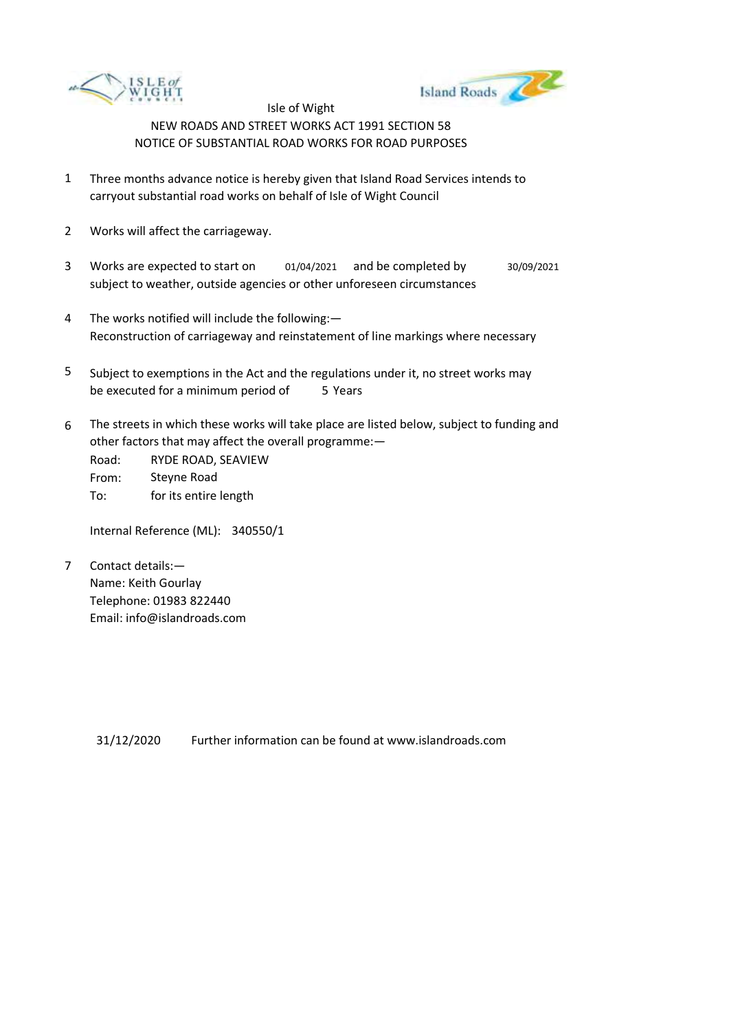Isle of Wight

NEW ROADS AND STREET WORKS ACT 1991 SECTION 58

NOTICE OF SUBSTANTIAL ROAD WORKS FOR ROAD PURPOSES

1. Three months advance notice is hereby given that Island Road Services intends to carryout substantial road works on behalf of Isle of Wight Council

2. Works will affect the carriageway.

3. Works are expected to start on 01/04/2021 and be completed by 30/09/2021 subject to weather, outside agencies or other unforeseen circumstances

4. The works notified will include the following:—
   Reconstruction of carriageway and reinstatement of line markings where necessary

5. Subject to exemptions in the Act and the regulations under it, no street works may be executed for a minimum period of 5 Years

6. The streets in which these works will take place are listed below, subject to funding and other factors that may affect the overall programme:—

   Road: RYDE ROAD, SEAVIEW
   From: Steyne Road
   To: for its entire length

   Internal Reference (ML): 340550/1

7. Contact details:—
   Name: Keith Gourlay
   Telephone: 01983 822440
   Email: info@islandroads.com

31/12/2020 Further information can be found at www.islandroads.com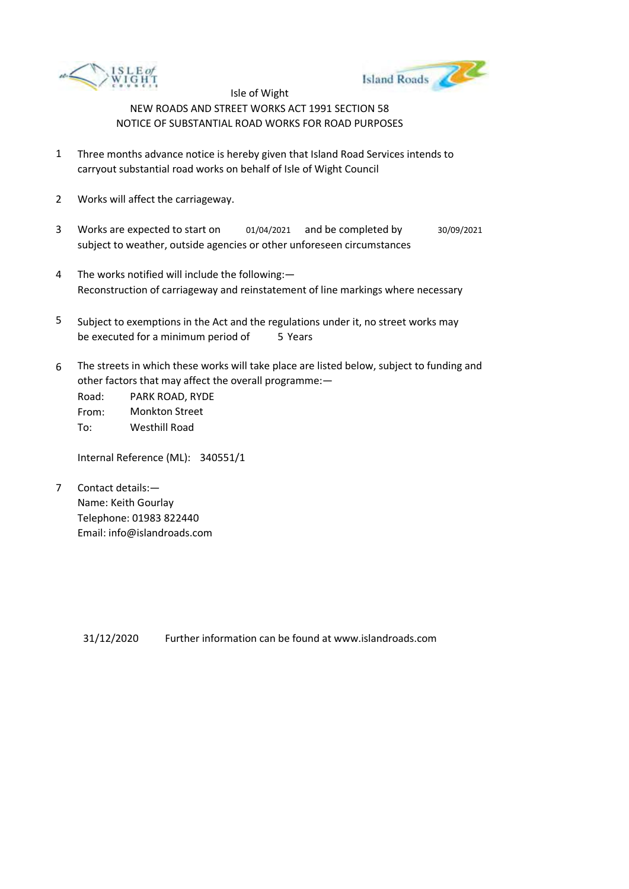Isle of Wight

NEW ROADS AND STREET WORKS ACT 1991 SECTION 58

NOTICE OF SUBSTANTIAL ROAD WORKS FOR ROAD PURPOSES

1. Three months advance notice is hereby given that Island Road Services intends to carryout substantial road works on behalf of Isle of Wight Council

2. Works will affect the carriageway.

3. Works are expected to start on 01/04/2021 and be completed by 30/09/2021 subject to weather, outside agencies or other unforeseen circumstances

4. The works notified will include the following:—
   Reconstruction of carriageway and reinstatement of line markings where necessary

5. Subject to exemptions in the Act and the regulations under it, no street works may be executed for a minimum period of 5 Years

6. The streets in which these works will take place are listed below, subject to funding and other factors that may affect the overall programme:—

   Road: PARK ROAD, RYDE
   From: Monkton Street
   To: Westhill Road

   Internal Reference (ML): 340551/1

7. Contact details:—
   Name: Keith Gourlay
   Telephone: 01983 822440
   Email: info@islandroads.com

31/12/2020 Further information can be found at www.islandroads.com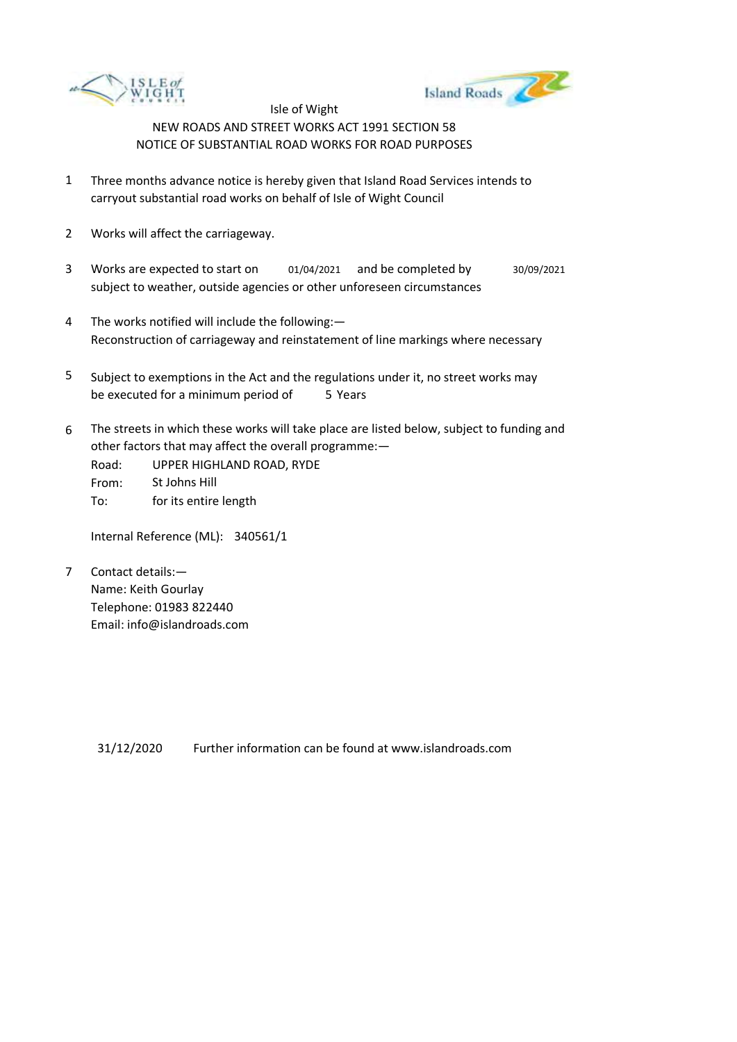Isle of Wight

NEW ROADS AND STREET WORKS ACT 1991 SECTION 58

NOTICE OF SUBSTANTIAL ROAD WORKS FOR ROAD PURPOSES

1. Three months advance notice is hereby given that Island Road Services intends to carryout substantial road works on behalf of Isle of Wight Council

2. Works will affect the carriageway.

3. Works are expected to start on 01/04/2021 and be completed by 30/09/2021 subject to weather, outside agencies or other unforeseen circumstances

4. The works notified will include the following:—
   Reconstruction of carriageway and reinstatement of line markings where necessary

5. Subject to exemptions in the Act and the regulations under it, no street works may be executed for a minimum period of 5 Years

6. The streets in which these works will take place are listed below, subject to funding and other factors that may affect the overall programme:—
   Road: UPPER HIGHLAND ROAD, RYDE
   From: St Johns Hill
   To: for its entire length

   Internal Reference (ML): 340561/1

7. Contact details:—
   Name: Keith Gourlay
   Telephone: 01983 822440
   Email: info@islandroads.com

31/12/2020 Further information can be found at www.islandroads.com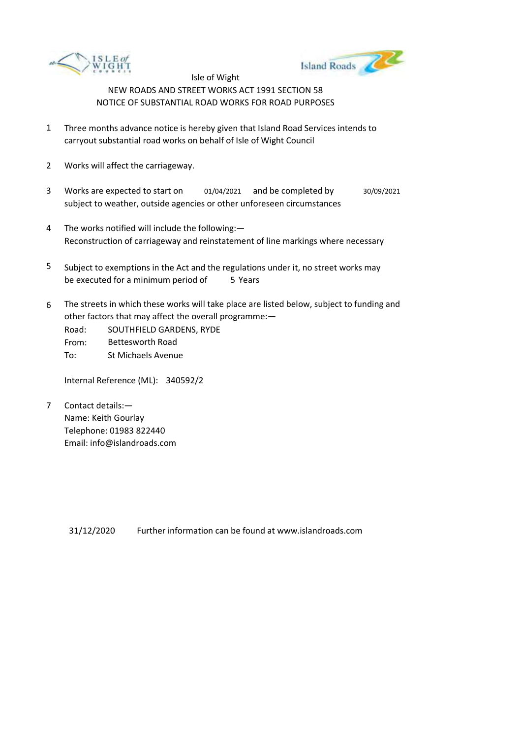Isle of Wight

NEW ROADS AND STREET WORKS ACT 1991 SECTION 58

NOTICE OF SUBSTANTIAL ROAD WORKS FOR ROAD PURPOSES

1. Three months advance notice is hereby given that Island Road Services intends to carryout substantial road works on behalf of Isle of Wight Council

2. Works will affect the carriageway.

3. Works are expected to start on 01/04/2021 and be completed by 30/09/2021 subject to weather, outside agencies or other unforeseen circumstances

4. The works notified will include the following:—
   Reconstruction of carriageway and reinstatement of line markings where necessary

5. Subject to exemptions in the Act and the regulations under it, no street works may be executed for a minimum period of 5 Years

6. The streets in which these works will take place are listed below, subject to funding and other factors that may affect the overall programme:—
   Road: SOUTHFIELD GARDENS, RYDE
   From: Bettesworth Road
   To: St Michaels Avenue

   Internal Reference (ML): 340592/2

7. Contact details:—
   Name: Keith Gourlay
   Telephone: 01983 822440
   Email: info@islandroads.com

31/12/2020 Further information can be found at www.islandroads.com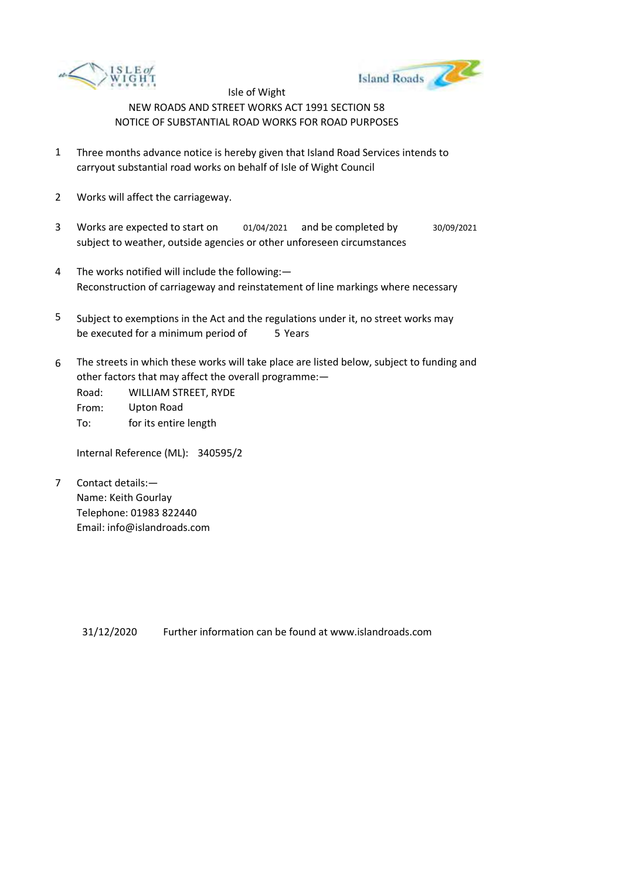Isle of Wight

NEW ROADS AND STREET WORKS ACT 1991 SECTION 58

NOTICE OF SUBSTANTIAL ROAD WORKS FOR ROAD PURPOSES

1. Three months advance notice is hereby given that Island Road Services intends to carryout substantial road works on behalf of Isle of Wight Council

2. Works will affect the carriageway.

3. Works are expected to start on 01/04/2021 and be completed by 30/09/2021 subject to weather, outside agencies or other unforeseen circumstances

4. The works notified will include the following:— Reconstruction of carriageway and reinstatement of line markings where necessary

5. Subject to exemptions in the Act and the regulations under it, no street works may be executed for a minimum period of 5 Years

6. The streets in which these works will take place are listed below, subject to funding and other factors that may affect the overall programme:—

   Road: WILLIAM STREET, RYDE
   From: Upton Road
   To: for its entire length

   Internal Reference (ML): 340595/2

7. Contact details:—
   Name: Keith Gourlay
   Telephone: 01983 822440
   Email: info@islandroads.com

31/12/2020 Further information can be found at www.islandroads.com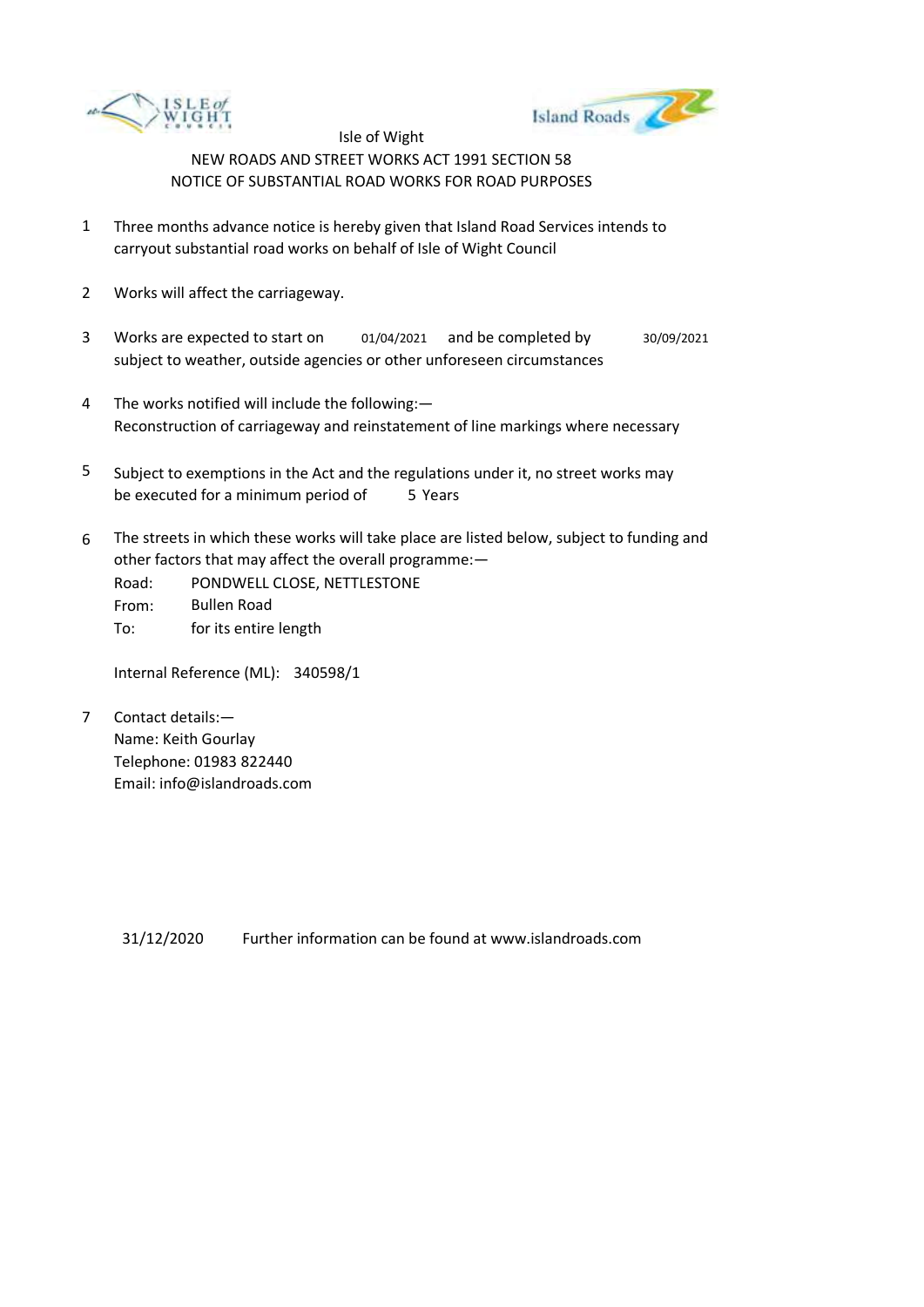Isle of Wight

NEW ROADS AND STREET WORKS ACT 1991 SECTION 58

NOTICE OF SUBSTANTIAL ROAD WORKS FOR ROAD PURPOSES

1. Three months advance notice is hereby given that Island Road Services intends to carryout substantial road works on behalf of Isle of Wight Council

2. Works will affect the carriageway.

3. Works are expected to start on 01/04/2021 and be completed by 30/09/2021 subject to weather, outside agencies or other unforeseen circumstances

4. The works notified will include the following:—
   Reconstruction of carriageway and reinstatement of line markings where necessary

5. Subject to exemptions in the Act and the regulations under it, no street works may be executed for a minimum period of 5 Years

6. The streets in which these works will take place are listed below, subject to funding and other factors that may affect the overall programme:—

   Road: PONDWELL CLOSE, NETTLESTONE
   From: Bullen Road
   To: for its entire length

   Internal Reference (ML): 340598/1

7. Contact details:—
   Name: Keith Gourlay
   Telephone: 01983 822440
   Email: info@islandroads.com

31/12/2020 Further information can be found at www.islandroads.com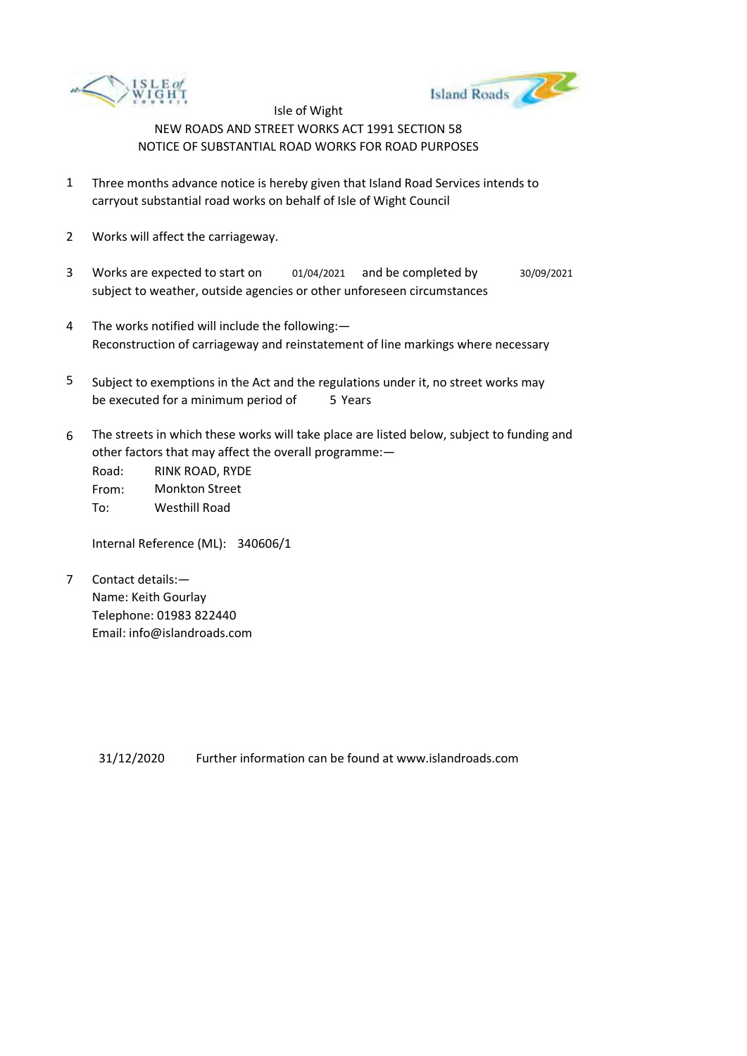Isle of Wight

NEW ROADS AND STREET WORKS ACT 1991 SECTION 58

NOTICE OF SUBSTANTIAL ROAD WORKS FOR ROAD PURPOSES

1. Three months advance notice is hereby given that Island Road Services intends to carryout substantial road works on behalf of Isle of Wight Council

2. Works will affect the carriageway.

3. Works are expected to start on 01/04/2021 and be completed by 30/09/2021 subject to weather, outside agencies or other unforeseen circumstances

4. The works notified will include the following:— Reconstruction of carriageway and reinstatement of line markings where necessary

5. Subject to exemptions in the Act and the regulations under it, no street works may be executed for a minimum period of 5 Years

6. The streets in which these works will take place are listed below, subject to funding and other factors that may affect the overall programme:—

   Road: RINK ROAD, RYDE
   From: Monkton Street
   To: Westhill Road

   Internal Reference (ML): 340606/1

7. Contact details:—
   Name: Keith Gourlay
   Telephone: 01983 822440
   Email: info@islandroads.com

31/12/2020 Further information can be found at www.islandroads.com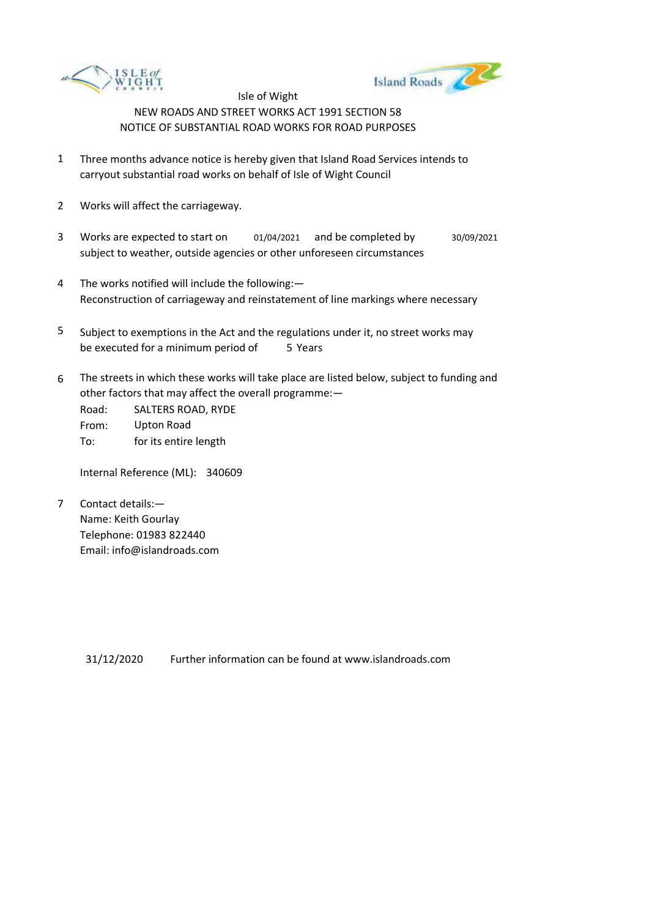Isle of Wight

NEW ROADS AND STREET WORKS ACT 1991 SECTION 58

NOTICE OF SUBSTANTIAL ROAD WORKS FOR ROAD PURPOSES

1. Three months advance notice is hereby given that Island Road Services intends to carryout substantial road works on behalf of Isle of Wight Council

2. Works will affect the carriageway.

3. Works are expected to start on 01/04/2021 and be completed by 30/09/2021 subject to weather, outside agencies or other unforeseen circumstances

4. The works notified will include the following:—
   Reconstruction of carriageway and reinstatement of line markings where necessary

5. Subject to exemptions in the Act and the regulations under it, no street works may be executed for a minimum period of 5 Years

6. The streets in which these works will take place are listed below, subject to funding and other factors that may affect the overall programme:—

   Road: SALTERS ROAD, RYDE
   From: Upton Road
   To: for its entire length

   Internal Reference (ML): 340609

7. Contact details:—
   Name: Keith Gourlay
   Telephone: 01983 822440
   Email: info@islandroads.com

31/12/2020 Further information can be found at www.islandroads.com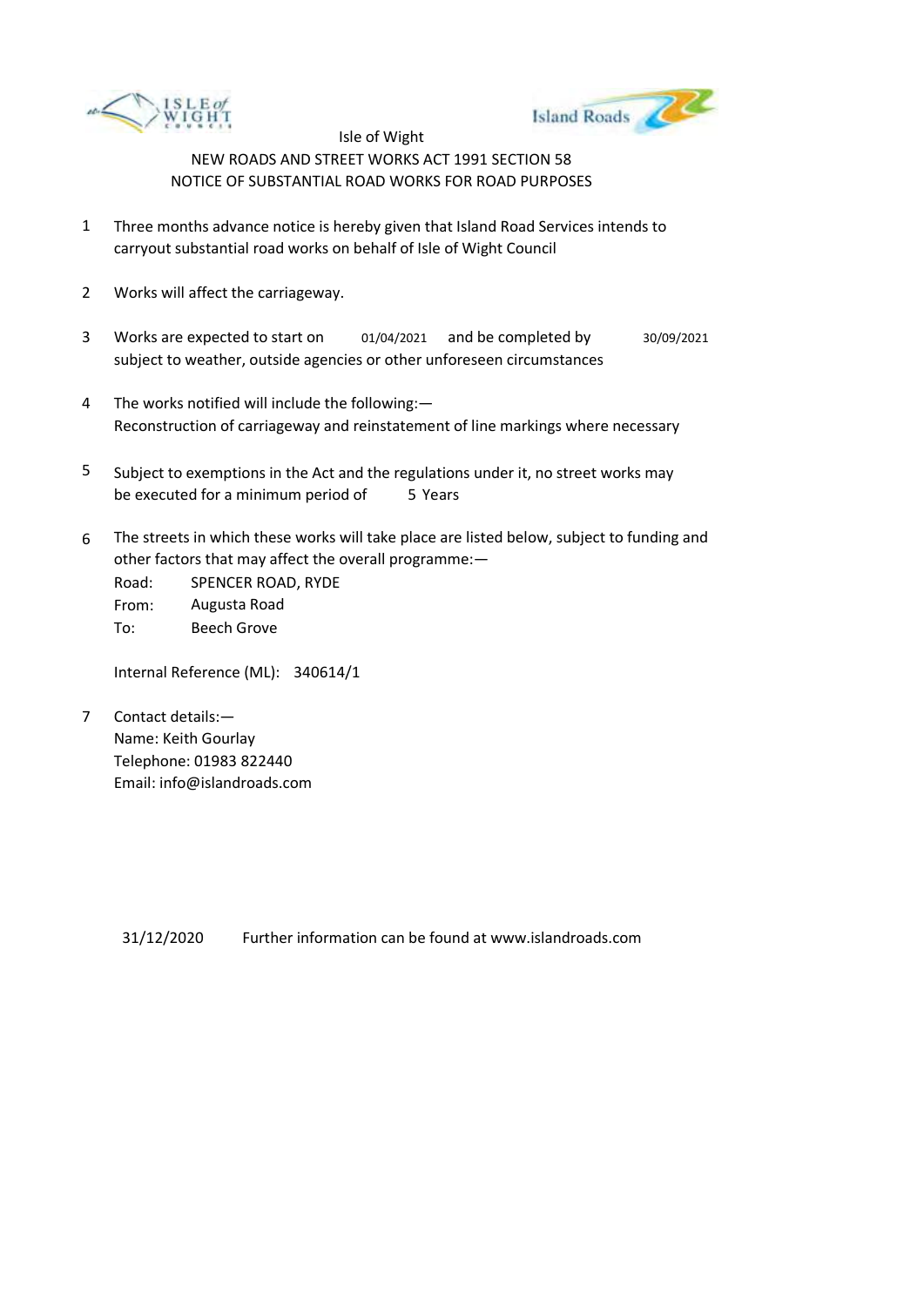Isle of Wight

NEW ROADS AND STREET WORKS ACT 1991 SECTION 58

NOTICE OF SUBSTANTIAL ROAD WORKS FOR ROAD PURPOSES

1. Three months advance notice is hereby given that Island Road Services intends to carryout substantial road works on behalf of Isle of Wight Council

2. Works will affect the carriageway.

3. Works are expected to start on 01/04/2021 and be completed by 30/09/2021 subject to weather, outside agencies or other unforeseen circumstances

4. The works notified will include the following:—
   Reconstruction of carriageway and reinstatement of line markings where necessary

5. Subject to exemptions in the Act and the regulations under it, no street works may be executed for a minimum period of 5 Years

6. The streets in which these works will take place are listed below, subject to funding and other factors that may affect the overall programme:—

   Road: SPENCER ROAD, RYDE
   From: Augusta Road
   To: Beech Grove

   Internal Reference (ML): 340614/1

7. Contact details:—
   Name: Keith Gourlay
   Telephone: 01983 822440
   Email: info@islandroads.com

31/12/2020 Further information can be found at www.islandroads.com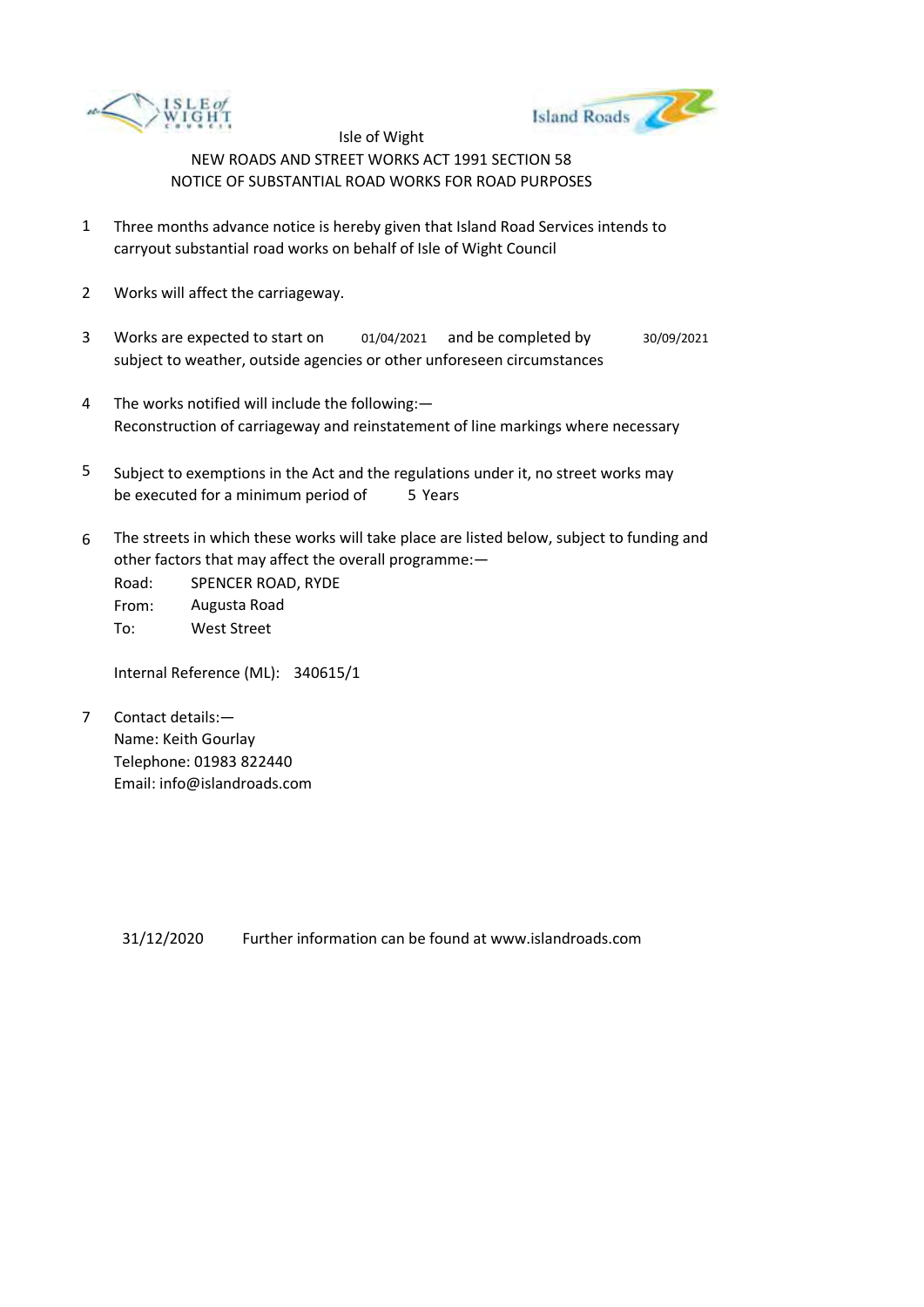Isle of Wight

NEW ROADS AND STREET WORKS ACT 1991 SECTION 58

NOTICE OF SUBSTANTIAL ROAD WORKS FOR ROAD PURPOSES

1. Three months advance notice is hereby given that Island Road Services intends to carryout substantial road works on behalf of Isle of Wight Council

2. Works will affect the carriageway.

3. Works are expected to start on 01/04/2021 and be completed by 30/09/2021 subject to weather, outside agencies or other unforeseen circumstances

4. The works notified will include the following:—
   Reconstruction of carriageway and reinstatement of line markings where necessary

5. Subject to exemptions in the Act and the regulations under it, no street works may be executed for a minimum period of 5 Years

6. The streets in which these works will take place are listed below, subject to funding and other factors that may affect the overall programme:—

   Road: SPENCER ROAD, RYDE
   From: Augusta Road
   To: West Street

   Internal Reference (ML): 340615/1

7. Contact details:—
   Name: Keith Gourlay
   Telephone: 01983 822440
   Email: info@islandroads.com

31/12/2020 Further information can be found at www.islandroads.com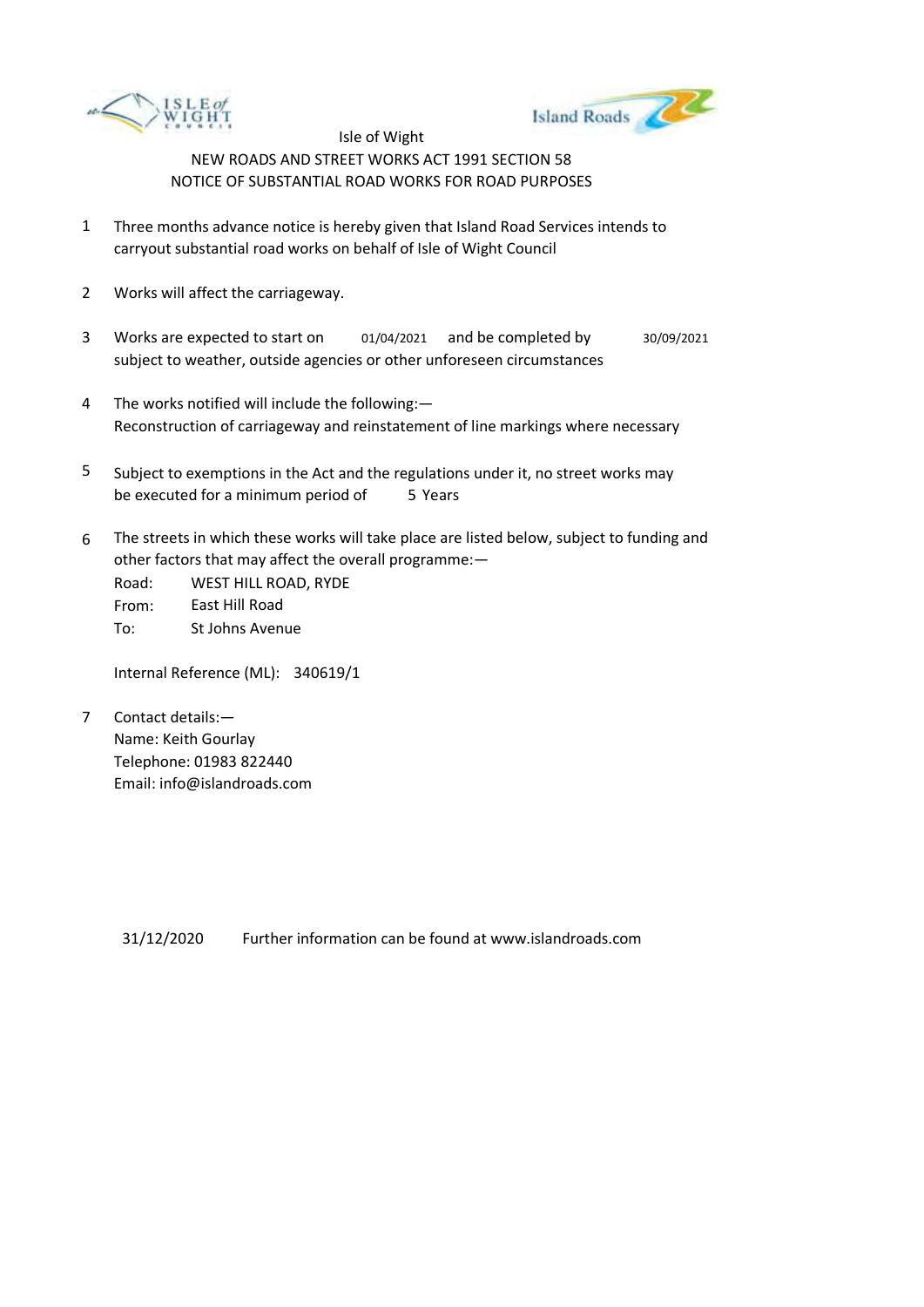Isle of Wight

NEW ROADS AND STREET WORKS ACT 1991 SECTION 58

NOTICE OF SUBSTANTIAL ROAD WORKS FOR ROAD PURPOSES

1. Three months advance notice is hereby given that Island Road Services intends to carryout substantial road works on behalf of Isle of Wight Council

2. Works will affect the carriageway.

3. Works are expected to start on 01/04/2021 and be completed by 30/09/2021 subject to weather, outside agencies or other unforeseen circumstances

4. The works notified will include the following:—
   Reconstruction of carriageway and reinstatement of line markings where necessary

5. Subject to exemptions in the Act and the regulations under it, no street works may be executed for a minimum period of 5 Years

6. The streets in which these works will take place are listed below, subject to funding and other factors that may affect the overall programme:—
   Road: WEST HILL ROAD, RYDE
   From: East Hill Road
   To: St Johns Avenue

   Internal Reference (ML): 340619/1

7. Contact details:—
   Name: Keith Gourlay
   Telephone: 01983 822440
   Email: info@islandroads.com

31/12/2020 Further information can be found at www.islandroads.com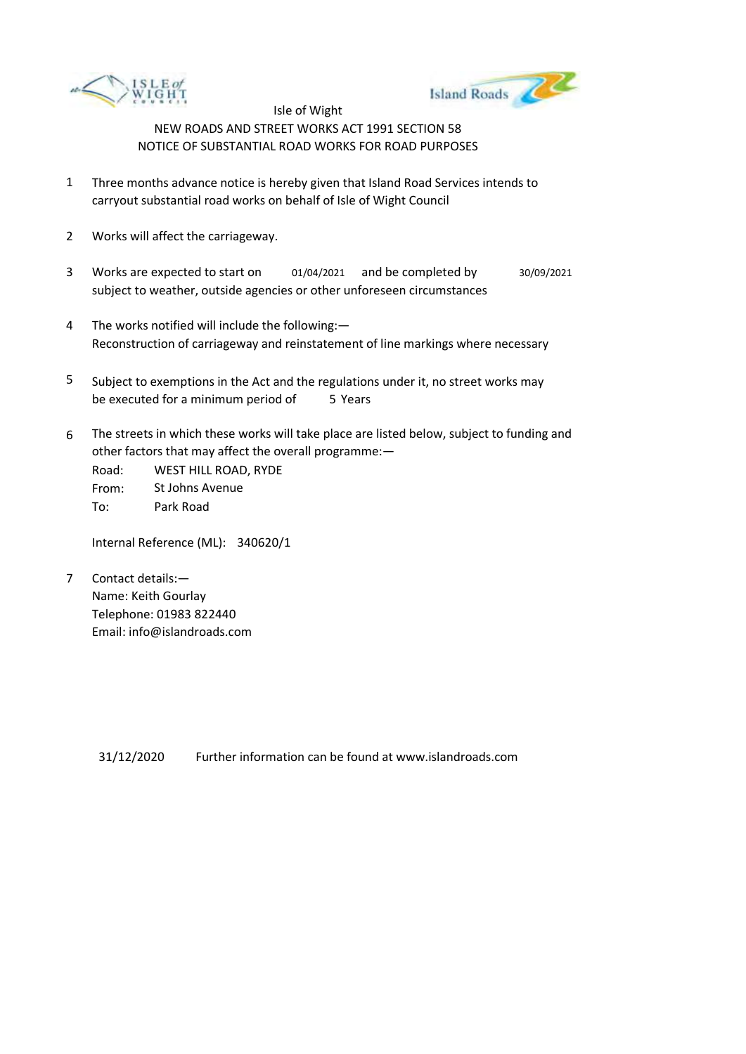Isle of Wight

NEW ROADS AND STREET WORKS ACT 1991 SECTION 58

NOTICE OF SUBSTANTIAL ROAD WORKS FOR ROAD PURPOSES

1. Three months advance notice is hereby given that Island Road Services intends to carryout substantial road works on behalf of Isle of Wight Council

2. Works will affect the carriageway.

3. Works are expected to start on 01/04/2021 and be completed by 30/09/2021 subject to weather, outside agencies or other unforeseen circumstances

4. The works notified will include the following:—
   Reconstruction of carriageway and reinstatement of line markings where necessary

5. Subject to exemptions in the Act and the regulations under it, no street works may be executed for a minimum period of 5 Years

6. The streets in which these works will take place are listed below, subject to funding and other factors that may affect the overall programme:—

   Road: WEST HILL ROAD, RYDE
   From: St Johns Avenue
   To: Park Road

   Internal Reference (ML): 340620/1

7. Contact details:—
   Name: Keith Gourlay
   Telephone: 01983 822440
   Email: info@islandroads.com

31/12/2020 Further information can be found at www.islandroads.com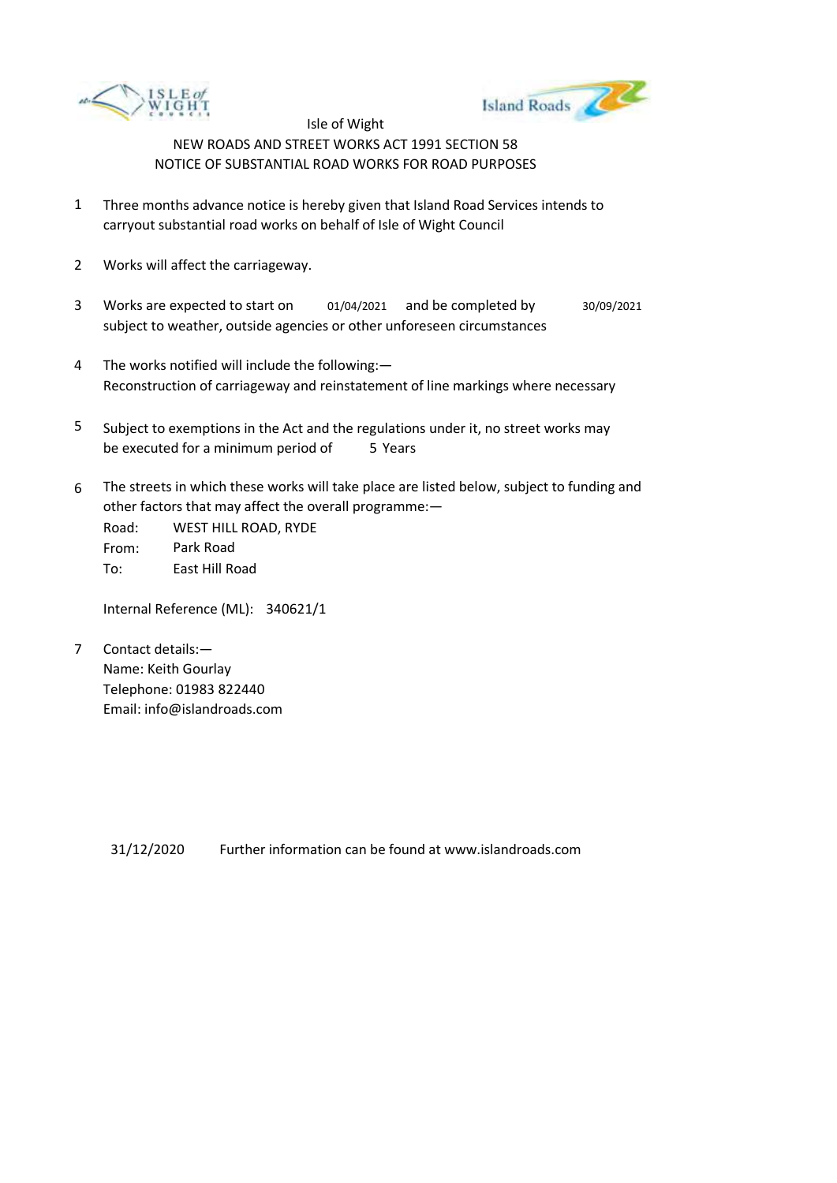Isle of Wight

NEW ROADS AND STREET WORKS ACT 1991 SECTION 58

NOTICE OF SUBSTANTIAL ROAD WORKS FOR ROAD PURPOSES

1. Three months advance notice is hereby given that Island Road Services intends to carryout substantial road works on behalf of Isle of Wight Council

2. Works will affect the carriageway.

3. Works are expected to start on 01/04/2021 and be completed by 30/09/2021 subject to weather, outside agencies or other unforeseen circumstances

4. The works notified will include the following:—
   Reconstruction of carriageway and reinstatement of line markings where necessary

5. Subject to exemptions in the Act and the regulations under it, no street works may be executed for a minimum period of 5 Years

6. The streets in which these works will take place are listed below, subject to funding and other factors that may affect the overall programme:—

   Road: WEST HILL ROAD, RYDE
   From: Park Road
   To: East Hill Road

   Internal Reference (ML): 340621/1

7. Contact details:—
   Name: Keith Gourlay
   Telephone: 01983 822440
   Email: info@islandroads.com

31/12/2020 Further information can be found at www.islandroads.com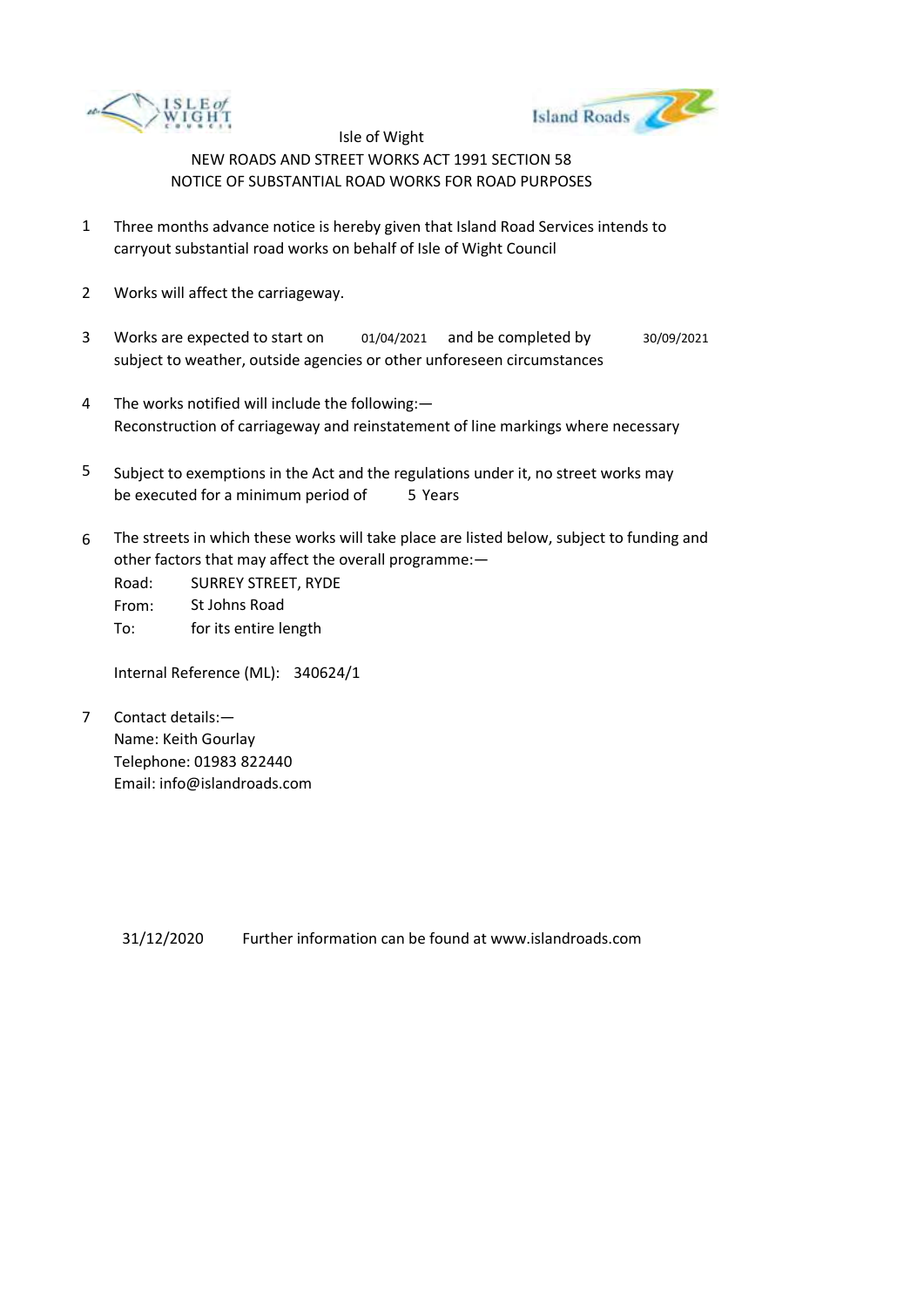Isle of Wight

NEW ROADS AND STREET WORKS ACT 1991 SECTION 58

NOTICE OF SUBSTANTIAL ROAD WORKS FOR ROAD PURPOSES

1. Three months advance notice is hereby given that Island Road Services intends to carryout substantial road works on behalf of Isle of Wight Council

2. Works will affect the carriageway.

3. Works are expected to start on 01/04/2021 and be completed by 30/09/2021 subject to weather, outside agencies or other unforeseen circumstances

4. The works notified will include the following:—
   Reconstruction of carriageway and reinstatement of line markings where necessary

5. Subject to exemptions in the Act and the regulations under it, no street works may be executed for a minimum period of 5 Years

6. The streets in which these works will take place are listed below, subject to funding and other factors that may affect the overall programme:—

   Road: SURREY STREET, RYDE
   From: St Johns Road
   To: for its entire length

   Internal Reference (ML): 340624/1

7. Contact details:—
   Name: Keith Gourlay
   Telephone: 01983 822440
   Email: info@islandroads.com

31/12/2020 Further information can be found at www.islandroads.com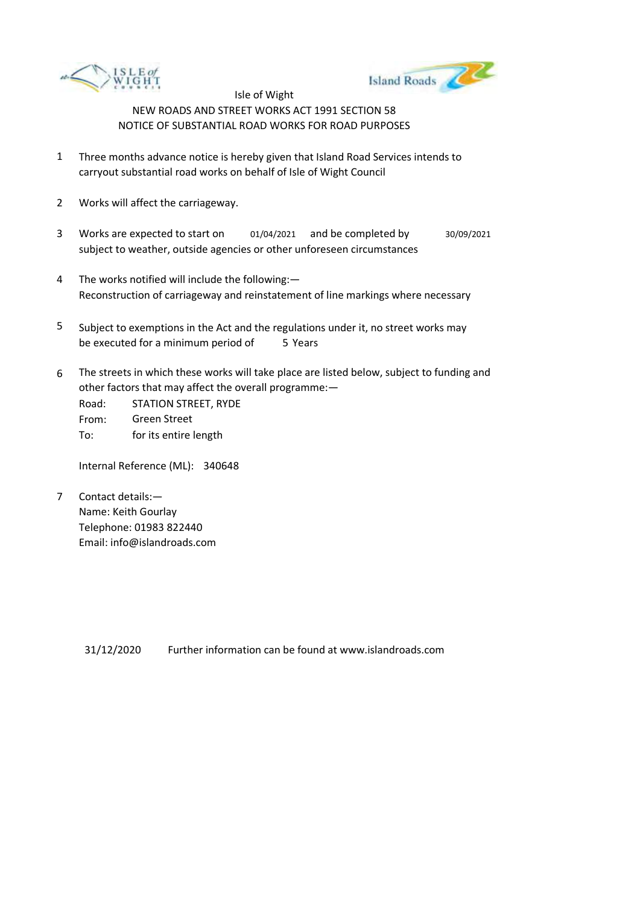Isle of Wight

NEW ROADS AND STREET WORKS ACT 1991 SECTION 58

NOTICE OF SUBSTANTIAL ROAD WORKS FOR ROAD PURPOSES

1. Three months advance notice is hereby given that Island Road Services intends to carryout substantial road works on behalf of Isle of Wight Council

2. Works will affect the carriageway.

3. Works are expected to start on 01/04/2021 and be completed by 30/09/2021 subject to weather, outside agencies or other unforeseen circumstances

4. The works notified will include the following:—
Reconstruction of carriageway and reinstatement of line markings where necessary

5. Subject to exemptions in the Act and the regulations under it, no street works may be executed for a minimum period of 5 Years

6. The streets in which these works will take place are listed below, subject to funding and other factors that may affect the overall programme:—
Road: STATION STREET, RYDE
From: Green Street
To: for its entire length

   Internal Reference (ML): 340648

7. Contact details:—
Name: Keith Gourlay
Telephone: 01983 822440
Email: info@islandroads.com

31/12/2020 Further information can be found at www.islandroads.com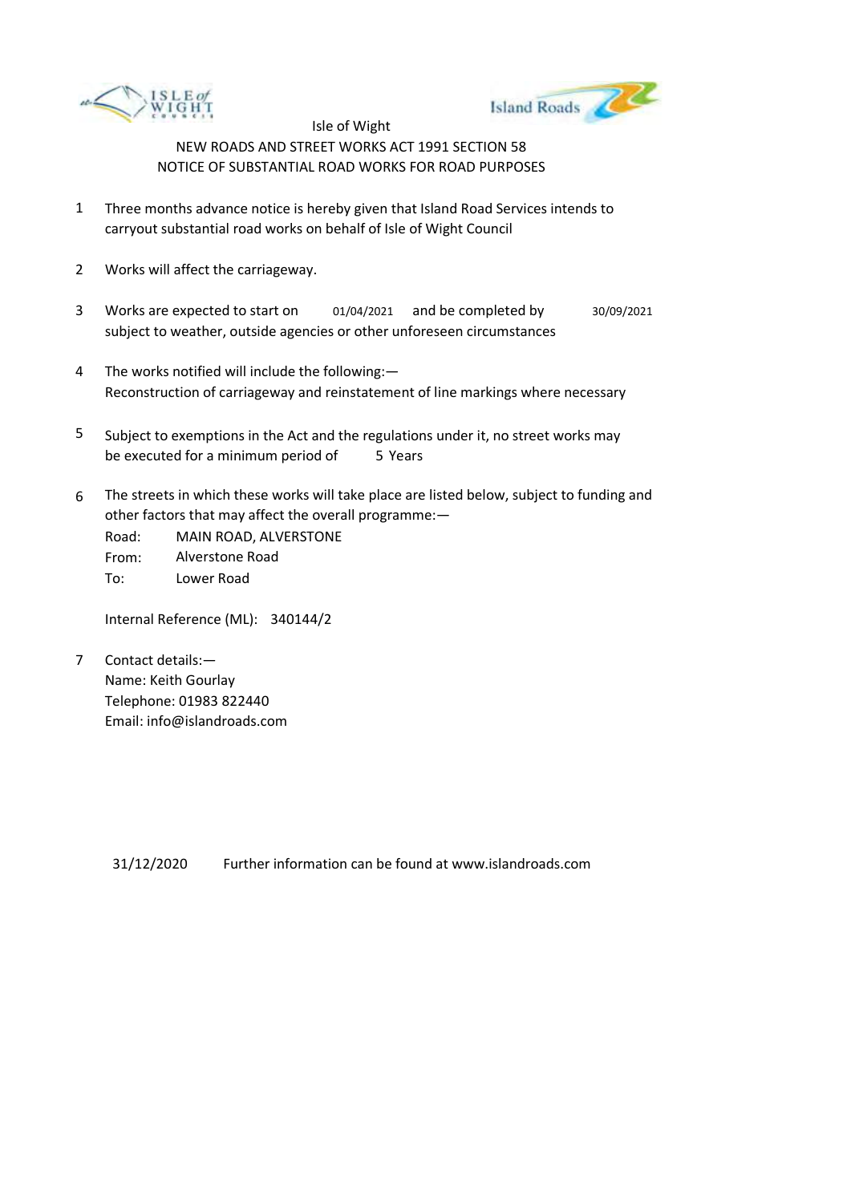Isle of Wight

NEW ROADS AND STREET WORKS ACT 1991 SECTION 58

NOTICE OF SUBSTANTIAL ROAD WORKS FOR ROAD PURPOSES

1. Three months advance notice is hereby given that Island Road Services intends to carryout substantial road works on behalf of Isle of Wight Council

2. Works will affect the carriageway.

3. Works are expected to start on 01/04/2021 and be completed by 30/09/2021 subject to weather, outside agencies or other unforeseen circumstances

4. The works notified will include the following:—
Reconstruction of carriageway and reinstatement of line markings where necessary

5. Subject to exemptions in the Act and the regulations under it, no street works may be executed for a minimum period of 5 Years

6. The streets in which these works will take place are listed below, subject to funding and other factors that may affect the overall programme:—
Road: MAIN ROAD, ALVERSTONE
From: Alverstone Road
To: Lower Road

   Internal Reference (ML): 340144/2

7. Contact details:—
Name: Keith Gourlay
Telephone: 01983 822440
Email: info@islandroads.com

31/12/2020 Further information can be found at www.islandroads.com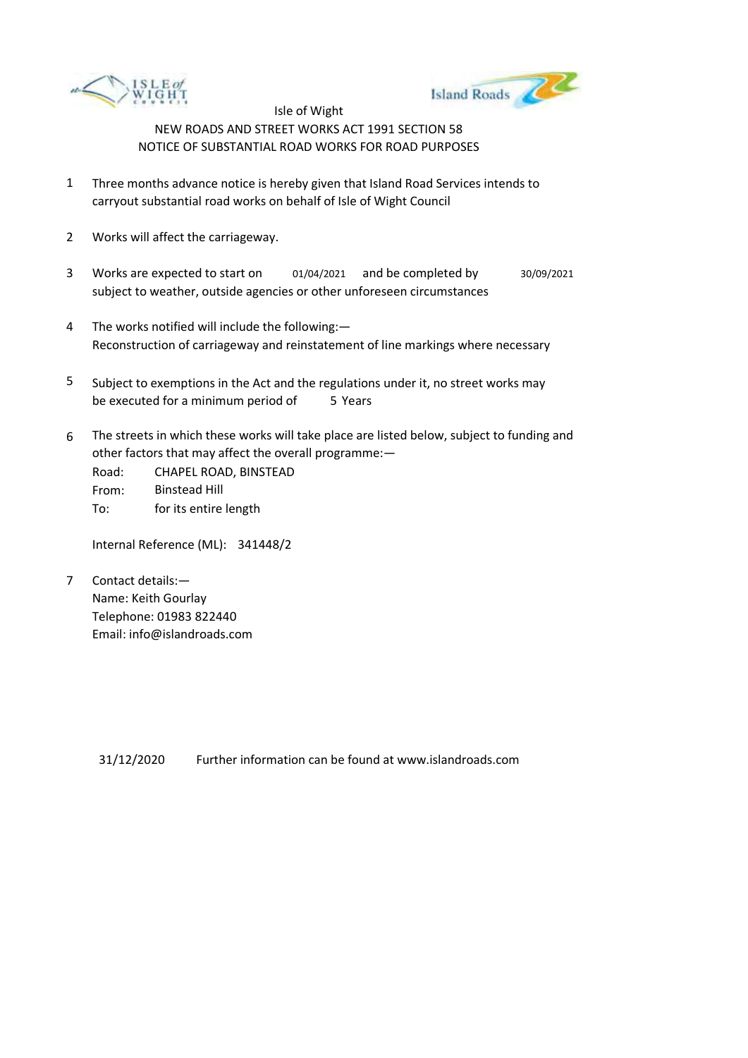Isle of Wight

NEW ROADS AND STREET WORKS ACT 1991 SECTION 58

NOTICE OF SUBSTANTIAL ROAD WORKS FOR ROAD PURPOSES

1. Three months advance notice is hereby given that Island Road Services intends to carryout substantial road works on behalf of Isle of Wight Council

2. Works will affect the carriageway.

3. Works are expected to start on 01/04/2021 and be completed by 30/09/2021 subject to weather, outside agencies or other unforeseen circumstances

4. The works notified will include the following:—
Reconstruction of carriageway and reinstatement of line markings where necessary

5. Subject to exemptions in the Act and the regulations under it, no street works may be executed for a minimum period of 5 Years

6. The streets in which these works will take place are listed below, subject to funding and other factors that may affect the overall programme:—
Road: CHAPEL ROAD, BINSTEAD
From: Binstead Hill
To: for its entire length

Internal Reference (ML): 341448/2

7. Contact details:—
Name: Keith Gourlay
Telephone: 01983 822440
Email: info@islandroads.com

31/12/2020 Further information can be found at www.islandroads.com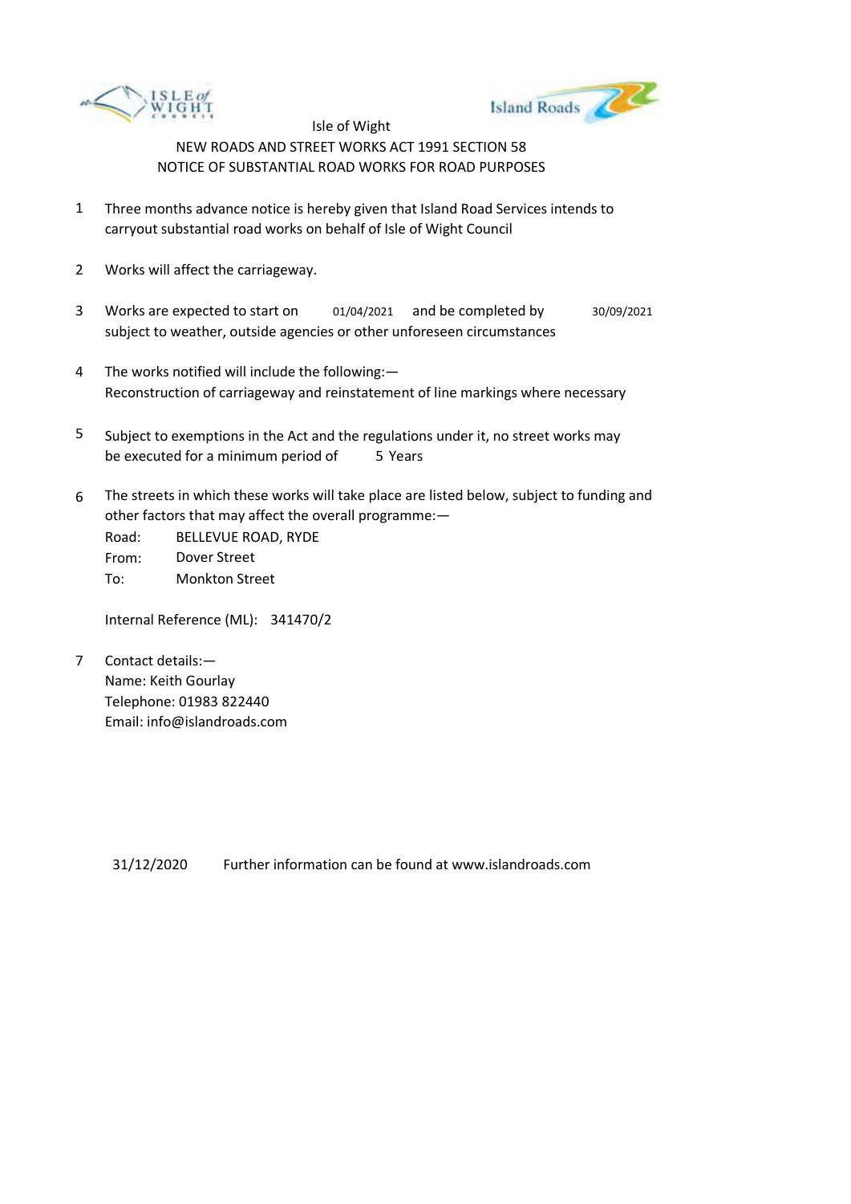Isle of Wight

NEW ROADS AND STREET WORKS ACT 1991 SECTION 58

NOTICE OF SUBSTANTIAL ROAD WORKS FOR ROAD PURPOSES

1. Three months advance notice is hereby given that Island Road Services intends to carryout substantial road works on behalf of Isle of Wight Council

2. Works will affect the carriageway.

3. Works are expected to start on 01/04/2021 and be completed by 30/09/2021 subject to weather, outside agencies or other unforeseen circumstances

4. The works notified will include the following:—
   Reconstruction of carriageway and reinstatement of line markings where necessary

5. Subject to exemptions in the Act and the regulations under it, no street works may be executed for a minimum period of 5 Years

6. The streets in which these works will take place are listed below, subject to funding and other factors that may affect the overall programme:—

   Road: BELLEVUE ROAD, RYDE
   From: Dover Street
   To: Monkton Street

   Internal Reference (ML): 341470/2

7. Contact details:—
   Name: Keith Gourlay
   Telephone: 01983 822440
   Email: info@islandroads.com

31/12/2020 Further information can be found at www.islandroads.com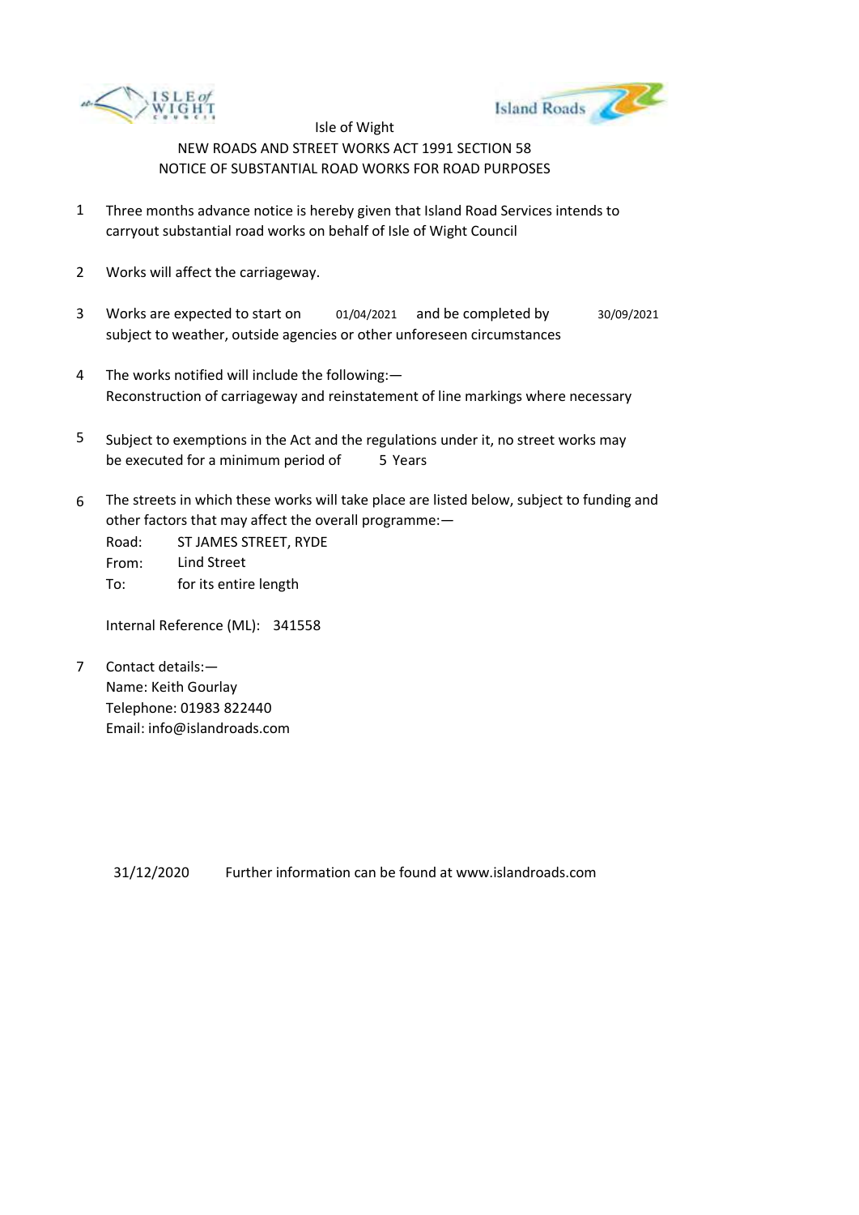Isle of Wight

NEW ROADS AND STREET WORKS ACT 1991 SECTION 58

NOTICE OF SUBSTANTIAL ROAD WORKS FOR ROAD PURPOSES

1. Three months advance notice is hereby given that Island Road Services intends to carryout substantial road works on behalf of Isle of Wight Council

2. Works will affect the carriageway.

3. Works are expected to start on 01/04/2021 and be completed by 30/09/2021 subject to weather, outside agencies or other unforeseen circumstances

4. The works notified will include the following:—
   Reconstruction of carriageway and reinstatement of line markings where necessary

5. Subject to exemptions in the Act and the regulations under it, no street works may be executed for a minimum period of 5 Years

6. The streets in which these works will take place are listed below, subject to funding and other factors that may affect the overall programme:—
   Road: ST JAMES STREET, RYDE
   From: Lind Street
   To: for its entire length

   Internal Reference (ML): 341558

7. Contact details:—
   Name: Keith Gourlay
   Telephone: 01983 822440
   Email: info@islandroads.com

31/12/2020 Further information can be found at www.islandroads.com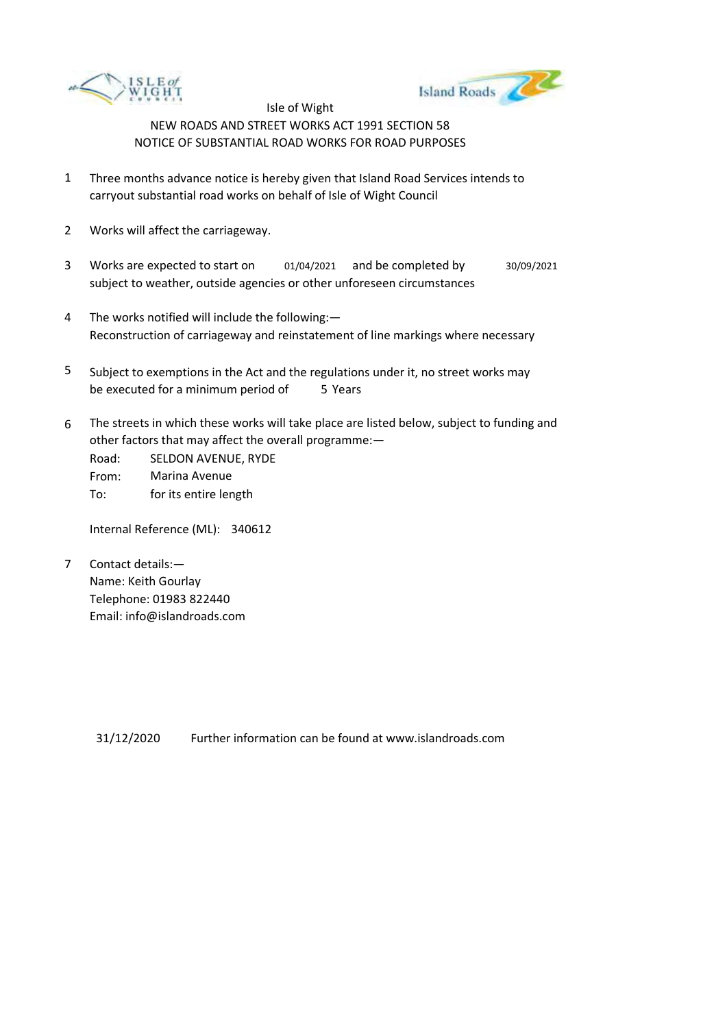Isle of Wight

NEW ROADS AND STREET WORKS ACT 1991 SECTION 58

NOTICE OF SUBSTANTIAL ROAD WORKS FOR ROAD PURPOSES

1. Three months advance notice is hereby given that Island Road Services intends to carryout substantial road works on behalf of Isle of Wight Council

2. Works will affect the carriageway.

3. Works are expected to start on 01/04/2021 and be completed by 30/09/2021 subject to weather, outside agencies or other unforeseen circumstances

4. The works notified will include the following:—
   Reconstruction of carriageway and reinstatement of line markings where necessary

5. Subject to exemptions in the Act and the regulations under it, no street works may be executed for a minimum period of 5 Years

6. The streets in which these works will take place are listed below, subject to funding and other factors that may affect the overall programme:—

   Road: SELDON AVENUE, RYDE
   From: Marina Avenue
   To: for its entire length

   Internal Reference (ML): 340612

7. Contact details:—
   Name: Keith Gourlay
   Telephone: 01983 822440
   Email: info@islandroads.com

31/12/2020 Further information can be found at www.islandroads.com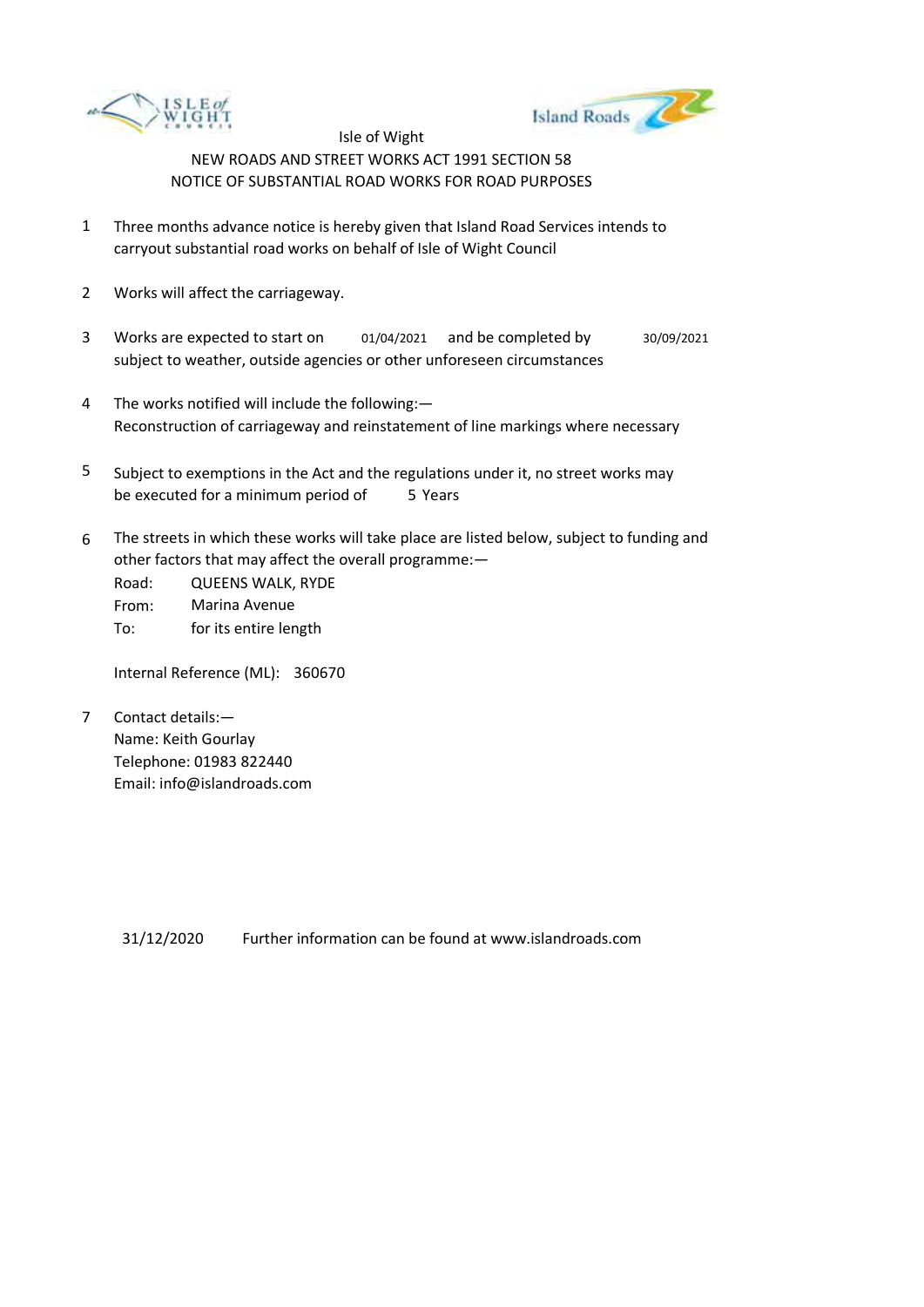Isle of Wight

NEW ROADS AND STREET WORKS ACT 1991 SECTION 58

NOTICE OF SUBSTANTIAL ROAD WORKS FOR ROAD PURPOSES

1. Three months advance notice is hereby given that Island Road Services intends to carryout substantial road works on behalf of Isle of Wight Council

2. Works will affect the carriageway.

3. Works are expected to start on 01/04/2021 and be completed by 30/09/2021 subject to weather, outside agencies or other unforeseen circumstances

4. The works notified will include the following:—
   Reconstruction of carriageway and reinstatement of line markings where necessary

5. Subject to exemptions in the Act and the regulations under it, no street works may be executed for a minimum period of 5 Years

6. The streets in which these works will take place are listed below, subject to funding and other factors that may affect the overall programme:—

   Road: QUEENS WALK, RYDE
   From: Marina Avenue
   To: for its entire length

   Internal Reference (ML): 360670

7. Contact details:—
   Name: Keith Gourlay
   Telephone: 01983 822440
   Email: info@islandroads.com

31/12/2020 Further information can be found at www.islandroads.com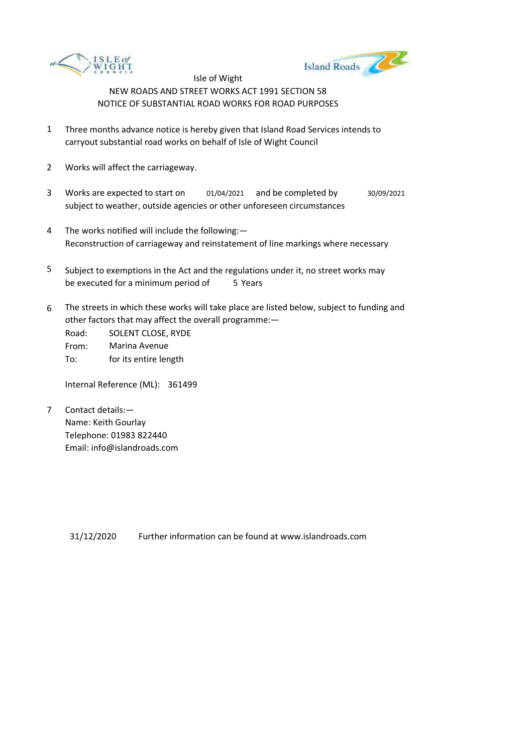Isle of Wight

NEW ROADS AND STREET WORKS ACT 1991 SECTION 58

NOTICE OF SUBSTANTIAL ROAD WORKS FOR ROAD PURPOSES

1. Three months advance notice is hereby given that Island Road Services intends to carryout substantial road works on behalf of Isle of Wight Council

2. Works will affect the carriageway.

3. Works are expected to start on 01/04/2021 and be completed by 30/09/2021 subject to weather, outside agencies or other unforeseen circumstances

4. The works notified will include the following:—
   Reconstruction of carriageway and reinstatement of line markings where necessary

5. Subject to exemptions in the Act and the regulations under it, no street works may be executed for a minimum period of 5 Years

6. The streets in which these works will take place are listed below, subject to funding and other factors that may affect the overall programme:—

   Road: SOLENT CLOSE, RYDE
   From: Marina Avenue
   To: for its entire length

   Internal Reference (ML): 361499

7. Contact details:—
   Name: Keith Gourlay
   Telephone: 01983 822440
   Email: info@islandroads.com

31/12/2020 Further information can be found at www.islandroads.com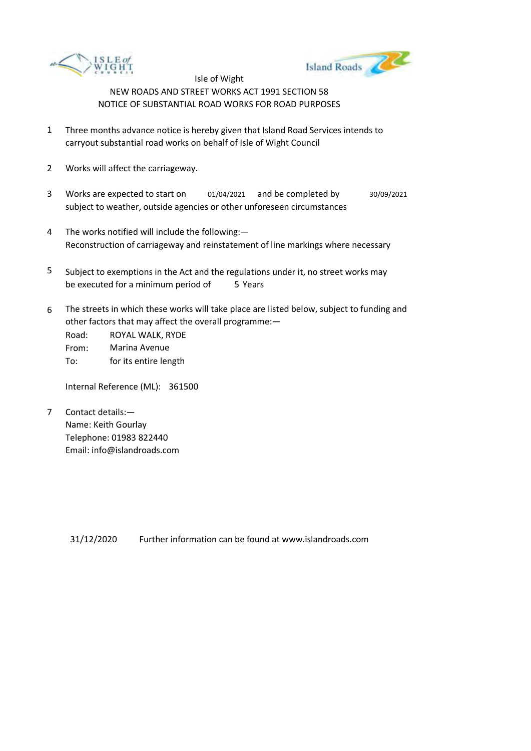Isle of Wight

NEW ROADS AND STREET WORKS ACT 1991 SECTION 58

NOTICE OF SUBSTANTIAL ROAD WORKS FOR ROAD PURPOSES

1. Three months advance notice is hereby given that Island Road Services intends to carryout substantial road works on behalf of Isle of Wight Council

2. Works will affect the carriageway.

3. Works are expected to start on 01/04/2021 and be completed by 30/09/2021 subject to weather, outside agencies or other unforeseen circumstances

4. The works notified will include the following:—
   Reconstruction of carriageway and reinstatement of line markings where necessary

5. Subject to exemptions in the Act and the regulations under it, no street works may be executed for a minimum period of 5 Years

6. The streets in which these works will take place are listed below, subject to funding and other factors that may affect the overall programme:—

   Road: ROYAL WALK, RYDE
   From: Marina Avenue
   To: for its entire length

   Internal Reference (ML): 361500

7. Contact details:—
   Name: Keith Gourlay
   Telephone: 01983 822440
   Email: info@islandroads.com

31/12/2020 Further information can be found at www.islandroads.com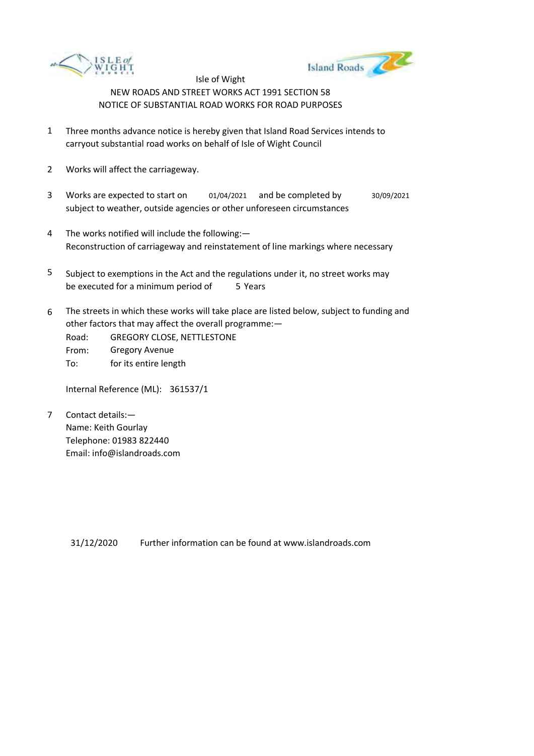Isle of Wight

NEW ROADS AND STREET WORKS ACT 1991 SECTION 58

NOTICE OF SUBSTANTIAL ROAD WORKS FOR ROAD PURPOSES

1. Three months advance notice is hereby given that Island Road Services intends to carryout substantial road works on behalf of Isle of Wight Council

2. Works will affect the carriageway.

3. Works are expected to start on 01/04/2021 and be completed by 30/09/2021 subject to weather, outside agencies or other unforeseen circumstances

4. The works notified will include the following:—
   Reconstruction of carriageway and reinstatement of line markings where necessary

5. Subject to exemptions in the Act and the regulations under it, no street works may be executed for a minimum period of 5 Years

6. The streets in which these works will take place are listed below, subject to funding and other factors that may affect the overall programme:—

   Road: GREGORY CLOSE, NETTLESTONE
   From: Gregory Avenue
   To: for its entire length

   Internal Reference (ML): 361537/1

7. Contact details:—
   Name: Keith Gourlay
   Telephone: 01983 822440
   Email: info@islandroads.com

31/12/2020 Further information can be found at www.islandroads.com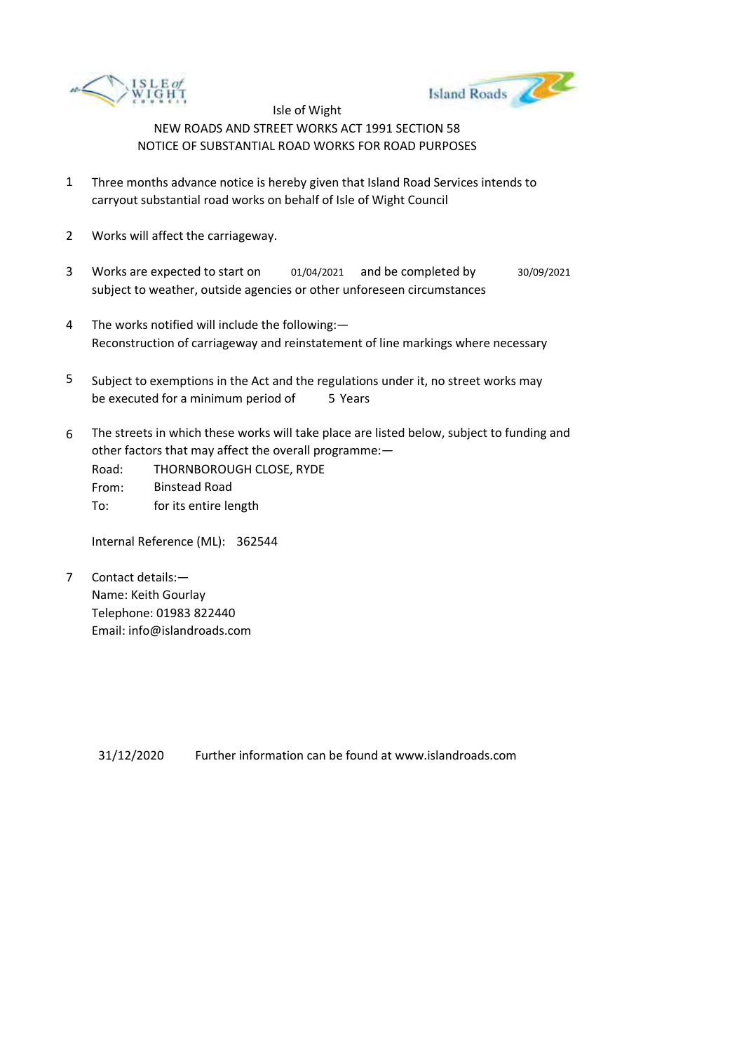Isle of Wight

NEW ROADS AND STREET WORKS ACT 1991 SECTION 58

NOTICE OF SUBSTANTIAL ROAD WORKS FOR ROAD PURPOSES

1. Three months advance notice is hereby given that Island Road Services intends to carryout substantial road works on behalf of Isle of Wight Council

2. Works will affect the carriageway.

3. Works are expected to start on 01/04/2021 and be completed by 30/09/2021 subject to weather, outside agencies or other unforeseen circumstances

4. The works notified will include the following:—
   Reconstruction of carriageway and reinstatement of line markings where necessary

5. Subject to exemptions in the Act and the regulations under it, no street works may be executed for a minimum period of 5 Years

6. The streets in which these works will take place are listed below, subject to funding and other factors that may affect the overall programme:—

   Road: THORNBOROUGH CLOSE, RYDE
   From: Binstead Road
   To: for its entire length

   Internal Reference (ML): 362544

7. Contact details:—
   Name: Keith Gourlay
   Telephone: 01983 822440
   Email: info@islandroads.com

31/12/2020 Further information can be found at www.islandroads.com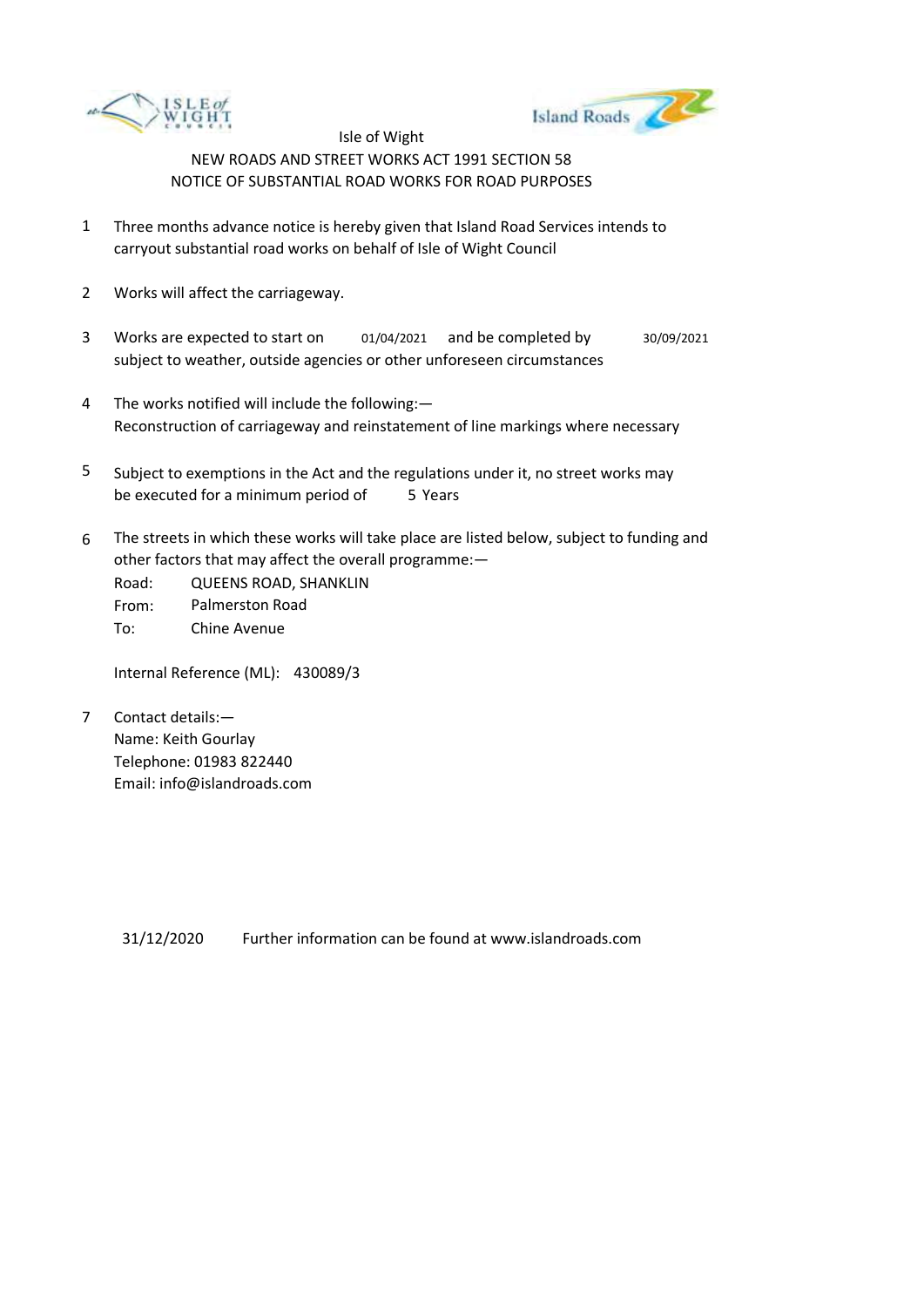Isle of Wight

NEW ROADS AND STREET WORKS ACT 1991 SECTION 58

NOTICE OF SUBSTANTIAL ROAD WORKS FOR ROAD PURPOSES

1. Three months advance notice is hereby given that Island Road Services intends to carryout substantial road works on behalf of Isle of Wight Council

2. Works will affect the carriageway.

3. Works are expected to start on 01/04/2021 and be completed by 30/09/2021 subject to weather, outside agencies or other unforeseen circumstances

4. The works notified will include the following:—
   Reconstruction of carriageway and reinstatement of line markings where necessary

5. Subject to exemptions in the Act and the regulations under it, no street works may be executed for a minimum period of 5 Years

6. The streets in which these works will take place are listed below, subject to funding and other factors that may affect the overall programme:—

   Road: QUEENS ROAD, SHANKLIN
   From: Palmerston Road
   To: Chine Avenue

   Internal Reference (ML): 430089/3

7. Contact details:—
   Name: Keith Gourlay
   Telephone: 01983 822440
   Email: info@islandroads.com

31/12/2020 Further information can be found at www.islandroads.com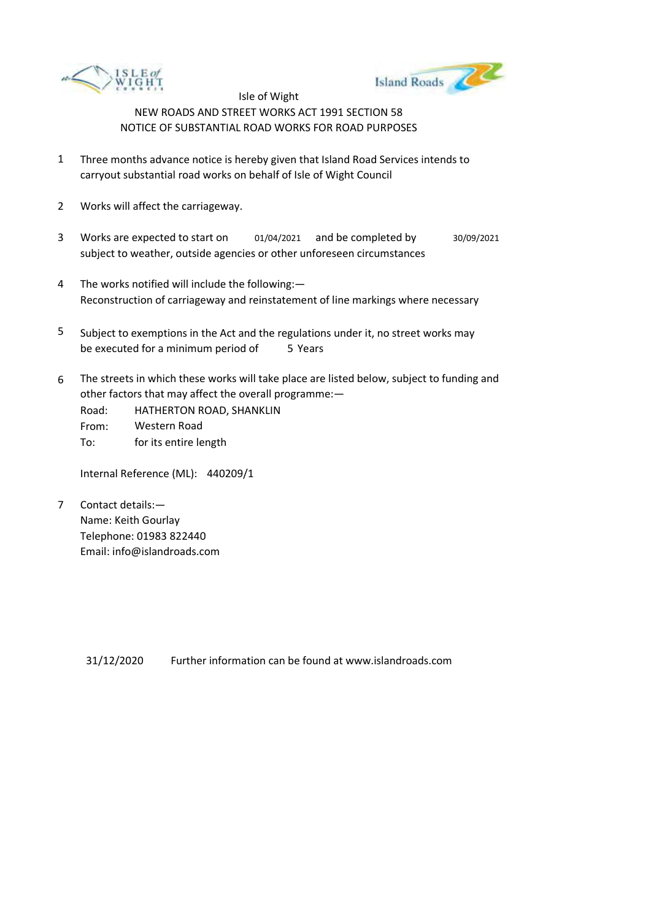Isle of Wight

NEW ROADS AND STREET WORKS ACT 1991 SECTION 58

NOTICE OF SUBSTANTIAL ROAD WORKS FOR ROAD PURPOSES

1. Three months advance notice is hereby given that Island Road Services intends to carryout substantial road works on behalf of Isle of Wight Council

2. Works will affect the carriageway.

3. Works are expected to start on 01/04/2021 and be completed by 30/09/2021 subject to weather, outside agencies or other unforeseen circumstances

4. The works notified will include the following:—
   Reconstruction of carriageway and reinstatement of line markings where necessary

5. Subject to exemptions in the Act and the regulations under it, no street works may be executed for a minimum period of 5 Years

6. The streets in which these works will take place are listed below, subject to funding and other factors that may affect the overall programme:—

   Road: HATHERTON ROAD, SHANKLIN
   From: Western Road
   To: for its entire length

   Internal Reference (ML): 440209/1

7. Contact details:—
   Name: Keith Gourlay
   Telephone: 01983 822440
   Email: info@islandroads.com

31/12/2020 Further information can be found at www.islandroads.com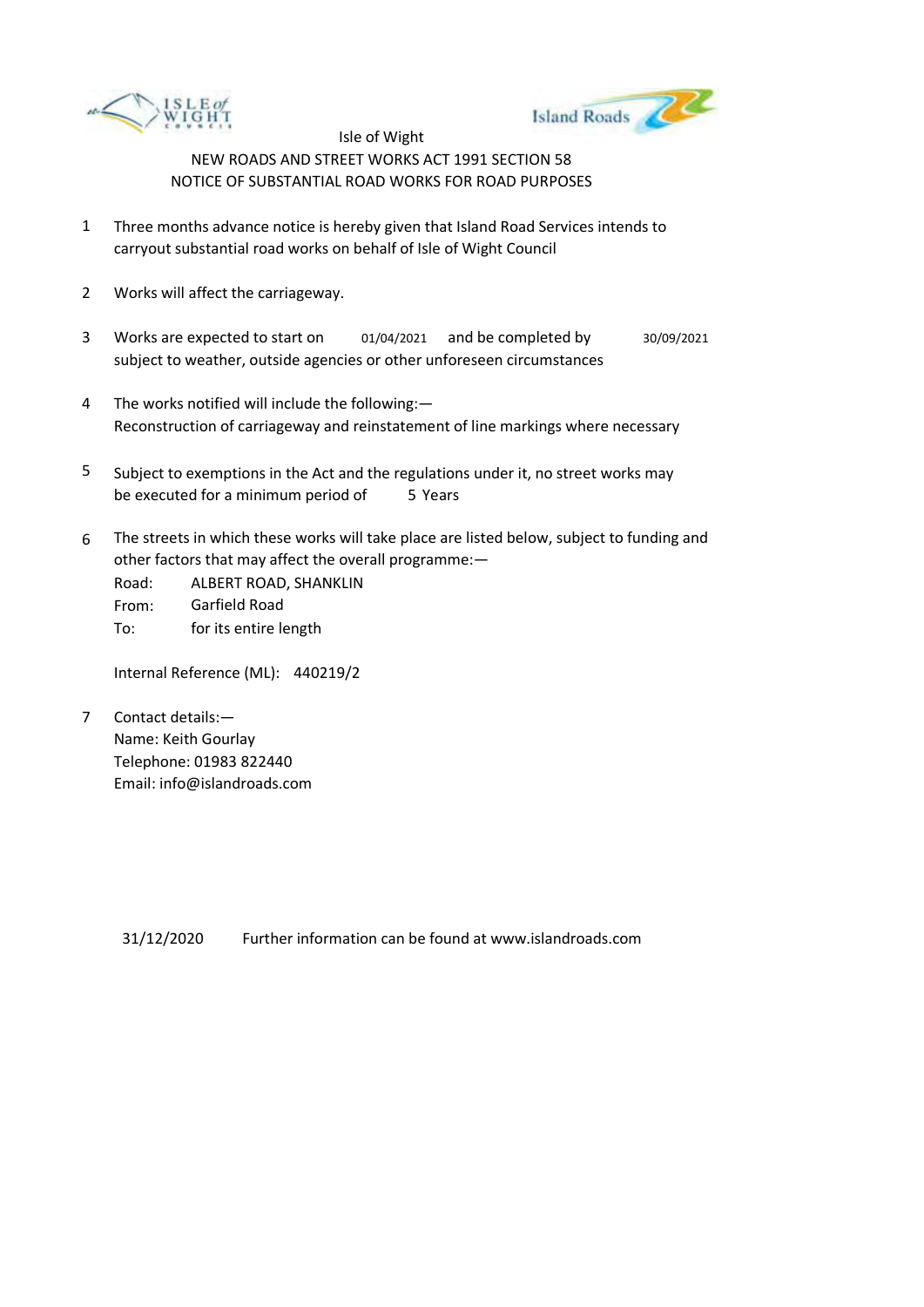Isle of Wight

NEW ROADS AND STREET WORKS ACT 1991 SECTION 58

NOTICE OF SUBSTANTIAL ROAD WORKS FOR ROAD PURPOSES

1. Three months advance notice is hereby given that Island Road Services intends to carryout substantial road works on behalf of Isle of Wight Council

2. Works will affect the carriageway.

3. Works are expected to start on 01/04/2021 and be completed by 30/09/2021 subject to weather, outside agencies or other unforeseen circumstances

4. The works notified will include the following:—
   Reconstruction of carriageway and reinstatement of line markings where necessary

5. Subject to exemptions in the Act and the regulations under it, no street works may be executed for a minimum period of 5 Years

6. The streets in which these works will take place are listed below, subject to funding and other factors that may affect the overall programme:—
   Road: ALBERT ROAD, SHANKLIN
   From: Garfield Road
   To: for its entire length

   Internal Reference (ML): 440219/2

7. Contact details:—
   Name: Keith Gourlay
   Telephone: 01983 822440
   Email: info@islandroads.com

31/12/2020 Further information can be found at www.islandroads.com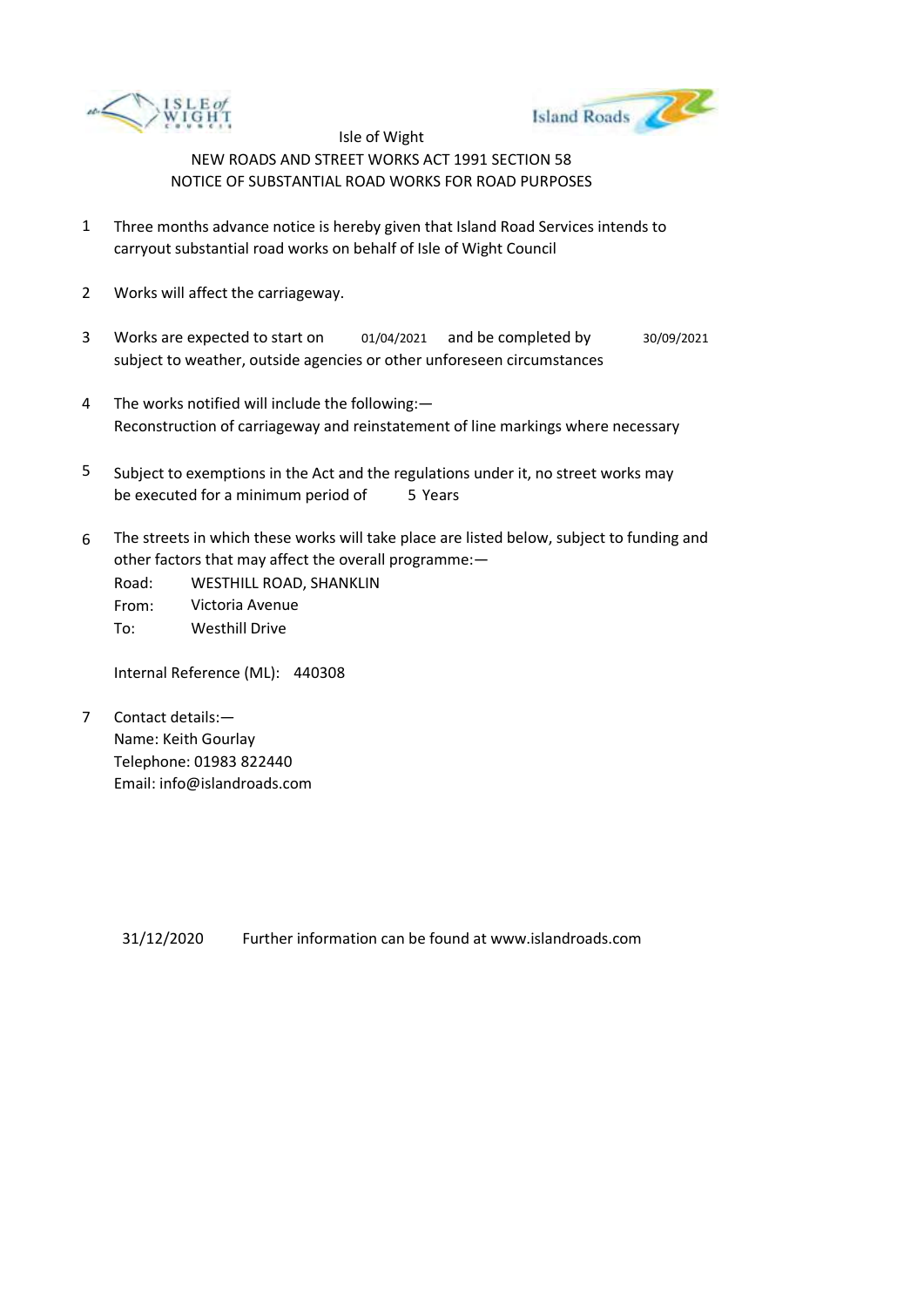Isle of Wight

NEW ROADS AND STREET WORKS ACT 1991 SECTION 58

NOTICE OF SUBSTANTIAL ROAD WORKS FOR ROAD PURPOSES

1. Three months advance notice is hereby given that Island Road Services intends to carryout substantial road works on behalf of Isle of Wight Council

2. Works will affect the carriageway.

3. Works are expected to start on 01/04/2021 and be completed by 30/09/2021 subject to weather, outside agencies or other unforeseen circumstances

4. The works notified will include the following:—
   Reconstruction of carriageway and reinstatement of line markings where necessary

5. Subject to exemptions in the Act and the regulations under it, no street works may be executed for a minimum period of 5 Years

6. The streets in which these works will take place are listed below, subject to funding and other factors that may affect the overall programme:—
   Road: WESTHILL ROAD, SHANKLIN
   From: Victoria Avenue
   To: Westhill Drive

   Internal Reference (ML): 440308

7. Contact details:—
   Name: Keith Gourlay
   Telephone: 01983 822440
   Email: info@islandroads.com

31/12/2020 Further information can be found at www.islandroads.com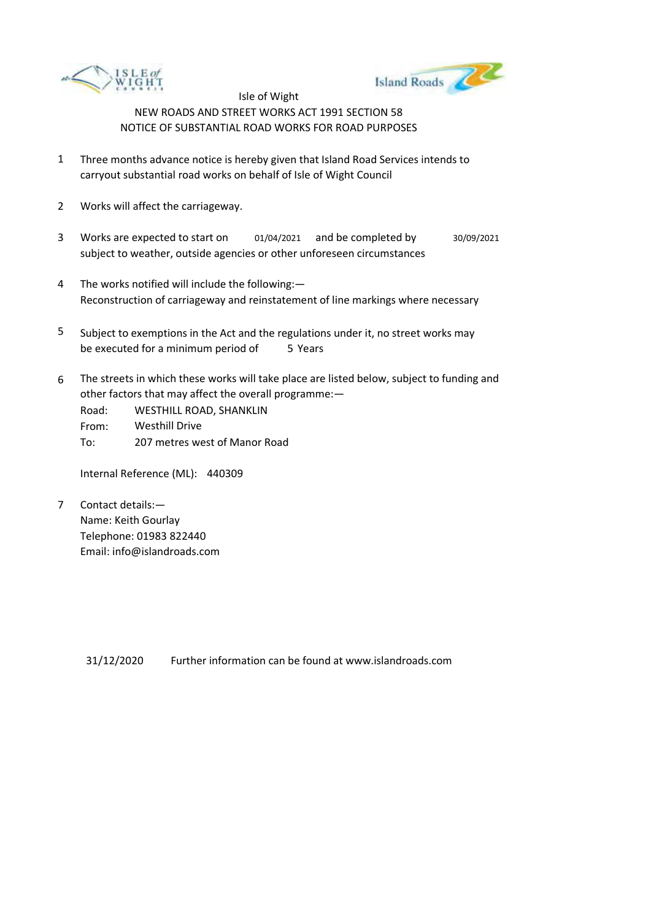Isle of Wight

NEW ROADS AND STREET WORKS ACT 1991 SECTION 58

NOTICE OF SUBSTANTIAL ROAD WORKS FOR ROAD PURPOSES

1. Three months advance notice is hereby given that Island Road Services intends to carryout substantial road works on behalf of Isle of Wight Council

2. Works will affect the carriageway.

3. Works are expected to start on 01/04/2021 and be completed by 30/09/2021 subject to weather, outside agencies or other unforeseen circumstances

4. The works notified will include the following:—
Reconstruction of carriageway and reinstatement of line markings where necessary

5. Subject to exemptions in the Act and the regulations under it, no street works may be executed for a minimum period of 5 Years

6. The streets in which these works will take place are listed below, subject to funding and other factors that may affect the overall programme:—
Road: WESTHILL ROAD, SHANKLIN
From: Westhill Drive
To: 207 metres west of Manor Road

   Internal Reference (ML): 440309

7. Contact details:—
Name: Keith Gourlay
Telephone: 01983 822440
Email: info@islandroads.com

31/12/2020 Further information can be found at www.islandroads.com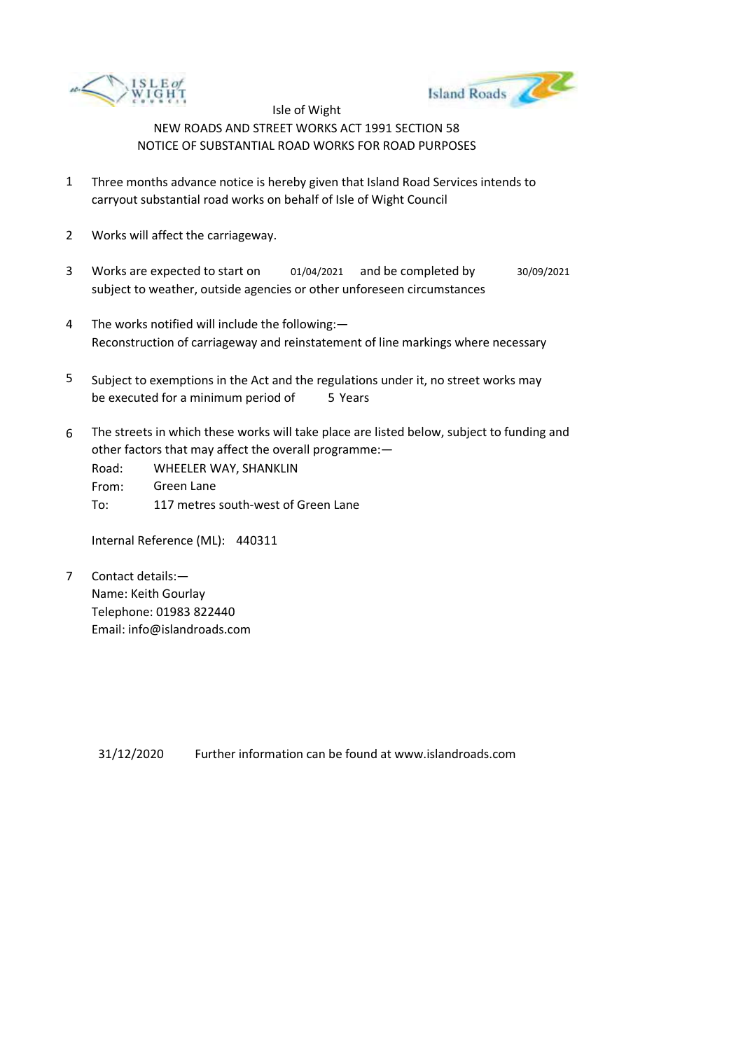Isle of Wight

NEW ROADS AND STREET WORKS ACT 1991 SECTION 58

NOTICE OF SUBSTANTIAL ROAD WORKS FOR ROAD PURPOSES

1. Three months advance notice is hereby given that Island Road Services intends to carryout substantial road works on behalf of Isle of Wight Council

2. Works will affect the carriageway.

3. Works are expected to start on 01/04/2021 and be completed by 30/09/2021 subject to weather, outside agencies or other unforeseen circumstances

4. The works notified will include the following:—
   Reconstruction of carriageway and reinstatement of line markings where necessary

5. Subject to exemptions in the Act and the regulations under it, no street works may be executed for a minimum period of 5 Years

6. The streets in which these works will take place are listed below, subject to funding and other factors that may affect the overall programme:—

   Road: WHEELER WAY, SHANKLIN
   From: Green Lane
   To: 117 metres south-west of Green Lane

   Internal Reference (ML): 440311

7. Contact details:—
   Name: Keith Gourlay
   Telephone: 01983 822440
   Email: info@islandroads.com

31/12/2020 Further information can be found at www.islandroads.com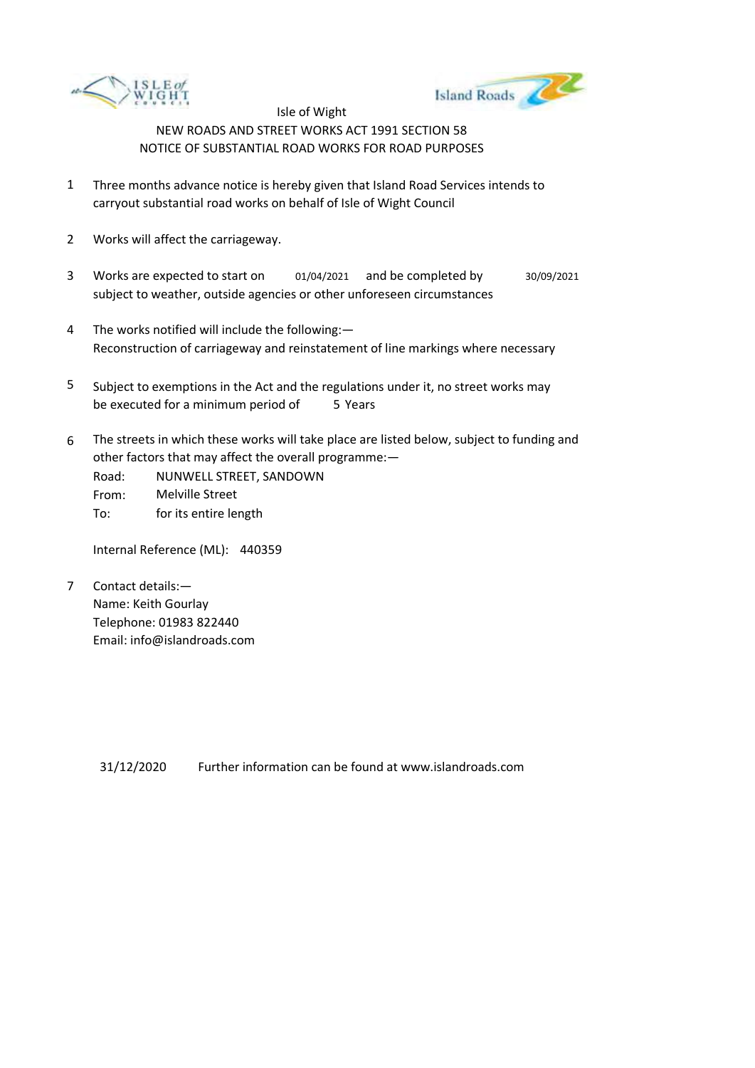Isle of Wight

NEW ROADS AND STREET WORKS ACT 1991 SECTION 58

NOTICE OF SUBSTANTIAL ROAD WORKS FOR ROAD PURPOSES

1. Three months advance notice is hereby given that Island Road Services intends to carryout substantial road works on behalf of Isle of Wight Council

2. Works will affect the carriageway.

3. Works are expected to start on 01/04/2021 and be completed by 30/09/2021 subject to weather, outside agencies or other unforeseen circumstances

4. The works notified will include the following:—
   Reconstruction of carriageway and reinstatement of line markings where necessary

5. Subject to exemptions in the Act and the regulations under it, no street works may be executed for a minimum period of 5 Years

6. The streets in which these works will take place are listed below, subject to funding and other factors that may affect the overall programme:—

   Road: NUNWELL STREET, SANDOWN
   From: Melville Street
   To: for its entire length

   Internal Reference (ML): 440359

7. Contact details:—
   Name: Keith Gourlay
   Telephone: 01983 822440
   Email: info@islandroads.com

31/12/2020 Further information can be found at www.islandroads.com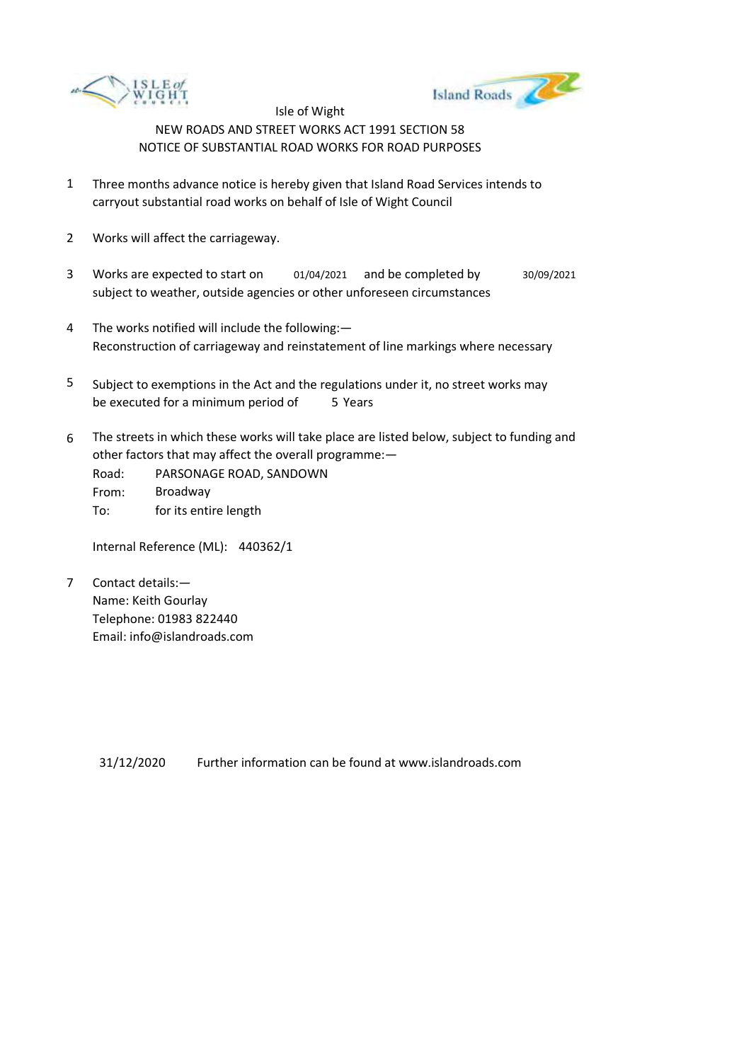Isle of Wight

NEW ROADS AND STREET WORKS ACT 1991 SECTION 58

NOTICE OF SUBSTANTIAL ROAD WORKS FOR ROAD PURPOSES

1. Three months advance notice is hereby given that Island Road Services intends to carryout substantial road works on behalf of Isle of Wight Council

2. Works will affect the carriageway.

3. Works are expected to start on 01/04/2021 and be completed by 30/09/2021 subject to weather, outside agencies or other unforeseen circumstances

4. The works notified will include the following:—
   Reconstruction of carriageway and reinstatement of line markings where necessary

5. Subject to exemptions in the Act and the regulations under it, no street works may be executed for a minimum period of 5 Years

6. The streets in which these works will take place are listed below, subject to funding and other factors that may affect the overall programme:—

   Road: PARSONAGE ROAD, SANDOWN
   From: Broadway
   To: for its entire length

   Internal Reference (ML): 440362/1

7. Contact details:—
   Name: Keith Gourlay
   Telephone: 01983 822440
   Email: info@islandroads.com

31/12/2020 Further information can be found at www.islandroads.com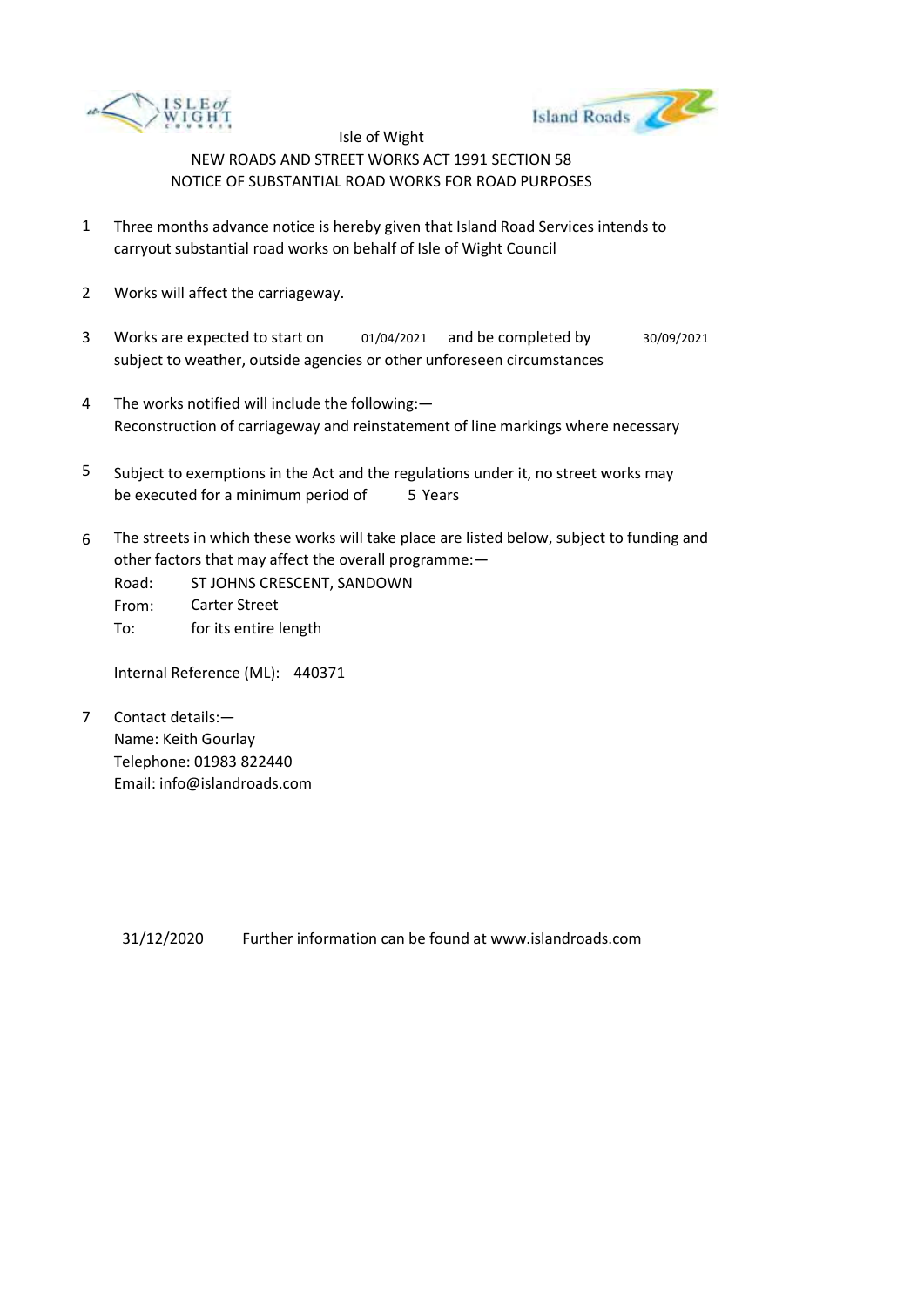Isle of Wight

NEW ROADS AND STREET WORKS ACT 1991 SECTION 58

NOTICE OF SUBSTANTIAL ROAD WORKS FOR ROAD PURPOSES

1. Three months advance notice is hereby given that Island Road Services intends to carryout substantial road works on behalf of Isle of Wight Council

2. Works will affect the carriageway.

3. Works are expected to start on 01/04/2021 and be completed by 30/09/2021 subject to weather, outside agencies or other unforeseen circumstances

4. The works notified will include the following:—
   Reconstruction of carriageway and reinstatement of line markings where necessary

5. Subject to exemptions in the Act and the regulations under it, no street works may be executed for a minimum period of 5 Years

6. The streets in which these works will take place are listed below, subject to funding and other factors that may affect the overall programme:—

   Road: ST JOHNS CRESCENT, SANDOWN
   From: Carter Street
   To: for its entire length

   Internal Reference (ML): 440371

7. Contact details:—
   Name: Keith Gourlay
   Telephone: 01983 822440
   Email: info@islandroads.com

31/12/2020 Further information can be found at www.islandroads.com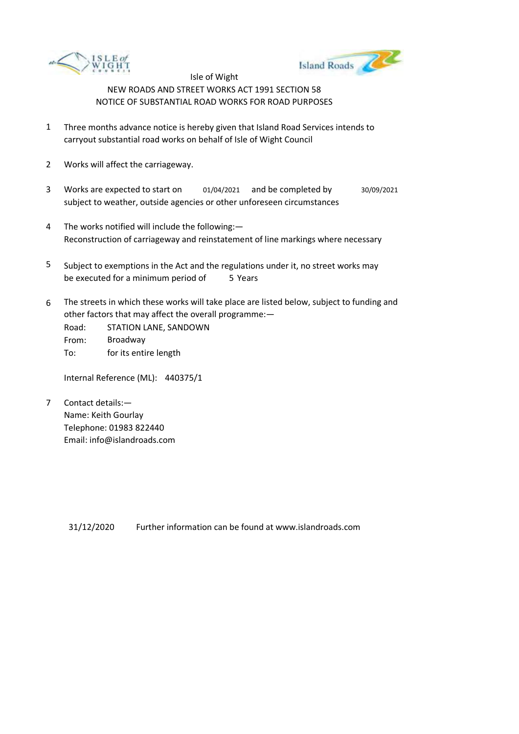Isle of Wight

NEW ROADS AND STREET WORKS ACT 1991 SECTION 58

NOTICE OF SUBSTANTIAL ROAD WORKS FOR ROAD PURPOSES

1. Three months advance notice is hereby given that Island Road Services intends to carryout substantial road works on behalf of Isle of Wight Council

2. Works will affect the carriageway.

3. Works are expected to start on 01/04/2021 and be completed by 30/09/2021 subject to weather, outside agencies or other unforeseen circumstances

4. The works notified will include the following:—
   Reconstruction of carriageway and reinstatement of line markings where necessary

5. Subject to exemptions in the Act and the regulations under it, no street works may be executed for a minimum period of 5 Years

6. The streets in which these works will take place are listed below, subject to funding and other factors that may affect the overall programme:—
   Road: STATION LANE, SANDOWN
   From: Broadway
   To: for its entire length

   Internal Reference (ML): 440375/1

7. Contact details:—
   Name: Keith Gourlay
   Telephone: 01983 822440
   Email: info@islandroads.com

31/12/2020 Further information can be found at www.islandroads.com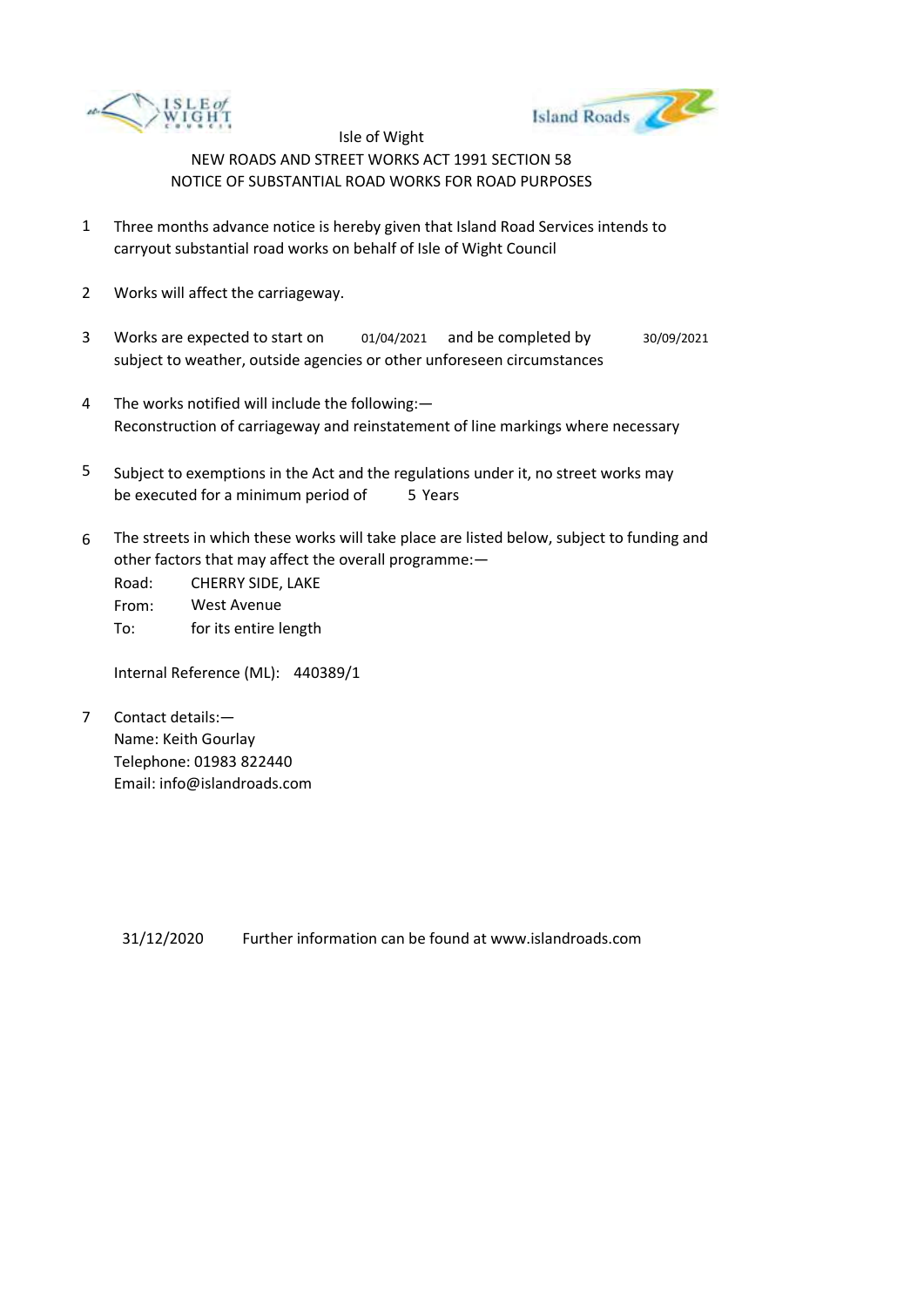Isle of Wight

NEW ROADS AND STREET WORKS ACT 1991 SECTION 58

NOTICE OF SUBSTANTIAL ROAD WORKS FOR ROAD PURPOSES

1. Three months advance notice is hereby given that Island Road Services intends to carryout substantial road works on behalf of Isle of Wight Council

2. Works will affect the carriageway.

3. Works are expected to start on 01/04/2021 and be completed by 30/09/2021 subject to weather, outside agencies or other unforeseen circumstances

4. The works notified will include the following:—
   Reconstruction of carriageway and reinstatement of line markings where necessary

5. Subject to exemptions in the Act and the regulations under it, no street works may be executed for a minimum period of 5 Years

6. The streets in which these works will take place are listed below, subject to funding and other factors that may affect the overall programme:—

   Road: CHERRY SIDE, LAKE
   From: West Avenue
   To: for its entire length

   Internal Reference (ML): 440389/1

7. Contact details:—
   Name: Keith Gourlay
   Telephone: 01983 822440
   Email: info@islandroads.com

31/12/2020 Further information can be found at www.islandroads.com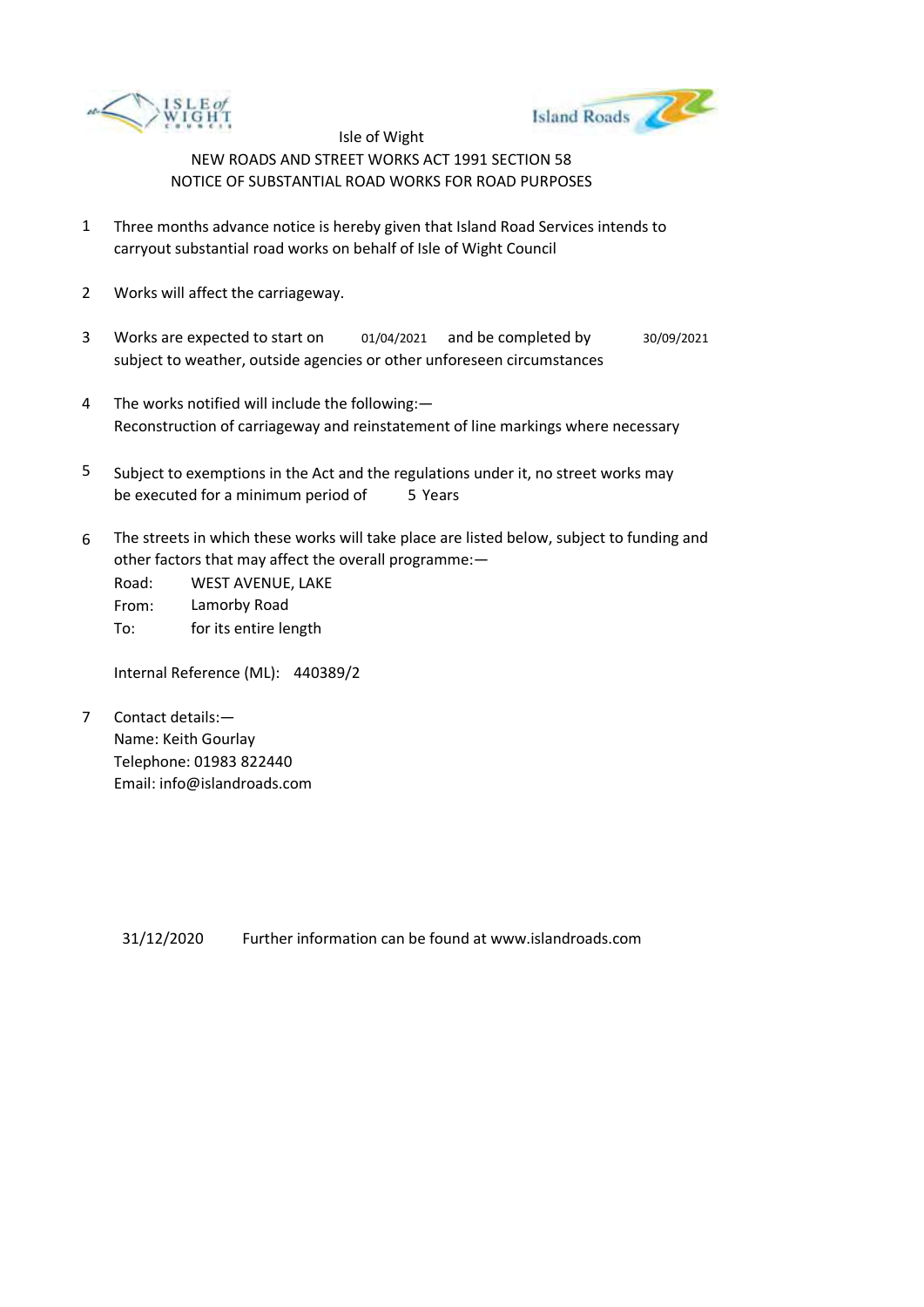Isle of Wight

NEW ROADS AND STREET WORKS ACT 1991 SECTION 58

NOTICE OF SUBSTANTIAL ROAD WORKS FOR ROAD PURPOSES

1. Three months advance notice is hereby given that Island Road Services intends to carryout substantial road works on behalf of Isle of Wight Council

2. Works will affect the carriageway.

3. Works are expected to start on 01/04/2021 and be completed by 30/09/2021 subject to weather, outside agencies or other unforeseen circumstances

4. The works notified will include the following:—
   Reconstruction of carriageway and reinstatement of line markings where necessary

5. Subject to exemptions in the Act and the regulations under it, no street works may be executed for a minimum period of 5 Years

6. The streets in which these works will take place are listed below, subject to funding and other factors that may affect the overall programme:—
   Road: WEST AVENUE, LAKE
   From: Lamorby Road
   To: for its entire length

   Internal Reference (ML): 440389/2

7. Contact details:—
   Name: Keith Gourlay
   Telephone: 01983 822440
   Email: info@islandroads.com

31/12/2020 Further information can be found at www.islandroads.com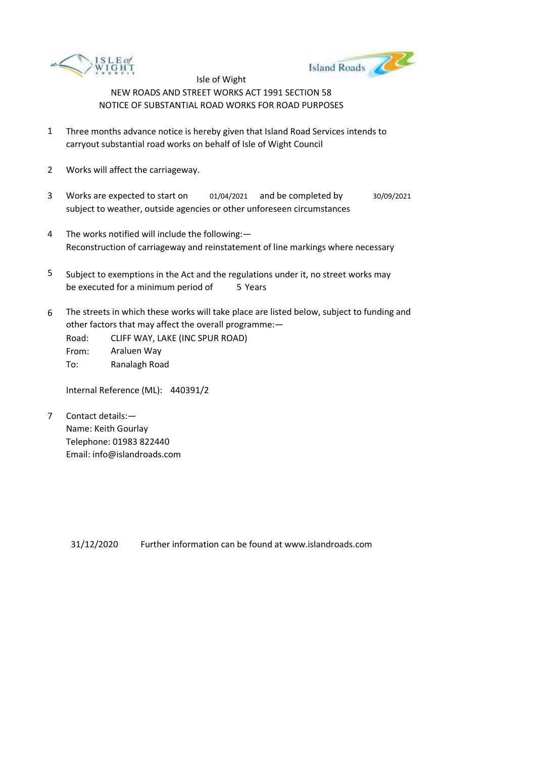Isle of Wight

NEW ROADS AND STREET WORKS ACT 1991 SECTION 58

NOTICE OF SUBSTANTIAL ROAD WORKS FOR ROAD PURPOSES

1. Three months advance notice is hereby given that Island Road Services intends to carryout substantial road works on behalf of Isle of Wight Council

2. Works will affect the carriageway.

3. Works are expected to start on 01/04/2021 and be completed by 30/09/2021 subject to weather, outside agencies or other unforeseen circumstances

4. The works notified will include the following:—
   Reconstruction of carriageway and reinstatement of line markings where necessary

5. Subject to exemptions in the Act and the regulations under it, no street works may be executed for a minimum period of 5 Years

6. The streets in which these works will take place are listed below, subject to funding and other factors that may affect the overall programme:—
   Road: CLIFF WAY, LAKE (INC SPUR ROAD)
   From: Araluen Way
   To: Ranalagh Road

   Internal Reference (ML): 440391/2

7. Contact details:—
   Name: Keith Gourlay
   Telephone: 01983 822440
   Email: info@islandroads.com

31/12/2020 Further information can be found at www.islandroads.com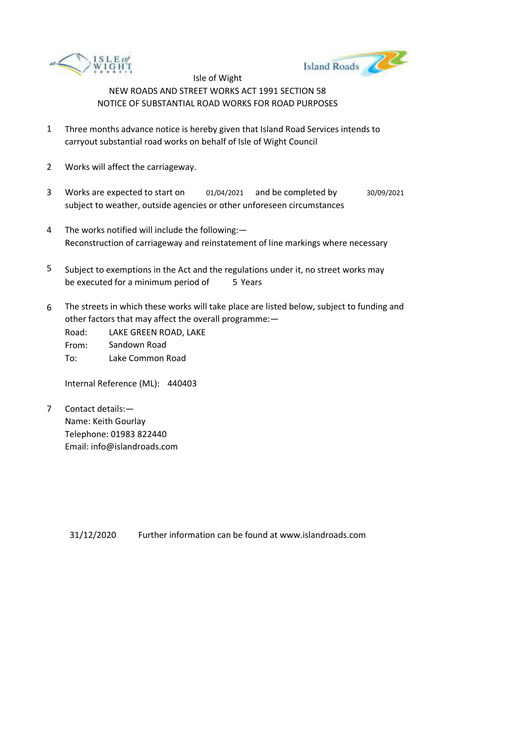Isle of Wight

NEW ROADS AND STREET WORKS ACT 1991 SECTION 58

NOTICE OF SUBSTANTIAL ROAD WORKS FOR ROAD PURPOSES

1. Three months advance notice is hereby given that Island Road Services intends to carryout substantial road works on behalf of Isle of Wight Council

2. Works will affect the carriageway.

3. Works are expected to start on 01/04/2021 and be completed by 30/09/2021 subject to weather, outside agencies or other unforeseen circumstances

4. The works notified will include the following:—
   Reconstruction of carriageway and reinstatement of line markings where necessary

5. Subject to exemptions in the Act and the regulations under it, no street works may be executed for a minimum period of 5 Years

6. The streets in which these works will take place are listed below, subject to funding and other factors that may affect the overall programme:—
   Road: LAKE GREEN ROAD, LAKE
   From: Sandown Road
   To: Lake Common Road

   Internal Reference (ML): 440403

7. Contact details:—
   Name: Keith Gourlay
   Telephone: 01983 822440
   Email: info@islandroads.com

31/12/2020 Further information can be found at www.islandroads.com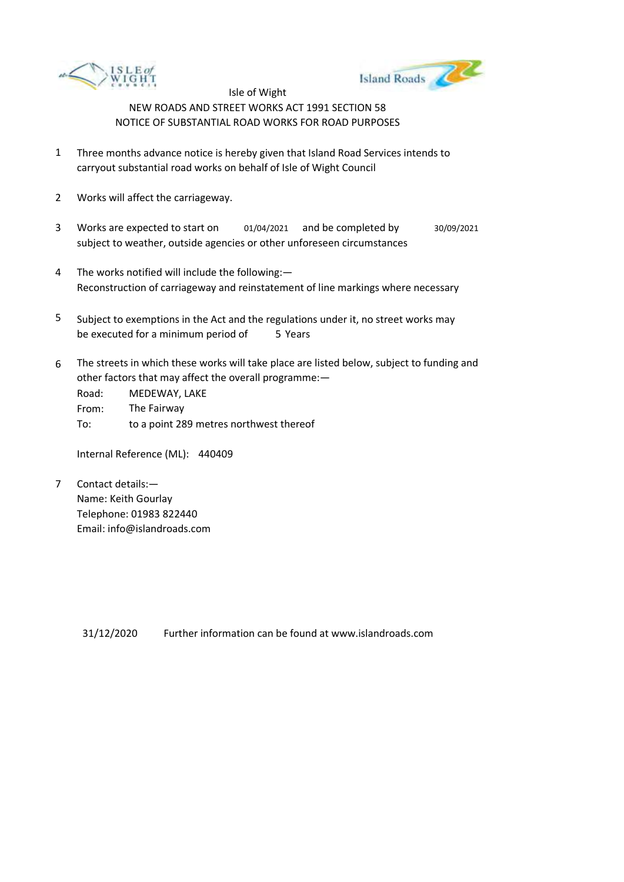Isle of Wight

NEW ROADS AND STREET WORKS ACT 1991 SECTION 58

NOTICE OF SUBSTANTIAL ROAD WORKS FOR ROAD PURPOSES

1. Three months advance notice is hereby given that Island Road Services intends to carryout substantial road works on behalf of Isle of Wight Council

2. Works will affect the carriageway.

3. Works are expected to start on 01/04/2021 and be completed by 30/09/2021 subject to weather, outside agencies or other unforeseen circumstances

4. The works notified will include the following:—
Reconstruction of carriageway and reinstatement of line markings where necessary

5. Subject to exemptions in the Act and the regulations under it, no street works may be executed for a minimum period of 5 Years

6. The streets in which these works will take place are listed below, subject to funding and other factors that may affect the overall programme:—

   Road: MEDEWAY, LAKE
   From: The Fairway
   To: to a point 289 metres northwest thereof

   Internal Reference (ML): 440409

7. Contact details:—
   Name: Keith Gourlay
   Telephone: 01983 822440
   Email: info@islandroads.com

31/12/2020 Further information can be found at www.islandroads.com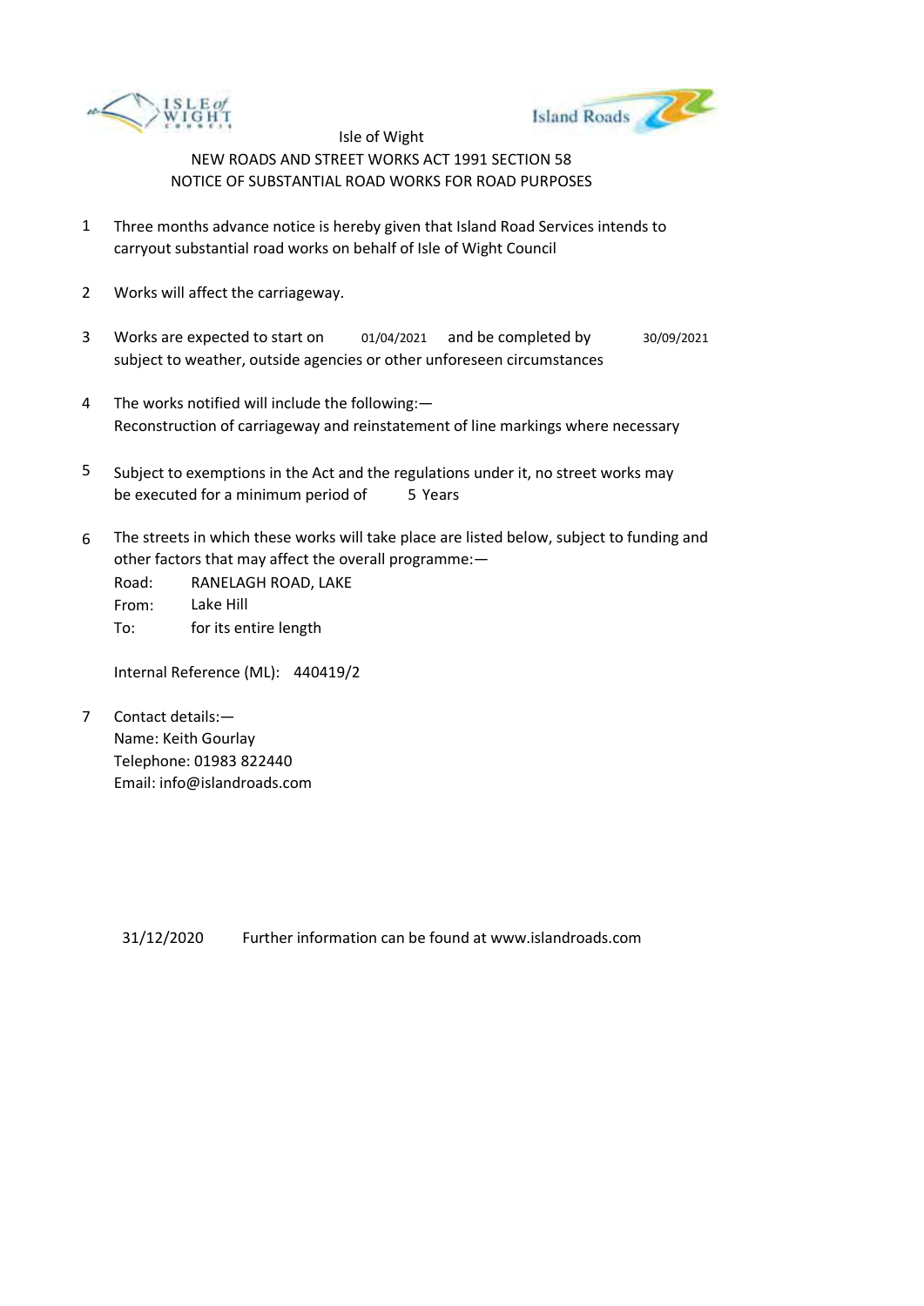Isle of Wight

NEW ROADS AND STREET WORKS ACT 1991 SECTION 58

NOTICE OF SUBSTANTIAL ROAD WORKS FOR ROAD PURPOSES

1. Three months advance notice is hereby given that Island Road Services intends to carryout substantial road works on behalf of Isle of Wight Council

2. Works will affect the carriageway.

3. Works are expected to start on 01/04/2021 and be completed by 30/09/2021 subject to weather, outside agencies or other unforeseen circumstances

4. The works notified will include the following:—
   Reconstruction of carriageway and reinstatement of line markings where necessary

5. Subject to exemptions in the Act and the regulations under it, no street works may be executed for a minimum period of 5 Years

6. The streets in which these works will take place are listed below, subject to funding and other factors that may affect the overall programme:—
   Road: RANELAGH ROAD, LAKE
   From: Lake Hill
   To: for its entire length

   Internal Reference (ML): 440419/2

7. Contact details:—
   Name: Keith Gourlay
   Telephone: 01983 822440
   Email: info@islandroads.com

31/12/2020 Further information can be found at www.islandroads.com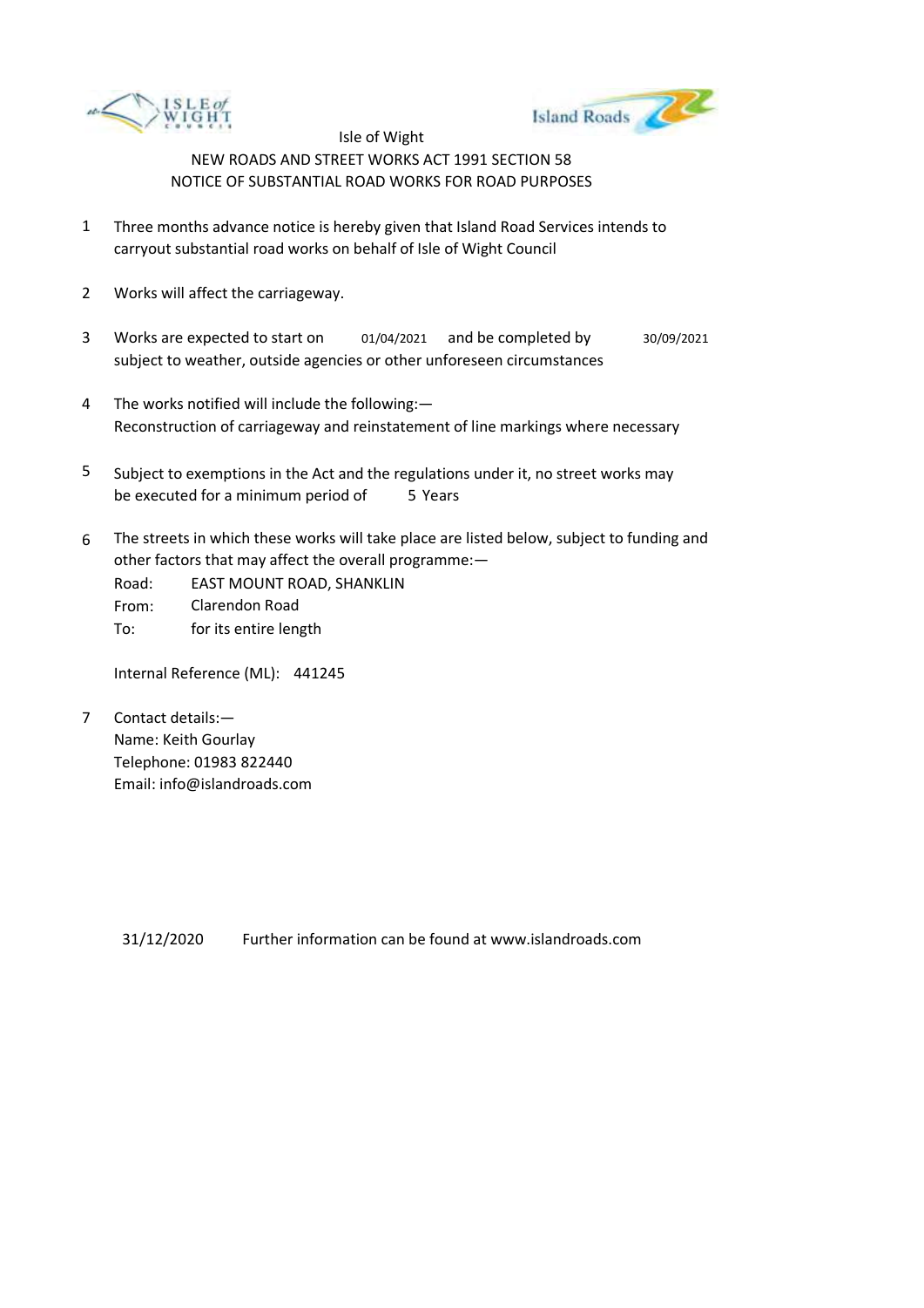Isle of Wight

NEW ROADS AND STREET WORKS ACT 1991 SECTION 58

NOTICE OF SUBSTANTIAL ROAD WORKS FOR ROAD PURPOSES

1. Three months advance notice is hereby given that Island Road Services intends to carryout substantial road works on behalf of Isle of Wight Council

2. Works will affect the carriageway.

3. Works are expected to start on 01/04/2021 and be completed by 30/09/2021 subject to weather, outside agencies or other unforeseen circumstances

4. The works notified will include the following:—
   Reconstruction of carriageway and reinstatement of line markings where necessary

5. Subject to exemptions in the Act and the regulations under it, no street works may be executed for a minimum period of 5 Years

6. The streets in which these works will take place are listed below, subject to funding and other factors that may affect the overall programme:—

   Road: EAST MOUNT ROAD, SHANKLIN
   From: Clarendon Road
   To: for its entire length

   Internal Reference (ML): 441245

7. Contact details:—
   Name: Keith Gourlay
   Telephone: 01983 822440
   Email: info@islandroads.com

31/12/2020 Further information can be found at www.islandroads.com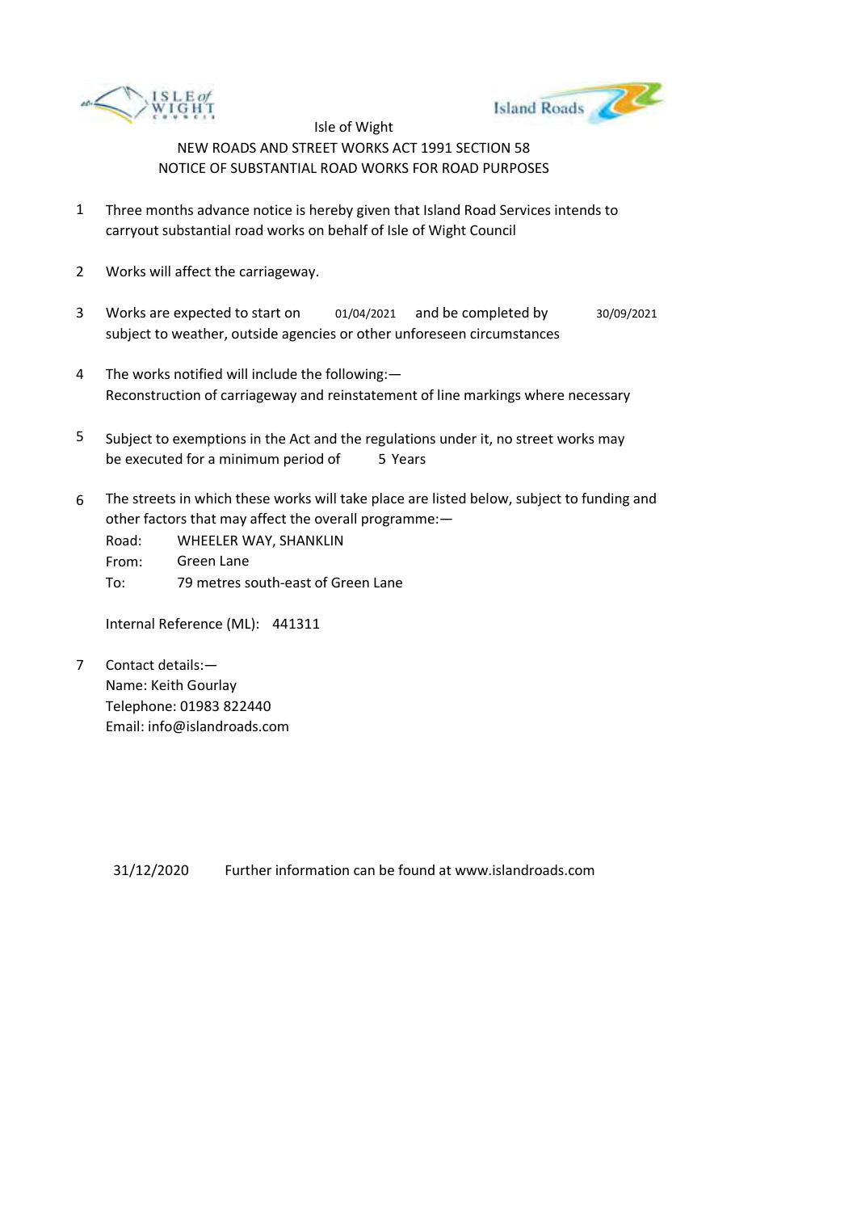Isle of Wight

NEW ROADS AND STREET WORKS ACT 1991 SECTION 58

NOTICE OF SUBSTANTIAL ROAD WORKS FOR ROAD PURPOSES

1. Three months advance notice is hereby given that Island Road Services intends to carryout substantial road works on behalf of Isle of Wight Council

2. Works will affect the carriageway.

3. Works are expected to start on 01/04/2021 and be completed by 30/09/2021 subject to weather, outside agencies or other unforeseen circumstances

4. The works notified will include the following:—
   Reconstruction of carriageway and reinstatement of line markings where necessary

5. Subject to exemptions in the Act and the regulations under it, no street works may be executed for a minimum period of 5 Years

6. The streets in which these works will take place are listed below, subject to funding and other factors that may affect the overall programme:—

   Road: WHEELER WAY, SHANKLIN
   From: Green Lane
   To: 79 metres south-east of Green Lane

   Internal Reference (ML): 441311

7. Contact details:—
   Name: Keith Gourlay
   Telephone: 01983 822440
   Email: info@islandroads.com

31/12/2020 Further information can be found at www.islandroads.com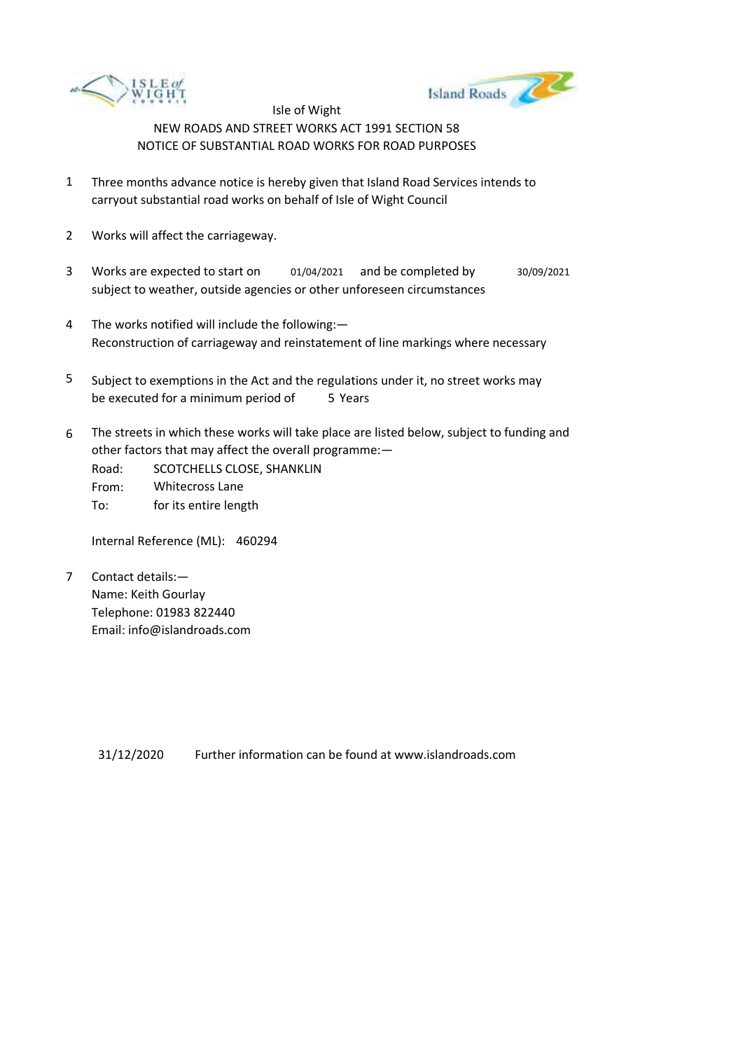Isle of Wight

NEW ROADS AND STREET WORKS ACT 1991 SECTION 58

NOTICE OF SUBSTANTIAL ROAD WORKS FOR ROAD PURPOSES

1. Three months advance notice is hereby given that Island Road Services intends to carryout substantial road works on behalf of Isle of Wight Council

2. Works will affect the carriageway.

3. Works are expected to start on 01/04/2021 and be completed by 30/09/2021 subject to weather, outside agencies or other unforeseen circumstances

4. The works notified will include the following:—
   Reconstruction of carriageway and reinstatement of line markings where necessary

5. Subject to exemptions in the Act and the regulations under it, no street works may be executed for a minimum period of 5 Years

6. The streets in which these works will take place are listed below, subject to funding and other factors that may affect the overall programme:—
   Road: SCOTCHELLS CLOSE, SHANKLIN
   From: Whitecross Lane
   To: for its entire length

   Internal Reference (ML): 460294

7. Contact details:—
   Name: Keith Gourlay
   Telephone: 01983 822440
   Email: info@islandroads.com

31/12/2020 Further information can be found at www.islandroads.com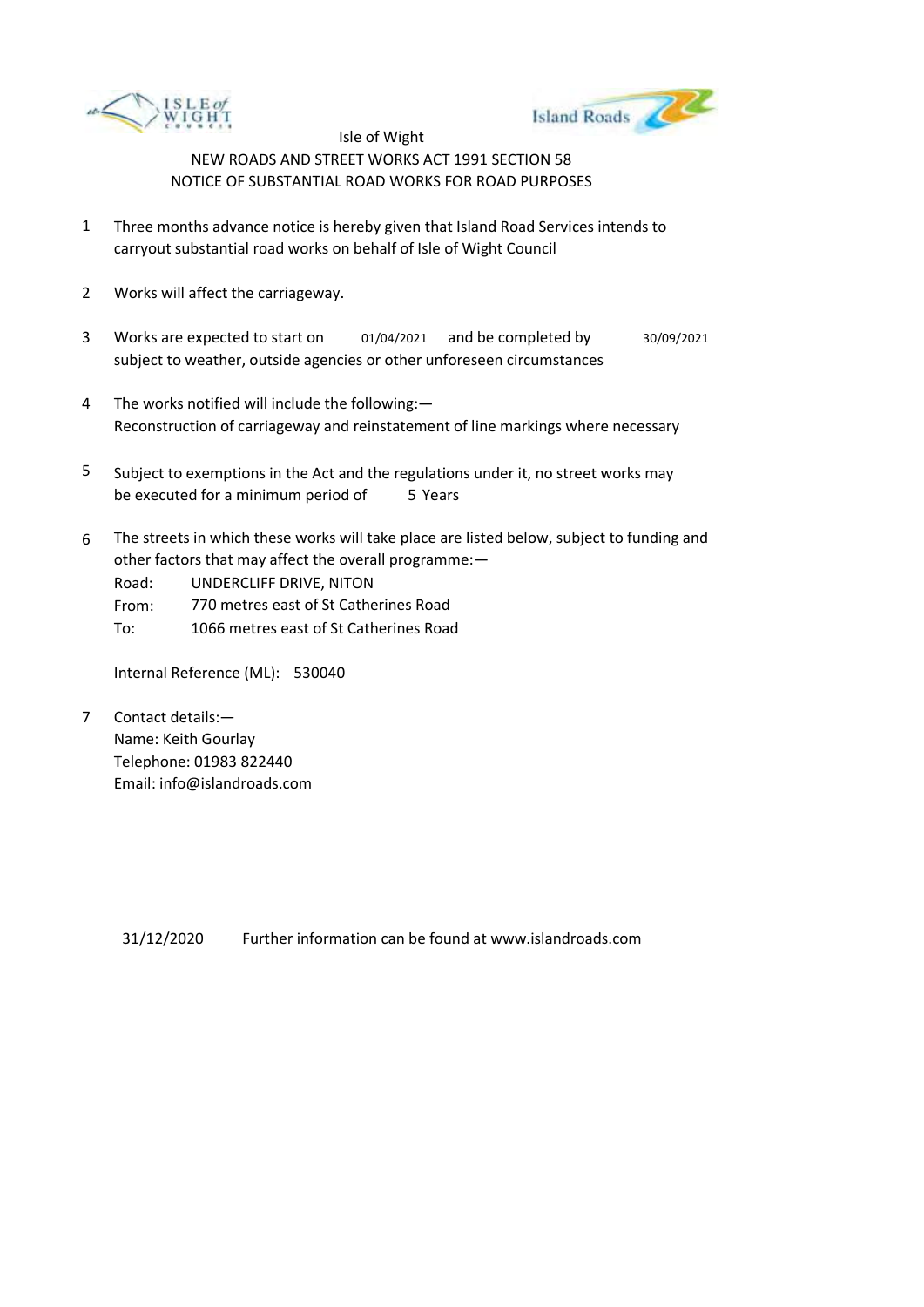Isle of Wight

NEW ROADS AND STREET WORKS ACT 1991 SECTION 58

NOTICE OF SUBSTANTIAL ROAD WORKS FOR ROAD PURPOSES

1. Three months advance notice is hereby given that Island Road Services intends to carryout substantial road works on behalf of Isle of Wight Council

2. Works will affect the carriageway.

3. Works are expected to start on 01/04/2021 and be completed by 30/09/2021 subject to weather, outside agencies or other unforeseen circumstances

4. The works notified will include the following:—
   Reconstruction of carriageway and reinstatement of line markings where necessary

5. Subject to exemptions in the Act and the regulations under it, no street works may be executed for a minimum period of 5 Years

6. The streets in which these works will take place are listed below, subject to funding and other factors that may affect the overall programme:—

   Road: UNDERCLIFF DRIVE, NITON
   From: 770 metres east of St Catherines Road
   To: 1066 metres east of St Catherines Road

   Internal Reference (ML): 530040

7. Contact details:—
   Name: Keith Gourlay
   Telephone: 01983 822440
   Email: info@islandroads.com

31/12/2020 Further information can be found at www.islandroads.com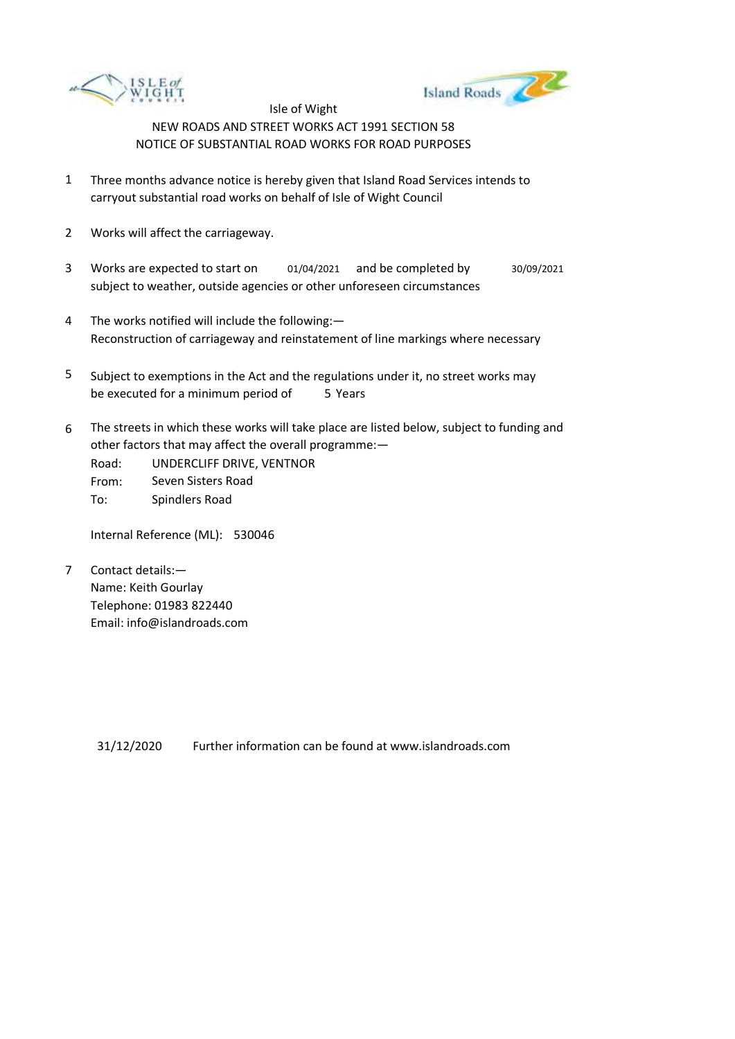Isle of Wight

NEW ROADS AND STREET WORKS ACT 1991 SECTION 58

NOTICE OF SUBSTANTIAL ROAD WORKS FOR ROAD PURPOSES

1. Three months advance notice is hereby given that Island Road Services intends to carryout substantial road works on behalf of Isle of Wight Council

2. Works will affect the carriageway.

3. Works are expected to start on 01/04/2021 and be completed by 30/09/2021 subject to weather, outside agencies or other unforeseen circumstances

4. The works notified will include the following:—
   Reconstruction of carriageway and reinstatement of line markings where necessary

5. Subject to exemptions in the Act and the regulations under it, no street works may be executed for a minimum period of 5 Years

6. The streets in which these works will take place are listed below, subject to funding and other factors that may affect the overall programme:—

   Road: UNDERCLIFF DRIVE, VENTNOR
   From: Seven Sisters Road
   To: Spindlers Road

   Internal Reference (ML): 530046

7. Contact details:—
   Name: Keith Gourlay
   Telephone: 01983 822440
   Email: info@islandroads.com

31/12/2020 Further information can be found at www.islandroads.com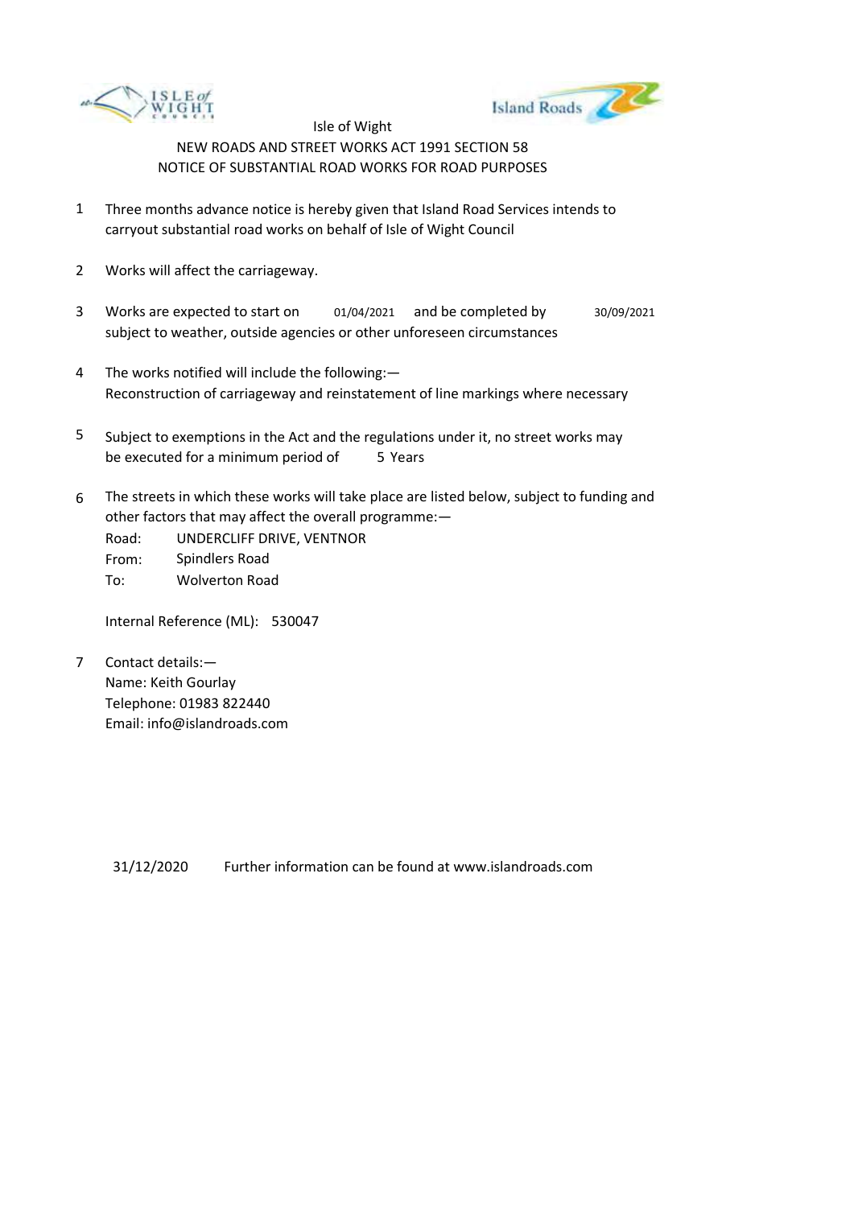Isle of Wight

NEW ROADS AND STREET WORKS ACT 1991 SECTION 58

NOTICE OF SUBSTANTIAL ROAD WORKS FOR ROAD PURPOSES

1. Three months advance notice is hereby given that Island Road Services intends to carryout substantial road works on behalf of Isle of Wight Council

2. Works will affect the carriageway.

3. Works are expected to start on 01/04/2021 and be completed by 30/09/2021 subject to weather, outside agencies or other unforeseen circumstances

4. The works notified will include the following:—
   Reconstruction of carriageway and reinstatement of line markings where necessary

5. Subject to exemptions in the Act and the regulations under it, no street works may be executed for a minimum period of 5 Years

6. The streets in which these works will take place are listed below, subject to funding and other factors that may affect the overall programme:—
   Road: UNDERCLIFF DRIVE, VENTNOR
   From: Spindlers Road
   To: Wolverton Road

   Internal Reference (ML): 530047

7. Contact details:—
   Name: Keith Gourlay
   Telephone: 01983 822440
   Email: info@islandroads.com

31/12/2020 Further information can be found at www.islandroads.com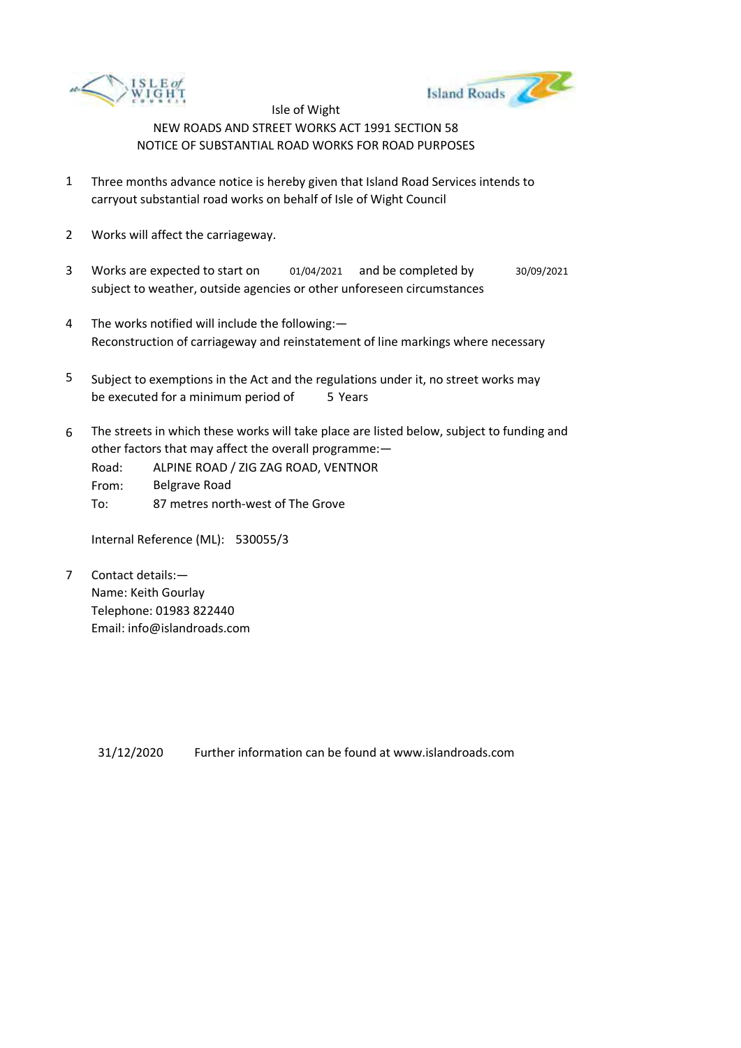Isle of Wight

NEW ROADS AND STREET WORKS ACT 1991 SECTION 58

NOTICE OF SUBSTANTIAL ROAD WORKS FOR ROAD PURPOSES

1. Three months advance notice is hereby given that Island Road Services intends to carryout substantial road works on behalf of Isle of Wight Council

2. Works will affect the carriageway.

3. Works are expected to start on 01/04/2021 and be completed by 30/09/2021 subject to weather, outside agencies or other unforeseen circumstances

4. The works notified will include the following:—
   Reconstruction of carriageway and reinstatement of line markings where necessary

5. Subject to exemptions in the Act and the regulations under it, no street works may be executed for a minimum period of 5 Years

6. The streets in which these works will take place are listed below, subject to funding and other factors that may affect the overall programme:—

   Road: ALPINE ROAD / ZIG ZAG ROAD, VENTNOR
   From: Belgrave Road
   To: 87 metres north-west of The Grove

   Internal Reference (ML): 530055/3

7. Contact details:—
   Name: Keith Gourlay
   Telephone: 01983 822440
   Email: info@islandroads.com

31/12/2020 Further information can be found at www.islandroads.com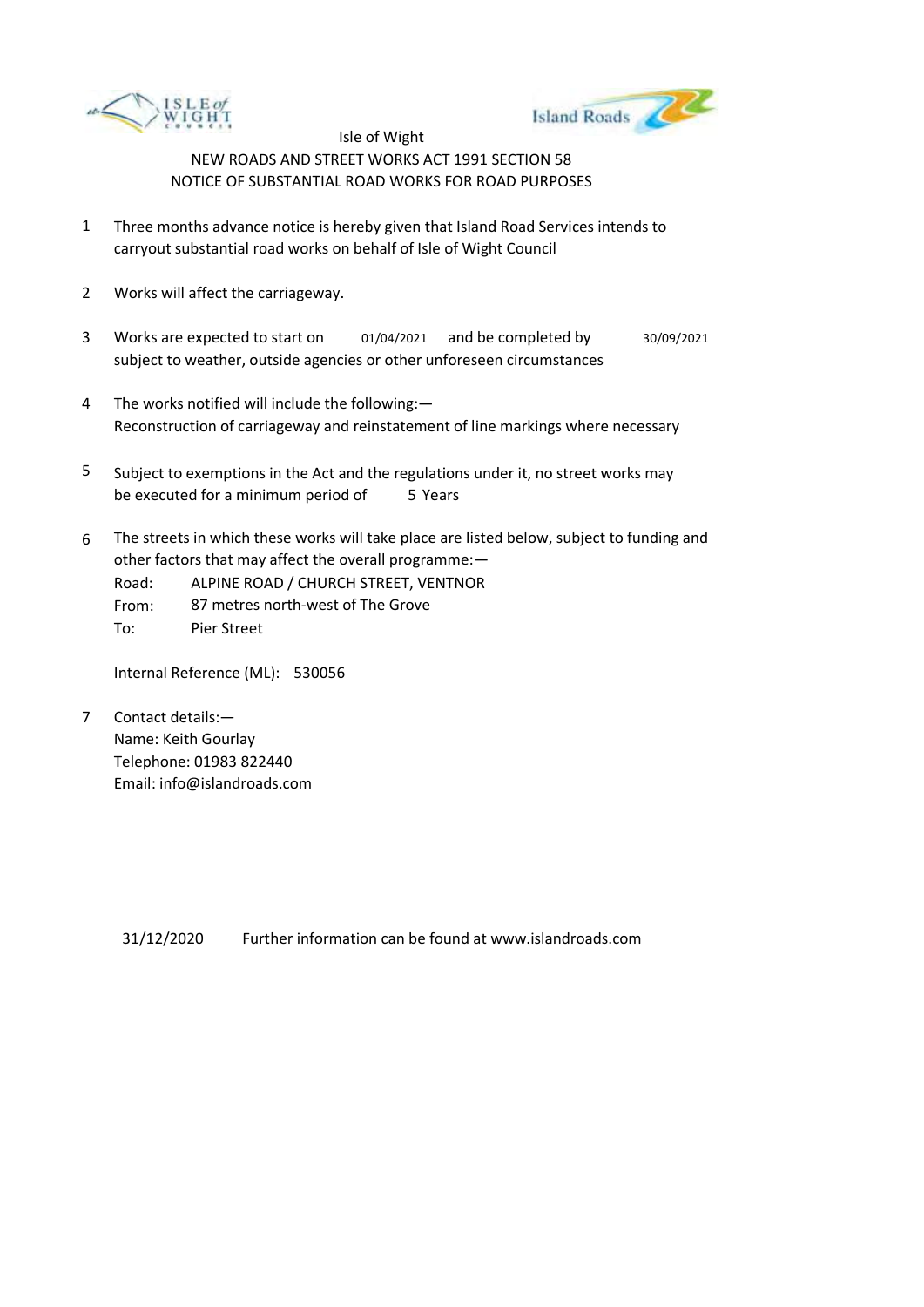Isle of Wight

NEW ROADS AND STREET WORKS ACT 1991 SECTION 58

NOTICE OF SUBSTANTIAL ROAD WORKS FOR ROAD PURPOSES

1. Three months advance notice is hereby given that Island Road Services intends to carryout substantial road works on behalf of Isle of Wight Council

2. Works will affect the carriageway.

3. Works are expected to start on 01/04/2021 and be completed by 30/09/2021 subject to weather, outside agencies or other unforeseen circumstances

4. The works notified will include the following:—
   Reconstruction of carriageway and reinstatement of line markings where necessary

5. Subject to exemptions in the Act and the regulations under it, no street works may be executed for a minimum period of 5 Years

6. The streets in which these works will take place are listed below, subject to funding and other factors that may affect the overall programme:—
   Road: ALPINE ROAD / CHURCH STREET, VENTNOR
   From: 87 metres north-west of The Grove
   To: Pier Street

   Internal Reference (ML): 530056

7. Contact details:—
   Name: Keith Gourlay
   Telephone: 01983 822440
   Email: info@islandroads.com

31/12/2020 Further information can be found at www.islandroads.com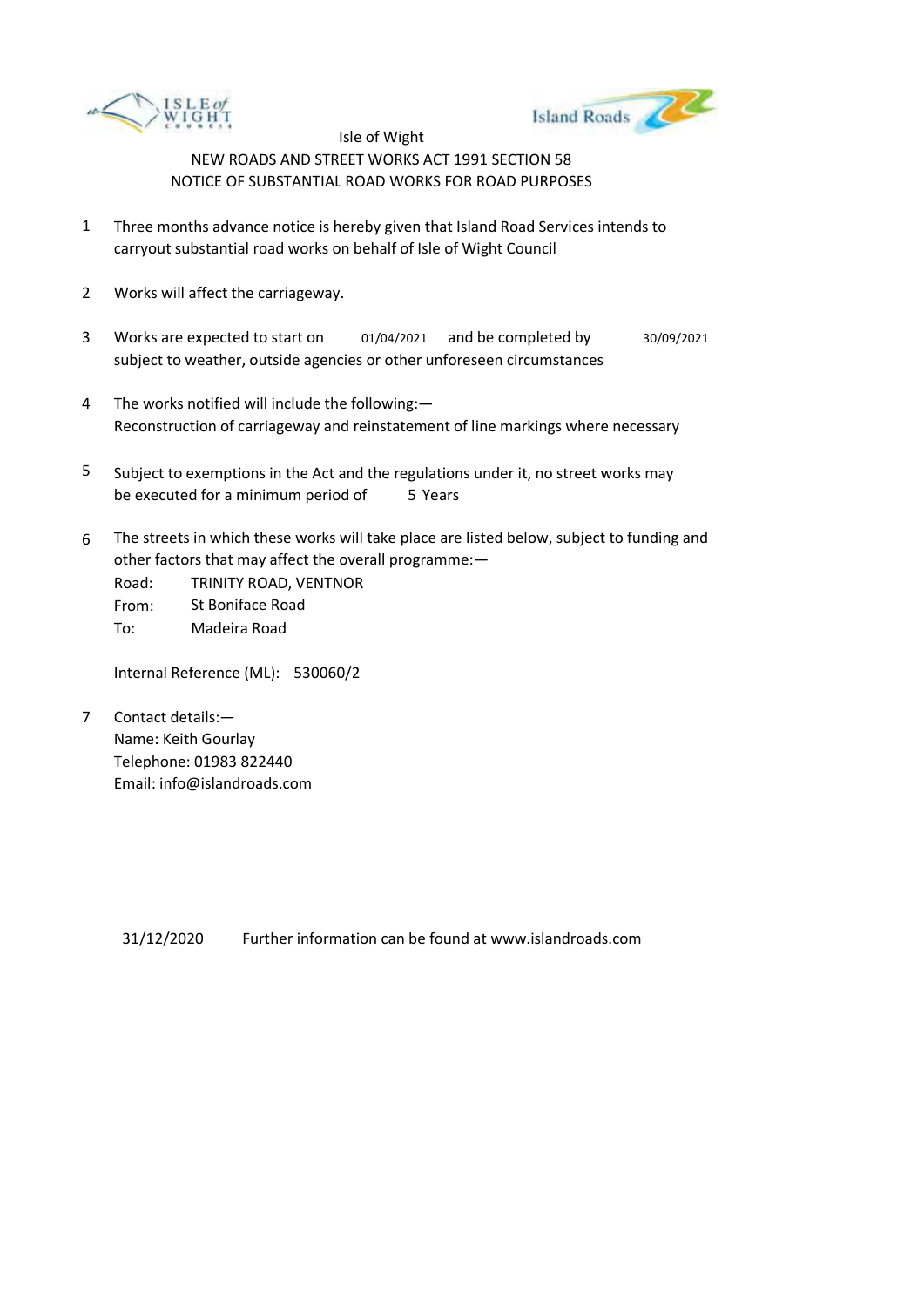Isle of Wight

NEW ROADS AND STREET WORKS ACT 1991 SECTION 58

NOTICE OF SUBSTANTIAL ROAD WORKS FOR ROAD PURPOSES

1. Three months advance notice is hereby given that Island Road Services intends to carryout substantial road works on behalf of Isle of Wight Council

2. Works will affect the carriageway.

3. Works are expected to start on 01/04/2021 and be completed by 30/09/2021 subject to weather, outside agencies or other unforeseen circumstances

4. The works notified will include the following:—
   Reconstruction of carriageway and reinstatement of line markings where necessary

5. Subject to exemptions in the Act and the regulations under it, no street works may be executed for a minimum period of 5 Years

6. The streets in which these works will take place are listed below, subject to funding and other factors that may affect the overall programme:—

   Road: TRINITY ROAD, VENTNOR
   From: St Boniface Road
   To: Madeira Road

   Internal Reference (ML): 530060/2

7. Contact details:—
   Name: Keith Gourlay
   Telephone: 01983 822440
   Email: info@islandroads.com

31/12/2020 Further information can be found at www.islandroads.com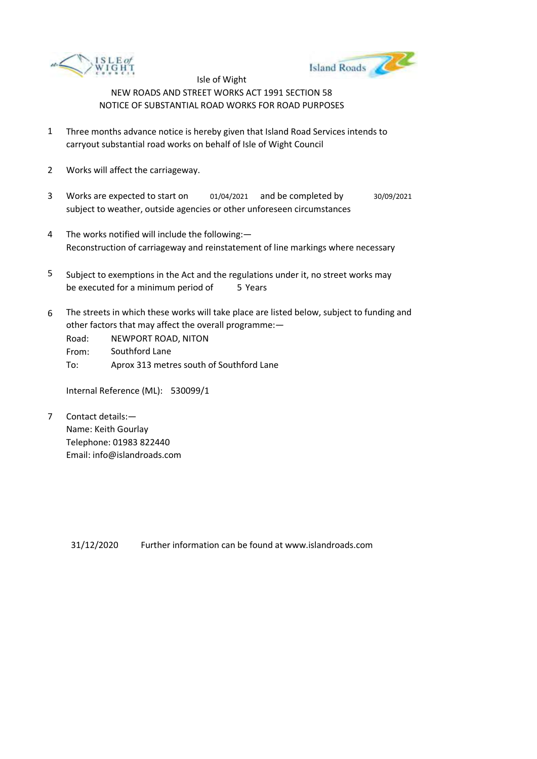Isle of Wight

NEW ROADS AND STREET WORKS ACT 1991 SECTION 58

NOTICE OF SUBSTANTIAL ROAD WORKS FOR ROAD PURPOSES

1. Three months advance notice is hereby given that Island Road Services intends to carryout substantial road works on behalf of Isle of Wight Council

2. Works will affect the carriageway.

3. Works are expected to start on 01/04/2021 and be completed by 30/09/2021 subject to weather, outside agencies or other unforeseen circumstances

4. The works notified will include the following:—
   Reconstruction of carriageway and reinstatement of line markings where necessary

5. Subject to exemptions in the Act and the regulations under it, no street works may be executed for a minimum period of 5 Years

6. The streets in which these works will take place are listed below, subject to funding and other factors that may affect the overall programme:—

   Road: NEWPORT ROAD, NITON
   From: Southford Lane
   To: Aprox 313 metres south of Southford Lane

   Internal Reference (ML): 530099/1

7. Contact details:—
   Name: Keith Gourlay
   Telephone: 01983 822440
   Email: info@islandroads.com

31/12/2020 Further information can be found at www.islandroads.com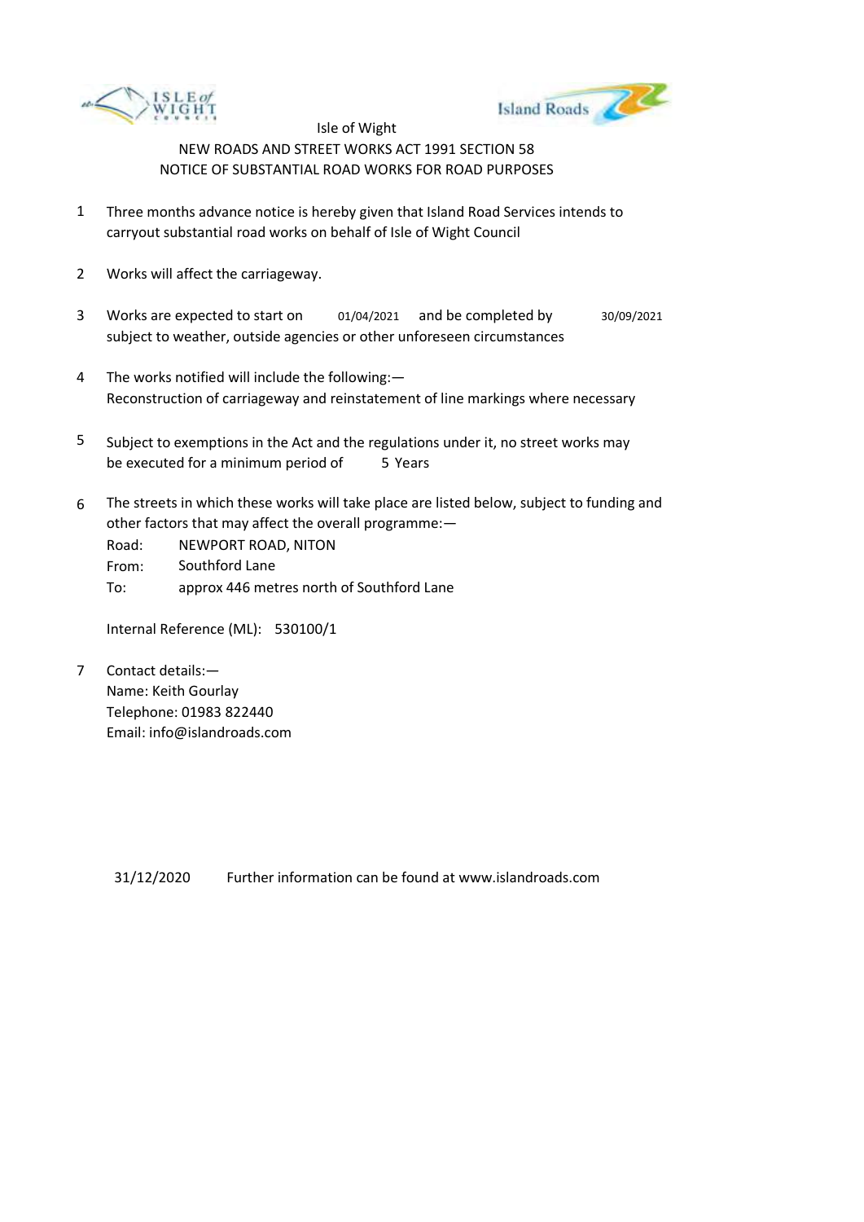Isle of Wight

NEW ROADS AND STREET WORKS ACT 1991 SECTION 58

NOTICE OF SUBSTANTIAL ROAD WORKS FOR ROAD PURPOSES

1. Three months advance notice is hereby given that Island Road Services intends to carryout substantial road works on behalf of Isle of Wight Council

2. Works will affect the carriageway.

3. Works are expected to start on 01/04/2021 and be completed by 30/09/2021 subject to weather, outside agencies or other unforeseen circumstances

4. The works notified will include the following:—
   Reconstruction of carriageway and reinstatement of line markings where necessary

5. Subject to exemptions in the Act and the regulations under it, no street works may be executed for a minimum period of 5 Years

6. The streets in which these works will take place are listed below, subject to funding and other factors that may affect the overall programme:—

   Road: NEWPORT ROAD, NITON
   From: Southford Lane
   To: approx 446 metres north of Southford Lane

   Internal Reference (ML): 530100/1

7. Contact details:—
   Name: Keith Gourlay
   Telephone: 01983 822440
   Email: info@islandroads.com

31/12/2020 Further information can be found at www.islandroads.com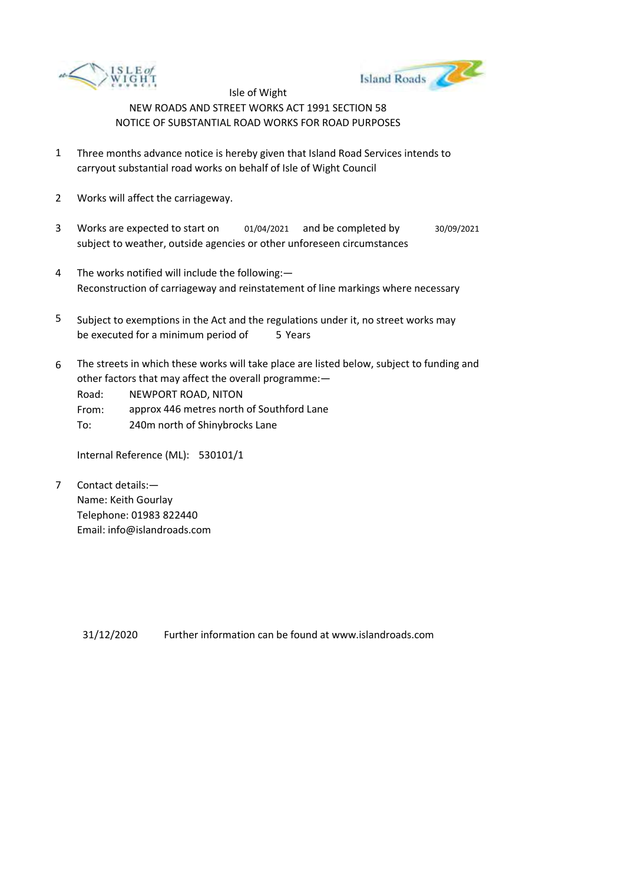Isle of Wight

NEW ROADS AND STREET WORKS ACT 1991 SECTION 58

NOTICE OF SUBSTANTIAL ROAD WORKS FOR ROAD PURPOSES

1. Three months advance notice is hereby given that Island Road Services intends to carryout substantial road works on behalf of Isle of Wight Council

2. Works will affect the carriageway.

3. Works are expected to start on 01/04/2021 and be completed by 30/09/2021 subject to weather, outside agencies or other unforeseen circumstances

4. The works notified will include the following:—
   Reconstruction of carriageway and reinstatement of line markings where necessary

5. Subject to exemptions in the Act and the regulations under it, no street works may be executed for a minimum period of 5 Years

6. The streets in which these works will take place are listed below, subject to funding and other factors that may affect the overall programme:—

   Road: NEWPORT ROAD, NITON
   From: approx 446 metres north of Southford Lane
   To: 240m north of Shinybrocks Lane

   Internal Reference (ML): 530101/1

7. Contact details:—
   Name: Keith Gourlay
   Telephone: 01983 822440
   Email: info@islandroads.com

31/12/2020 Further information can be found at www.islandroads.com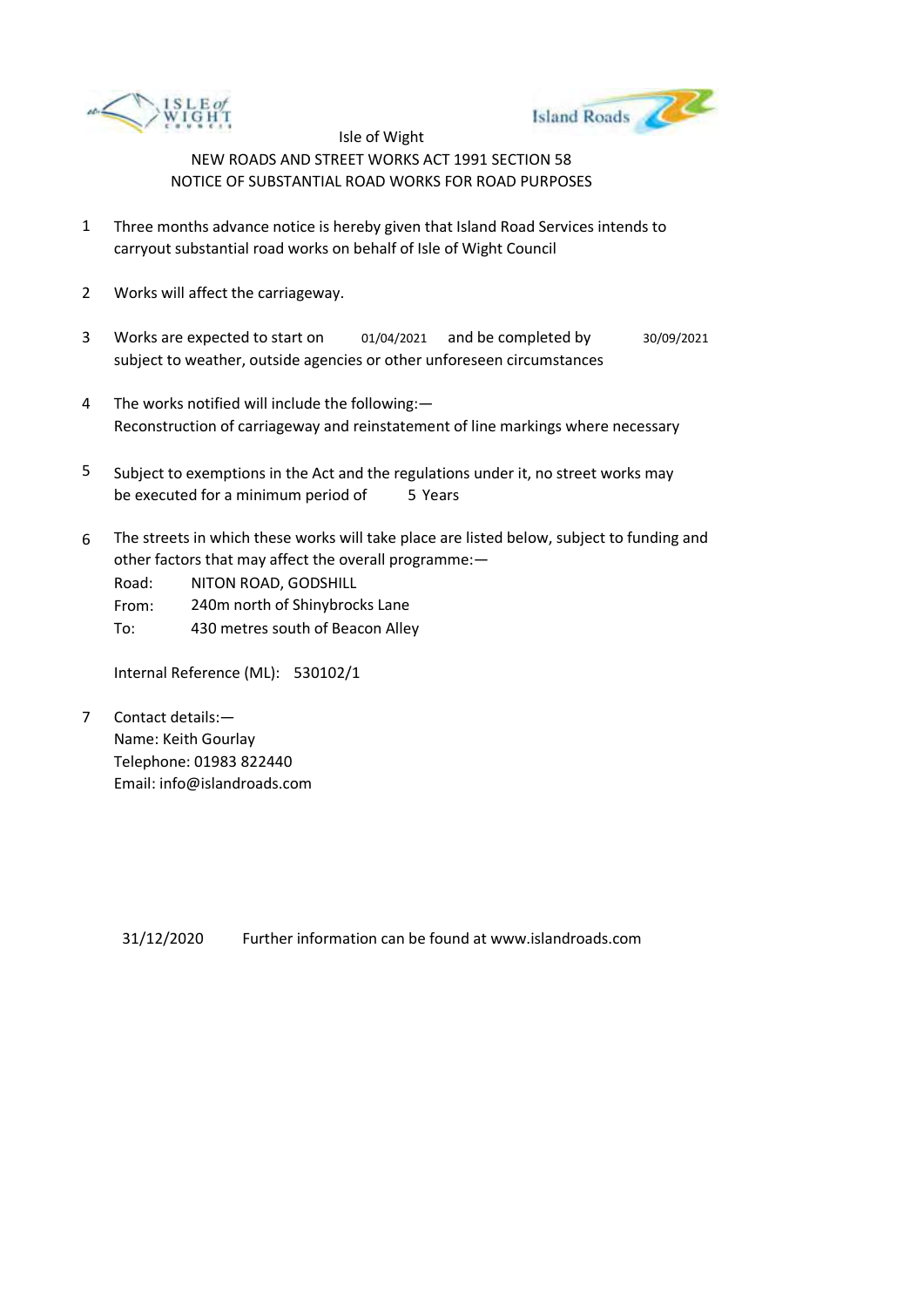Isle of Wight

NEW ROADS AND STREET WORKS ACT 1991 SECTION 58

NOTICE OF SUBSTANTIAL ROAD WORKS FOR ROAD PURPOSES

1. Three months advance notice is hereby given that Island Road Services intends to carryout substantial road works on behalf of Isle of Wight Council

2. Works will affect the carriageway.

3. Works are expected to start on 01/04/2021 and be completed by 30/09/2021 subject to weather, outside agencies or other unforeseen circumstances

4. The works notified will include the following:—
Reconstruction of carriageway and reinstatement of line markings where necessary

5. Subject to exemptions in the Act and the regulations under it, no street works may be executed for a minimum period of 5 Years

6. The streets in which these works will take place are listed below, subject to funding and other factors that may affect the overall programme:—

   Road: NITON ROAD, GODSHILL
   From: 240m north of Shinybrocks Lane
   To: 430 metres south of Beacon Alley

   Internal Reference (ML): 530102/1

7. Contact details:—
   Name: Keith Gourlay
   Telephone: 01983 822440
   Email: info@islandroads.com

31/12/2020 Further information can be found at www.islandroads.com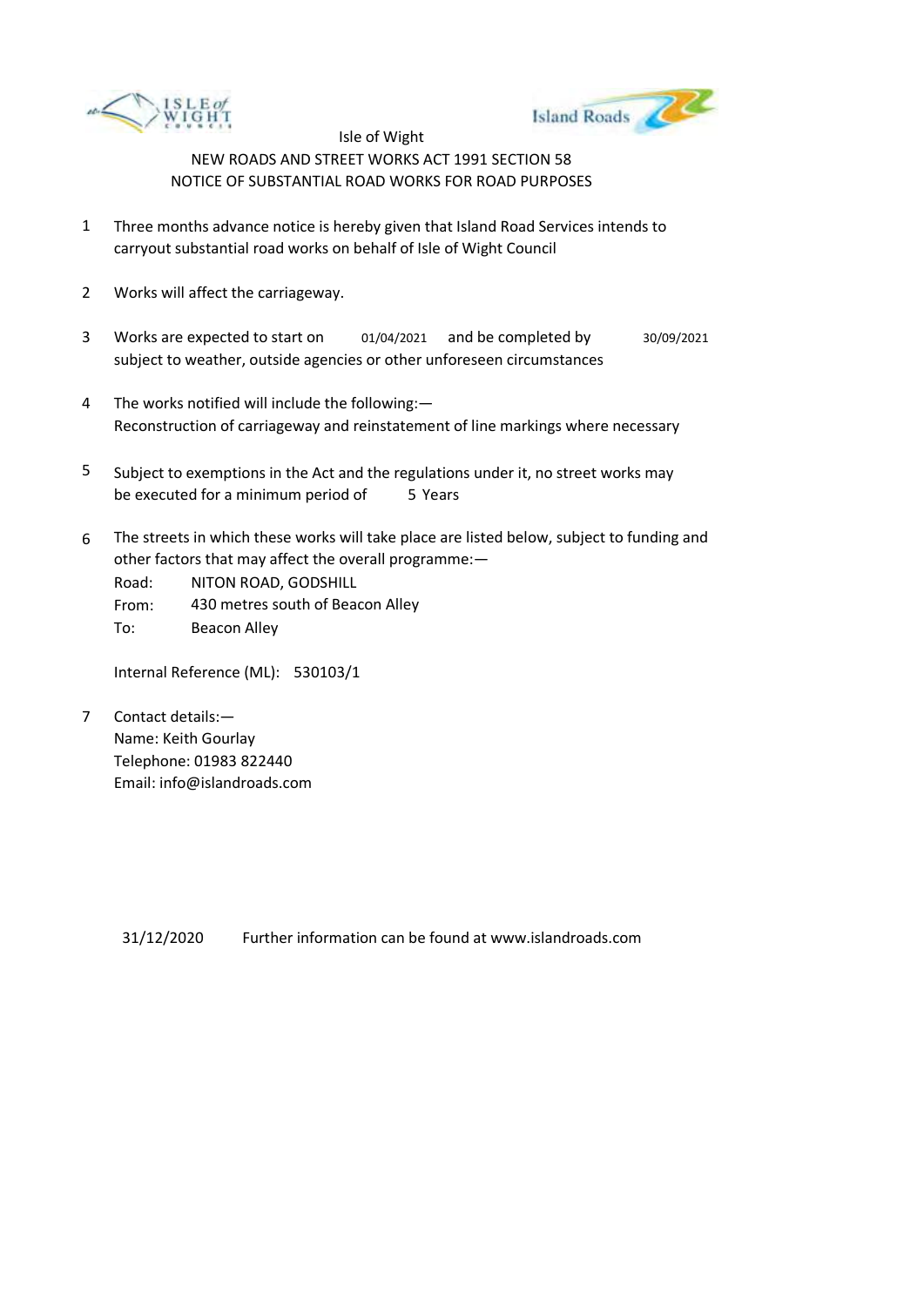Isle of Wight

NEW ROADS AND STREET WORKS ACT 1991 SECTION 58

NOTICE OF SUBSTANTIAL ROAD WORKS FOR ROAD PURPOSES

1. Three months advance notice is hereby given that Island Road Services intends to carryout substantial road works on behalf of Isle of Wight Council

2. Works will affect the carriageway.

3. Works are expected to start on 01/04/2021 and be completed by 30/09/2021 subject to weather, outside agencies or other unforeseen circumstances

4. The works notified will include the following:— 
   Reconstruction of carriageway and reinstatement of line markings where necessary

5. Subject to exemptions in the Act and the regulations under it, no street works may be executed for a minimum period of 5 Years

6. The streets in which these works will take place are listed below, subject to funding and other factors that may affect the overall programme:—

   Road: NITON ROAD, GODSHILL
   From: 430 metres south of Beacon Alley
   To: Beacon Alley

   Internal Reference (ML): 530103/1

7. Contact details:—
   Name: Keith Gourlay
   Telephone: 01983 822440
   Email: info@islandroads.com

31/12/2020 Further information can be found at www.islandroads.com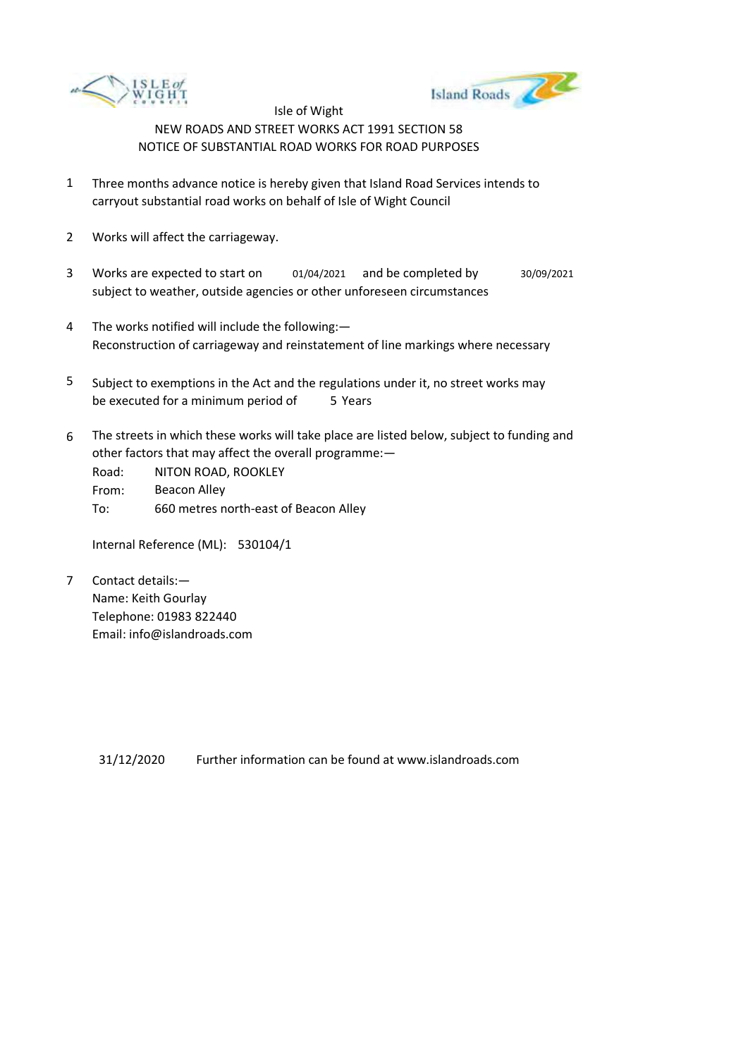Isle of Wight

NEW ROADS AND STREET WORKS ACT 1991 SECTION 58

NOTICE OF SUBSTANTIAL ROAD WORKS FOR ROAD PURPOSES

1. Three months advance notice is hereby given that Island Road Services intends to carryout substantial road works on behalf of Isle of Wight Council

2. Works will affect the carriageway.

3. Works are expected to start on 01/04/2021 and be completed by 30/09/2021 subject to weather, outside agencies or other unforeseen circumstances

4. The works notified will include the following:—
   Reconstruction of carriageway and reinstatement of line markings where necessary

5. Subject to exemptions in the Act and the regulations under it, no street works may be executed for a minimum period of 5 Years

6. The streets in which these works will take place are listed below, subject to funding and other factors that may affect the overall programme:—
   Road: NITON ROAD, ROOKLEY
   From: Beacon Alley
   To: 660 metres north-east of Beacon Alley

   Internal Reference (ML): 530104/1

7. Contact details:—
   Name: Keith Gourlay
   Telephone: 01983 822440
   Email: info@islandroads.com

31/12/2020 Further information can be found at www.islandroads.com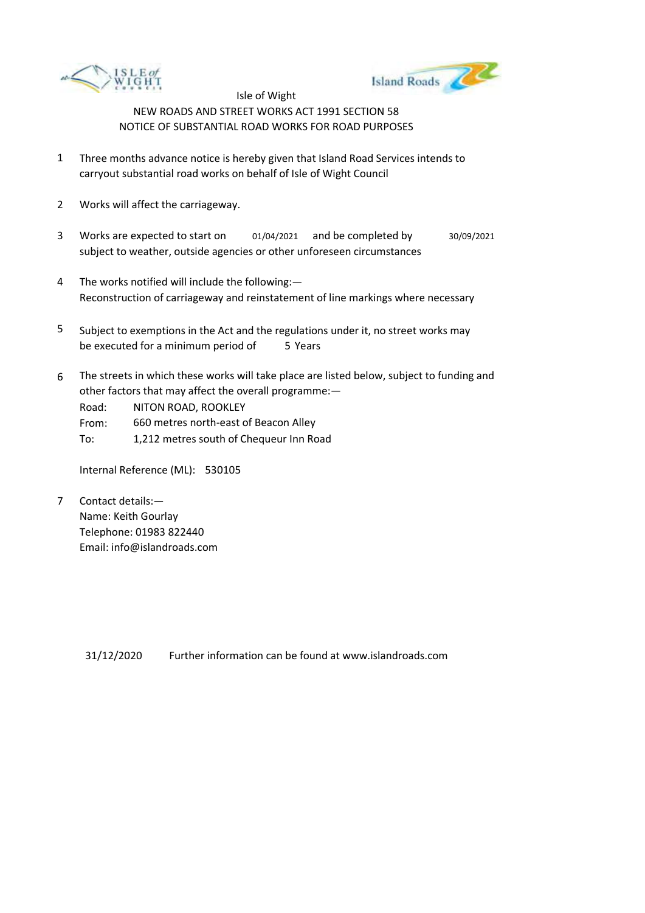Isle of Wight

NEW ROADS AND STREET WORKS ACT 1991 SECTION 58

NOTICE OF SUBSTANTIAL ROAD WORKS FOR ROAD PURPOSES

1. Three months advance notice is hereby given that Island Road Services intends to carryout substantial road works on behalf of Isle of Wight Council

2. Works will affect the carriageway.

3. Works are expected to start on 01/04/2021 and be completed by 30/09/2021 subject to weather, outside agencies or other unforeseen circumstances

4. The works notified will include the following:—
   Reconstruction of carriageway and reinstatement of line markings where necessary

5. Subject to exemptions in the Act and the regulations under it, no street works may be executed for a minimum period of 5 Years

6. The streets in which these works will take place are listed below, subject to funding and other factors that may affect the overall programme:—

   Road: NITON ROAD, ROOKLEY
   From: 660 metres north-east of Beacon Alley
   To: 1,212 metres south of Chequeur Inn Road

   Internal Reference (ML): 530105

7. Contact details:—
   Name: Keith Gourlay
   Telephone: 01983 822440
   Email: info@islandroads.com

31/12/2020 Further information can be found at www.islandroads.com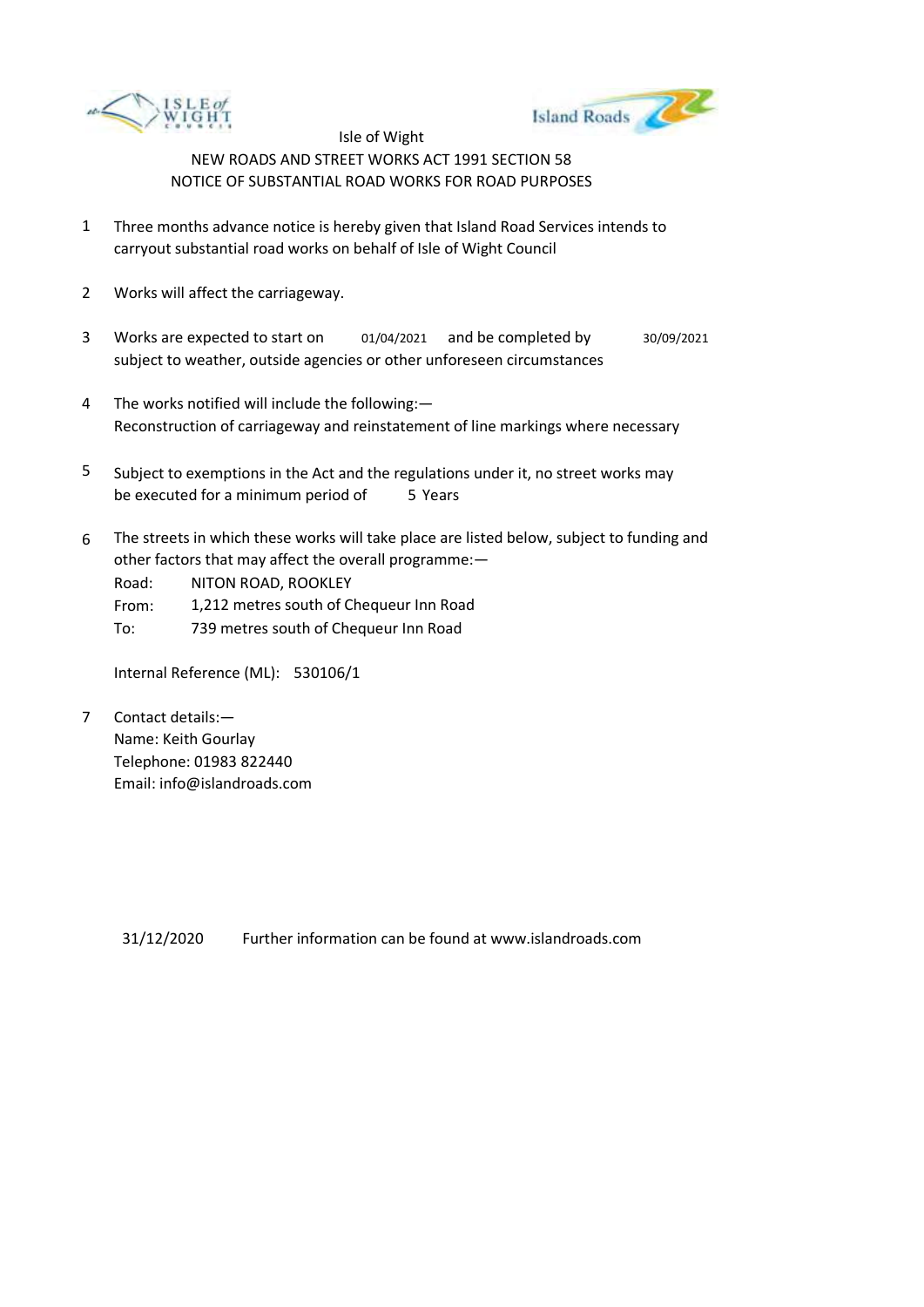Isle of Wight

NEW ROADS AND STREET WORKS ACT 1991 SECTION 58

NOTICE OF SUBSTANTIAL ROAD WORKS FOR ROAD PURPOSES

1. Three months advance notice is hereby given that Island Road Services intends to carryout substantial road works on behalf of Isle of Wight Council

2. Works will affect the carriageway.

3. Works are expected to start on 01/04/2021 and be completed by 30/09/2021 subject to weather, outside agencies or other unforeseen circumstances

4. The works notified will include the following:—
   Reconstruction of carriageway and reinstatement of line markings where necessary

5. Subject to exemptions in the Act and the regulations under it, no street works may be executed for a minimum period of 5 Years

6. The streets in which these works will take place are listed below, subject to funding and other factors that may affect the overall programme:—

   Road: NITON ROAD, ROOKLEY
   From: 1,212 metres south of Chequeur Inn Road
   To: 739 metres south of Chequeur Inn Road

   Internal Reference (ML): 530106/1

7. Contact details:—
   Name: Keith Gourlay
   Telephone: 01983 822440
   Email: info@islandroads.com

31/12/2020 Further information can be found at www.islandroads.com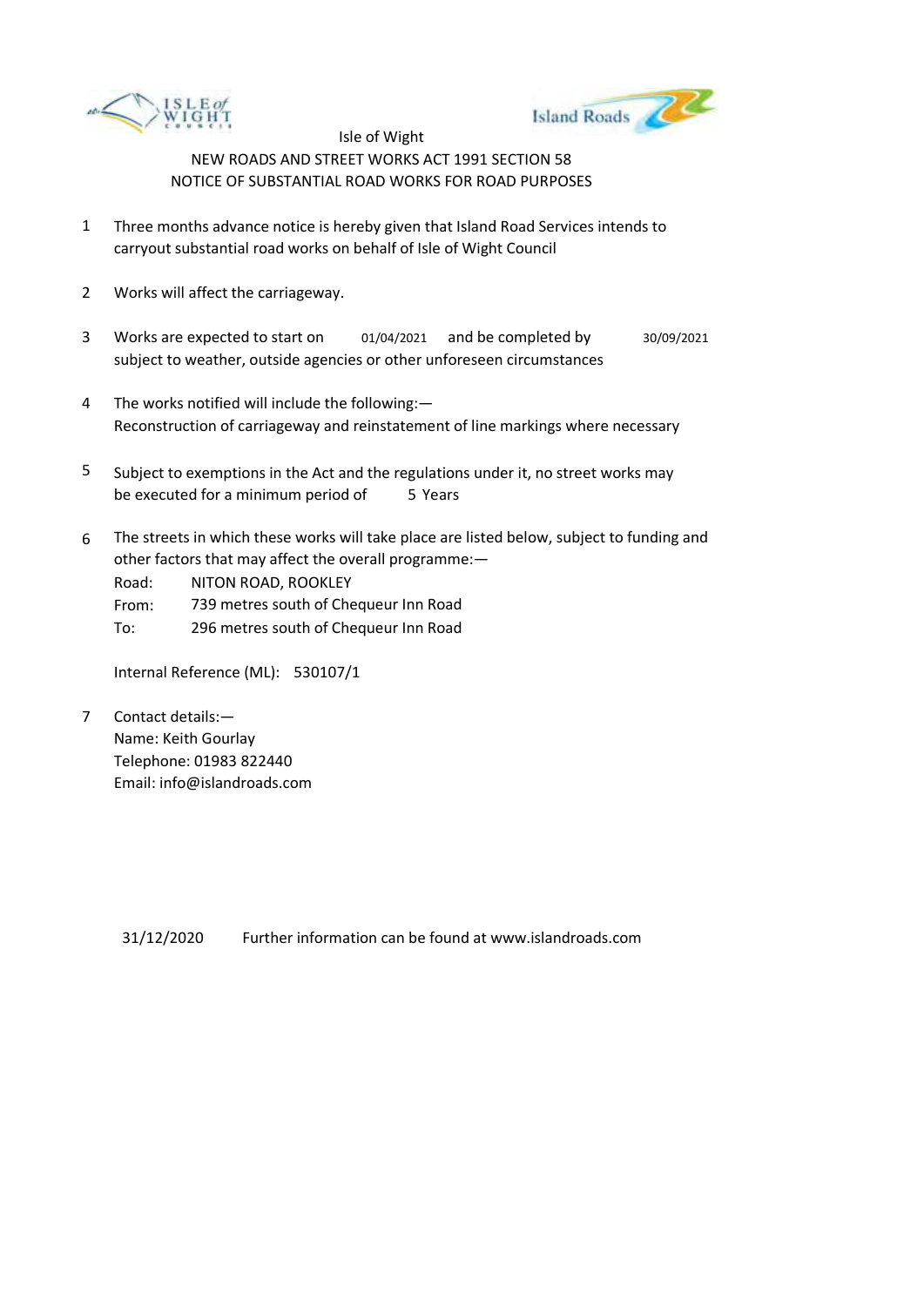Isle of Wight

NEW ROADS AND STREET WORKS ACT 1991 SECTION 58

NOTICE OF SUBSTANTIAL ROAD WORKS FOR ROAD PURPOSES

1. Three months advance notice is hereby given that Island Road Services intends to carryout substantial road works on behalf of Isle of Wight Council

2. Works will affect the carriageway.

3. Works are expected to start on 01/04/2021 and be completed by 30/09/2021 subject to weather, outside agencies or other unforeseen circumstances

4. The works notified will include the following:—
Reconstruction of carriageway and reinstatement of line markings where necessary

5. Subject to exemptions in the Act and the regulations under it, no street works may be executed for a minimum period of 5 Years

6. The streets in which these works will take place are listed below, subject to funding and other factors that may affect the overall programme:—

   Road: NITON ROAD, ROOKLEY
   From: 739 metres south of Chequeur Inn Road
   To: 296 metres south of Chequeur Inn Road

   Internal Reference (ML): 530107/1

7. Contact details:—
   Name: Keith Gourlay
   Telephone: 01983 822440
   Email: info@islandroads.com

31/12/2020 Further information can be found at www.islandroads.com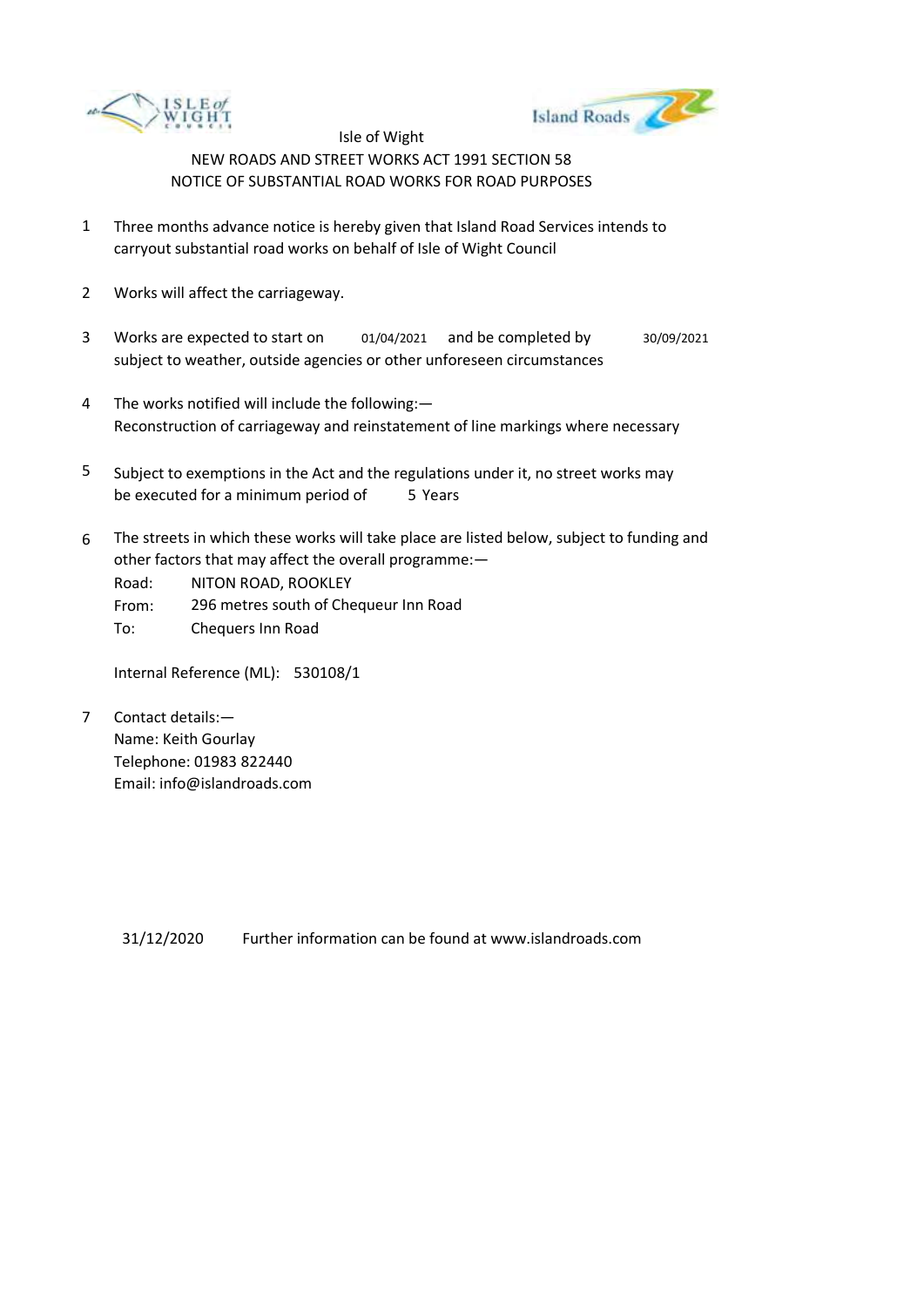Isle of Wight

NEW ROADS AND STREET WORKS ACT 1991 SECTION 58

NOTICE OF SUBSTANTIAL ROAD WORKS FOR ROAD PURPOSES

1. Three months advance notice is hereby given that Island Road Services intends to carryout substantial road works on behalf of Isle of Wight Council

2. Works will affect the carriageway.

3. Works are expected to start on 01/04/2021 and be completed by 30/09/2021 subject to weather, outside agencies or other unforeseen circumstances

4. The works notified will include the following:—
Reconstruction of carriageway and reinstatement of line markings where necessary

5. Subject to exemptions in the Act and the regulations under it, no street works may be executed for a minimum period of 5 Years

6. The streets in which these works will take place are listed below, subject to funding and other factors that may affect the overall programme:—
Road: NITON ROAD, ROOKLEY
From: 296 metres south of Chequeur Inn Road
To: Chequers Inn Road

   Internal Reference (ML): 530108/1

7. Contact details:—
Name: Keith Gourlay
Telephone: 01983 822440
Email: info@islandroads.com

31/12/2020 Further information can be found at www.islandroads.com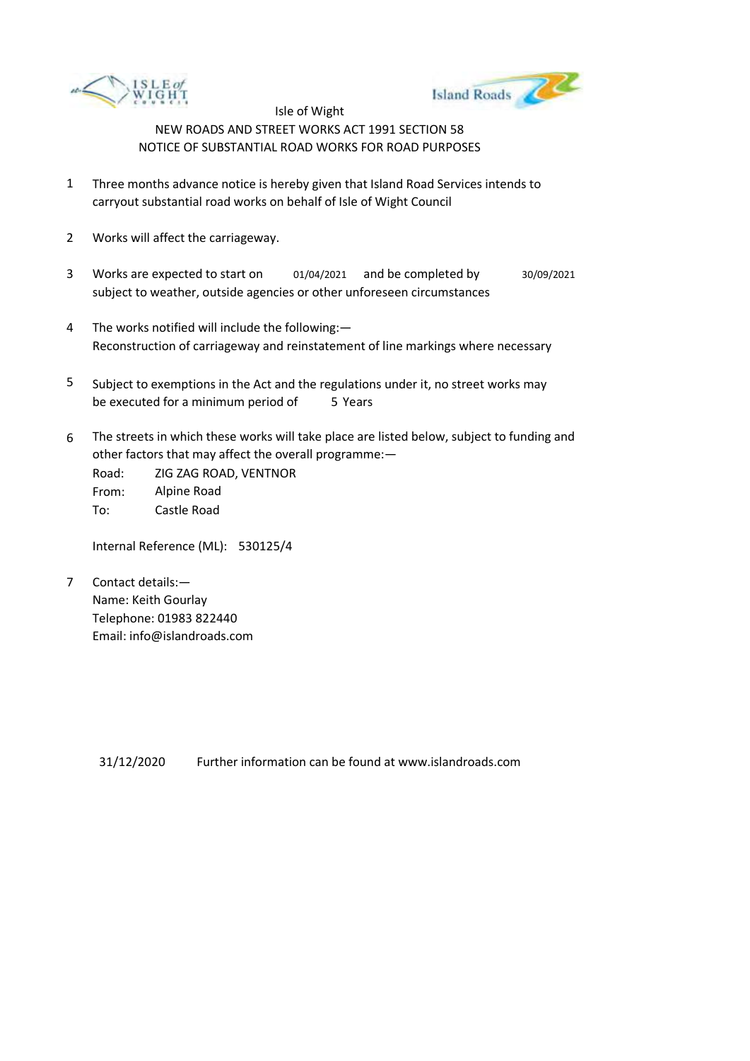Isle of Wight

NEW ROADS AND STREET WORKS ACT 1991 SECTION 58

NOTICE OF SUBSTANTIAL ROAD WORKS FOR ROAD PURPOSES

1. Three months advance notice is hereby given that Island Road Services intends to carryout substantial road works on behalf of Isle of Wight Council

2. Works will affect the carriageway.

3. Works are expected to start on 01/04/2021 and be completed by 30/09/2021 subject to weather, outside agencies or other unforeseen circumstances

4. The works notified will include the following:—
   Reconstruction of carriageway and reinstatement of line markings where necessary

5. Subject to exemptions in the Act and the regulations under it, no street works may be executed for a minimum period of 5 Years

6. The streets in which these works will take place are listed below, subject to funding and other factors that may affect the overall programme:—

   Road: ZIG ZAG ROAD, VENTNOR
   From: Alpine Road
   To: Castle Road

   Internal Reference (ML): 530125/4

7. Contact details:—
   Name: Keith Gourlay
   Telephone: 01983 822440
   Email: info@islandroads.com

31/12/2020 Further information can be found at www.islandroads.com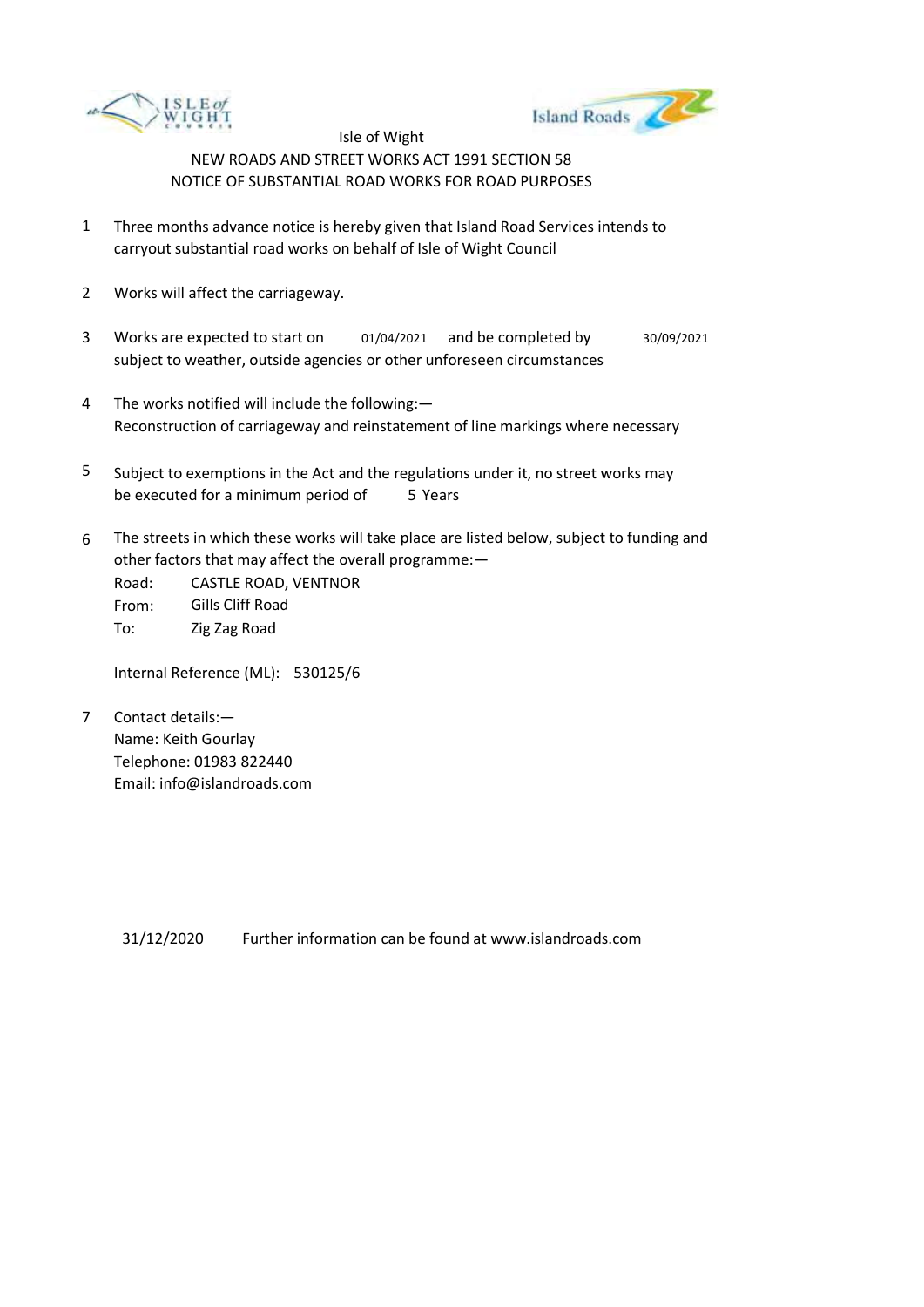Isle of Wight

NEW ROADS AND STREET WORKS ACT 1991 SECTION 58

NOTICE OF SUBSTANTIAL ROAD WORKS FOR ROAD PURPOSES

1. Three months advance notice is hereby given that Island Road Services intends to carryout substantial road works on behalf of Isle of Wight Council

2. Works will affect the carriageway.

3. Works are expected to start on 01/04/2021 and be completed by 30/09/2021 subject to weather, outside agencies or other unforeseen circumstances

4. The works notified will include the following:—
   Reconstruction of carriageway and reinstatement of line markings where necessary

5. Subject to exemptions in the Act and the regulations under it, no street works may be executed for a minimum period of 5 Years

6. The streets in which these works will take place are listed below, subject to funding and other factors that may affect the overall programme:—

   Road: CASTLE ROAD, VENTNOR
   From: Gills Cliff Road
   To: Zig Zag Road

   Internal Reference (ML): 530125/6

7. Contact details:—
   Name: Keith Gourlay
   Telephone: 01983 822440
   Email: info@islandroads.com

31/12/2020 Further information can be found at www.islandroads.com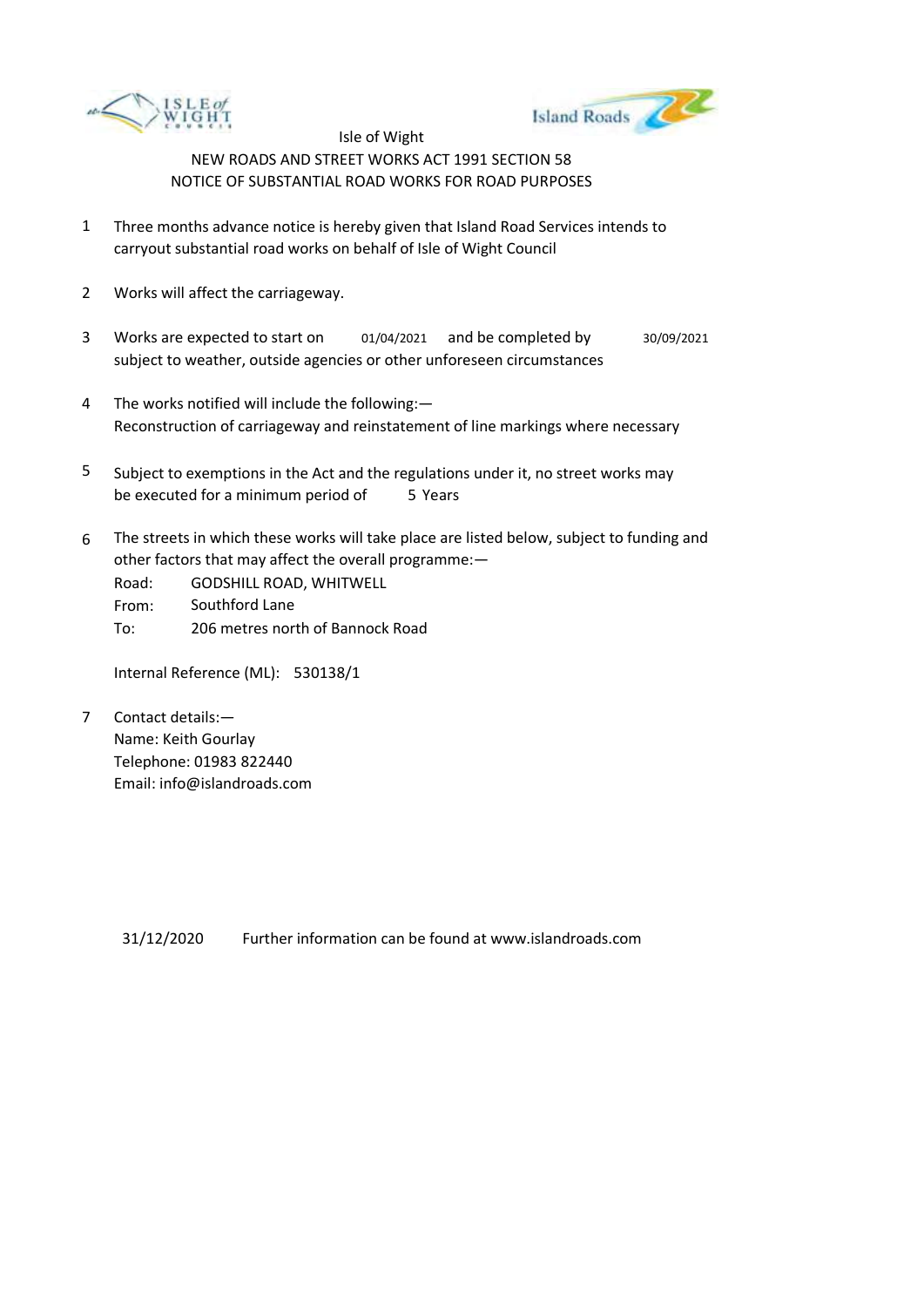Isle of Wight

NEW ROADS AND STREET WORKS ACT 1991 SECTION 58

NOTICE OF SUBSTANTIAL ROAD WORKS FOR ROAD PURPOSES

1. Three months advance notice is hereby given that Island Road Services intends to carryout substantial road works on behalf of Isle of Wight Council

2. Works will affect the carriageway.

3. Works are expected to start on 01/04/2021 and be completed by 30/09/2021 subject to weather, outside agencies or other unforeseen circumstances

4. The works notified will include the following:—
   Reconstruction of carriageway and reinstatement of line markings where necessary

5. Subject to exemptions in the Act and the regulations under it, no street works may be executed for a minimum period of 5 Years

6. The streets in which these works will take place are listed below, subject to funding and other factors that may affect the overall programme:—

   Road: GODSHILL ROAD, WHITWELL
   From: Southford Lane
   To: 206 metres north of Bannock Road

   Internal Reference (ML): 530138/1

7. Contact details:—
   Name: Keith Gourlay
   Telephone: 01983 822440
   Email: info@islandroads.com

31/12/2020 Further information can be found at www.islandroads.com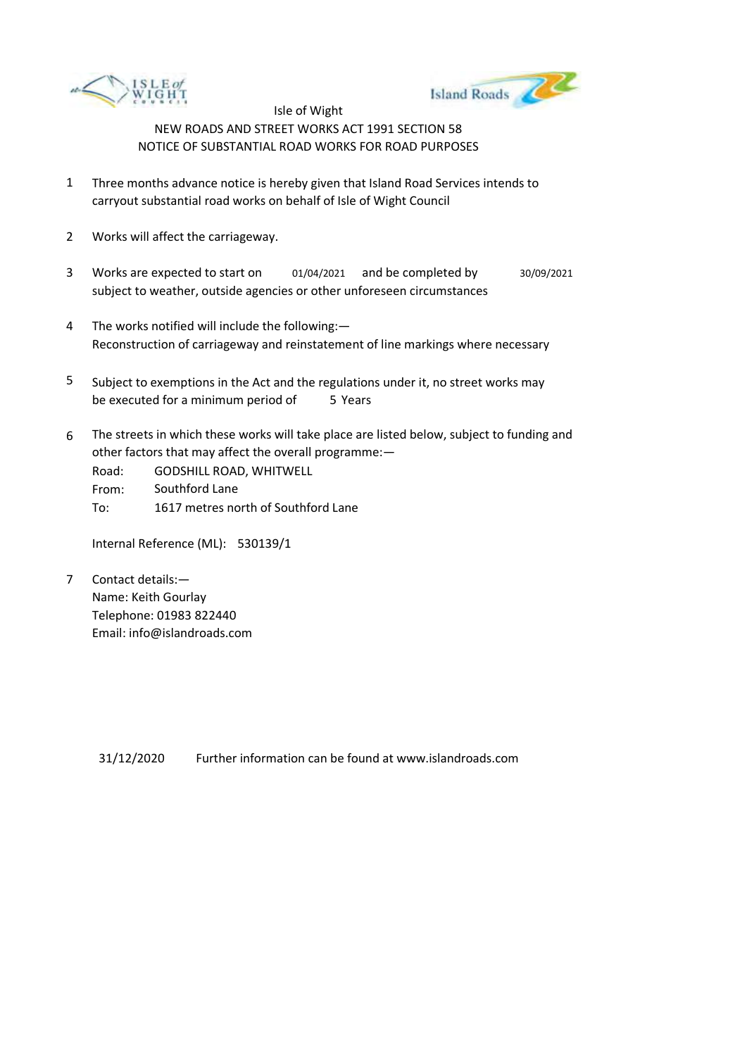Isle of Wight

NEW ROADS AND STREET WORKS ACT 1991 SECTION 58

NOTICE OF SUBSTANTIAL ROAD WORKS FOR ROAD PURPOSES

1. Three months advance notice is hereby given that Island Road Services intends to carryout substantial road works on behalf of Isle of Wight Council

2. Works will affect the carriageway.

3. Works are expected to start on 01/04/2021 and be completed by 30/09/2021 subject to weather, outside agencies or other unforeseen circumstances

4. The works notified will include the following:—
   Reconstruction of carriageway and reinstatement of line markings where necessary

5. Subject to exemptions in the Act and the regulations under it, no street works may be executed for a minimum period of 5 Years

6. The streets in which these works will take place are listed below, subject to funding and other factors that may affect the overall programme:—

   Road: GODSHILL ROAD, WHITWELL
   From: Southford Lane
   To: 1617 metres north of Southford Lane

   Internal Reference (ML): 530139/1

7. Contact details:—
   Name: Keith Gourlay
   Telephone: 01983 822440
   Email: info@islandroads.com

31/12/2020 Further information can be found at www.islandroads.com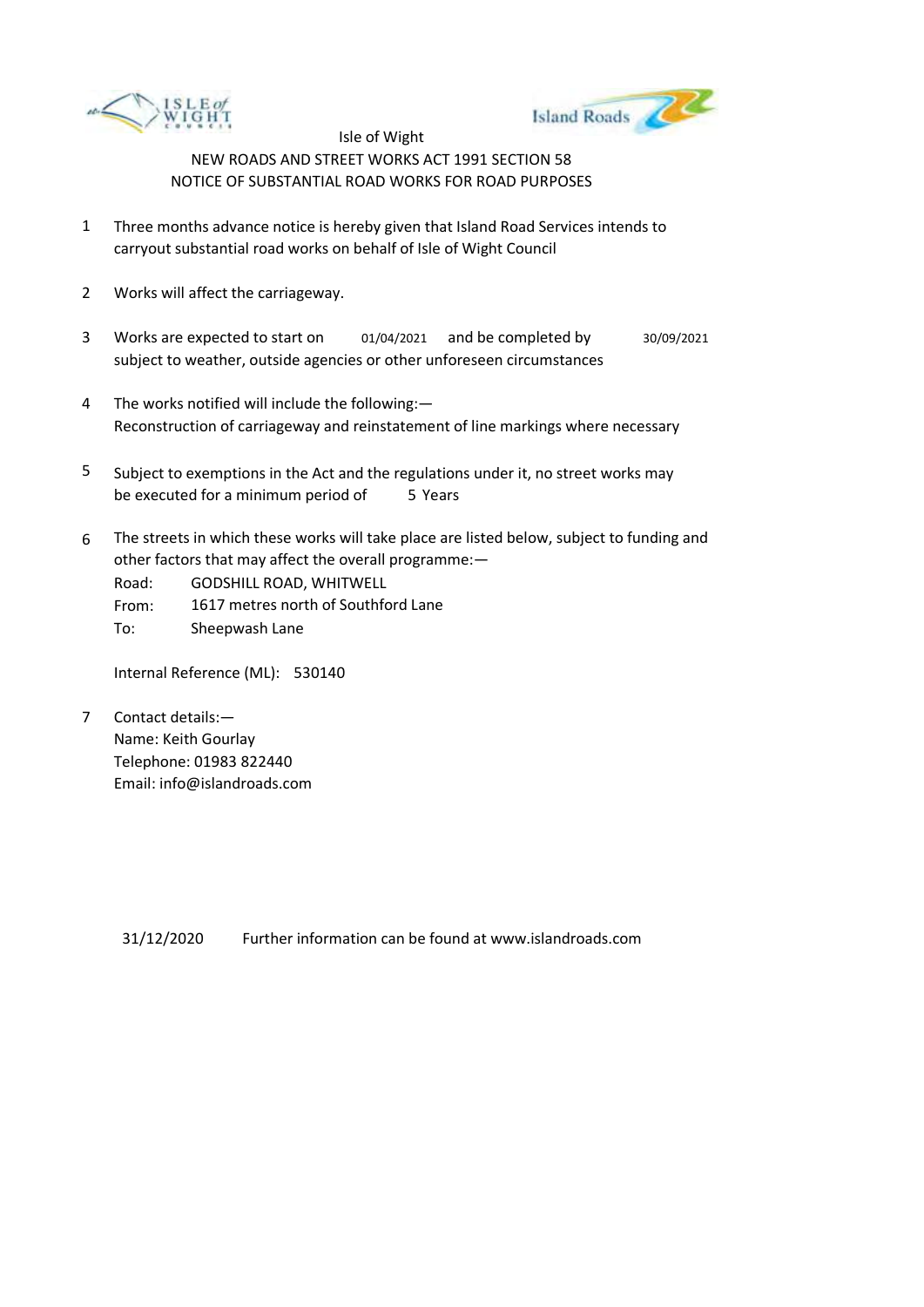Isle of Wight

NEW ROADS AND STREET WORKS ACT 1991 SECTION 58

NOTICE OF SUBSTANTIAL ROAD WORKS FOR ROAD PURPOSES

1. Three months advance notice is hereby given that Island Road Services intends to carryout substantial road works on behalf of Isle of Wight Council

2. Works will affect the carriageway.

3. Works are expected to start on 01/04/2021 and be completed by 30/09/2021 subject to weather, outside agencies or other unforeseen circumstances

4. The works notified will include the following:—
Reconstruction of carriageway and reinstatement of line markings where necessary

5. Subject to exemptions in the Act and the regulations under it, no street works may be executed for a minimum period of 5 Years

6. The streets in which these works will take place are listed below, subject to funding and other factors that may affect the overall programme:—
Road: GODSHILL ROAD, WHITWELL
From: 1617 metres north of Southford Lane
To: Sheepwash Lane

   Internal Reference (ML): 530140

7. Contact details:—
Name: Keith Gourlay
Telephone: 01983 822440
Email: info@islandroads.com

31/12/2020 Further information can be found at www.islandroads.com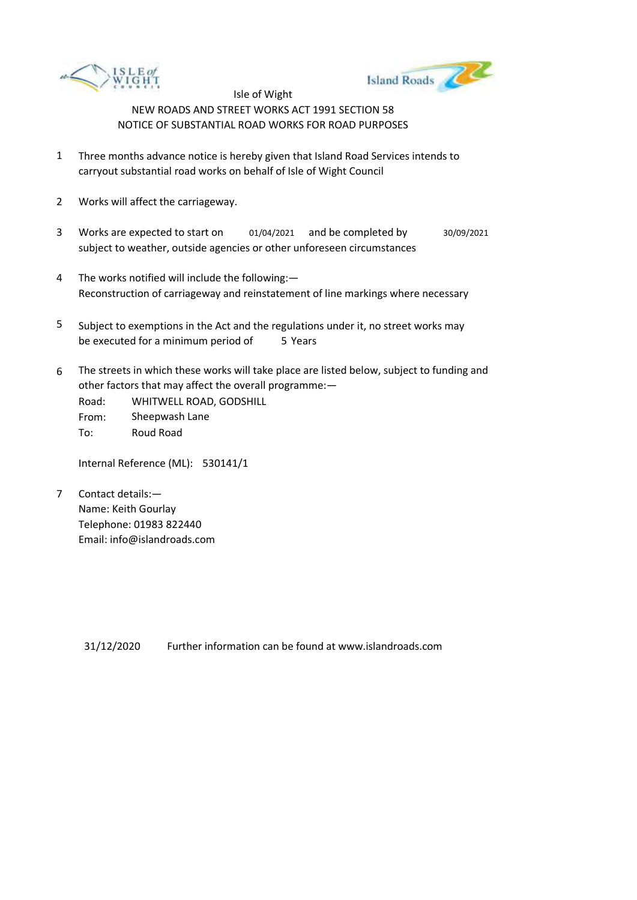Isle of Wight

NEW ROADS AND STREET WORKS ACT 1991 SECTION 58

NOTICE OF SUBSTANTIAL ROAD WORKS FOR ROAD PURPOSES

1. Three months advance notice is hereby given that Island Road Services intends to carryout substantial road works on behalf of Isle of Wight Council

2. Works will affect the carriageway.

3. Works are expected to start on 01/04/2021 and be completed by 30/09/2021 subject to weather, outside agencies or other unforeseen circumstances

4. The works notified will include the following:—
   Reconstruction of carriageway and reinstatement of line markings where necessary

5. Subject to exemptions in the Act and the regulations under it, no street works may be executed for a minimum period of 5 Years

6. The streets in which these works will take place are listed below, subject to funding and other factors that may affect the overall programme:—

   Road: WHITWELL ROAD, GODSHILL
   From: Sheepwash Lane
   To: Roud Road

   Internal Reference (ML): 530141/1

7. Contact details:—
   Name: Keith Gourlay
   Telephone: 01983 822440
   Email: info@islandroads.com

31/12/2020 Further information can be found at www.islandroads.com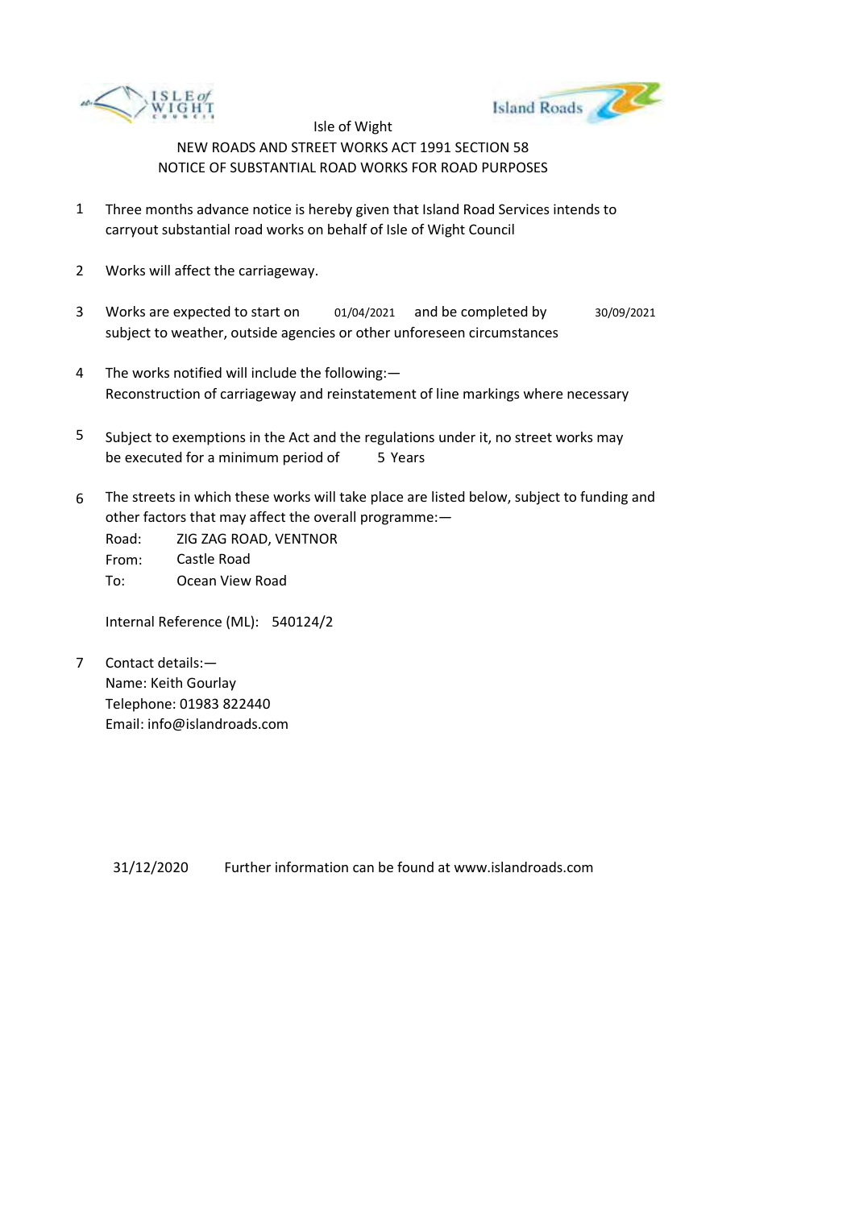Isle of Wight

NEW ROADS AND STREET WORKS ACT 1991 SECTION 58

NOTICE OF SUBSTANTIAL ROAD WORKS FOR ROAD PURPOSES

1. Three months advance notice is hereby given that Island Road Services intends to carryout substantial road works on behalf of Isle of Wight Council

2. Works will affect the carriageway.

3. Works are expected to start on 01/04/2021 and be completed by 30/09/2021 subject to weather, outside agencies or other unforeseen circumstances

4. The works notified will include the following:— Reconstruction of carriageway and reinstatement of line markings where necessary

5. Subject to exemptions in the Act and the regulations under it, no street works may be executed for a minimum period of 5 Years

6. The streets in which these works will take place are listed below, subject to funding and other factors that may affect the overall programme:—

   Road: ZIG ZAG ROAD, VENTNOR
   From: Castle Road
   To: Ocean View Road

   Internal Reference (ML): 540124/2

7. Contact details:—
   Name: Keith Gourlay
   Telephone: 01983 822440
   Email: info@islandroads.com

31/12/2020 Further information can be found at www.islandroads.com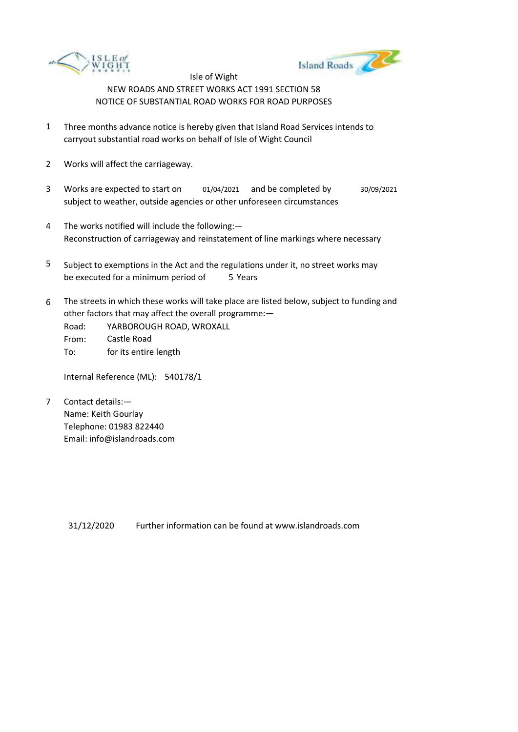Isle of Wight

NEW ROADS AND STREET WORKS ACT 1991 SECTION 58

NOTICE OF SUBSTANTIAL ROAD WORKS FOR ROAD PURPOSES

1. Three months advance notice is hereby given that Island Road Services intends to carryout substantial road works on behalf of Isle of Wight Council

2. Works will affect the carriageway.

3. Works are expected to start on 01/04/2021 and be completed by 30/09/2021 subject to weather, outside agencies or other unforeseen circumstances

4. The works notified will include the following:—
   Reconstruction of carriageway and reinstatement of line markings where necessary

5. Subject to exemptions in the Act and the regulations under it, no street works may be executed for a minimum period of 5 Years

6. The streets in which these works will take place are listed below, subject to funding and other factors that may affect the overall programme:—

   Road: YARBOROUGH ROAD, WROXALL
   From: Castle Road
   To: for its entire length

   Internal Reference (ML): 540178/1

7. Contact details:—
   Name: Keith Gourlay
   Telephone: 01983 822440
   Email: info@islandroads.com

31/12/2020 Further information can be found at www.islandroads.com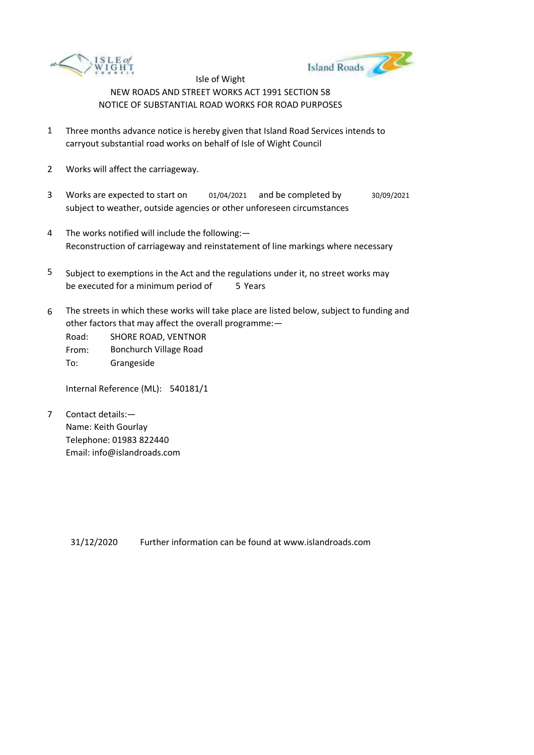Isle of Wight

NEW ROADS AND STREET WORKS ACT 1991 SECTION 58

NOTICE OF SUBSTANTIAL ROAD WORKS FOR ROAD PURPOSES

1. Three months advance notice is hereby given that Island Road Services intends to carryout substantial road works on behalf of Isle of Wight Council

2. Works will affect the carriageway.

3. Works are expected to start on 01/04/2021 and be completed by 30/09/2021 subject to weather, outside agencies or other unforeseen circumstances

4. The works notified will include the following:—
   Reconstruction of carriageway and reinstatement of line markings where necessary

5. Subject to exemptions in the Act and the regulations under it, no street works may be executed for a minimum period of 5 Years

6. The streets in which these works will take place are listed below, subject to funding and other factors that may affect the overall programme:—
   Road: SHORE ROAD, VENTNOR
   From: Bonchurch Village Road
   To: Grangeside

   Internal Reference (ML): 540181/1

7. Contact details:—
   Name: Keith Gourlay
   Telephone: 01983 822440
   Email: info@islandroads.com

31/12/2020 Further information can be found at www.islandroads.com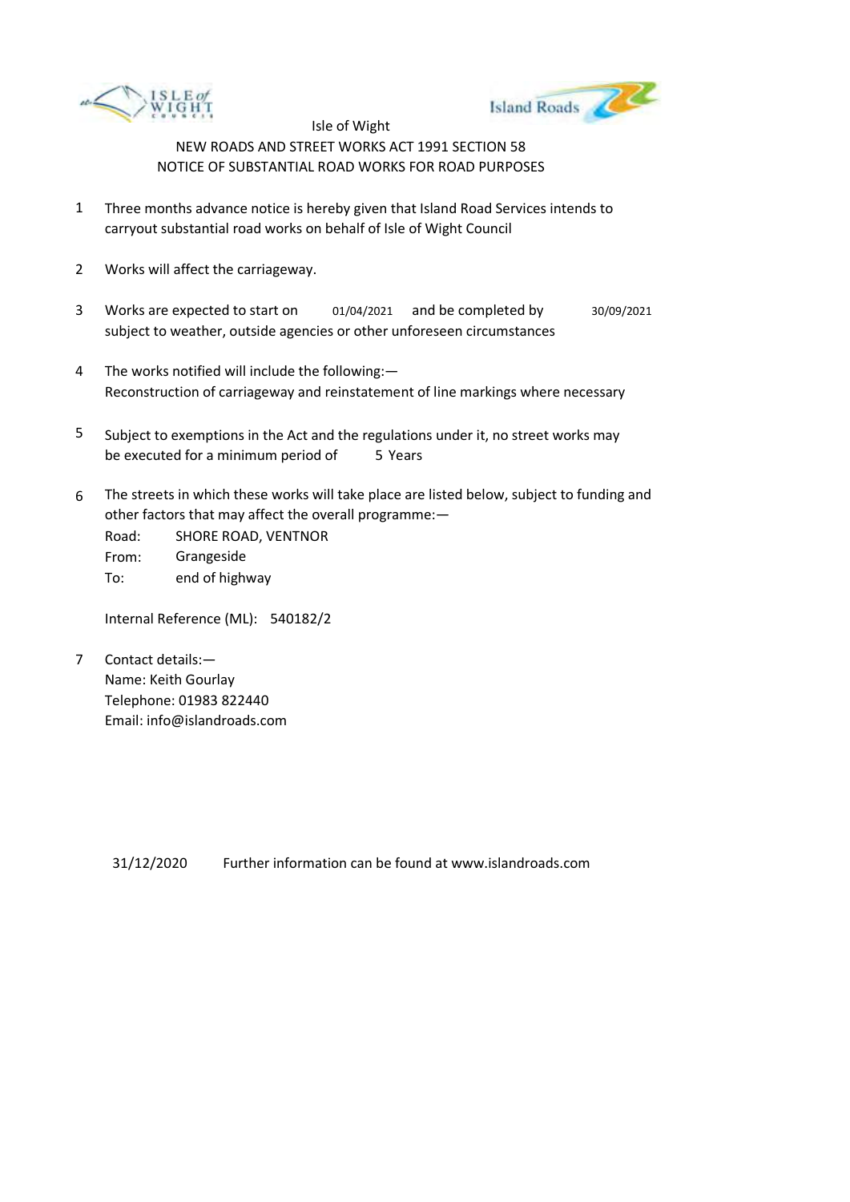Isle of Wight

NEW ROADS AND STREET WORKS ACT 1991 SECTION 58

NOTICE OF SUBSTANTIAL ROAD WORKS FOR ROAD PURPOSES

1. Three months advance notice is hereby given that Island Road Services intends to carryout substantial road works on behalf of Isle of Wight Council

2. Works will affect the carriageway.

3. Works are expected to start on 01/04/2021 and be completed by 30/09/2021 subject to weather, outside agencies or other unforeseen circumstances

4. The works notified will include the following:—
   Reconstruction of carriageway and reinstatement of line markings where necessary

5. Subject to exemptions in the Act and the regulations under it, no street works may be executed for a minimum period of 5 Years

6. The streets in which these works will take place are listed below, subject to funding and other factors that may affect the overall programme:—

   Road: SHORE ROAD, VENTNOR
   From: Grangeside
   To: end of highway

   Internal Reference (ML): 540182/2

7. Contact details:—
   Name: Keith Gourlay
   Telephone: 01983 822440
   Email: info@islandroads.com

31/12/2020 Further information can be found at www.islandroads.com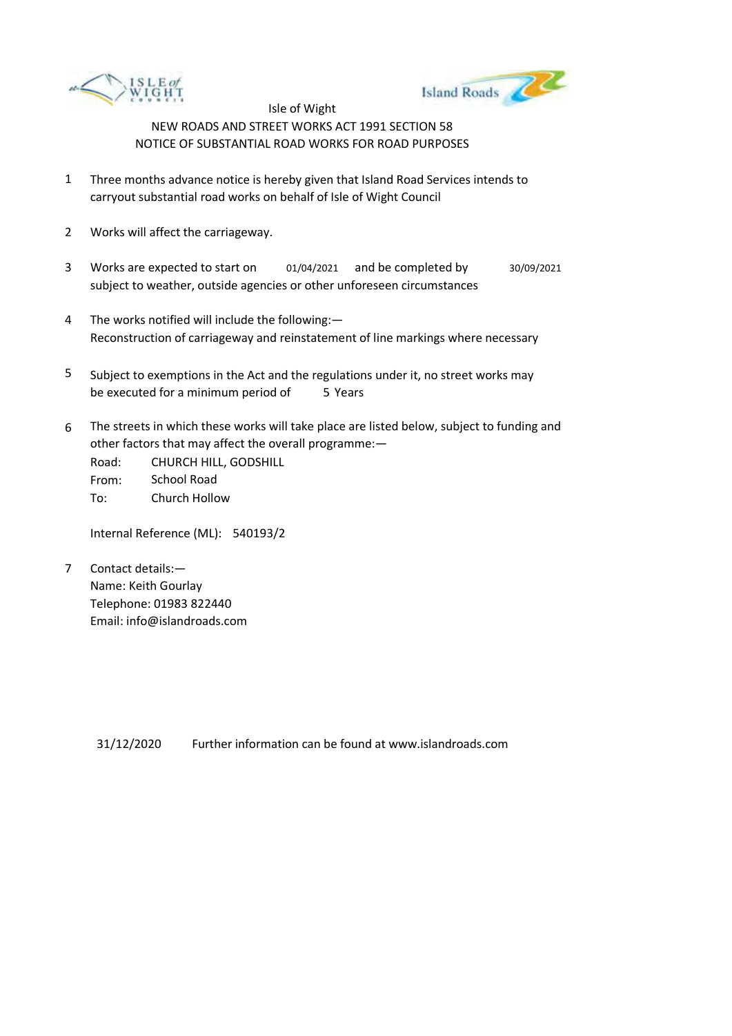Isle of Wight

NEW ROADS AND STREET WORKS ACT 1991 SECTION 58

NOTICE OF SUBSTANTIAL ROAD WORKS FOR ROAD PURPOSES

1. Three months advance notice is hereby given that Island Road Services intends to carryout substantial road works on behalf of Isle of Wight Council

2. Works will affect the carriageway.

3. Works are expected to start on 01/04/2021 and be completed by 30/09/2021 subject to weather, outside agencies or other unforeseen circumstances

4. The works notified will include the following:— Reconstruction of carriageway and reinstatement of line markings where necessary

5. Subject to exemptions in the Act and the regulations under it, no street works may be executed for a minimum period of 5 Years

6. The streets in which these works will take place are listed below, subject to funding and other factors that may affect the overall programme:—

   Road: CHURCH HILL, GODSHILL
   From: School Road
   To: Church Hollow

   Internal Reference (ML): 540193/2

7. Contact details:—
   Name: Keith Gourlay
   Telephone: 01983 822440
   Email: info@islandroads.com

31/12/2020 Further information can be found at www.islandroads.com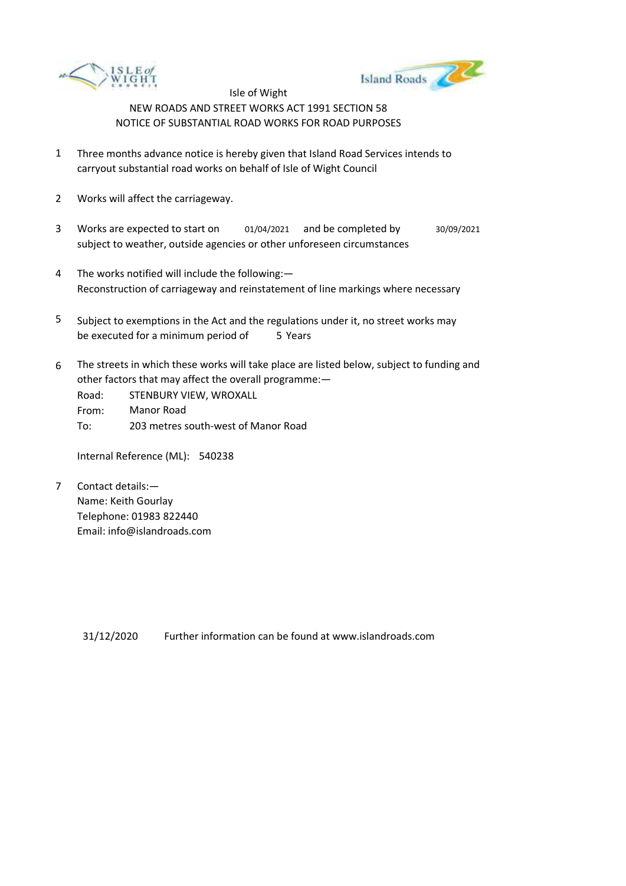Isle of Wight

NEW ROADS AND STREET WORKS ACT 1991 SECTION 58

NOTICE OF SUBSTANTIAL ROAD WORKS FOR ROAD PURPOSES

1. Three months advance notice is hereby given that Island Road Services intends to carryout substantial road works on behalf of Isle of Wight Council

2. Works will affect the carriageway.

3. Works are expected to start on 01/04/2021 and be completed by 30/09/2021 subject to weather, outside agencies or other unforeseen circumstances

4. The works notified will include the following:—
   Reconstruction of carriageway and reinstatement of line markings where necessary

5. Subject to exemptions in the Act and the regulations under it, no street works may be executed for a minimum period of 5 Years

6. The streets in which these works will take place are listed below, subject to funding and other factors that may affect the overall programme:—

   Road: STENBURY VIEW, WROXALL
   From: Manor Road
   To: 203 metres south-west of Manor Road

   Internal Reference (ML): 540238

7. Contact details:—
   Name: Keith Gourlay
   Telephone: 01983 822440
   Email: info@islandroads.com

31/12/2020 Further information can be found at www.islandroads.com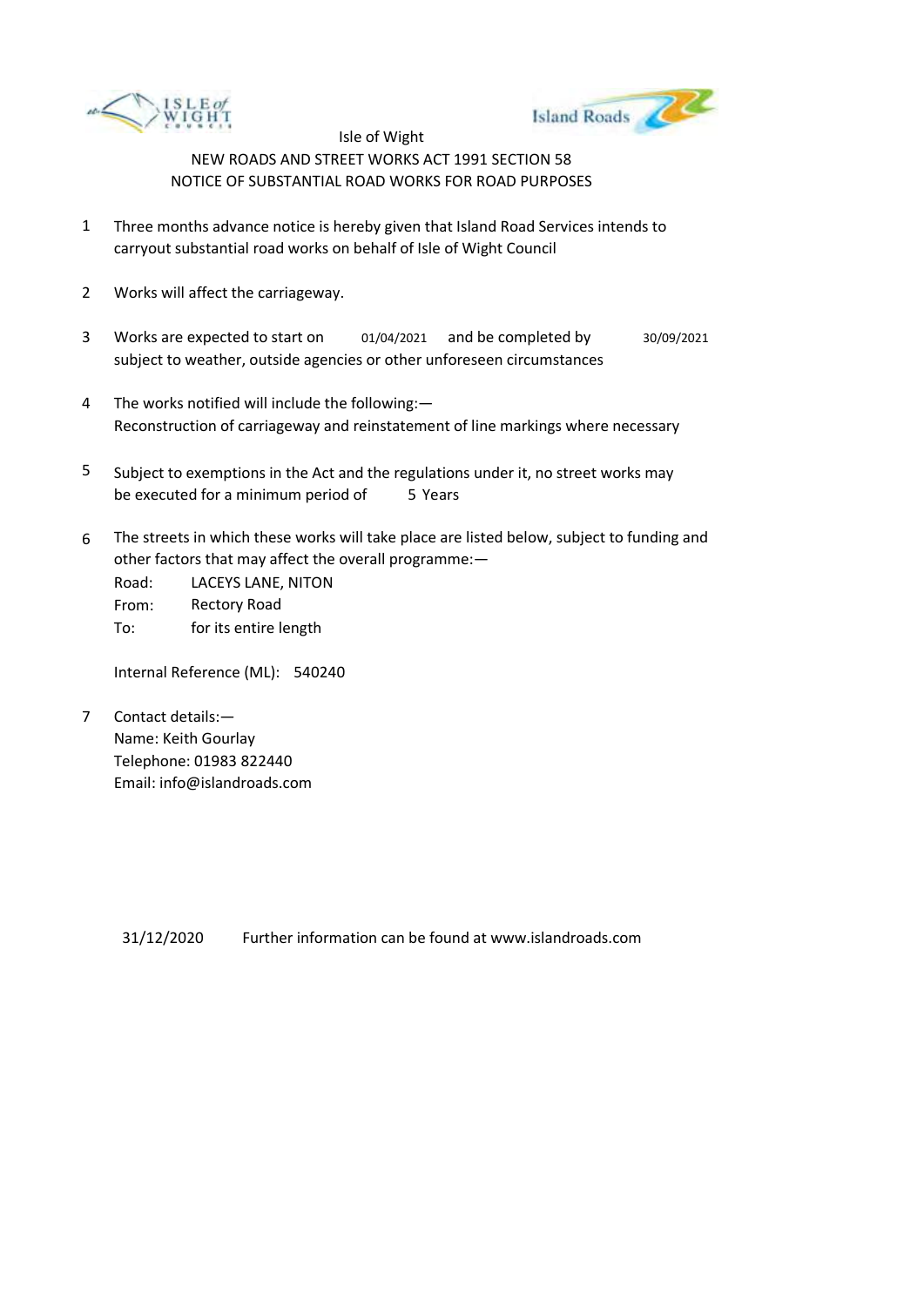Isle of Wight

NEW ROADS AND STREET WORKS ACT 1991 SECTION 58

NOTICE OF SUBSTANTIAL ROAD WORKS FOR ROAD PURPOSES

1. Three months advance notice is hereby given that Island Road Services intends to carryout substantial road works on behalf of Isle of Wight Council

2. Works will affect the carriageway.

3. Works are expected to start on 01/04/2021 and be completed by 30/09/2021 subject to weather, outside agencies or other unforeseen circumstances

4. The works notified will include the following:—
   Reconstruction of carriageway and reinstatement of line markings where necessary

5. Subject to exemptions in the Act and the regulations under it, no street works may be executed for a minimum period of 5 Years

6. The streets in which these works will take place are listed below, subject to funding and other factors that may affect the overall programme:—

   Road: LACEYS LANE, NITON
   From: Rectory Road
   To: for its entire length

   Internal Reference (ML): 540240

7. Contact details:—
   Name: Keith Gourlay
   Telephone: 01983 822440
   Email: info@islandroads.com

31/12/2020 Further information can be found at www.islandroads.com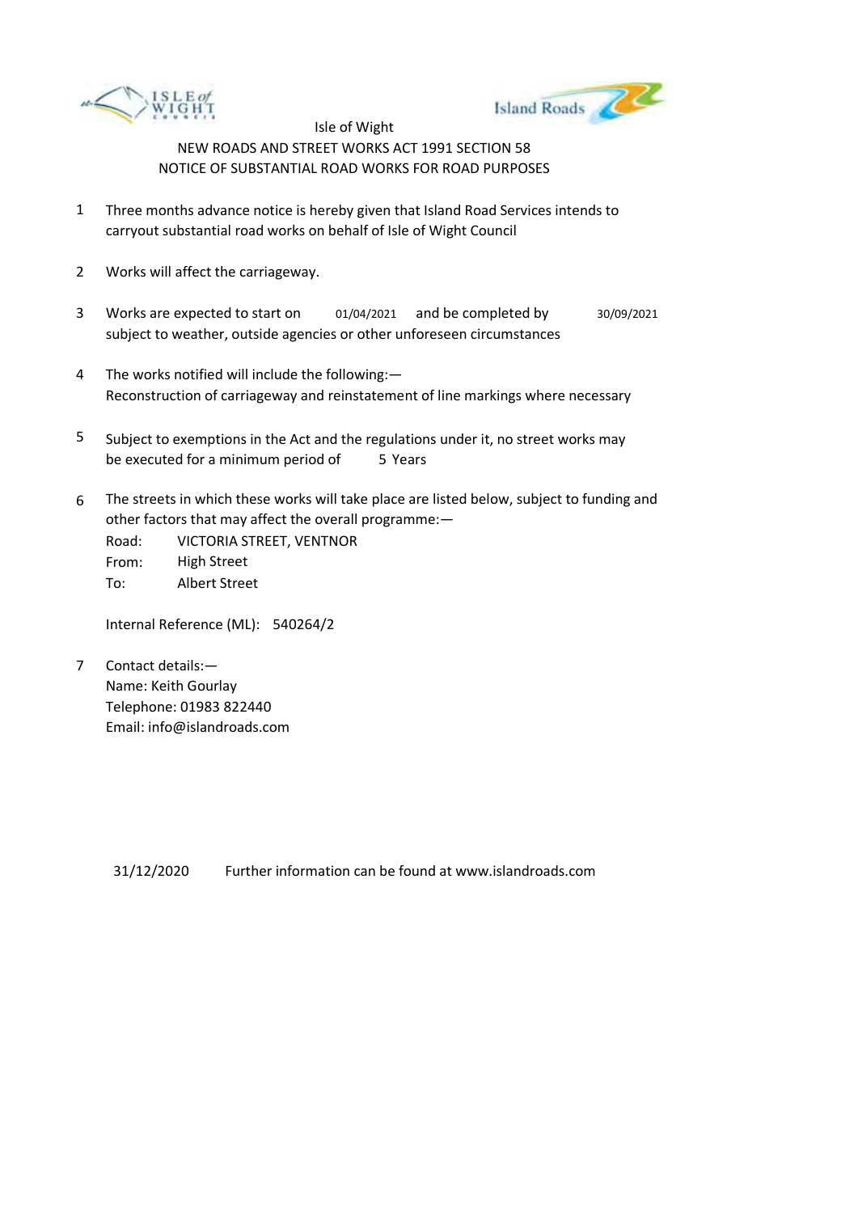Isle of Wight

NEW ROADS AND STREET WORKS ACT 1991 SECTION 58

NOTICE OF SUBSTANTIAL ROAD WORKS FOR ROAD PURPOSES

1. Three months advance notice is hereby given that Island Road Services intends to carryout substantial road works on behalf of Isle of Wight Council

2. Works will affect the carriageway.

3. Works are expected to start on 01/04/2021 and be completed by 30/09/2021 subject to weather, outside agencies or other unforeseen circumstances

4. The works notified will include the following:—
   Reconstruction of carriageway and reinstatement of line markings where necessary

5. Subject to exemptions in the Act and the regulations under it, no street works may be executed for a minimum period of 5 Years

6. The streets in which these works will take place are listed below, subject to funding and other factors that may affect the overall programme:—

   Road: VICTORIA STREET, VENTNOR
   From: High Street
   To: Albert Street

   Internal Reference (ML): 540264/2

7. Contact details:—
   Name: Keith Gourlay
   Telephone: 01983 822440
   Email: info@islandroads.com

31/12/2020 Further information can be found at www.islandroads.com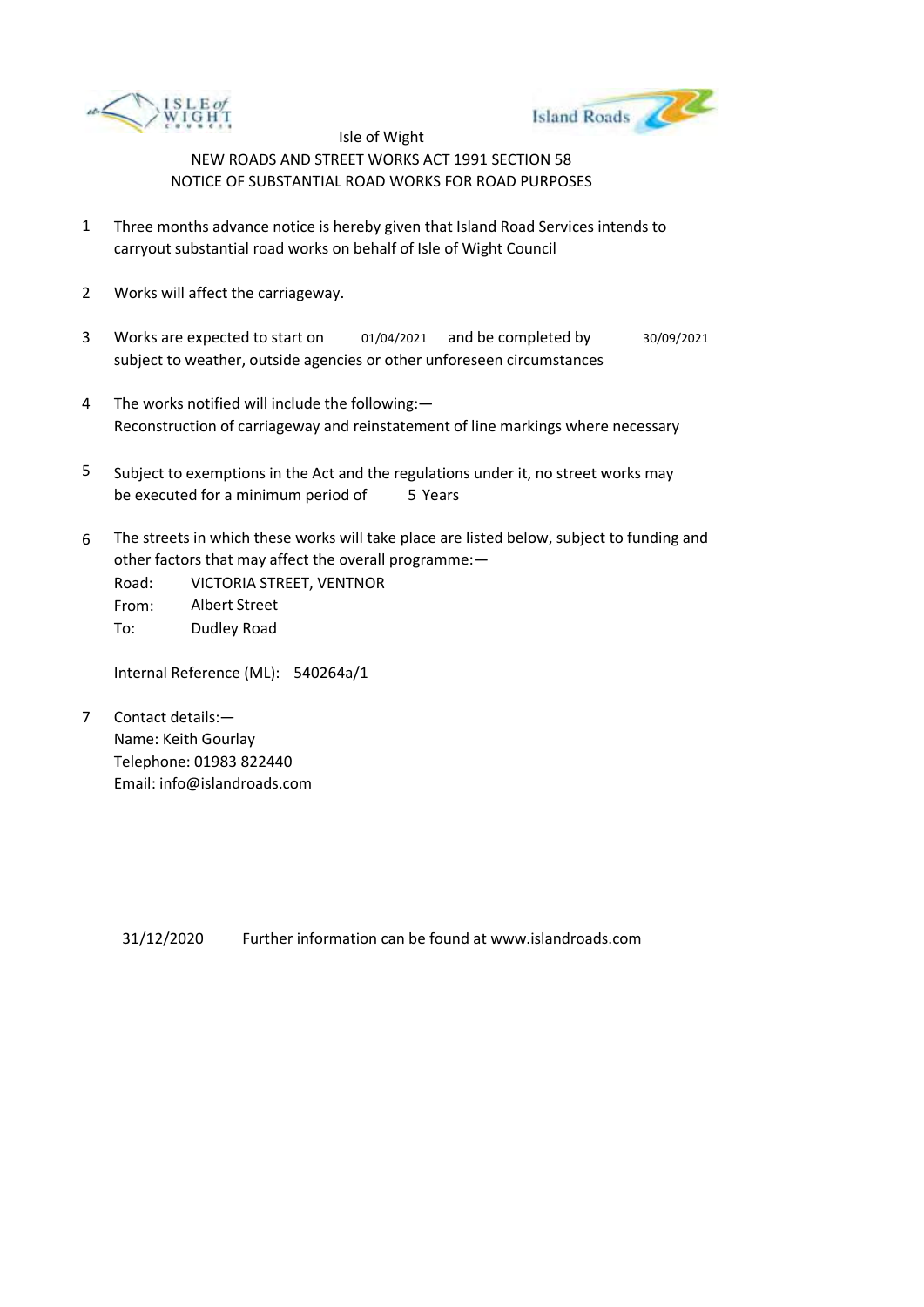Isle of Wight

NEW ROADS AND STREET WORKS ACT 1991 SECTION 58

NOTICE OF SUBSTANTIAL ROAD WORKS FOR ROAD PURPOSES

1. Three months advance notice is hereby given that Island Road Services intends to carryout substantial road works on behalf of Isle of Wight Council

2. Works will affect the carriageway.

3. Works are expected to start on 01/04/2021 and be completed by 30/09/2021 subject to weather, outside agencies or other unforeseen circumstances

4. The works notified will include the following:—
   Reconstruction of carriageway and reinstatement of line markings where necessary

5. Subject to exemptions in the Act and the regulations under it, no street works may be executed for a minimum period of 5 Years

6. The streets in which these works will take place are listed below, subject to funding and other factors that may affect the overall programme:—

   Road: VICTORIA STREET, VENTNOR
   From: Albert Street
   To: Dudley Road

   Internal Reference (ML): 540264a/1

7. Contact details:—
   Name: Keith Gourlay
   Telephone: 01983 822440
   Email: info@islandroads.com

31/12/2020 Further information can be found at www.islandroads.com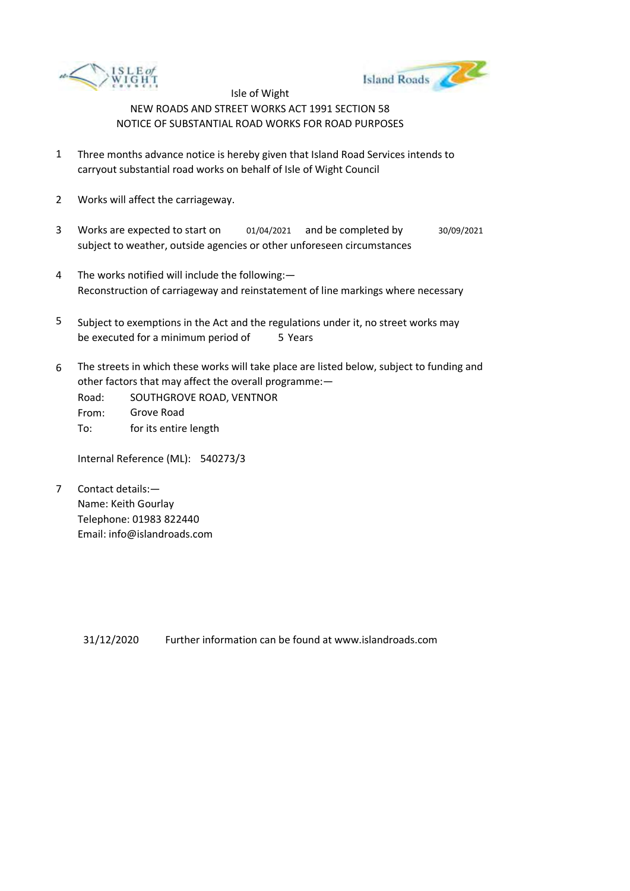Isle of Wight

NEW ROADS AND STREET WORKS ACT 1991 SECTION 58

NOTICE OF SUBSTANTIAL ROAD WORKS FOR ROAD PURPOSES

1. Three months advance notice is hereby given that Island Road Services intends to carryout substantial road works on behalf of Isle of Wight Council

2. Works will affect the carriageway.

3. Works are expected to start on 01/04/2021 and be completed by 30/09/2021 subject to weather, outside agencies or other unforeseen circumstances

4. The works notified will include the following:—
   Reconstruction of carriageway and reinstatement of line markings where necessary

5. Subject to exemptions in the Act and the regulations under it, no street works may be executed for a minimum period of 5 Years

6. The streets in which these works will take place are listed below, subject to funding and other factors that may affect the overall programme:—

   Road: SOUTHGROVE ROAD, VENTNOR
   From: Grove Road
   To: for its entire length

   Internal Reference (ML): 540273/3

7. Contact details:—
   Name: Keith Gourlay
   Telephone: 01983 822440
   Email: info@islandroads.com

31/12/2020 Further information can be found at www.islandroads.com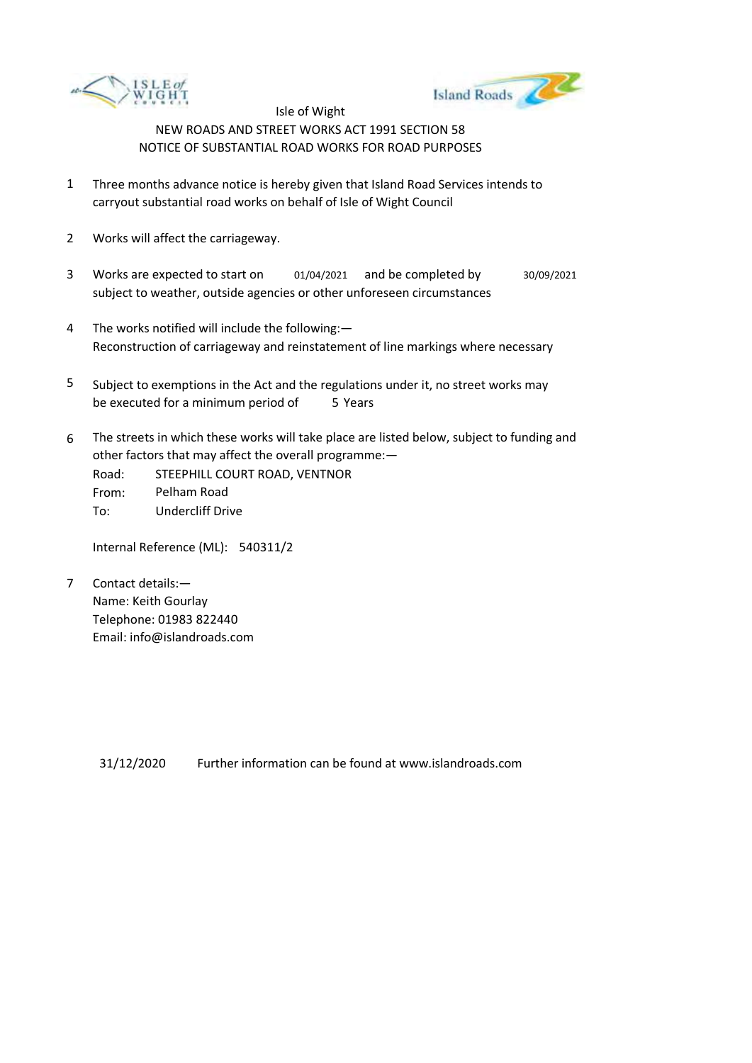Isle of Wight

NEW ROADS AND STREET WORKS ACT 1991 SECTION 58

NOTICE OF SUBSTANTIAL ROAD WORKS FOR ROAD PURPOSES

1. Three months advance notice is hereby given that Island Road Services intends to carryout substantial road works on behalf of Isle of Wight Council

2. Works will affect the carriageway.

3. Works are expected to start on 01/04/2021 and be completed by 30/09/2021 subject to weather, outside agencies or other unforeseen circumstances

4. The works notified will include the following:—
   Reconstruction of carriageway and reinstatement of line markings where necessary

5. Subject to exemptions in the Act and the regulations under it, no street works may be executed for a minimum period of 5 Years

6. The streets in which these works will take place are listed below, subject to funding and other factors that may affect the overall programme:—

   Road: STEEPHILL COURT ROAD, VENTNOR
   From: Pelham Road
   To: Undercliff Drive

   Internal Reference (ML): 540311/2

7. Contact details:—
   Name: Keith Gourlay
   Telephone: 01983 822440
   Email: info@islandroads.com

31/12/2020 Further information can be found at www.islandroads.com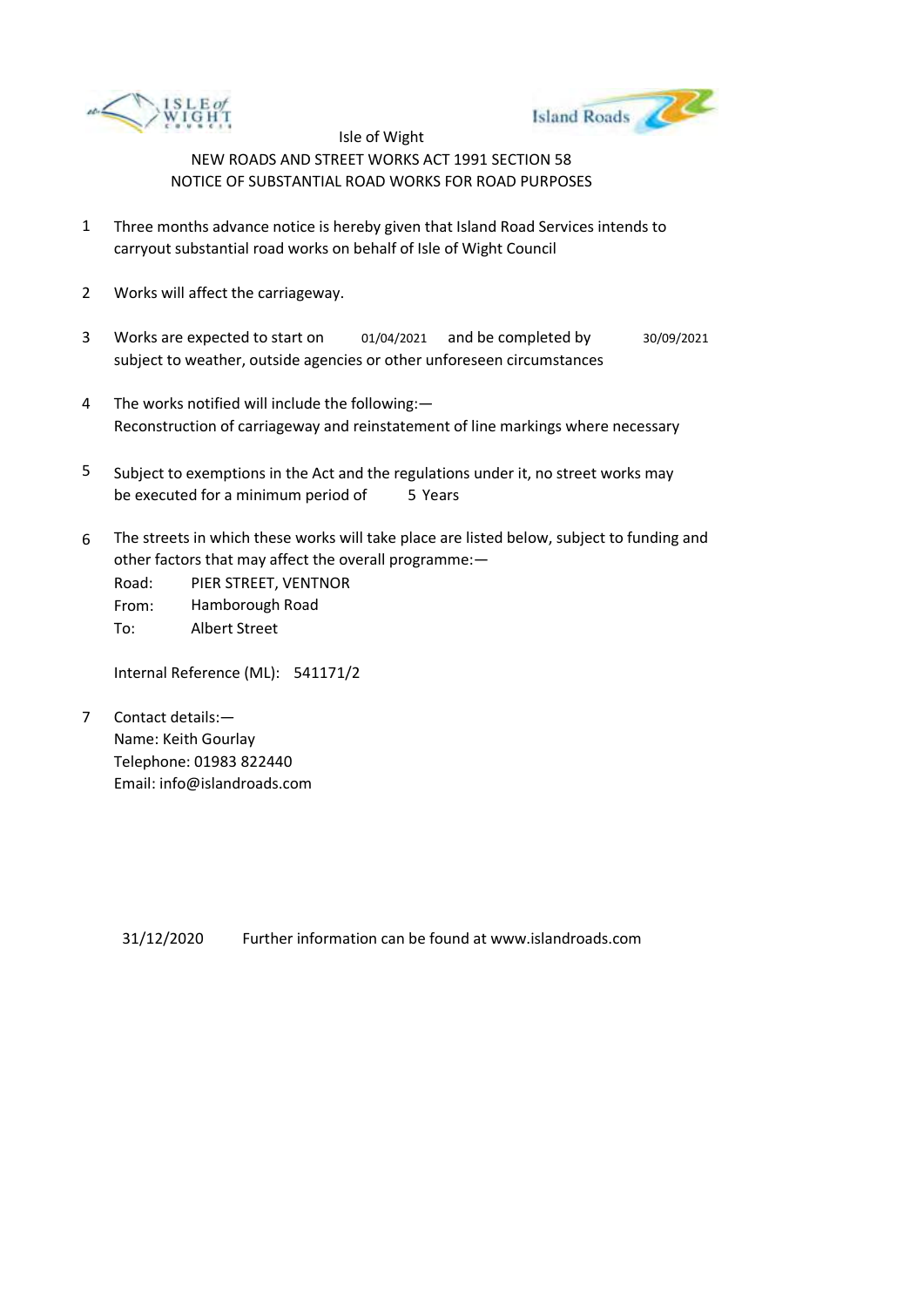Isle of Wight

NEW ROADS AND STREET WORKS ACT 1991 SECTION 58

NOTICE OF SUBSTANTIAL ROAD WORKS FOR ROAD PURPOSES

1. Three months advance notice is hereby given that Island Road Services intends to carryout substantial road works on behalf of Isle of Wight Council

2. Works will affect the carriageway.

3. Works are expected to start on 01/04/2021 and be completed by 30/09/2021 subject to weather, outside agencies or other unforeseen circumstances

4. The works notified will include the following:—
   Reconstruction of carriageway and reinstatement of line markings where necessary

5. Subject to exemptions in the Act and the regulations under it, no street works may be executed for a minimum period of 5 Years

6. The streets in which these works will take place are listed below, subject to funding and other factors that may affect the overall programme:—

   Road: PIER STREET, VENTNOR
   From: Hamborough Road
   To: Albert Street

   Internal Reference (ML): 541171/2

7. Contact details:—
   Name: Keith Gourlay
   Telephone: 01983 822440
   Email: info@islandroads.com

31/12/2020 Further information can be found at www.islandroads.com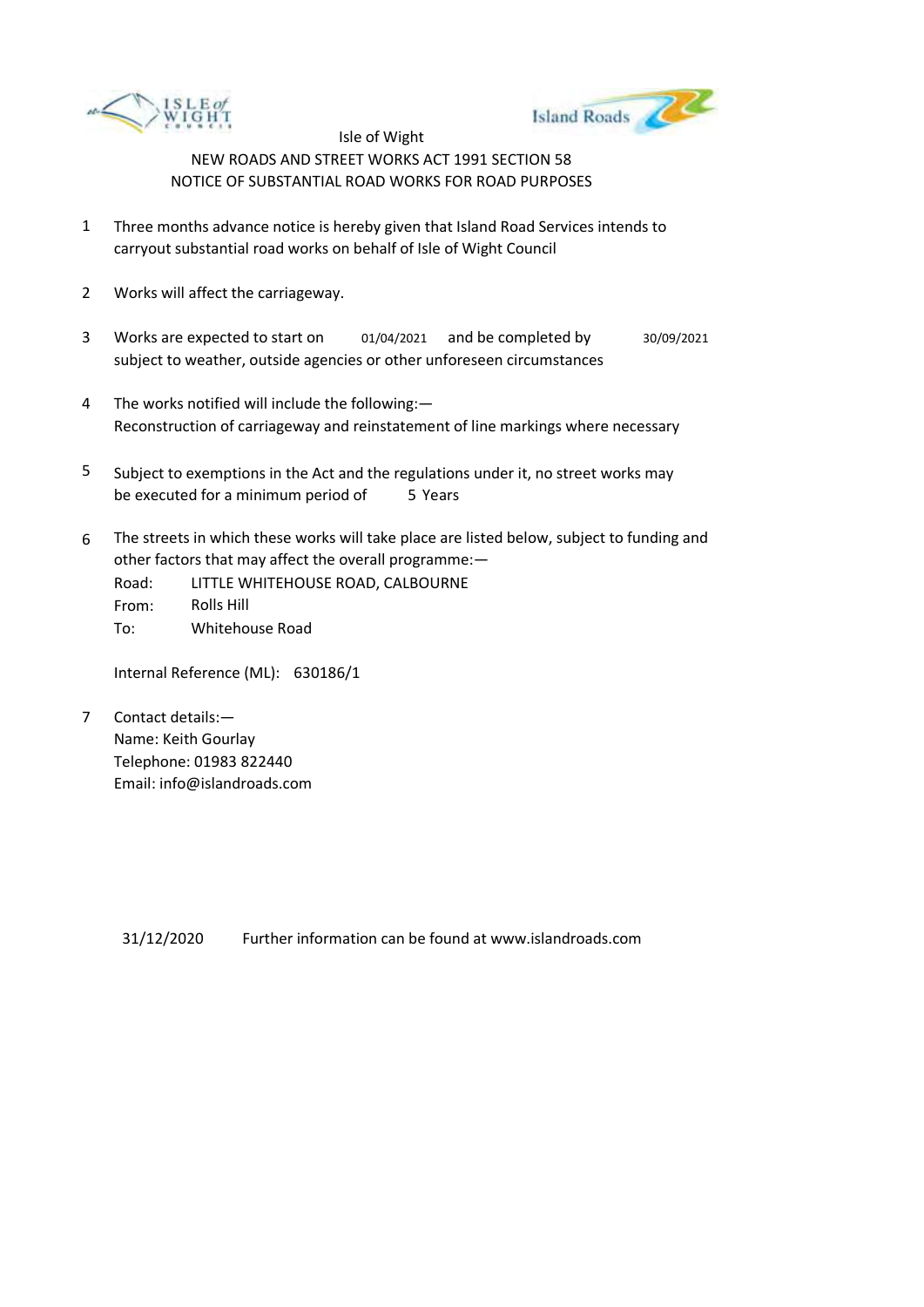Isle of Wight

NEW ROADS AND STREET WORKS ACT 1991 SECTION 58

NOTICE OF SUBSTANTIAL ROAD WORKS FOR ROAD PURPOSES

1. Three months advance notice is hereby given that Island Road Services intends to carryout substantial road works on behalf of Isle of Wight Council

2. Works will affect the carriageway.

3. Works are expected to start on 01/04/2021 and be completed by 30/09/2021 subject to weather, outside agencies or other unforeseen circumstances

4. The works notified will include the following:—
   Reconstruction of carriageway and reinstatement of line markings where necessary

5. Subject to exemptions in the Act and the regulations under it, no street works may be executed for a minimum period of 5 Years

6. The streets in which these works will take place are listed below, subject to funding and other factors that may affect the overall programme:—
   Road: LITTLE WHITEHOUSE ROAD, CALBOURNE
   From: Rolls Hill
   To: Whitehouse Road

   Internal Reference (ML): 630186/1

7. Contact details:—
   Name: Keith Gourlay
   Telephone: 01983 822440
   Email: info@islandroads.com

31/12/2020 Further information can be found at www.islandroads.com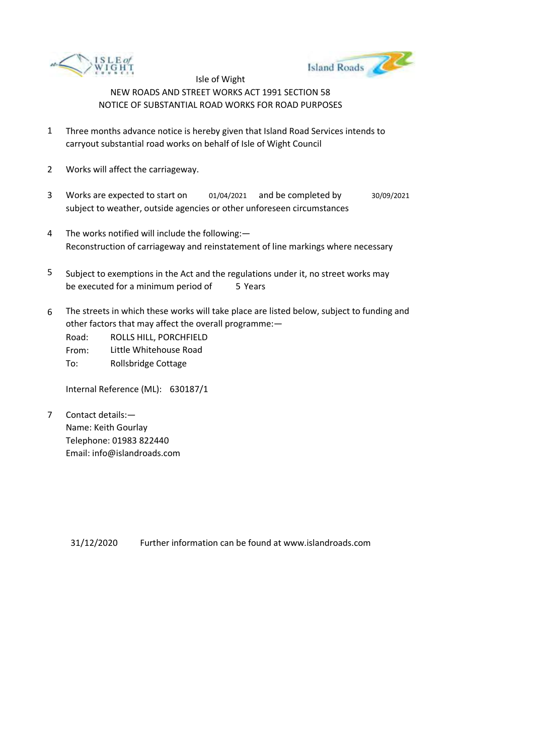Isle of Wight

NEW ROADS AND STREET WORKS ACT 1991 SECTION 58

NOTICE OF SUBSTANTIAL ROAD WORKS FOR ROAD PURPOSES

1. Three months advance notice is hereby given that Island Road Services intends to carryout substantial road works on behalf of Isle of Wight Council

2. Works will affect the carriageway.

3. Works are expected to start on 01/04/2021 and be completed by 30/09/2021 subject to weather, outside agencies or other unforeseen circumstances

4. The works notified will include the following:—
   Reconstruction of carriageway and reinstatement of line markings where necessary

5. Subject to exemptions in the Act and the regulations under it, no street works may be executed for a minimum period of 5 Years

6. The streets in which these works will take place are listed below, subject to funding and other factors that may affect the overall programme:—
   Road: ROLLS HILL, PORCHFIELD
   From: Little Whitehouse Road
   To: Rollsbridge Cottage

   Internal Reference (ML): 630187/1

7. Contact details:—
   Name: Keith Gourlay
   Telephone: 01983 822440
   Email: info@islandroads.com

31/12/2020 Further information can be found at www.islandroads.com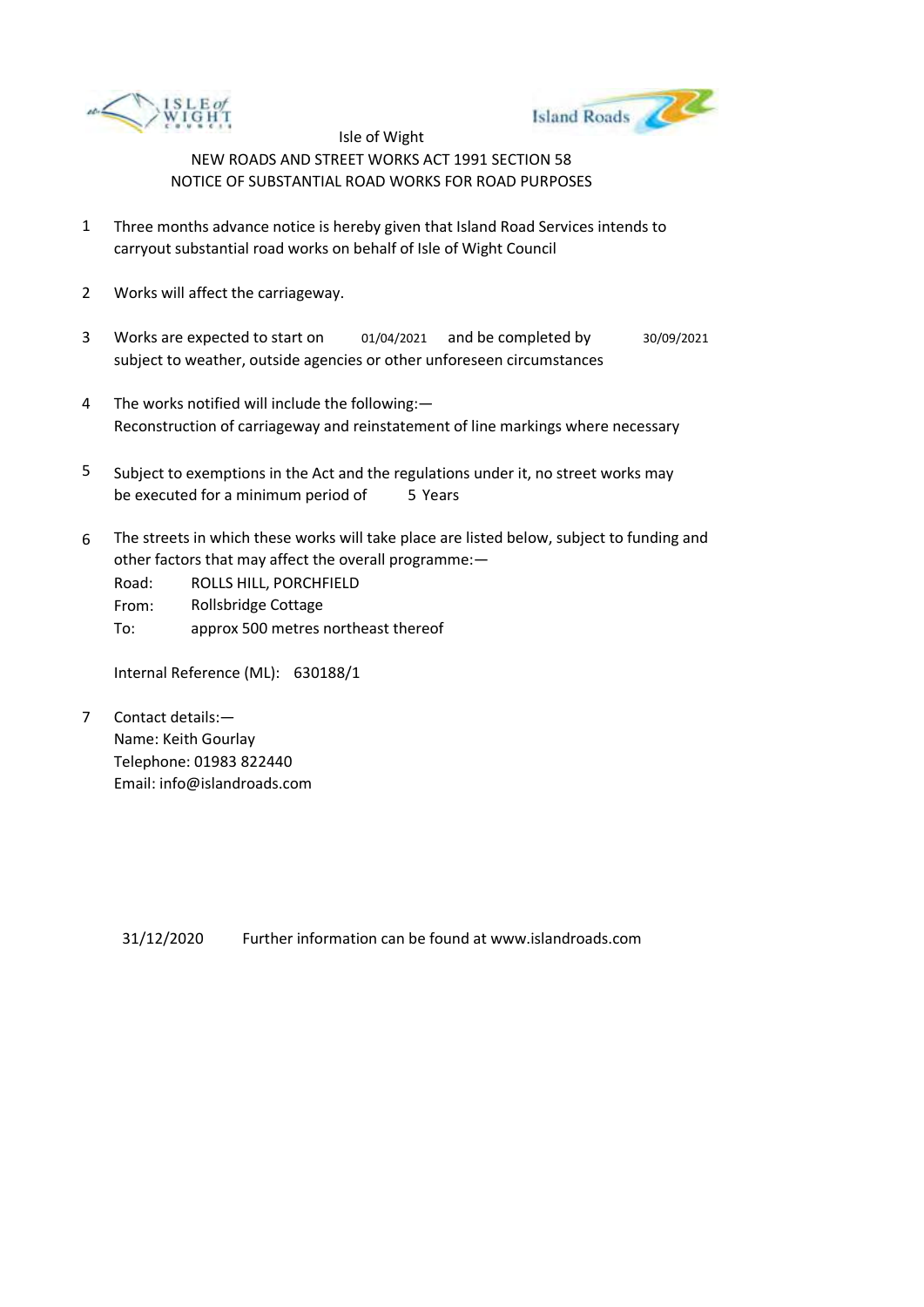Isle of Wight

NEW ROADS AND STREET WORKS ACT 1991 SECTION 58

NOTICE OF SUBSTANTIAL ROAD WORKS FOR ROAD PURPOSES

1. Three months advance notice is hereby given that Island Road Services intends to carryout substantial road works on behalf of Isle of Wight Council

2. Works will affect the carriageway.

3. Works are expected to start on 01/04/2021 and be completed by 30/09/2021 subject to weather, outside agencies or other unforeseen circumstances

4. The works notified will include the following:—
   Reconstruction of carriageway and reinstatement of line markings where necessary

5. Subject to exemptions in the Act and the regulations under it, no street works may be executed for a minimum period of 5 Years

6. The streets in which these works will take place are listed below, subject to funding and other factors that may affect the overall programme:—
   
   Road: ROLLS HILL, PORCHFIELD
   
   From: Rollsbridge Cottage
   
   To: approx 500 metres northeast thereof
   
   Internal Reference (ML): 630188/1

7. Contact details:—
   Name: Keith Gourlay
   Telephone: 01983 822440
   Email: info@islandroads.com

31/12/2020 Further information can be found at www.islandroads.com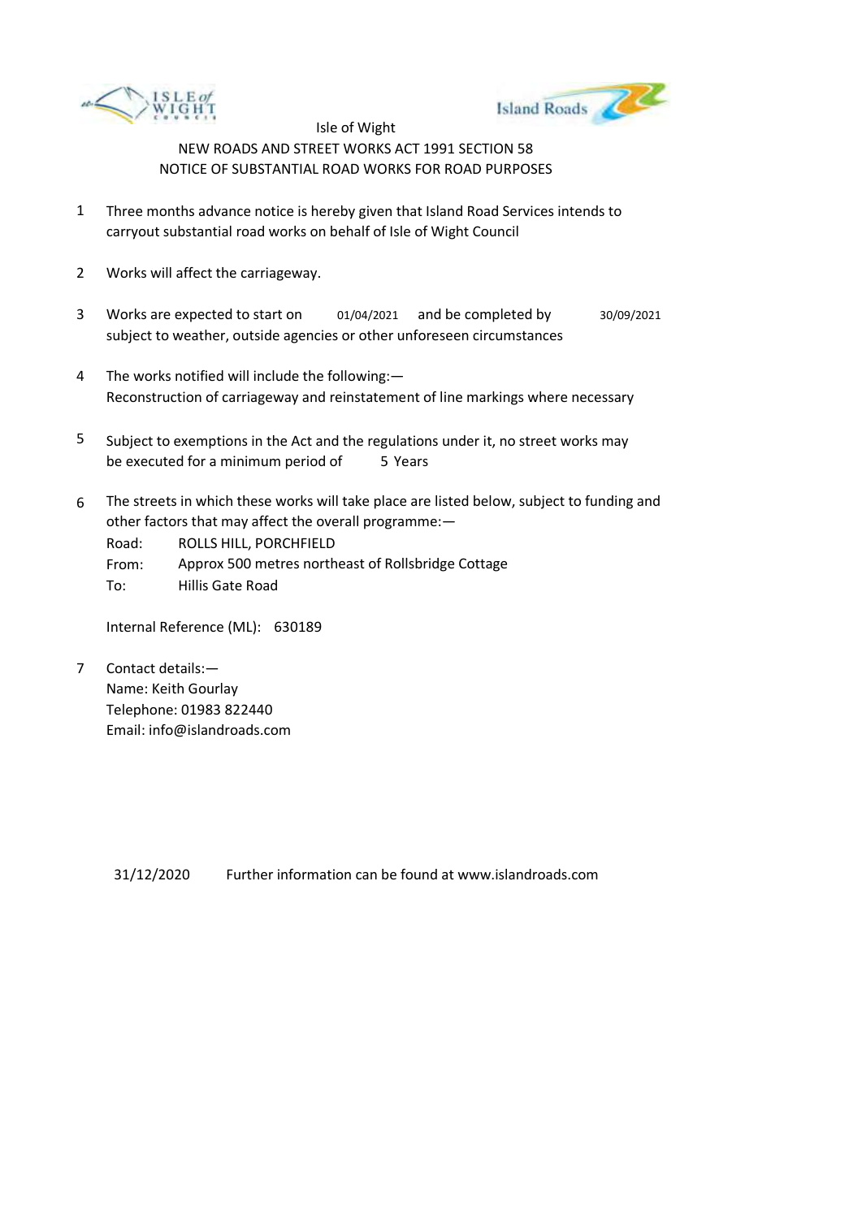Isle of Wight

NEW ROADS AND STREET WORKS ACT 1991 SECTION 58

NOTICE OF SUBSTANTIAL ROAD WORKS FOR ROAD PURPOSES

1. Three months advance notice is hereby given that Island Road Services intends to carryout substantial road works on behalf of Isle of Wight Council

2. Works will affect the carriageway.

3. Works are expected to start on 01/04/2021 and be completed by 30/09/2021 subject to weather, outside agencies or other unforeseen circumstances

4. The works notified will include the following:—
   Reconstruction of carriageway and reinstatement of line markings where necessary

5. Subject to exemptions in the Act and the regulations under it, no street works may be executed for a minimum period of 5 Years

6. The streets in which these works will take place are listed below, subject to funding and other factors that may affect the overall programme:—
   Road: ROLLS HILL, PORCHFIELD
   From: Approx 500 metres northeast of Rollsbridge Cottage
   To: Hillis Gate Road

   Internal Reference (ML): 630189

7. Contact details:—
   Name: Keith Gourlay
   Telephone: 01983 822440
   Email: info@islandroads.com

31/12/2020 Further information can be found at www.islandroads.com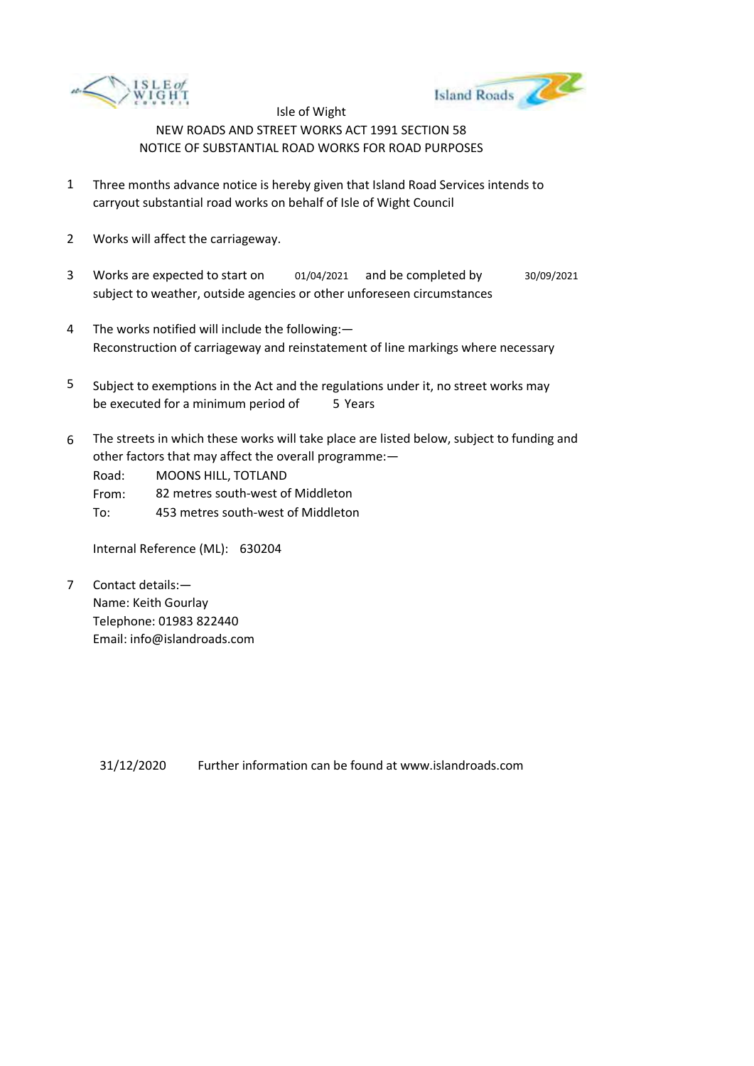Isle of Wight

NEW ROADS AND STREET WORKS ACT 1991 SECTION 58

NOTICE OF SUBSTANTIAL ROAD WORKS FOR ROAD PURPOSES

1. Three months advance notice is hereby given that Island Road Services intends to carryout substantial road works on behalf of Isle of Wight Council

2. Works will affect the carriageway.

3. Works are expected to start on 01/04/2021 and be completed by 30/09/2021 subject to weather, outside agencies or other unforeseen circumstances

4. The works notified will include the following:—
   Reconstruction of carriageway and reinstatement of line markings where necessary

5. Subject to exemptions in the Act and the regulations under it, no street works may be executed for a minimum period of 5 Years

6. The streets in which these works will take place are listed below, subject to funding and other factors that may affect the overall programme:—

   Road: MOONS HILL, TOTLAND
   From: 82 metres south-west of Middleton
   To: 453 metres south-west of Middleton

   Internal Reference (ML): 630204

7. Contact details:—
   Name: Keith Gourlay
   Telephone: 01983 822440
   Email: info@islandroads.com

31/12/2020 Further information can be found at www.islandroads.com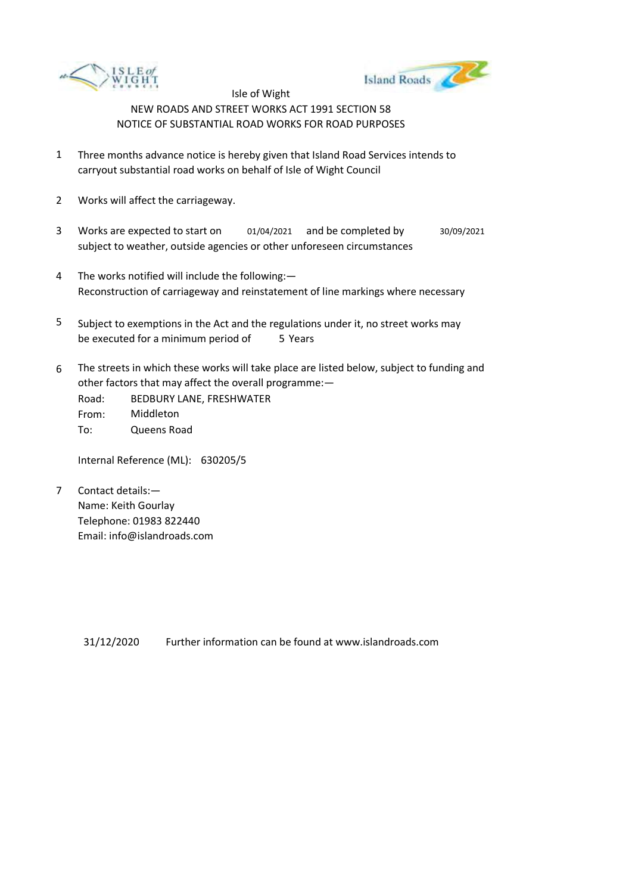Isle of Wight

NEW ROADS AND STREET WORKS ACT 1991 SECTION 58

NOTICE OF SUBSTANTIAL ROAD WORKS FOR ROAD PURPOSES

1. Three months advance notice is hereby given that Island Road Services intends to carryout substantial road works on behalf of Isle of Wight Council

2. Works will affect the carriageway.

3. Works are expected to start on 01/04/2021 and be completed by 30/09/2021 subject to weather, outside agencies or other unforeseen circumstances

4. The works notified will include the following:—
   Reconstruction of carriageway and reinstatement of line markings where necessary

5. Subject to exemptions in the Act and the regulations under it, no street works may be executed for a minimum period of 5 Years

6. The streets in which these works will take place are listed below, subject to funding and other factors that may affect the overall programme:—

   Road: BEDBURY LANE, FRESHWATER
   From: Middleton
   To: Queens Road

   Internal Reference (ML): 630205/5

7. Contact details:—
   Name: Keith Gourlay
   Telephone: 01983 822440
   Email: info@islandroads.com

31/12/2020 Further information can be found at www.islandroads.com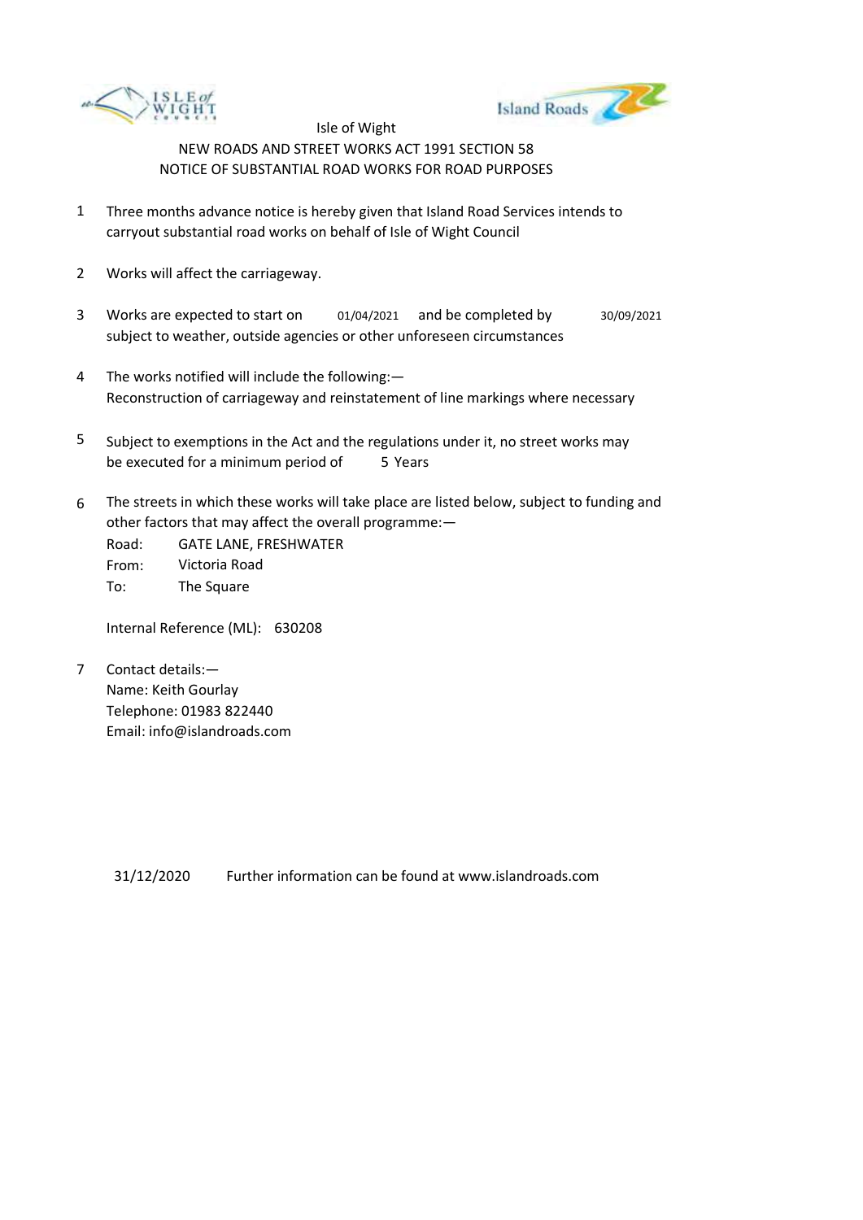Isle of Wight

NEW ROADS AND STREET WORKS ACT 1991 SECTION 58

NOTICE OF SUBSTANTIAL ROAD WORKS FOR ROAD PURPOSES

1. Three months advance notice is hereby given that Island Road Services intends to carryout substantial road works on behalf of Isle of Wight Council

2. Works will affect the carriageway.

3. Works are expected to start on 01/04/2021 and be completed by 30/09/2021 subject to weather, outside agencies or other unforeseen circumstances

4. The works notified will include the following:—
   Reconstruction of carriageway and reinstatement of line markings where necessary

5. Subject to exemptions in the Act and the regulations under it, no street works may be executed for a minimum period of 5 Years

6. The streets in which these works will take place are listed below, subject to funding and other factors that may affect the overall programme:—

   Road: GATE LANE, FRESHWATER
   From: Victoria Road
   To: The Square

   Internal Reference (ML): 630208

7. Contact details:—
   Name: Keith Gourlay
   Telephone: 01983 822440
   Email: info@islandroads.com

31/12/2020 Further information can be found at www.islandroads.com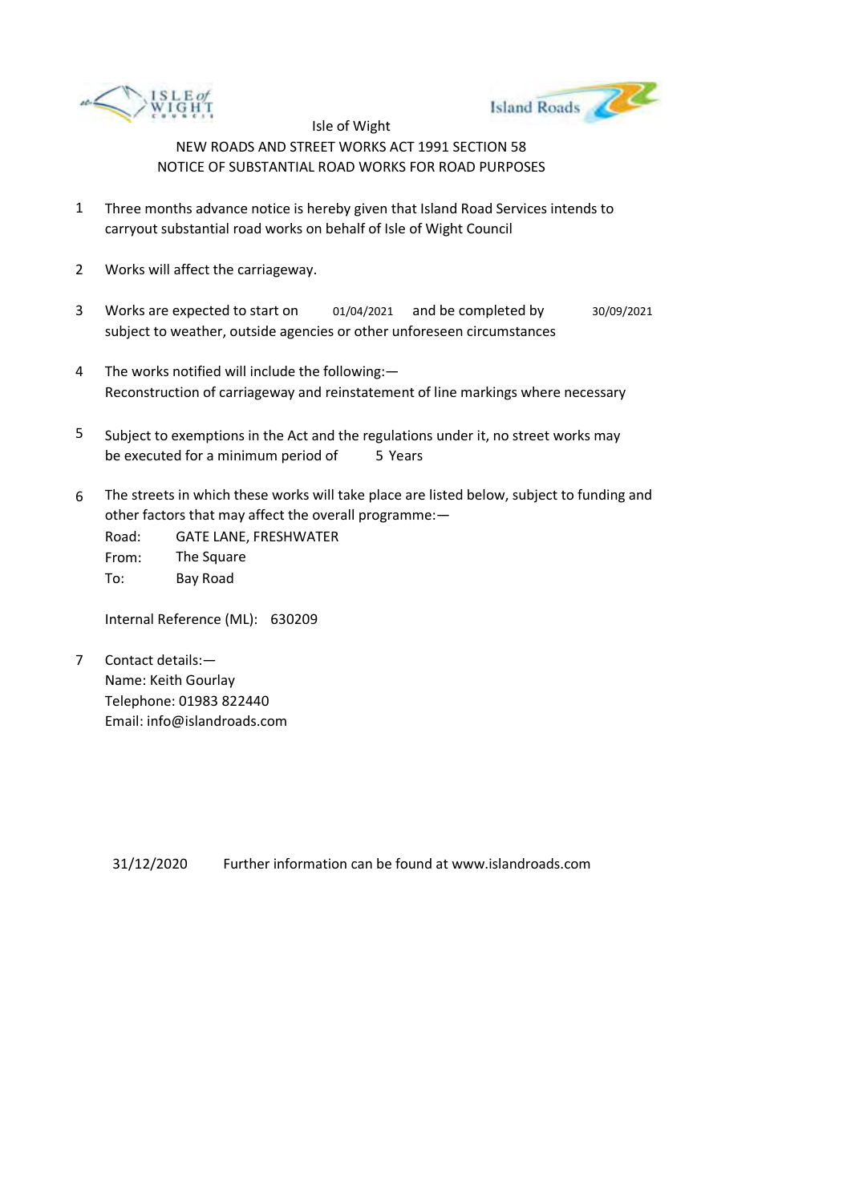Isle of Wight

NEW ROADS AND STREET WORKS ACT 1991 SECTION 58

NOTICE OF SUBSTANTIAL ROAD WORKS FOR ROAD PURPOSES

1. Three months advance notice is hereby given that Island Road Services intends to carryout substantial road works on behalf of Isle of Wight Council

2. Works will affect the carriageway.

3. Works are expected to start on 01/04/2021 and be completed by 30/09/2021 subject to weather, outside agencies or other unforeseen circumstances

4. The works notified will include the following:—
   Reconstruction of carriageway and reinstatement of line markings where necessary

5. Subject to exemptions in the Act and the regulations under it, no street works may be executed for a minimum period of 5 Years

6. The streets in which these works will take place are listed below, subject to funding and other factors that may affect the overall programme:—

   Road: GATE LANE, FRESHWATER
   From: The Square
   To: Bay Road

   Internal Reference (ML): 630209

7. Contact details:—
   Name: Keith Gourlay
   Telephone: 01983 822440
   Email: info@islandroads.com

31/12/2020 Further information can be found at www.islandroads.com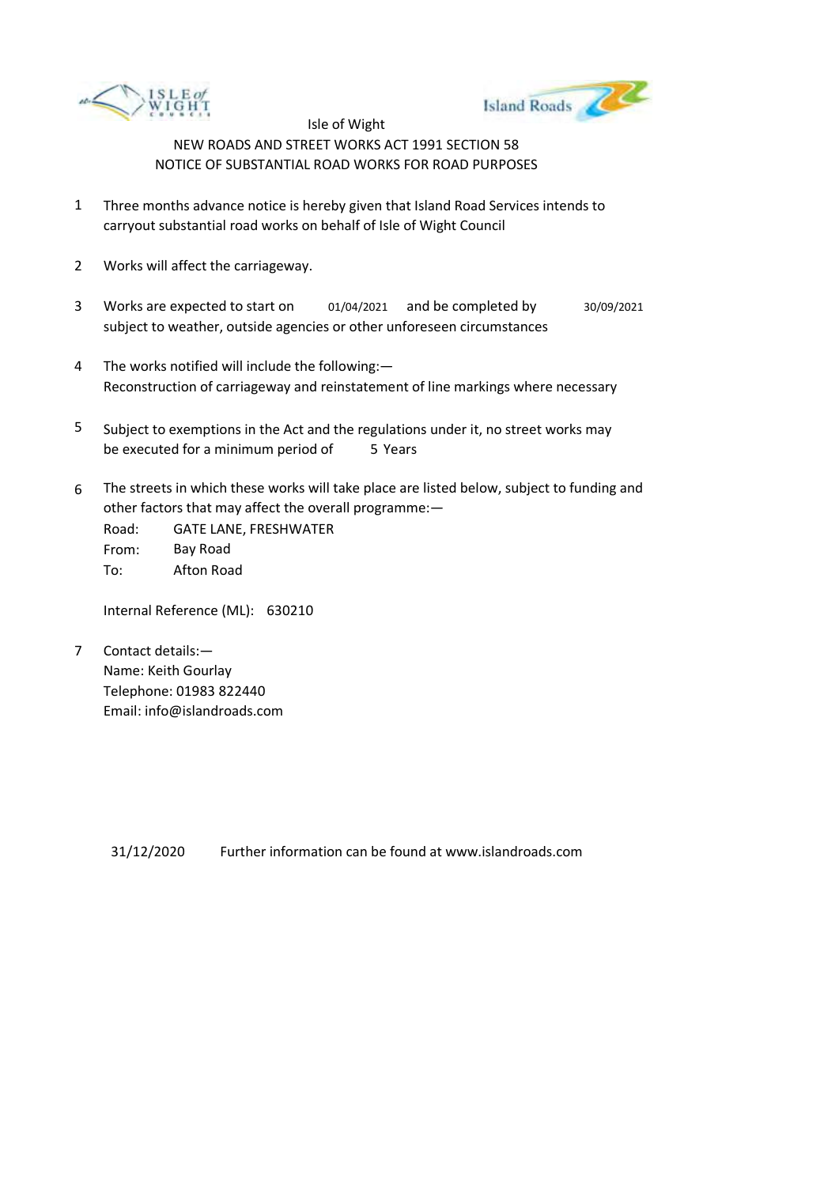Isle of Wight

NEW ROADS AND STREET WORKS ACT 1991 SECTION 58

NOTICE OF SUBSTANTIAL ROAD WORKS FOR ROAD PURPOSES

1. Three months advance notice is hereby given that Island Road Services intends to carryout substantial road works on behalf of Isle of Wight Council

2. Works will affect the carriageway.

3. Works are expected to start on 01/04/2021 and be completed by 30/09/2021 subject to weather, outside agencies or other unforeseen circumstances

4. The works notified will include the following:—
   Reconstruction of carriageway and reinstatement of line markings where necessary

5. Subject to exemptions in the Act and the regulations under it, no street works may be executed for a minimum period of 5 Years

6. The streets in which these works will take place are listed below, subject to funding and other factors that may affect the overall programme:—

   Road: GATE LANE, FRESHWATER
   From: Bay Road
   To: Afton Road

   Internal Reference (ML): 630210

7. Contact details:—
   Name: Keith Gourlay
   Telephone: 01983 822440
   Email: info@islandroads.com

31/12/2020 Further information can be found at www.islandroads.com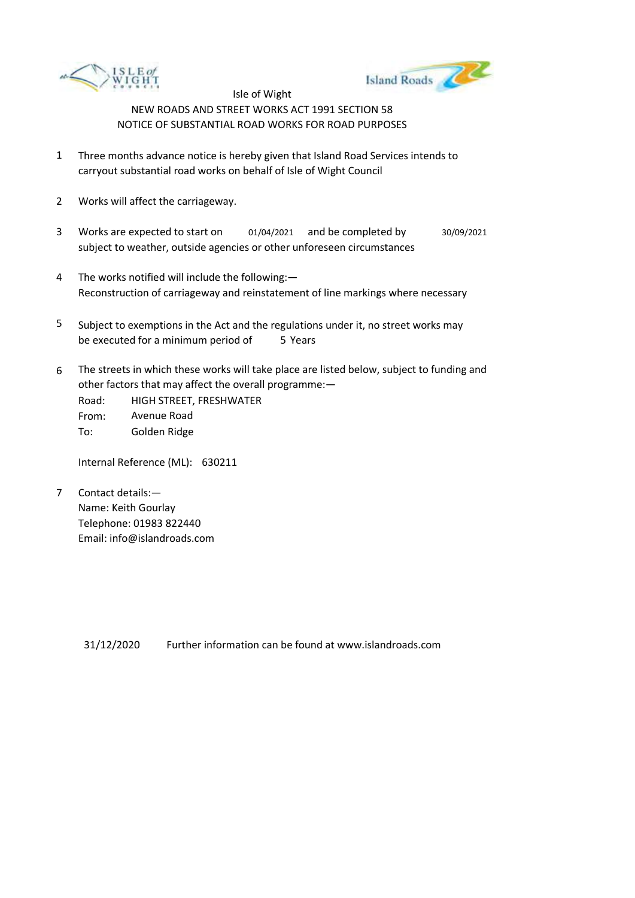Isle of Wight

NEW ROADS AND STREET WORKS ACT 1991 SECTION 58

NOTICE OF SUBSTANTIAL ROAD WORKS FOR ROAD PURPOSES

1. Three months advance notice is hereby given that Island Road Services intends to carryout substantial road works on behalf of Isle of Wight Council

2. Works will affect the carriageway.

3. Works are expected to start on 01/04/2021 and be completed by 30/09/2021 subject to weather, outside agencies or other unforeseen circumstances

4. The works notified will include the following:—
   Reconstruction of carriageway and reinstatement of line markings where necessary

5. Subject to exemptions in the Act and the regulations under it, no street works may be executed for a minimum period of 5 Years

6. The streets in which these works will take place are listed below, subject to funding and other factors that may affect the overall programme:—
   Road: HIGH STREET, FRESHWATER
   From: Avenue Road
   To: Golden Ridge

   Internal Reference (ML): 630211

7. Contact details:—
   Name: Keith Gourlay
   Telephone: 01983 822440
   Email: info@islandroads.com

31/12/2020 Further information can be found at www.islandroads.com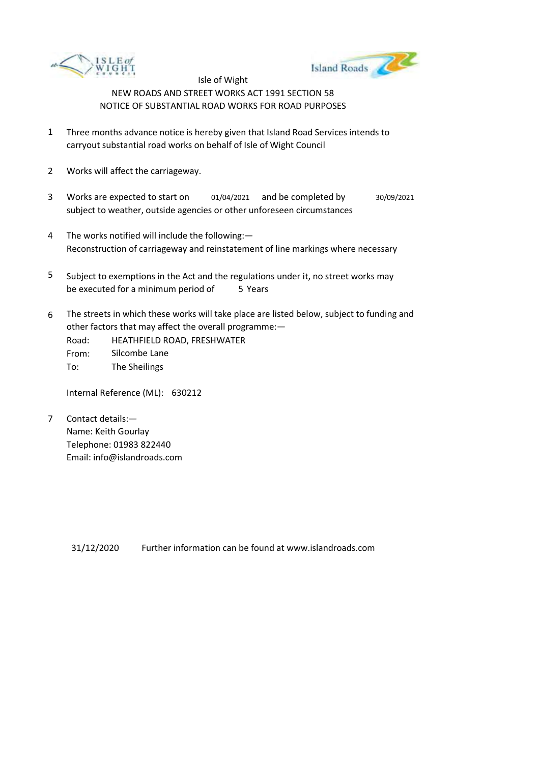Isle of Wight

NEW ROADS AND STREET WORKS ACT 1991 SECTION 58

NOTICE OF SUBSTANTIAL ROAD WORKS FOR ROAD PURPOSES

1. Three months advance notice is hereby given that Island Road Services intends to carryout substantial road works on behalf of Isle of Wight Council

2. Works will affect the carriageway.

3. Works are expected to start on 01/04/2021 and be completed by 30/09/2021 subject to weather, outside agencies or other unforeseen circumstances

4. The works notified will include the following:—
   Reconstruction of carriageway and reinstatement of line markings where necessary

5. Subject to exemptions in the Act and the regulations under it, no street works may be executed for a minimum period of 5 Years

6. The streets in which these works will take place are listed below, subject to funding and other factors that may affect the overall programme:—

   Road: HEATHFIELD ROAD, FRESHWATER
   From: Silcombe Lane
   To: The Sheilings

   Internal Reference (ML): 630212

7. Contact details:—
   Name: Keith Gourlay
   Telephone: 01983 822440
   Email: info@islandroads.com

31/12/2020 Further information can be found at www.islandroads.com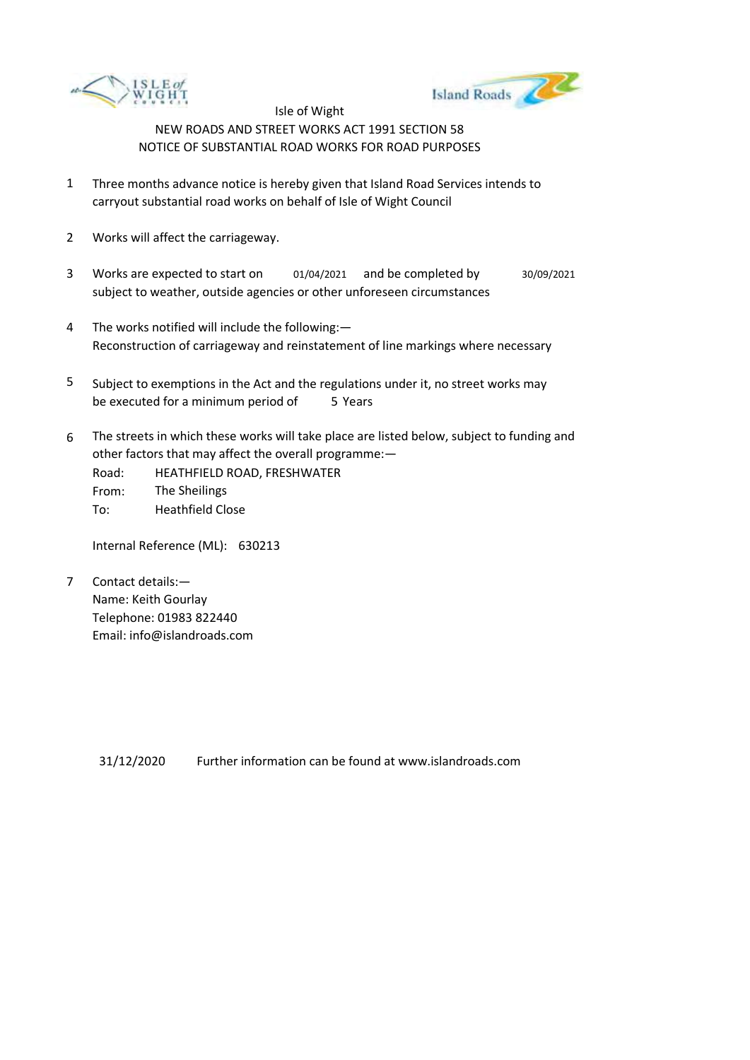Isle of Wight

NEW ROADS AND STREET WORKS ACT 1991 SECTION 58

NOTICE OF SUBSTANTIAL ROAD WORKS FOR ROAD PURPOSES

1. Three months advance notice is hereby given that Island Road Services intends to carryout substantial road works on behalf of Isle of Wight Council

2. Works will affect the carriageway.

3. Works are expected to start on 01/04/2021 and be completed by 30/09/2021 subject to weather, outside agencies or other unforeseen circumstances

4. The works notified will include the following:—
   Reconstruction of carriageway and reinstatement of line markings where necessary

5. Subject to exemptions in the Act and the regulations under it, no street works may be executed for a minimum period of 5 Years

6. The streets in which these works will take place are listed below, subject to funding and other factors that may affect the overall programme:—

   Road: HEATHFIELD ROAD, FRESHWATER
   From: The Sheilings
   To: Heathfield Close

   Internal Reference (ML): 630213

7. Contact details:—
   Name: Keith Gourlay
   Telephone: 01983 822440
   Email: info@islandroads.com

31/12/2020 Further information can be found at www.islandroads.com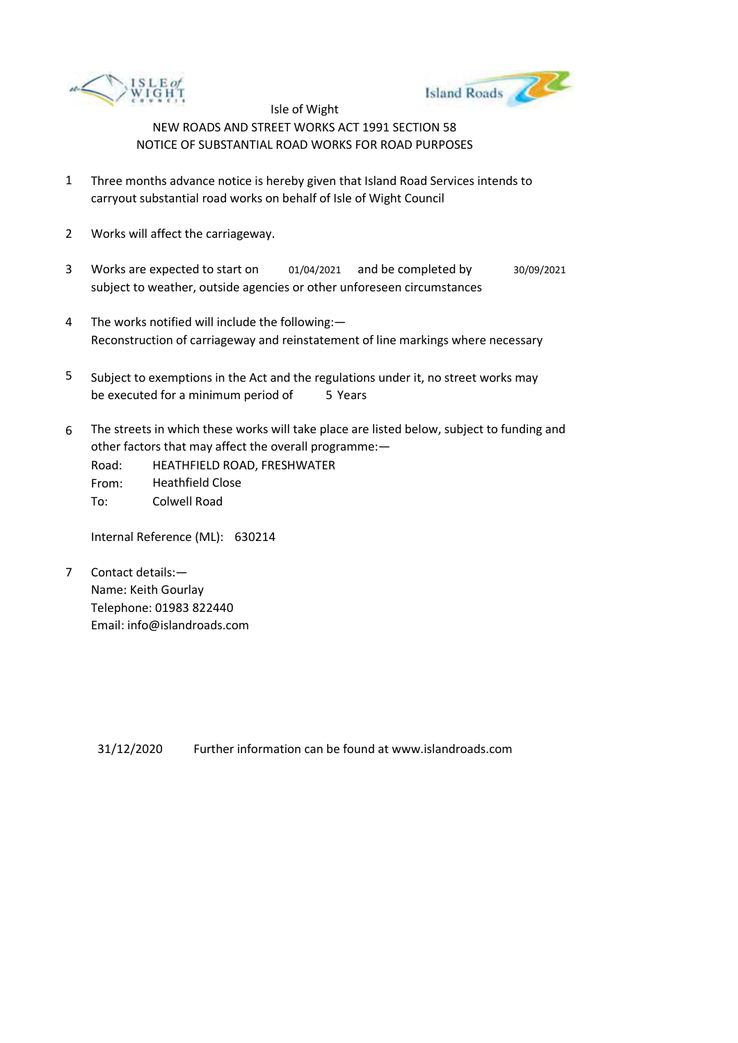Isle of Wight

NEW ROADS AND STREET WORKS ACT 1991 SECTION 58

NOTICE OF SUBSTANTIAL ROAD WORKS FOR ROAD PURPOSES

1. Three months advance notice is hereby given that Island Road Services intends to carryout substantial road works on behalf of Isle of Wight Council

2. Works will affect the carriageway.

3. Works are expected to start on 01/04/2021 and be completed by 30/09/2021 subject to weather, outside agencies or other unforeseen circumstances

4. The works notified will include the following:—
   Reconstruction of carriageway and reinstatement of line markings where necessary

5. Subject to exemptions in the Act and the regulations under it, no street works may be executed for a minimum period of 5 Years

6. The streets in which these works will take place are listed below, subject to funding and other factors that may affect the overall programme:—

   Road: HEATHFIELD ROAD, FRESHWATER
   From: Heathfield Close
   To: Colwell Road

   Internal Reference (ML): 630214

7. Contact details:—
   Name: Keith Gourlay
   Telephone: 01983 822440
   Email: info@islandroads.com

31/12/2020 Further information can be found at www.islandroads.com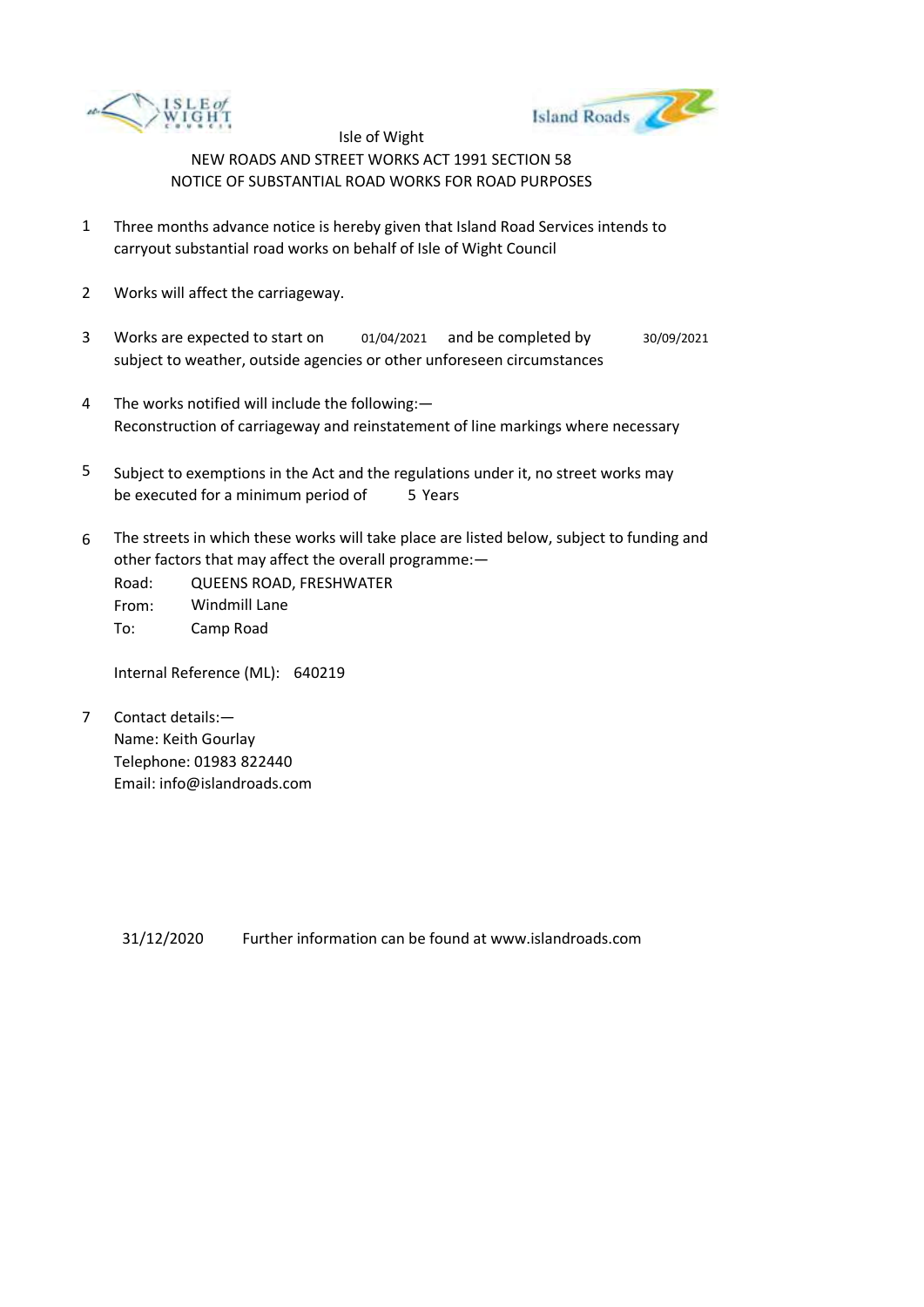Isle of Wight

NEW ROADS AND STREET WORKS ACT 1991 SECTION 58

NOTICE OF SUBSTANTIAL ROAD WORKS FOR ROAD PURPOSES

1. Three months advance notice is hereby given that Island Road Services intends to carryout substantial road works on behalf of Isle of Wight Council

2. Works will affect the carriageway.

3. Works are expected to start on 01/04/2021 and be completed by 30/09/2021 subject to weather, outside agencies or other unforeseen circumstances

4. The works notified will include the following:—
   Reconstruction of carriageway and reinstatement of line markings where necessary

5. Subject to exemptions in the Act and the regulations under it, no street works may be executed for a minimum period of 5 Years

6. The streets in which these works will take place are listed below, subject to funding and other factors that may affect the overall programme:—
   Road: QUEENS ROAD, FRESHWATER
   From: Windmill Lane
   To: Camp Road

   Internal Reference (ML): 640219

7. Contact details:—
   Name: Keith Gourlay
   Telephone: 01983 822440
   Email: info@islandroads.com

31/12/2020 Further information can be found at www.islandroads.com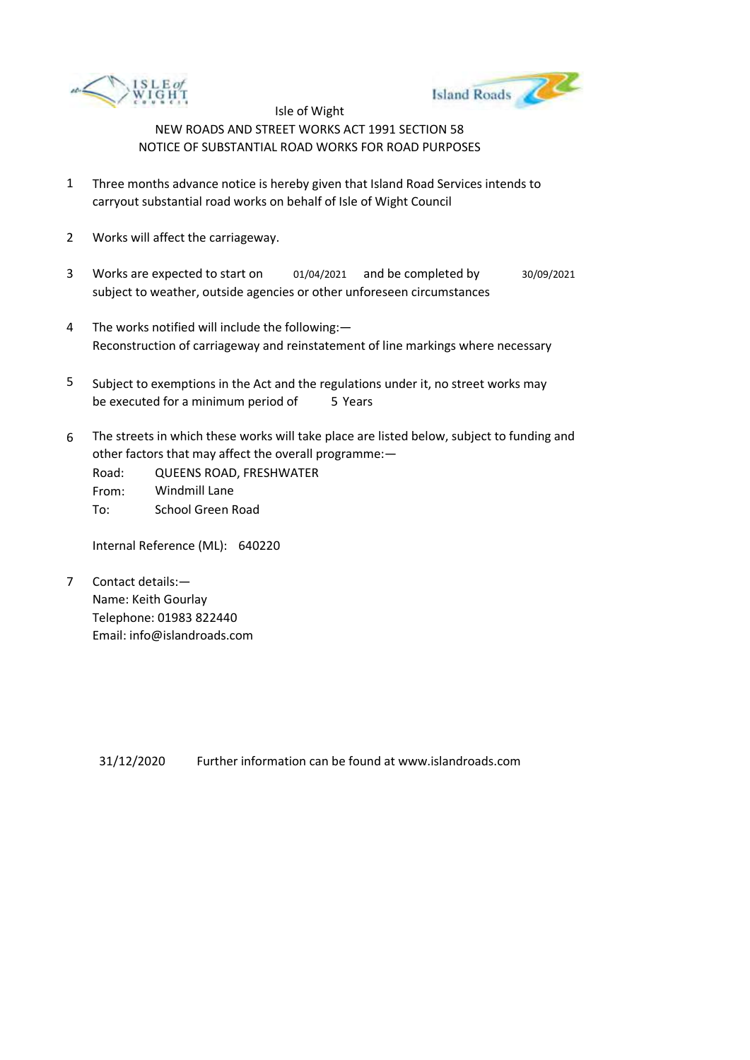Isle of Wight

NEW ROADS AND STREET WORKS ACT 1991 SECTION 58

NOTICE OF SUBSTANTIAL ROAD WORKS FOR ROAD PURPOSES

1. Three months advance notice is hereby given that Island Road Services intends to carryout substantial road works on behalf of Isle of Wight Council

2. Works will affect the carriageway.

3. Works are expected to start on 01/04/2021 and be completed by 30/09/2021 subject to weather, outside agencies or other unforeseen circumstances

4. The works notified will include the following:—
   Reconstruction of carriageway and reinstatement of line markings where necessary

5. Subject to exemptions in the Act and the regulations under it, no street works may be executed for a minimum period of 5 Years

6. The streets in which these works will take place are listed below, subject to funding and other factors that may affect the overall programme:—

   Road: QUEENS ROAD, FRESHWATER
   From: Windmill Lane
   To: School Green Road

   Internal Reference (ML): 640220

7. Contact details:—
   Name: Keith Gourlay
   Telephone: 01983 822440
   Email: info@islandroads.com

31/12/2020 Further information can be found at www.islandroads.com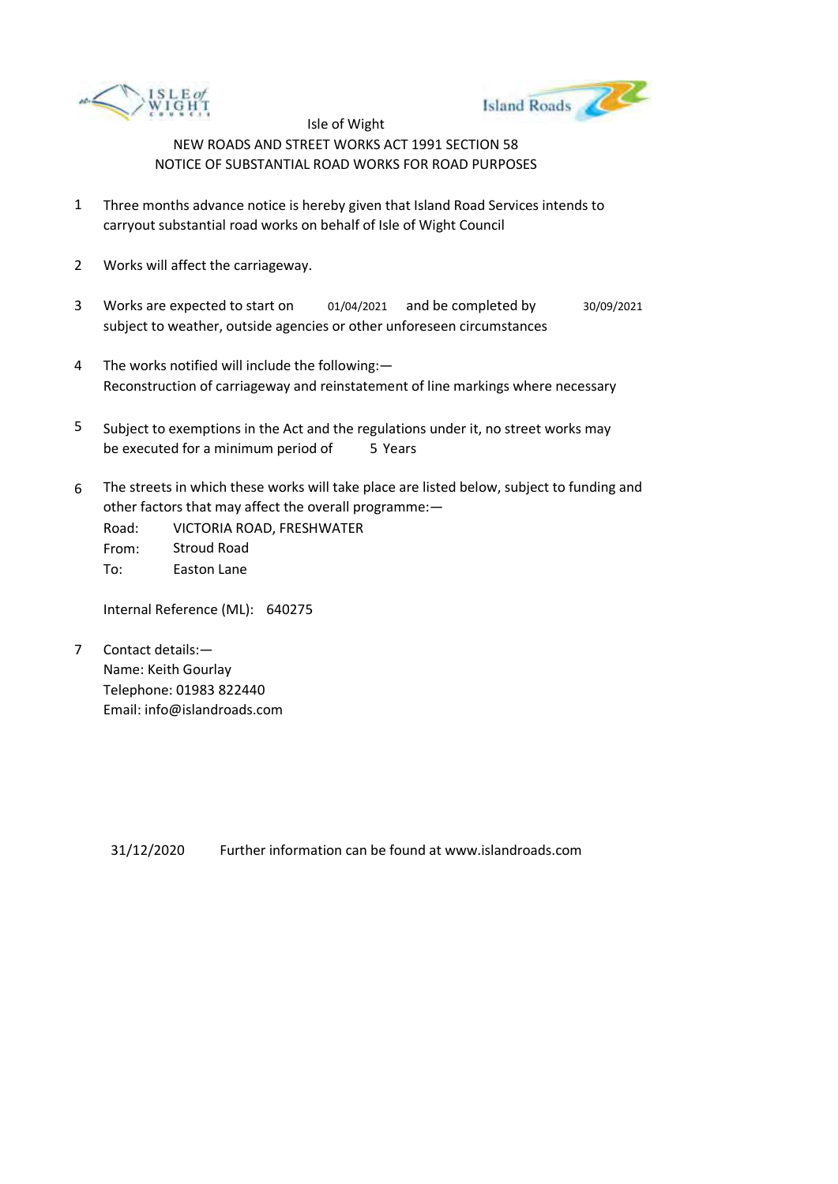Isle of Wight

NEW ROADS AND STREET WORKS ACT 1991 SECTION 58

NOTICE OF SUBSTANTIAL ROAD WORKS FOR ROAD PURPOSES

1. Three months advance notice is hereby given that Island Road Services intends to carryout substantial road works on behalf of Isle of Wight Council

2. Works will affect the carriageway.

3. Works are expected to start on 01/04/2021 and be completed by 30/09/2021 subject to weather, outside agencies or other unforeseen circumstances

4. The works notified will include the following:—
   Reconstruction of carriageway and reinstatement of line markings where necessary

5. Subject to exemptions in the Act and the regulations under it, no street works may be executed for a minimum period of 5 Years

6. The streets in which these works will take place are listed below, subject to funding and other factors that may affect the overall programme:—

   Road: VICTORIA ROAD, FRESHWATER
   From: Stroud Road
   To: Easton Lane

   Internal Reference (ML): 640275

7. Contact details:—
   Name: Keith Gourlay
   Telephone: 01983 822440
   Email: info@islandroads.com

31/12/2020 Further information can be found at www.islandroads.com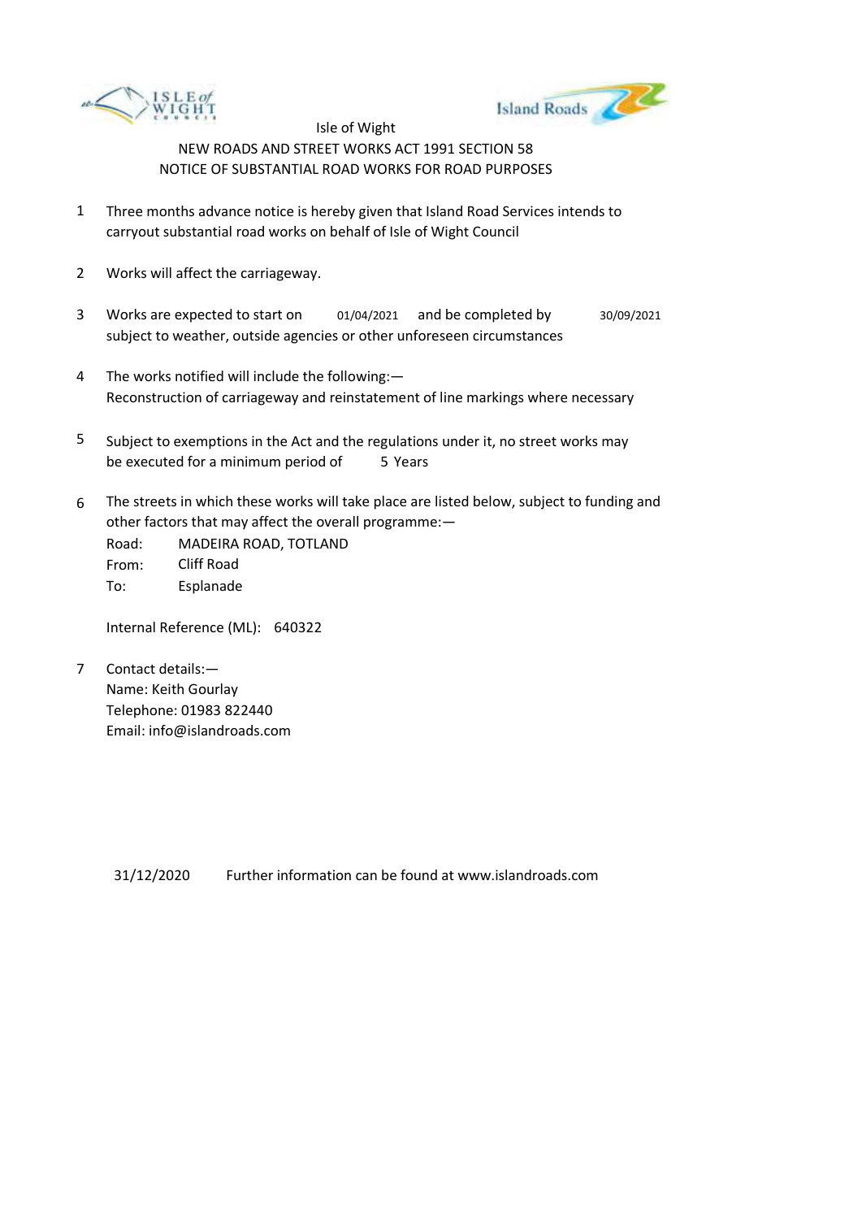Isle of Wight

NEW ROADS AND STREET WORKS ACT 1991 SECTION 58

NOTICE OF SUBSTANTIAL ROAD WORKS FOR ROAD PURPOSES

1. Three months advance notice is hereby given that Island Road Services intends to carryout substantial road works on behalf of Isle of Wight Council

2. Works will affect the carriageway.

3. Works are expected to start on 01/04/2021 and be completed by 30/09/2021 subject to weather, outside agencies or other unforeseen circumstances

4. The works notified will include the following:—
   Reconstruction of carriageway and reinstatement of line markings where necessary

5. Subject to exemptions in the Act and the regulations under it, no street works may be executed for a minimum period of 5 Years

6. The streets in which these works will take place are listed below, subject to funding and other factors that may affect the overall programme:—

   Road: MADEIRA ROAD, TOTLAND
   From: Cliff Road
   To: Esplanade

   Internal Reference (ML): 640322

7. Contact details:—
   Name: Keith Gourlay
   Telephone: 01983 822440
   Email: info@islandroads.com

31/12/2020 Further information can be found at www.islandroads.com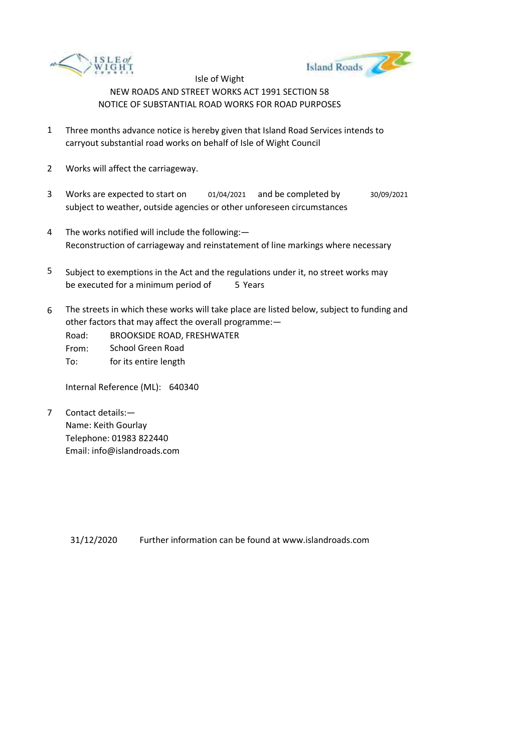Isle of Wight

NEW ROADS AND STREET WORKS ACT 1991 SECTION 58

NOTICE OF SUBSTANTIAL ROAD WORKS FOR ROAD PURPOSES

1. Three months advance notice is hereby given that Island Road Services intends to carryout substantial road works on behalf of Isle of Wight Council

2. Works will affect the carriageway.

3. Works are expected to start on 01/04/2021 and be completed by 30/09/2021 subject to weather, outside agencies or other unforeseen circumstances

4. The works notified will include the following:—
   Reconstruction of carriageway and reinstatement of line markings where necessary

5. Subject to exemptions in the Act and the regulations under it, no street works may be executed for a minimum period of 5 Years

6. The streets in which these works will take place are listed below, subject to funding and other factors that may affect the overall programme:—
   Road: BROOKSIDE ROAD, FRESHWATER
   From: School Green Road
   To: for its entire length

   Internal Reference (ML): 640340

7. Contact details:—
   Name: Keith Gourlay
   Telephone: 01983 822440
   Email: info@islandroads.com

31/12/2020 Further information can be found at www.islandroads.com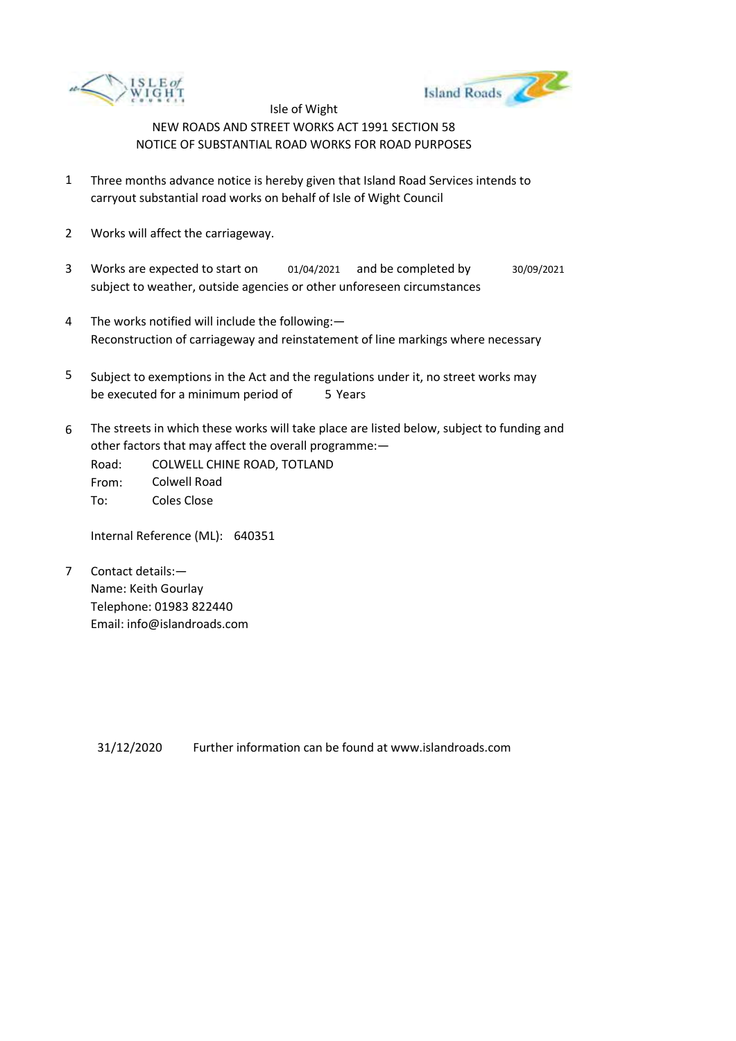Isle of Wight

NEW ROADS AND STREET WORKS ACT 1991 SECTION 58

NOTICE OF SUBSTANTIAL ROAD WORKS FOR ROAD PURPOSES

1. Three months advance notice is hereby given that Island Road Services intends to carryout substantial road works on behalf of Isle of Wight Council

2. Works will affect the carriageway.

3. Works are expected to start on 01/04/2021 and be completed by 30/09/2021 subject to weather, outside agencies or other unforeseen circumstances

4. The works notified will include the following:—
   Reconstruction of carriageway and reinstatement of line markings where necessary

5. Subject to exemptions in the Act and the regulations under it, no street works may be executed for a minimum period of 5 Years

6. The streets in which these works will take place are listed below, subject to funding and other factors that may affect the overall programme:—

   Road: COLWELL CHINE ROAD, TOTLAND
   From: Colwell Road
   To: Coles Close

   Internal Reference (ML): 640351

7. Contact details:—
   Name: Keith Gourlay
   Telephone: 01983 822440
   Email: info@islandroads.com

31/12/2020 Further information can be found at www.islandroads.com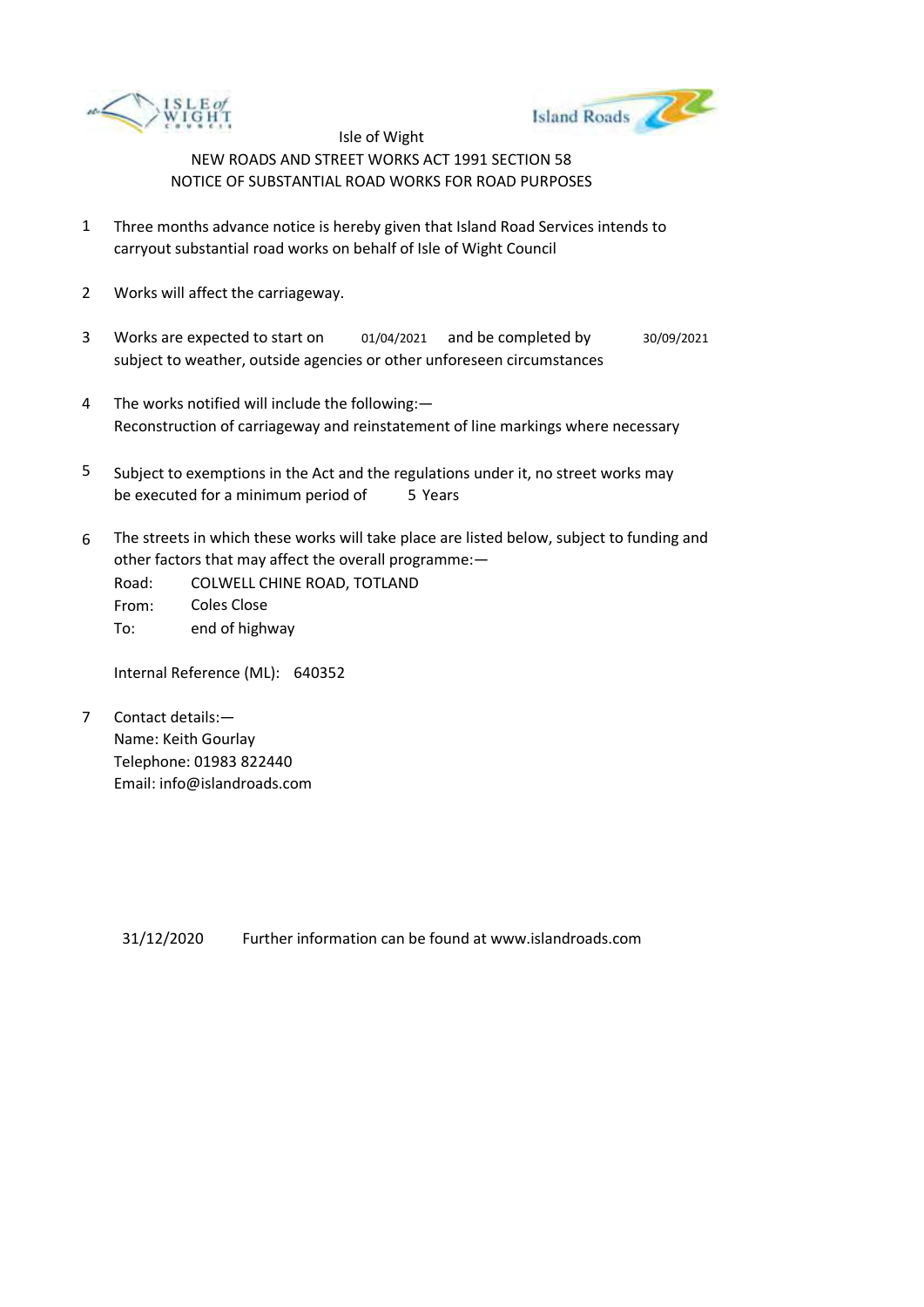Isle of Wight

NEW ROADS AND STREET WORKS ACT 1991 SECTION 58

NOTICE OF SUBSTANTIAL ROAD WORKS FOR ROAD PURPOSES

1. Three months advance notice is hereby given that Island Road Services intends to carryout substantial road works on behalf of Isle of Wight Council

2. Works will affect the carriageway.

3. Works are expected to start on 01/04/2021 and be completed by 30/09/2021 subject to weather, outside agencies or other unforeseen circumstances

4. The works notified will include the following:—
   Reconstruction of carriageway and reinstatement of line markings where necessary

5. Subject to exemptions in the Act and the regulations under it, no street works may be executed for a minimum period of 5 Years

6. The streets in which these works will take place are listed below, subject to funding and other factors that may affect the overall programme:—
   Road: COLWELL CHINE ROAD, TOTLAND
   From: Coles Close
   To: end of highway

   Internal Reference (ML): 640352

7. Contact details:—
   Name: Keith Gourlay
   Telephone: 01983 822440
   Email: info@islandroads.com

31/12/2020 Further information can be found at www.islandroads.com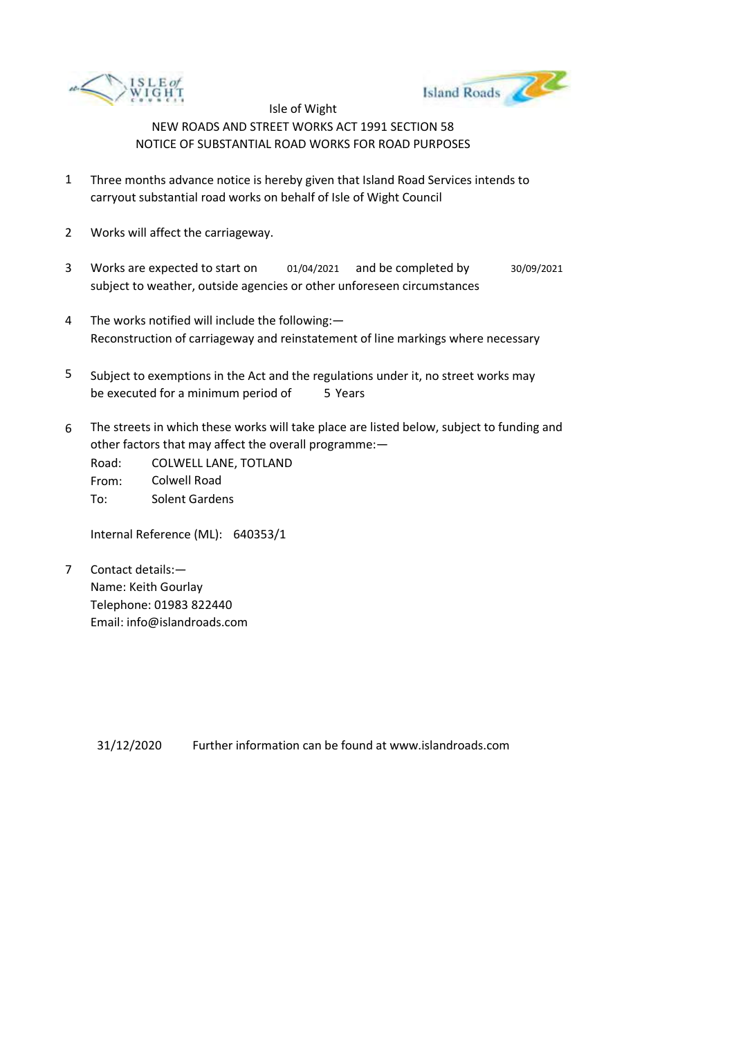Isle of Wight

NEW ROADS AND STREET WORKS ACT 1991 SECTION 58

NOTICE OF SUBSTANTIAL ROAD WORKS FOR ROAD PURPOSES

1. Three months advance notice is hereby given that Island Road Services intends to carryout substantial road works on behalf of Isle of Wight Council

2. Works will affect the carriageway.

3. Works are expected to start on 01/04/2021 and be completed by 30/09/2021 subject to weather, outside agencies or other unforeseen circumstances

4. The works notified will include the following:— Reconstruction of carriageway and reinstatement of line markings where necessary

5. Subject to exemptions in the Act and the regulations under it, no street works may be executed for a minimum period of 5 Years

6. The streets in which these works will take place are listed below, subject to funding and other factors that may affect the overall programme:—

   Road: COLWELL LANE, TOTLAND
   From: Colwell Road
   To: Solent Gardens

   Internal Reference (ML): 640353/1

7. Contact details:—
   Name: Keith Gourlay
   Telephone: 01983 822440
   Email: info@islandroads.com

31/12/2020 Further information can be found at www.islandroads.com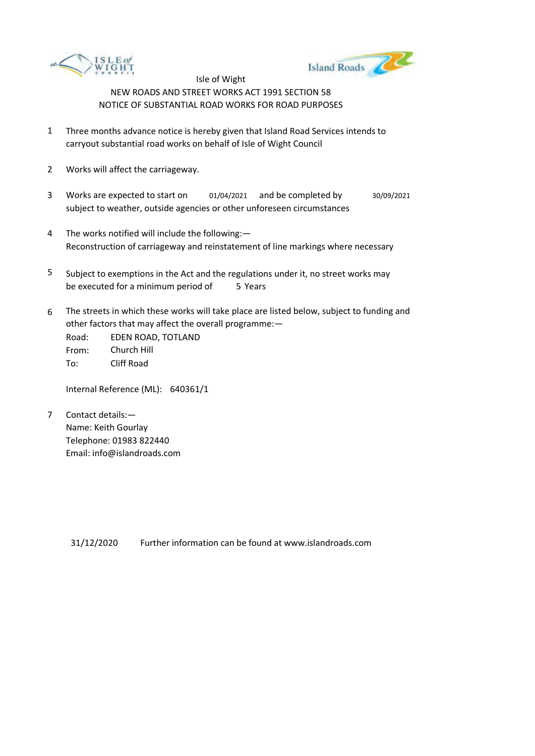Isle of Wight

NEW ROADS AND STREET WORKS ACT 1991 SECTION 58

NOTICE OF SUBSTANTIAL ROAD WORKS FOR ROAD PURPOSES

1. Three months advance notice is hereby given that Island Road Services intends to carryout substantial road works on behalf of Isle of Wight Council

2. Works will affect the carriageway.

3. Works are expected to start on 01/04/2021 and be completed by 30/09/2021 subject to weather, outside agencies or other unforeseen circumstances

4. The works notified will include the following:—
   Reconstruction of carriageway and reinstatement of line markings where necessary

5. Subject to exemptions in the Act and the regulations under it, no street works may be executed for a minimum period of 5 Years

6. The streets in which these works will take place are listed below, subject to funding and other factors that may affect the overall programme:—
   Road: EDEN ROAD, TOTLAND
   From: Church Hill
   To: Cliff Road

   Internal Reference (ML): 640361/1

7. Contact details:—
   Name: Keith Gourlay
   Telephone: 01983 822440
   Email: info@islandroads.com

31/12/2020 Further information can be found at www.islandroads.com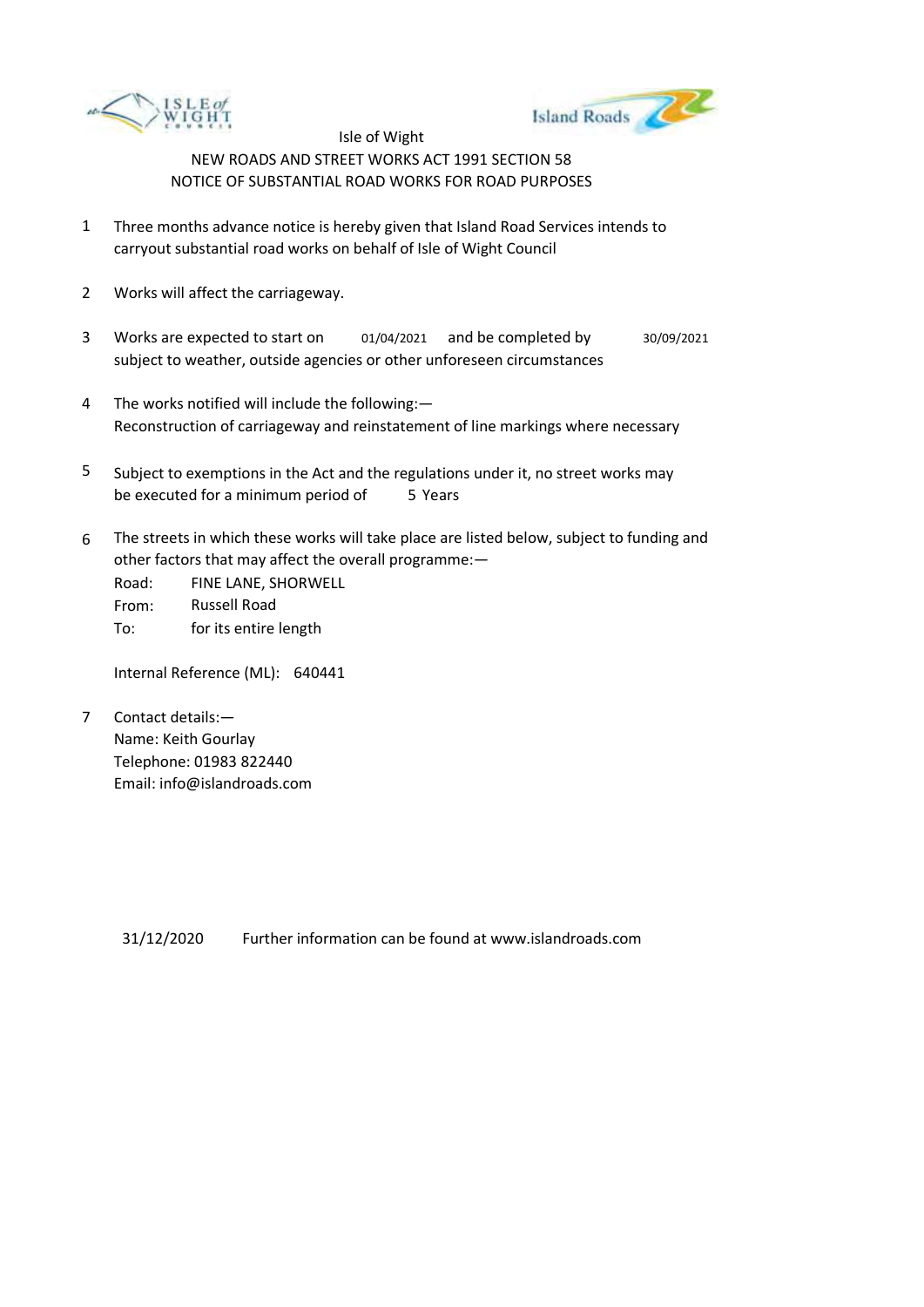Isle of Wight

NEW ROADS AND STREET WORKS ACT 1991 SECTION 58

NOTICE OF SUBSTANTIAL ROAD WORKS FOR ROAD PURPOSES

1. Three months advance notice is hereby given that Island Road Services intends to carryout substantial road works on behalf of Isle of Wight Council

2. Works will affect the carriageway.

3. Works are expected to start on 01/04/2021 and be completed by 30/09/2021 subject to weather, outside agencies or other unforeseen circumstances

4. The works notified will include the following:—
   Reconstruction of carriageway and reinstatement of line markings where necessary

5. Subject to exemptions in the Act and the regulations under it, no street works may be executed for a minimum period of 5 Years

6. The streets in which these works will take place are listed below, subject to funding and other factors that may affect the overall programme:—

   Road: FINE LANE, SHORWELL
   From: Russell Road
   To: for its entire length

   Internal Reference (ML): 640441

7. Contact details:—
   Name: Keith Gourlay
   Telephone: 01983 822440
   Email: info@islandroads.com

31/12/2020 Further information can be found at www.islandroads.com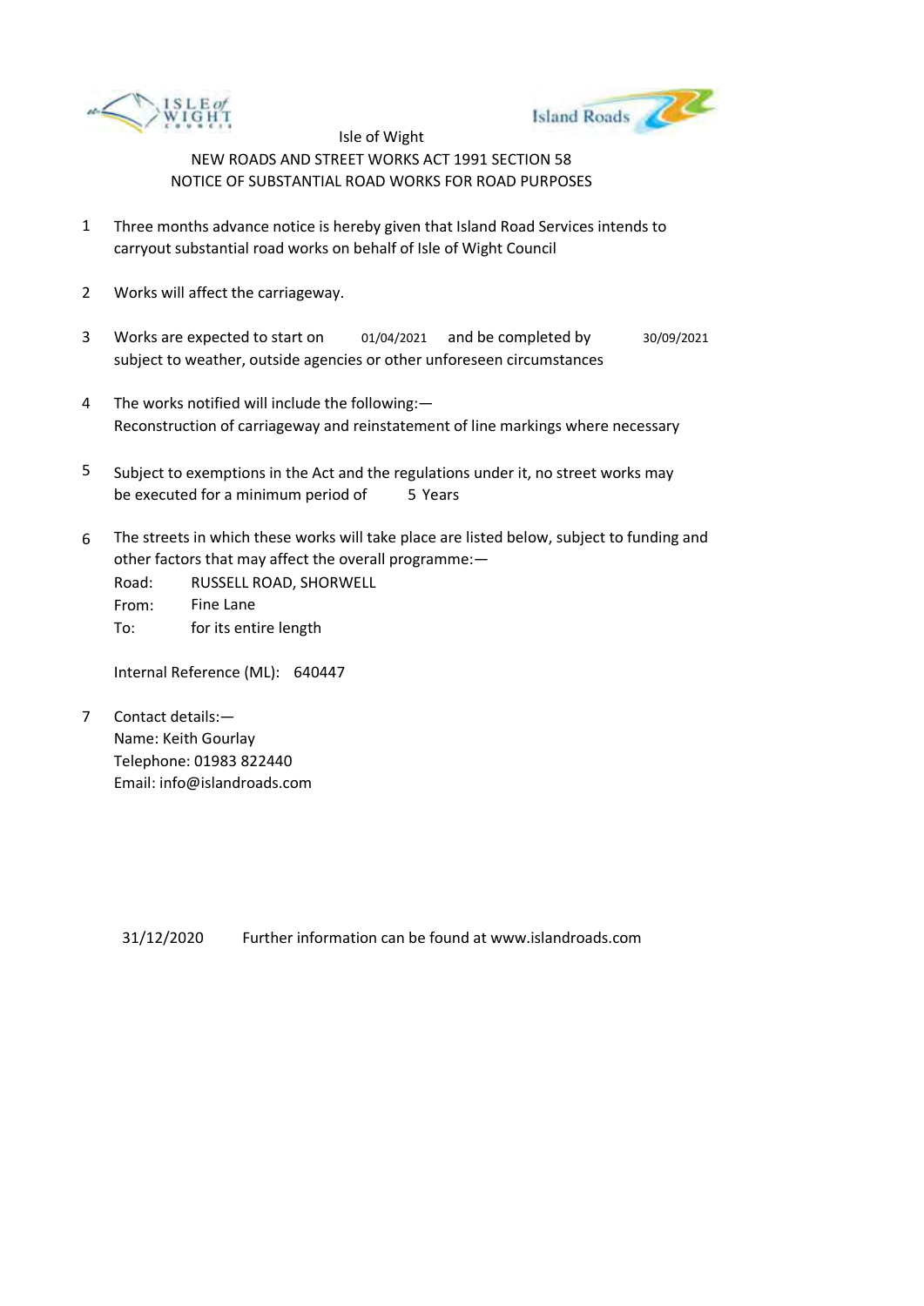Isle of Wight

NEW ROADS AND STREET WORKS ACT 1991 SECTION 58

NOTICE OF SUBSTANTIAL ROAD WORKS FOR ROAD PURPOSES

1. Three months advance notice is hereby given that Island Road Services intends to carryout substantial road works on behalf of Isle of Wight Council

2. Works will affect the carriageway.

3. Works are expected to start on 01/04/2021 and be completed by 30/09/2021 subject to weather, outside agencies or other unforeseen circumstances

4. The works notified will include the following:— Reconstruction of carriageway and reinstatement of line markings where necessary

5. Subject to exemptions in the Act and the regulations under it, no street works may be executed for a minimum period of 5 Years

6. The streets in which these works will take place are listed below, subject to funding and other factors that may affect the overall programme:—

   Road: RUSSELL ROAD, SHORWELL
   From: Fine Lane
   To: for its entire length

   Internal Reference (ML): 640447

7. Contact details:—
   Name: Keith Gourlay
   Telephone: 01983 822440
   Email: info@islandroads.com

31/12/2020 Further information can be found at www.islandroads.com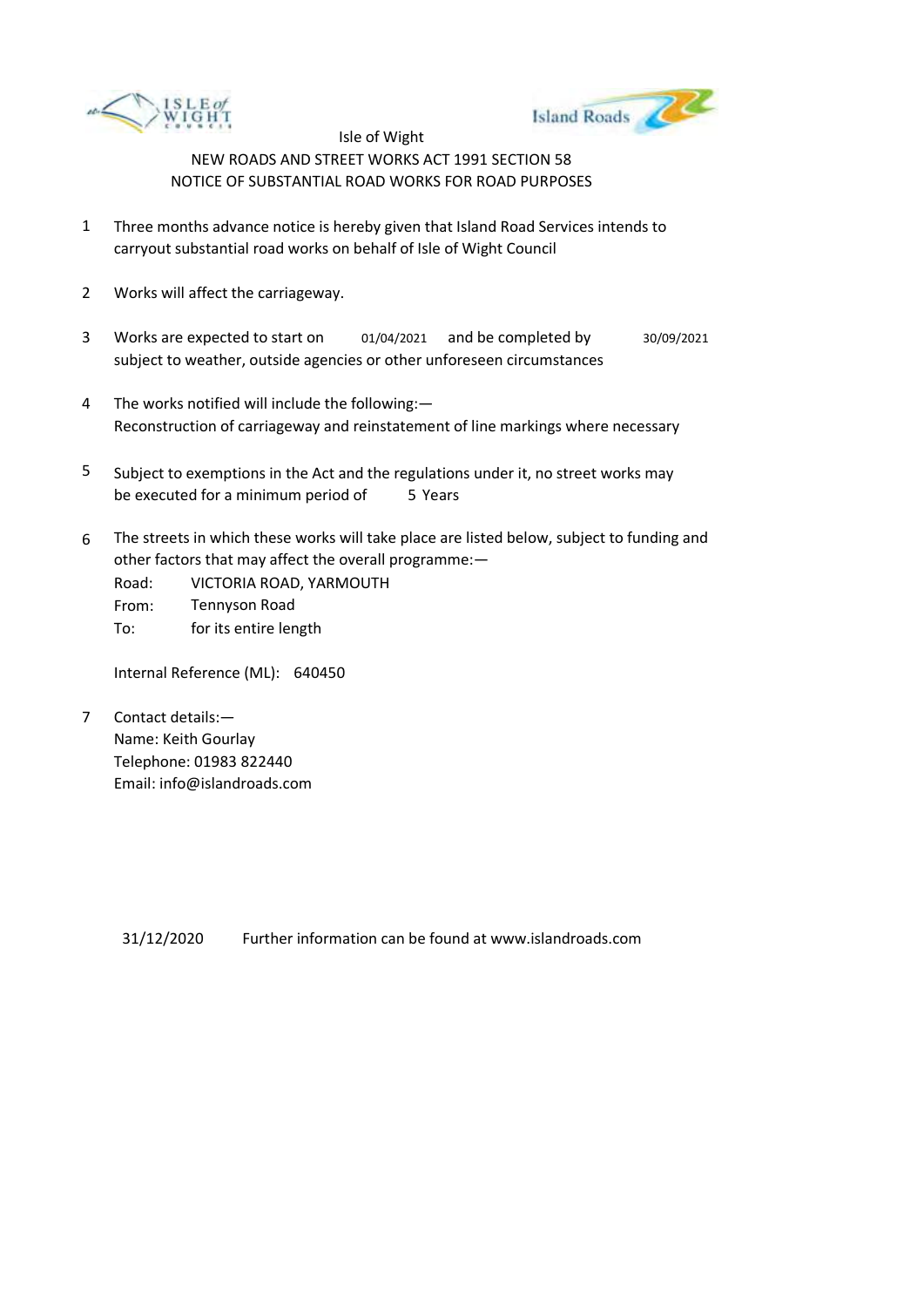Isle of Wight

NEW ROADS AND STREET WORKS ACT 1991 SECTION 58

NOTICE OF SUBSTANTIAL ROAD WORKS FOR ROAD PURPOSES

1. Three months advance notice is hereby given that Island Road Services intends to carryout substantial road works on behalf of Isle of Wight Council

2. Works will affect the carriageway.

3. Works are expected to start on 01/04/2021 and be completed by 30/09/2021 subject to weather, outside agencies or other unforeseen circumstances

4. The works notified will include the following:—
   Reconstruction of carriageway and reinstatement of line markings where necessary

5. Subject to exemptions in the Act and the regulations under it, no street works may be executed for a minimum period of 5 Years

6. The streets in which these works will take place are listed below, subject to funding and other factors that may affect the overall programme:—

   Road: VICTORIA ROAD, YARMOUTH
   From: Tennyson Road
   To: for its entire length

   Internal Reference (ML): 640450

7. Contact details:—
   Name: Keith Gourlay
   Telephone: 01983 822440
   Email: info@islandroads.com

31/12/2020 Further information can be found at www.islandroads.com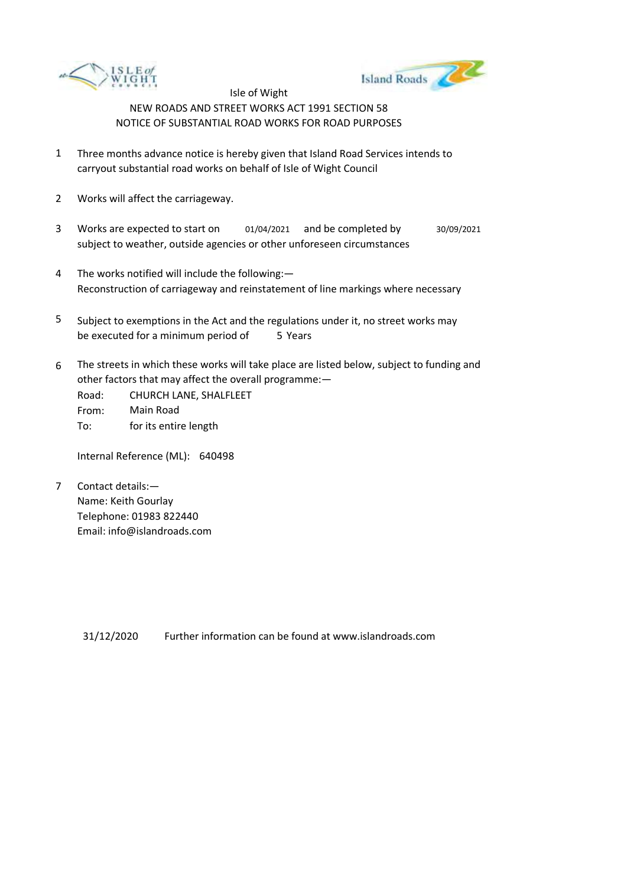Isle of Wight

NEW ROADS AND STREET WORKS ACT 1991 SECTION 58

NOTICE OF SUBSTANTIAL ROAD WORKS FOR ROAD PURPOSES

1. Three months advance notice is hereby given that Island Road Services intends to carryout substantial road works on behalf of Isle of Wight Council

2. Works will affect the carriageway.

3. Works are expected to start on 01/04/2021 and be completed by 30/09/2021 subject to weather, outside agencies or other unforeseen circumstances

4. The works notified will include the following:—
   Reconstruction of carriageway and reinstatement of line markings where necessary

5. Subject to exemptions in the Act and the regulations under it, no street works may be executed for a minimum period of 5 Years

6. The streets in which these works will take place are listed below, subject to funding and other factors that may affect the overall programme:—

   Road: CHURCH LANE, SHALFLEET
   From: Main Road
   To: for its entire length

   Internal Reference (ML): 640498

7. Contact details:—
   Name: Keith Gourlay
   Telephone: 01983 822440
   Email: info@islandroads.com

31/12/2020 Further information can be found at www.islandroads.com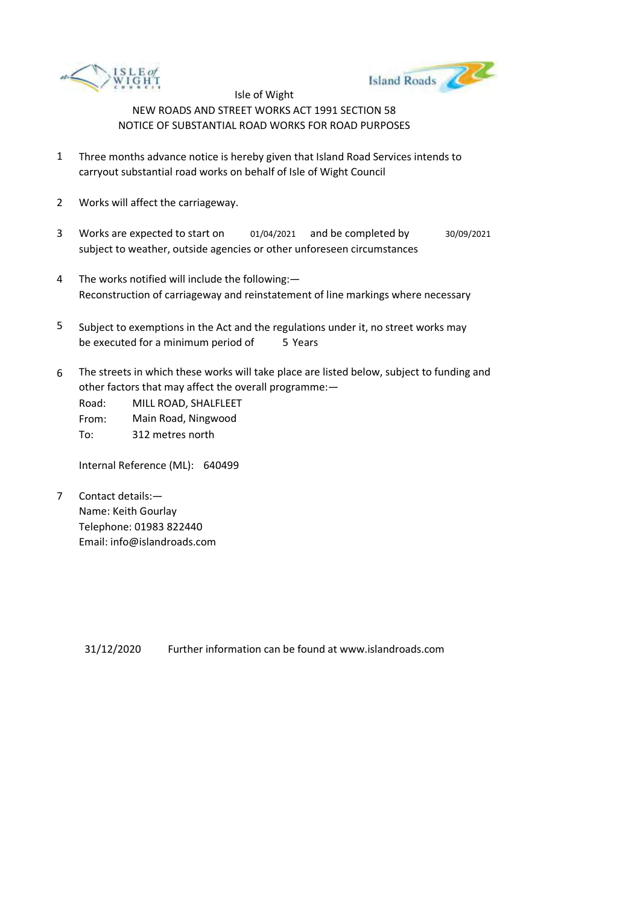Isle of Wight

NEW ROADS AND STREET WORKS ACT 1991 SECTION 58

NOTICE OF SUBSTANTIAL ROAD WORKS FOR ROAD PURPOSES

1. Three months advance notice is hereby given that Island Road Services intends to carryout substantial road works on behalf of Isle of Wight Council

2. Works will affect the carriageway.

3. Works are expected to start on 01/04/2021 and be completed by 30/09/2021 subject to weather, outside agencies or other unforeseen circumstances

4. The works notified will include the following:—
Reconstruction of carriageway and reinstatement of line markings where necessary

5. Subject to exemptions in the Act and the regulations under it, no street works may be executed for a minimum period of 5 Years

6. The streets in which these works will take place are listed below, subject to funding and other factors that may affect the overall programme:—
Road: MILL ROAD, SHALFLEET
From: Main Road, Ningwood
To: 312 metres north

   Internal Reference (ML): 640499

7. Contact details:—
Name: Keith Gourlay
Telephone: 01983 822440
Email: info@islandroads.com

31/12/2020 Further information can be found at www.islandroads.com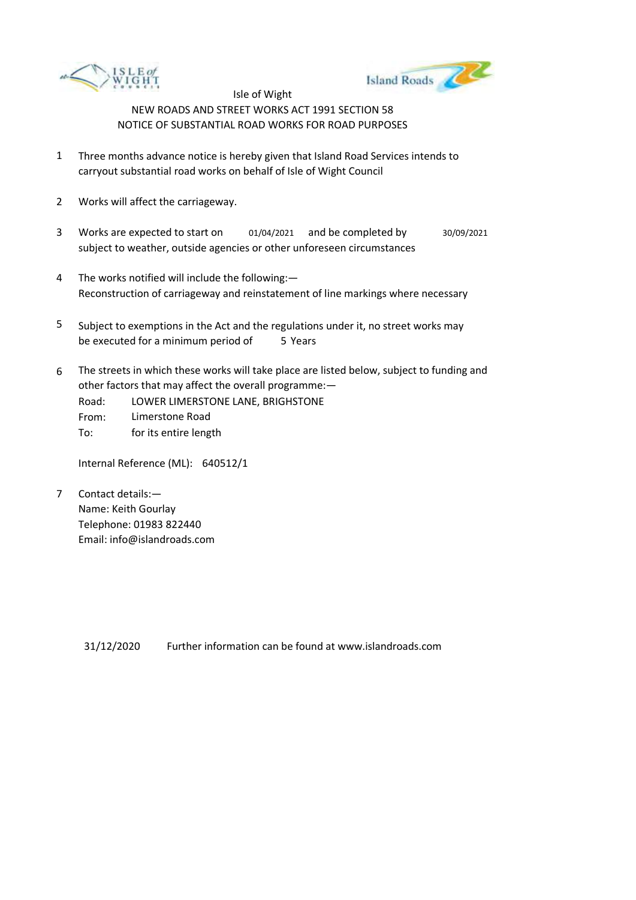Isle of Wight

NEW ROADS AND STREET WORKS ACT 1991 SECTION 58

NOTICE OF SUBSTANTIAL ROAD WORKS FOR ROAD PURPOSES

1. Three months advance notice is hereby given that Island Road Services intends to carryout substantial road works on behalf of Isle of Wight Council

2. Works will affect the carriageway.

3. Works are expected to start on 01/04/2021 and be completed by 30/09/2021 subject to weather, outside agencies or other unforeseen circumstances

4. The works notified will include the following:—
   Reconstruction of carriageway and reinstatement of line markings where necessary

5. Subject to exemptions in the Act and the regulations under it, no street works may be executed for a minimum period of 5 Years

6. The streets in which these works will take place are listed below, subject to funding and other factors that may affect the overall programme:—
   Road: LOWER LIMERSTONE LANE, BRIGHSTONE
   From: Limerstone Road
   To: for its entire length

   Internal Reference (ML): 640512/1

7. Contact details:—
   Name: Keith Gourlay
   Telephone: 01983 822440
   Email: info@islandroads.com

31/12/2020 Further information can be found at www.islandroads.com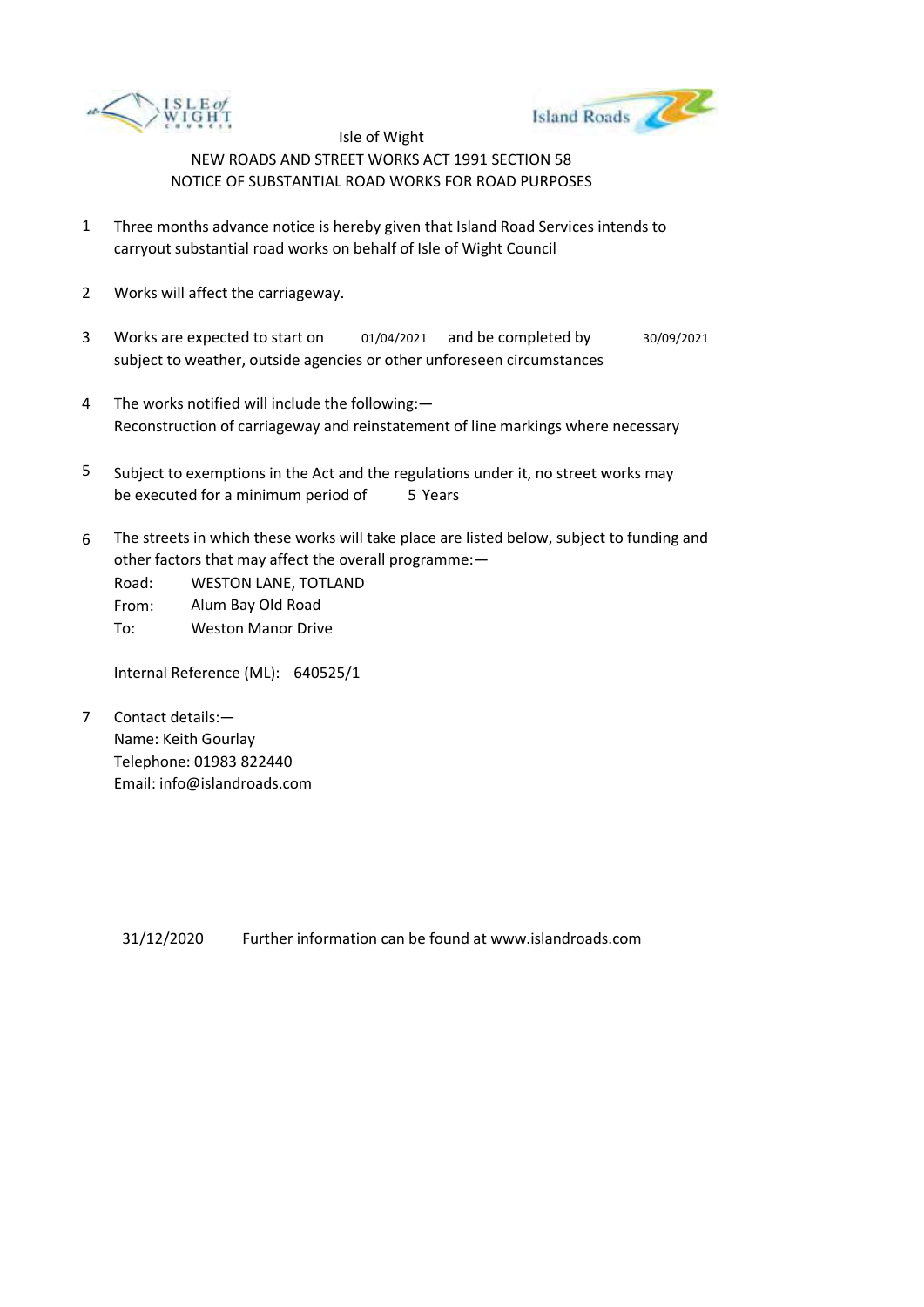Isle of Wight

NEW ROADS AND STREET WORKS ACT 1991 SECTION 58

NOTICE OF SUBSTANTIAL ROAD WORKS FOR ROAD PURPOSES

1. Three months advance notice is hereby given that Island Road Services intends to carryout substantial road works on behalf of Isle of Wight Council

2. Works will affect the carriageway.

3. Works are expected to start on 01/04/2021 and be completed by 30/09/2021 subject to weather, outside agencies or other unforeseen circumstances

4. The works notified will include the following:—
   Reconstruction of carriageway and reinstatement of line markings where necessary

5. Subject to exemptions in the Act and the regulations under it, no street works may be executed for a minimum period of 5 Years

6. The streets in which these works will take place are listed below, subject to funding and other factors that may affect the overall programme:—
   Road: WESTON LANE, TOTLAND
   From: Alum Bay Old Road
   To: Weston Manor Drive

   Internal Reference (ML): 640525/1

7. Contact details:—
   Name: Keith Gourlay
   Telephone: 01983 822440
   Email: info@islandroads.com

31/12/2020 Further information can be found at www.islandroads.com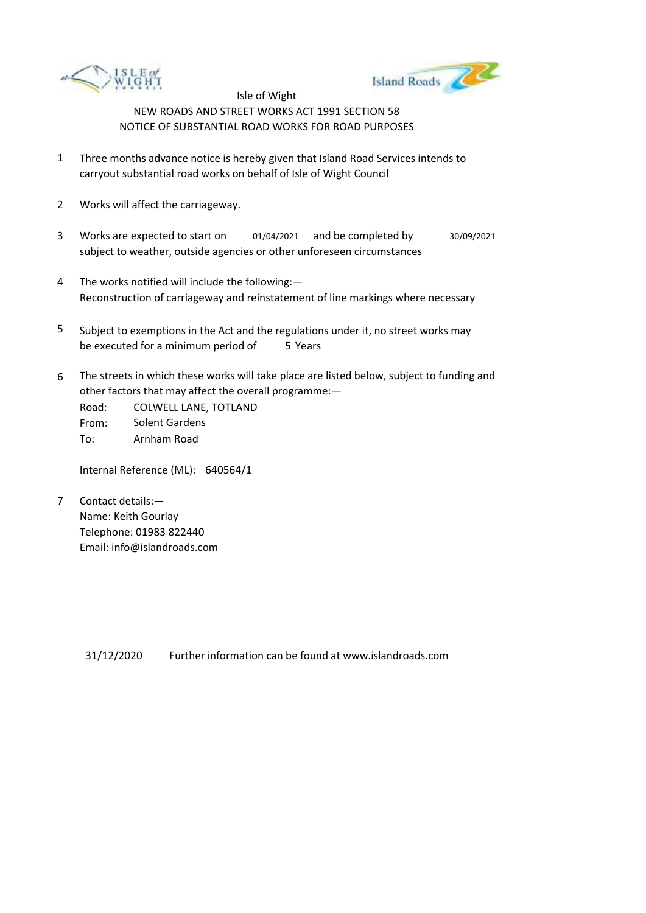Isle of Wight

NEW ROADS AND STREET WORKS ACT 1991 SECTION 58

NOTICE OF SUBSTANTIAL ROAD WORKS FOR ROAD PURPOSES

1. Three months advance notice is hereby given that Island Road Services intends to carryout substantial road works on behalf of Isle of Wight Council

2. Works will affect the carriageway.

3. Works are expected to start on 01/04/2021 and be completed by 30/09/2021 subject to weather, outside agencies or other unforeseen circumstances

4. The works notified will include the following:—
   Reconstruction of carriageway and reinstatement of line markings where necessary

5. Subject to exemptions in the Act and the regulations under it, no street works may be executed for a minimum period of 5 Years

6. The streets in which these works will take place are listed below, subject to funding and other factors that may affect the overall programme:—
   Road: COLWELL LANE, TOTLAND
   From: Solent Gardens
   To: Arnham Road

   Internal Reference (ML): 640564/1

7. Contact details:—
   Name: Keith Gourlay
   Telephone: 01983 822440
   Email: info@islandroads.com

31/12/2020 Further information can be found at www.islandroads.com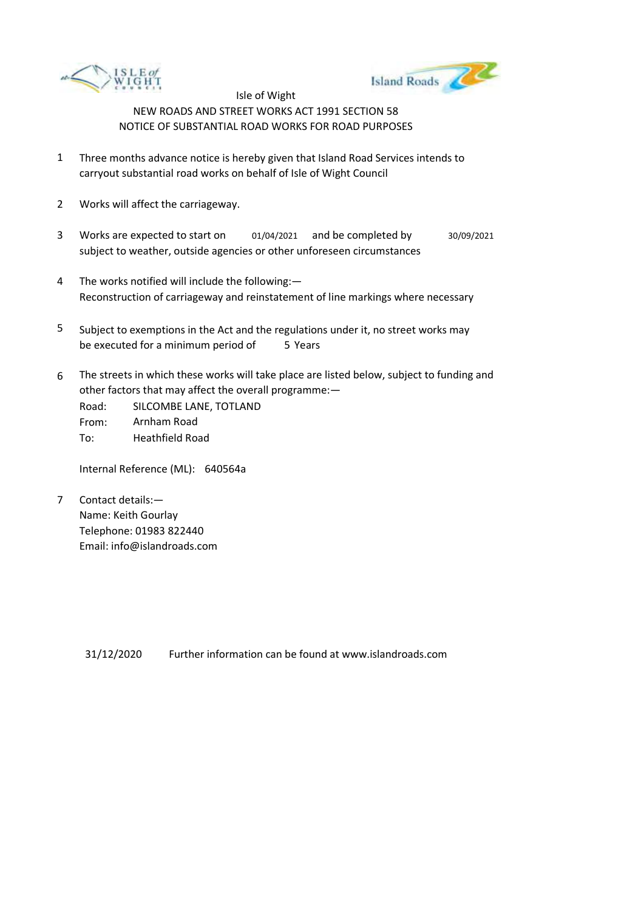Isle of Wight

NEW ROADS AND STREET WORKS ACT 1991 SECTION 58

NOTICE OF SUBSTANTIAL ROAD WORKS FOR ROAD PURPOSES

1. Three months advance notice is hereby given that Island Road Services intends to carryout substantial road works on behalf of Isle of Wight Council

2. Works will affect the carriageway.

3. Works are expected to start on 01/04/2021 and be completed by 30/09/2021 subject to weather, outside agencies or other unforeseen circumstances

4. The works notified will include the following:—
Reconstruction of carriageway and reinstatement of line markings where necessary

5. Subject to exemptions in the Act and the regulations under it, no street works may be executed for a minimum period of 5 Years

6. The streets in which these works will take place are listed below, subject to funding and other factors that may affect the overall programme:—
Road: SILCOMBE LANE, TOTLAND
From: Arnham Road
To: Heathfield Road

   Internal Reference (ML): 640564a

7. Contact details:—
Name: Keith Gourlay
Telephone: 01983 822440
Email: info@islandroads.com

31/12/2020 Further information can be found at www.islandroads.com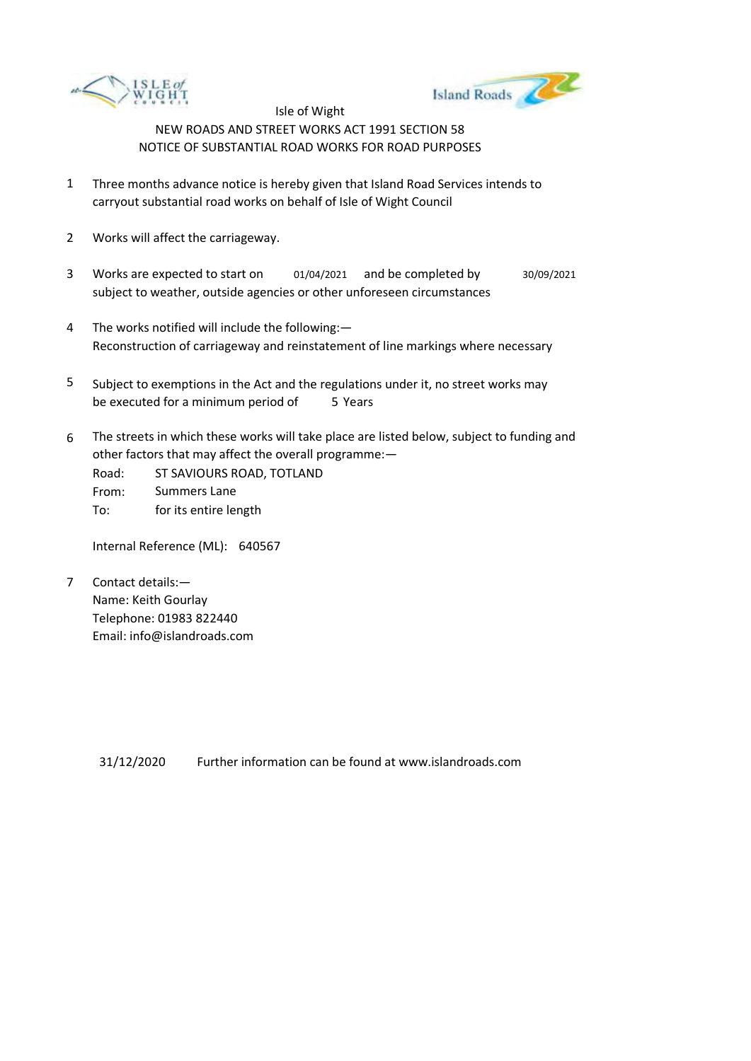Isle of Wight

NEW ROADS AND STREET WORKS ACT 1991 SECTION 58

NOTICE OF SUBSTANTIAL ROAD WORKS FOR ROAD PURPOSES

1. Three months advance notice is hereby given that Island Road Services intends to carryout substantial road works on behalf of Isle of Wight Council

2. Works will affect the carriageway.

3. Works are expected to start on 01/04/2021 and be completed by 30/09/2021 subject to weather, outside agencies or other unforeseen circumstances

4. The works notified will include the following:—
   Reconstruction of carriageway and reinstatement of line markings where necessary

5. Subject to exemptions in the Act and the regulations under it, no street works may be executed for a minimum period of 5 Years

6. The streets in which these works will take place are listed below, subject to funding and other factors that may affect the overall programme:—

   Road: ST SAVIOURS ROAD, TOTLAND
   From: Summers Lane
   To: for its entire length

   Internal Reference (ML): 640567

7. Contact details:—
   Name: Keith Gourlay
   Telephone: 01983 822440
   Email: info@islandroads.com

31/12/2020 Further information can be found at www.islandroads.com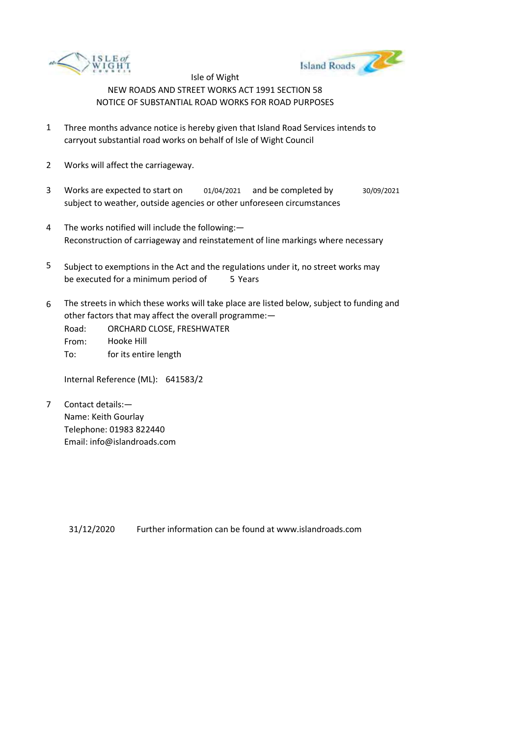Isle of Wight

NEW ROADS AND STREET WORKS ACT 1991 SECTION 58

NOTICE OF SUBSTANTIAL ROAD WORKS FOR ROAD PURPOSES

1. Three months advance notice is hereby given that Island Road Services intends to carryout substantial road works on behalf of Isle of Wight Council

2. Works will affect the carriageway.

3. Works are expected to start on 01/04/2021 and be completed by 30/09/2021 subject to weather, outside agencies or other unforeseen circumstances

4. The works notified will include the following:—
   Reconstruction of carriageway and reinstatement of line markings where necessary

5. Subject to exemptions in the Act and the regulations under it, no street works may be executed for a minimum period of 5 Years

6. The streets in which these works will take place are listed below, subject to funding and other factors that may affect the overall programme:—

   Road: ORCHARD CLOSE, FRESHWATER
   From: Hooke Hill
   To: for its entire length

   Internal Reference (ML): 641583/2

7. Contact details:—
   Name: Keith Gourlay
   Telephone: 01983 822440
   Email: info@islandroads.com

31/12/2020 Further information can be found at www.islandroads.com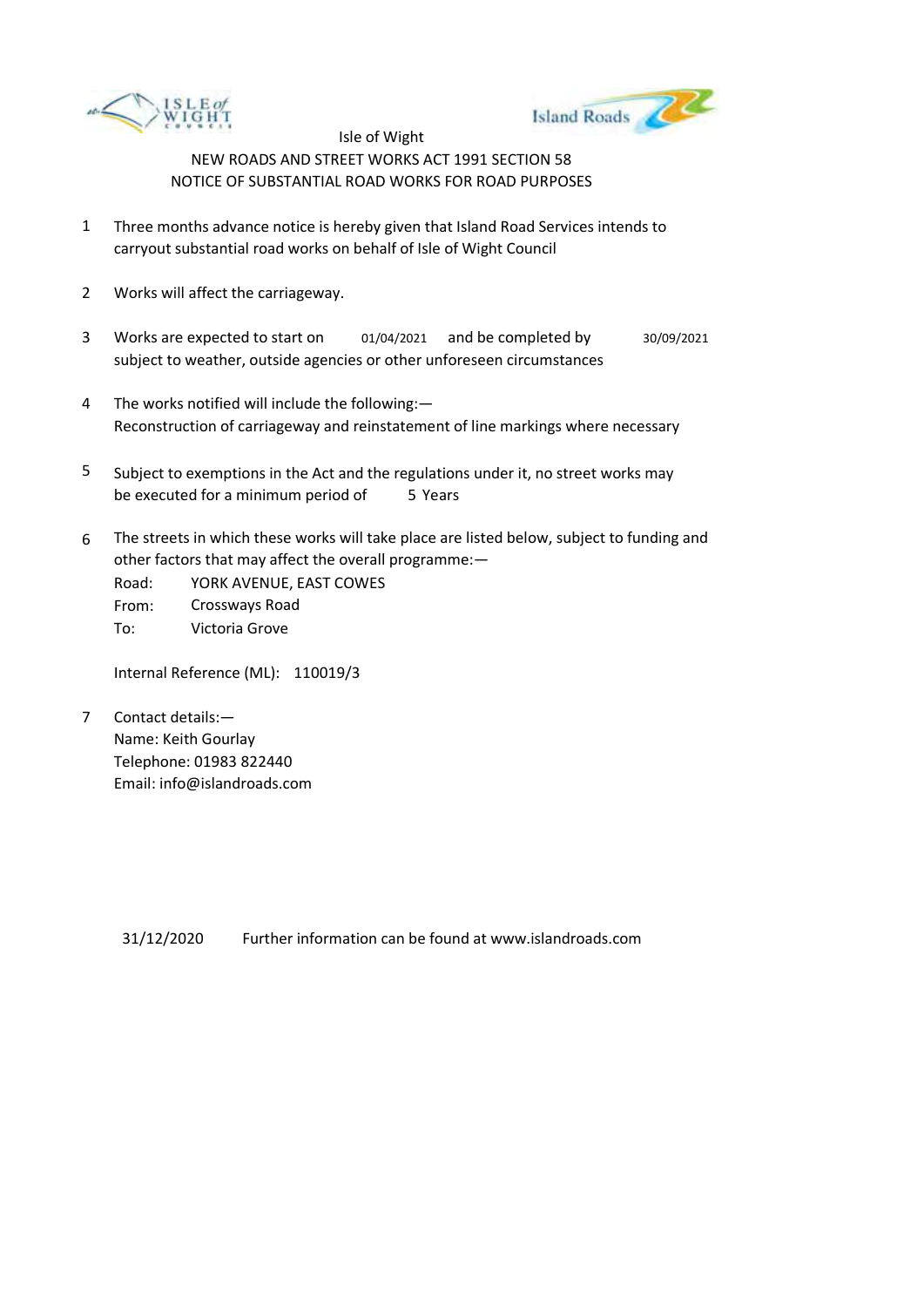Isle of Wight

NEW ROADS AND STREET WORKS ACT 1991 SECTION 58

NOTICE OF SUBSTANTIAL ROAD WORKS FOR ROAD PURPOSES

1. Three months advance notice is hereby given that Island Road Services intends to carryout substantial road works on behalf of Isle of Wight Council

2. Works will affect the carriageway.

3. Works are expected to start on 01/04/2021 and be completed by 30/09/2021 subject to weather, outside agencies or other unforeseen circumstances

4. The works notified will include the following:—
   Reconstruction of carriageway and reinstatement of line markings where necessary

5. Subject to exemptions in the Act and the regulations under it, no street works may be executed for a minimum period of 5 Years

6. The streets in which these works will take place are listed below, subject to funding and other factors that may affect the overall programme:—

   Road: YORK AVENUE, EAST COWES
   From: Crossways Road
   To: Victoria Grove

   Internal Reference (ML): 110019/3

7. Contact details:—
   Name: Keith Gourlay
   Telephone: 01983 822440
   Email: info@islandroads.com

31/12/2020 Further information can be found at www.islandroads.com